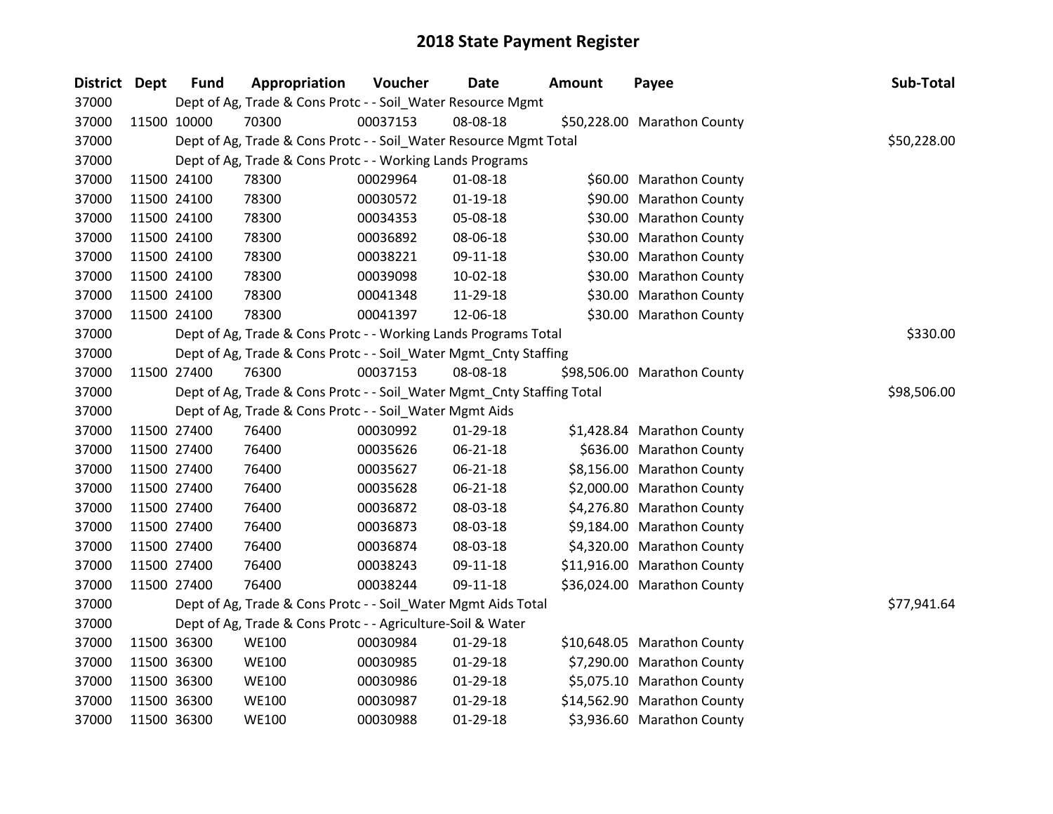# 2018 State Payment Register

| District | Dept | Fund | Appropriation | Voucher | Date | Amount | Payee | Sub-Total |
|---|---|---|---|---|---|---|---|---|
| 37000 | | Dept of Ag, Trade & Cons Protc - - Soil_Water Resource Mgmt | | | | | | |
| 37000 | 11500 | 10000 | 70300 | 00037153 | 08-08-18 | $50,228.00 | Marathon County | |
| 37000 | | Dept of Ag, Trade & Cons Protc - - Soil_Water Resource Mgmt Total | | | | | | $50,228.00 |
| 37000 | | Dept of Ag, Trade & Cons Protc - - Working Lands Programs | | | | | | |
| 37000 | 11500 | 24100 | 78300 | 00029964 | 01-08-18 | $60.00 | Marathon County | |
| 37000 | 11500 | 24100 | 78300 | 00030572 | 01-19-18 | $90.00 | Marathon County | |
| 37000 | 11500 | 24100 | 78300 | 00034353 | 05-08-18 | $30.00 | Marathon County | |
| 37000 | 11500 | 24100 | 78300 | 00036892 | 08-06-18 | $30.00 | Marathon County | |
| 37000 | 11500 | 24100 | 78300 | 00038221 | 09-11-18 | $30.00 | Marathon County | |
| 37000 | 11500 | 24100 | 78300 | 00039098 | 10-02-18 | $30.00 | Marathon County | |
| 37000 | 11500 | 24100 | 78300 | 00041348 | 11-29-18 | $30.00 | Marathon County | |
| 37000 | 11500 | 24100 | 78300 | 00041397 | 12-06-18 | $30.00 | Marathon County | |
| 37000 | | Dept of Ag, Trade & Cons Protc - - Working Lands Programs Total | | | | | | $330.00 |
| 37000 | | Dept of Ag, Trade & Cons Protc - - Soil_Water Mgmt_Cnty Staffing | | | | | | |
| 37000 | 11500 | 27400 | 76300 | 00037153 | 08-08-18 | $98,506.00 | Marathon County | |
| 37000 | | Dept of Ag, Trade & Cons Protc - - Soil_Water Mgmt_Cnty Staffing Total | | | | | | $98,506.00 |
| 37000 | | Dept of Ag, Trade & Cons Protc - - Soil_Water Mgmt Aids | | | | | | |
| 37000 | 11500 | 27400 | 76400 | 00030992 | 01-29-18 | $1,428.84 | Marathon County | |
| 37000 | 11500 | 27400 | 76400 | 00035626 | 06-21-18 | $636.00 | Marathon County | |
| 37000 | 11500 | 27400 | 76400 | 00035627 | 06-21-18 | $8,156.00 | Marathon County | |
| 37000 | 11500 | 27400 | 76400 | 00035628 | 06-21-18 | $2,000.00 | Marathon County | |
| 37000 | 11500 | 27400 | 76400 | 00036872 | 08-03-18 | $4,276.80 | Marathon County | |
| 37000 | 11500 | 27400 | 76400 | 00036873 | 08-03-18 | $9,184.00 | Marathon County | |
| 37000 | 11500 | 27400 | 76400 | 00036874 | 08-03-18 | $4,320.00 | Marathon County | |
| 37000 | 11500 | 27400 | 76400 | 00038243 | 09-11-18 | $11,916.00 | Marathon County | |
| 37000 | 11500 | 27400 | 76400 | 00038244 | 09-11-18 | $36,024.00 | Marathon County | |
| 37000 | | Dept of Ag, Trade & Cons Protc - - Soil_Water Mgmt Aids Total | | | | | | $77,941.64 |
| 37000 | | Dept of Ag, Trade & Cons Protc - - Agriculture-Soil & Water | | | | | | |
| 37000 | 11500 | 36300 | WE100 | 00030984 | 01-29-18 | $10,648.05 | Marathon County | |
| 37000 | 11500 | 36300 | WE100 | 00030985 | 01-29-18 | $7,290.00 | Marathon County | |
| 37000 | 11500 | 36300 | WE100 | 00030986 | 01-29-18 | $5,075.10 | Marathon County | |
| 37000 | 11500 | 36300 | WE100 | 00030987 | 01-29-18 | $14,562.90 | Marathon County | |
| 37000 | 11500 | 36300 | WE100 | 00030988 | 01-29-18 | $3,936.60 | Marathon County | |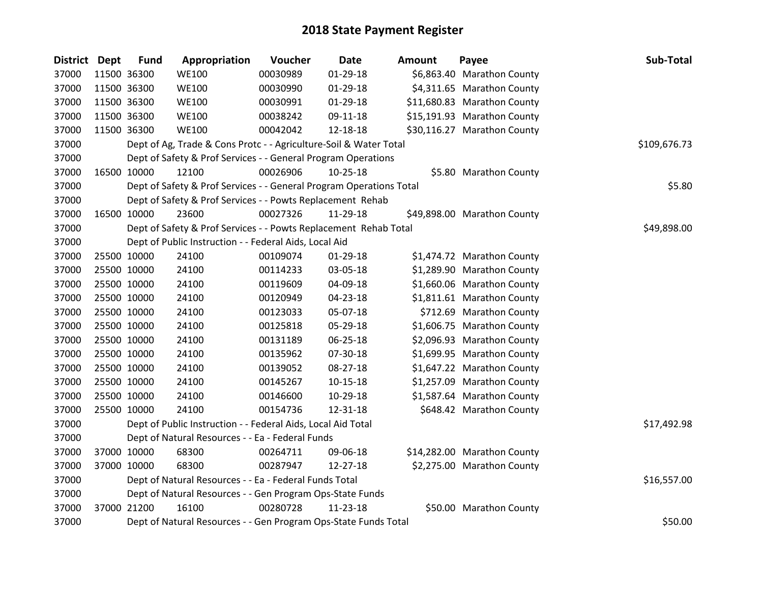# 2018 State Payment Register

| District | Dept | Fund | Appropriation | Voucher | Date | Amount | Payee | Sub-Total |
|---|---|---|---|---|---|---|---|---|
| 37000 | 11500 | 36300 | WE100 | 00030989 | 01-29-18 | $6,863.40 | Marathon County | |
| 37000 | 11500 | 36300 | WE100 | 00030990 | 01-29-18 | $4,311.65 | Marathon County | |
| 37000 | 11500 | 36300 | WE100 | 00030991 | 01-29-18 | $11,680.83 | Marathon County | |
| 37000 | 11500 | 36300 | WE100 | 00038242 | 09-11-18 | $15,191.93 | Marathon County | |
| 37000 | 11500 | 36300 | WE100 | 00042042 | 12-18-18 | $30,116.27 | Marathon County | |
| 37000 | | Dept of Ag, Trade & Cons Protc - - Agriculture-Soil & Water Total | | | | | | $109,676.73 |
| 37000 | | Dept of Safety & Prof Services - - General Program Operations | | | | | | |
| 37000 | 16500 | 10000 | 12100 | 00026906 | 10-25-18 | $5.80 | Marathon County | |
| 37000 | | Dept of Safety & Prof Services - - General Program Operations Total | | | | | | $5.80 |
| 37000 | | Dept of Safety & Prof Services - - Powts Replacement Rehab | | | | | | |
| 37000 | 16500 | 10000 | 23600 | 00027326 | 11-29-18 | $49,898.00 | Marathon County | |
| 37000 | | Dept of Safety & Prof Services - - Powts Replacement Rehab Total | | | | | | $49,898.00 |
| 37000 | | Dept of Public Instruction - - Federal Aids, Local Aid | | | | | | |
| 37000 | 25500 | 10000 | 24100 | 00109074 | 01-29-18 | $1,474.72 | Marathon County | |
| 37000 | 25500 | 10000 | 24100 | 00114233 | 03-05-18 | $1,289.90 | Marathon County | |
| 37000 | 25500 | 10000 | 24100 | 00119609 | 04-09-18 | $1,660.06 | Marathon County | |
| 37000 | 25500 | 10000 | 24100 | 00120949 | 04-23-18 | $1,811.61 | Marathon County | |
| 37000 | 25500 | 10000 | 24100 | 00123033 | 05-07-18 | $712.69 | Marathon County | |
| 37000 | 25500 | 10000 | 24100 | 00125818 | 05-29-18 | $1,606.75 | Marathon County | |
| 37000 | 25500 | 10000 | 24100 | 00131189 | 06-25-18 | $2,096.93 | Marathon County | |
| 37000 | 25500 | 10000 | 24100 | 00135962 | 07-30-18 | $1,699.95 | Marathon County | |
| 37000 | 25500 | 10000 | 24100 | 00139052 | 08-27-18 | $1,647.22 | Marathon County | |
| 37000 | 25500 | 10000 | 24100 | 00145267 | 10-15-18 | $1,257.09 | Marathon County | |
| 37000 | 25500 | 10000 | 24100 | 00146600 | 10-29-18 | $1,587.64 | Marathon County | |
| 37000 | 25500 | 10000 | 24100 | 00154736 | 12-31-18 | $648.42 | Marathon County | |
| 37000 | | Dept of Public Instruction - - Federal Aids, Local Aid Total | | | | | | $17,492.98 |
| 37000 | | Dept of Natural Resources - - Ea - Federal Funds | | | | | | |
| 37000 | 37000 | 10000 | 68300 | 00264711 | 09-06-18 | $14,282.00 | Marathon County | |
| 37000 | 37000 | 10000 | 68300 | 00287947 | 12-27-18 | $2,275.00 | Marathon County | |
| 37000 | | Dept of Natural Resources - - Ea - Federal Funds Total | | | | | | $16,557.00 |
| 37000 | | Dept of Natural Resources - - Gen Program Ops-State Funds | | | | | | |
| 37000 | 37000 | 21200 | 16100 | 00280728 | 11-23-18 | $50.00 | Marathon County | |
| 37000 | | Dept of Natural Resources - - Gen Program Ops-State Funds Total | | | | | | $50.00 |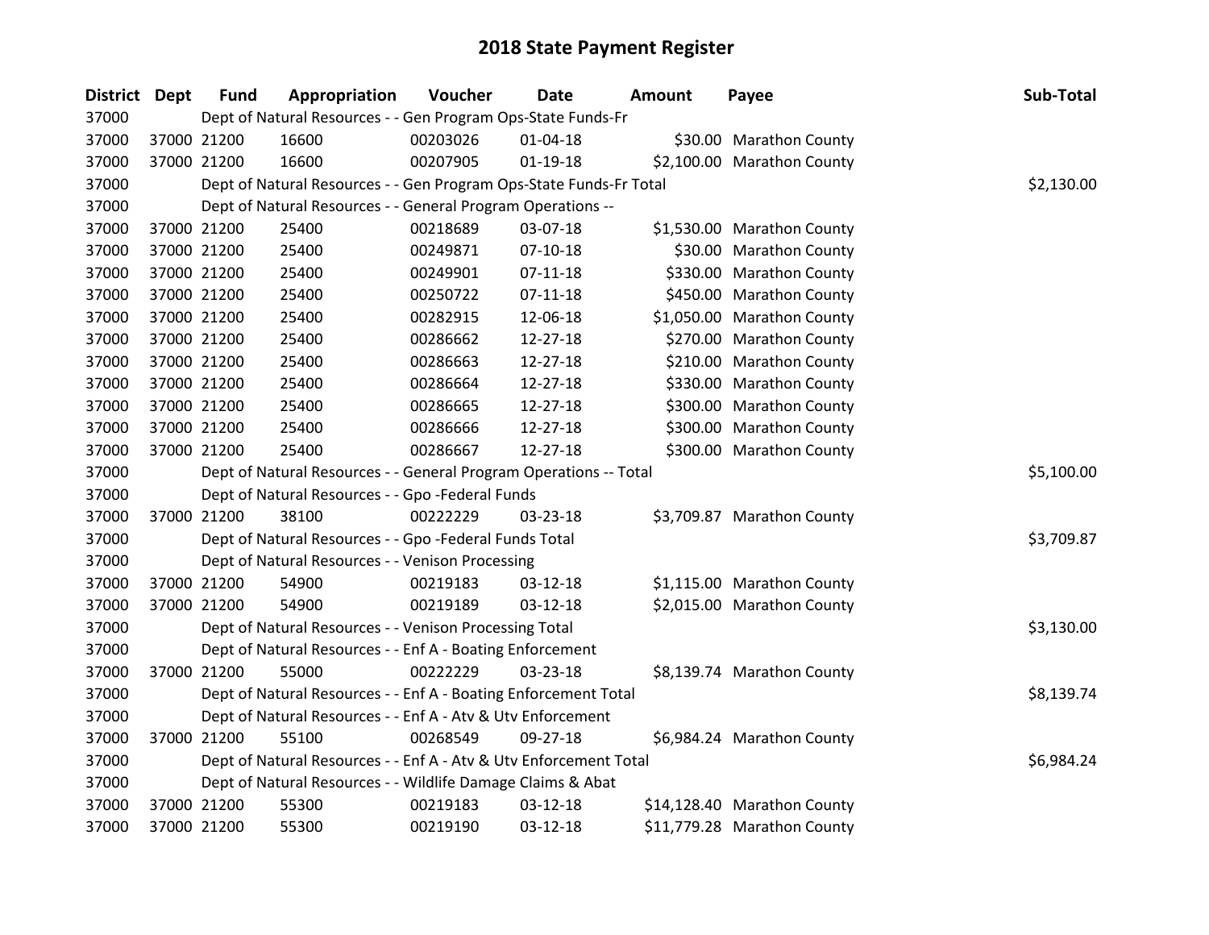# 2018 State Payment Register

| District | Dept | Fund | Appropriation | Voucher | Date | Amount | Payee | Sub-Total |
|---|---|---|---|---|---|---|---|---|
| 37000 | | Dept of Natural Resources - - Gen Program Ops-State Funds-Fr | | | | | | |
| 37000 | 37000 | 21200 | 16600 | 00203026 | 01-04-18 | $30.00 | Marathon County | |
| 37000 | 37000 | 21200 | 16600 | 00207905 | 01-19-18 | $2,100.00 | Marathon County | |
| 37000 | | Dept of Natural Resources - - Gen Program Ops-State Funds-Fr Total | | | | | | $2,130.00 |
| 37000 | | Dept of Natural Resources - - General Program Operations -- | | | | | | |
| 37000 | 37000 | 21200 | 25400 | 00218689 | 03-07-18 | $1,530.00 | Marathon County | |
| 37000 | 37000 | 21200 | 25400 | 00249871 | 07-10-18 | $30.00 | Marathon County | |
| 37000 | 37000 | 21200 | 25400 | 00249901 | 07-11-18 | $330.00 | Marathon County | |
| 37000 | 37000 | 21200 | 25400 | 00250722 | 07-11-18 | $450.00 | Marathon County | |
| 37000 | 37000 | 21200 | 25400 | 00282915 | 12-06-18 | $1,050.00 | Marathon County | |
| 37000 | 37000 | 21200 | 25400 | 00286662 | 12-27-18 | $270.00 | Marathon County | |
| 37000 | 37000 | 21200 | 25400 | 00286663 | 12-27-18 | $210.00 | Marathon County | |
| 37000 | 37000 | 21200 | 25400 | 00286664 | 12-27-18 | $330.00 | Marathon County | |
| 37000 | 37000 | 21200 | 25400 | 00286665 | 12-27-18 | $300.00 | Marathon County | |
| 37000 | 37000 | 21200 | 25400 | 00286666 | 12-27-18 | $300.00 | Marathon County | |
| 37000 | 37000 | 21200 | 25400 | 00286667 | 12-27-18 | $300.00 | Marathon County | |
| 37000 | | Dept of Natural Resources - - General Program Operations -- Total | | | | | | $5,100.00 |
| 37000 | | Dept of Natural Resources - - Gpo -Federal Funds | | | | | | |
| 37000 | 37000 | 21200 | 38100 | 00222229 | 03-23-18 | $3,709.87 | Marathon County | |
| 37000 | | Dept of Natural Resources - - Gpo -Federal Funds Total | | | | | | $3,709.87 |
| 37000 | | Dept of Natural Resources - - Venison Processing | | | | | | |
| 37000 | 37000 | 21200 | 54900 | 00219183 | 03-12-18 | $1,115.00 | Marathon County | |
| 37000 | 37000 | 21200 | 54900 | 00219189 | 03-12-18 | $2,015.00 | Marathon County | |
| 37000 | | Dept of Natural Resources - - Venison Processing Total | | | | | | $3,130.00 |
| 37000 | | Dept of Natural Resources - - Enf A - Boating Enforcement | | | | | | |
| 37000 | 37000 | 21200 | 55000 | 00222229 | 03-23-18 | $8,139.74 | Marathon County | |
| 37000 | | Dept of Natural Resources - - Enf A - Boating Enforcement Total | | | | | | $8,139.74 |
| 37000 | | Dept of Natural Resources - - Enf A - Atv & Utv Enforcement | | | | | | |
| 37000 | 37000 | 21200 | 55100 | 00268549 | 09-27-18 | $6,984.24 | Marathon County | |
| 37000 | | Dept of Natural Resources - - Enf A - Atv & Utv Enforcement Total | | | | | | $6,984.24 |
| 37000 | | Dept of Natural Resources - - Wildlife Damage Claims & Abat | | | | | | |
| 37000 | 37000 | 21200 | 55300 | 00219183 | 03-12-18 | $14,128.40 | Marathon County | |
| 37000 | 37000 | 21200 | 55300 | 00219190 | 03-12-18 | $11,779.28 | Marathon County | |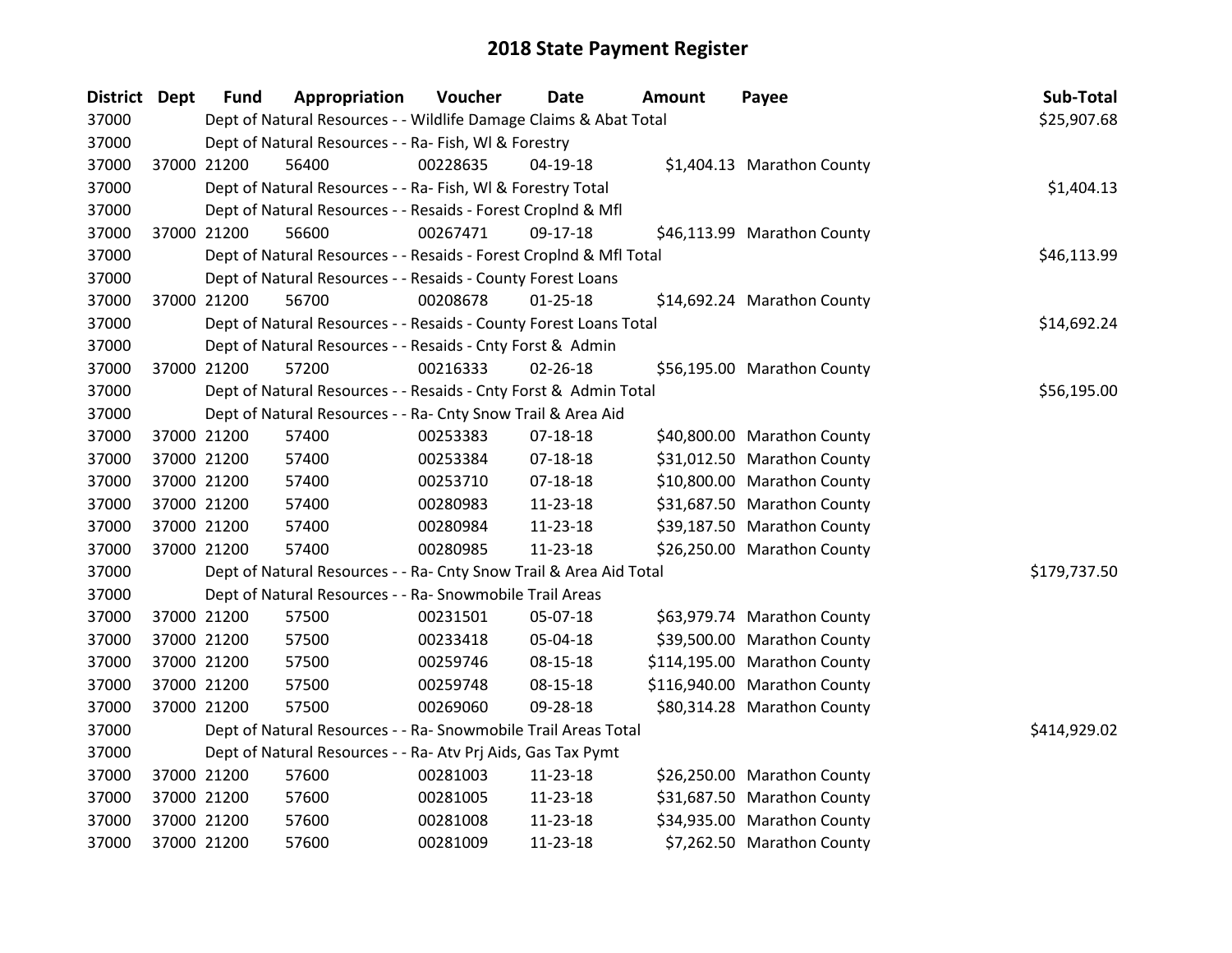# 2018 State Payment Register

| District | Dept | Fund | Appropriation | Voucher | Date | Amount | Payee | Sub-Total |
|---|---|---|---|---|---|---|---|---|
| 37000 | | Dept of Natural Resources - - Wildlife Damage Claims & Abat Total | | | | | | $25,907.68 |
| 37000 | | Dept of Natural Resources - - Ra- Fish, Wl & Forestry | | | | | | |
| 37000 | 37000 | 21200 | 56400 | 00228635 | 04-19-18 | $1,404.13 | Marathon County | |
| 37000 | | Dept of Natural Resources - - Ra- Fish, Wl & Forestry Total | | | | | | $1,404.13 |
| 37000 | | Dept of Natural Resources - - Resaids - Forest Croplnd & Mfl | | | | | | |
| 37000 | 37000 | 21200 | 56600 | 00267471 | 09-17-18 | $46,113.99 | Marathon County | |
| 37000 | | Dept of Natural Resources - - Resaids - Forest Croplnd & Mfl Total | | | | | | $46,113.99 |
| 37000 | | Dept of Natural Resources - - Resaids - County Forest Loans | | | | | | |
| 37000 | 37000 | 21200 | 56700 | 00208678 | 01-25-18 | $14,692.24 | Marathon County | |
| 37000 | | Dept of Natural Resources - - Resaids - County Forest Loans Total | | | | | | $14,692.24 |
| 37000 | | Dept of Natural Resources - - Resaids - Cnty Forst & Admin | | | | | | |
| 37000 | 37000 | 21200 | 57200 | 00216333 | 02-26-18 | $56,195.00 | Marathon County | |
| 37000 | | Dept of Natural Resources - - Resaids - Cnty Forst & Admin Total | | | | | | $56,195.00 |
| 37000 | | Dept of Natural Resources - - Ra- Cnty Snow Trail & Area Aid | | | | | | |
| 37000 | 37000 | 21200 | 57400 | 00253383 | 07-18-18 | $40,800.00 | Marathon County | |
| 37000 | 37000 | 21200 | 57400 | 00253384 | 07-18-18 | $31,012.50 | Marathon County | |
| 37000 | 37000 | 21200 | 57400 | 00253710 | 07-18-18 | $10,800.00 | Marathon County | |
| 37000 | 37000 | 21200 | 57400 | 00280983 | 11-23-18 | $31,687.50 | Marathon County | |
| 37000 | 37000 | 21200 | 57400 | 00280984 | 11-23-18 | $39,187.50 | Marathon County | |
| 37000 | 37000 | 21200 | 57400 | 00280985 | 11-23-18 | $26,250.00 | Marathon County | |
| 37000 | | Dept of Natural Resources - - Ra- Cnty Snow Trail & Area Aid Total | | | | | | $179,737.50 |
| 37000 | | Dept of Natural Resources - - Ra- Snowmobile Trail Areas | | | | | | |
| 37000 | 37000 | 21200 | 57500 | 00231501 | 05-07-18 | $63,979.74 | Marathon County | |
| 37000 | 37000 | 21200 | 57500 | 00233418 | 05-04-18 | $39,500.00 | Marathon County | |
| 37000 | 37000 | 21200 | 57500 | 00259746 | 08-15-18 | $114,195.00 | Marathon County | |
| 37000 | 37000 | 21200 | 57500 | 00259748 | 08-15-18 | $116,940.00 | Marathon County | |
| 37000 | 37000 | 21200 | 57500 | 00269060 | 09-28-18 | $80,314.28 | Marathon County | |
| 37000 | | Dept of Natural Resources - - Ra- Snowmobile Trail Areas Total | | | | | | $414,929.02 |
| 37000 | | Dept of Natural Resources - - Ra- Atv Prj Aids, Gas Tax Pymt | | | | | | |
| 37000 | 37000 | 21200 | 57600 | 00281003 | 11-23-18 | $26,250.00 | Marathon County | |
| 37000 | 37000 | 21200 | 57600 | 00281005 | 11-23-18 | $31,687.50 | Marathon County | |
| 37000 | 37000 | 21200 | 57600 | 00281008 | 11-23-18 | $34,935.00 | Marathon County | |
| 37000 | 37000 | 21200 | 57600 | 00281009 | 11-23-18 | $7,262.50 | Marathon County | |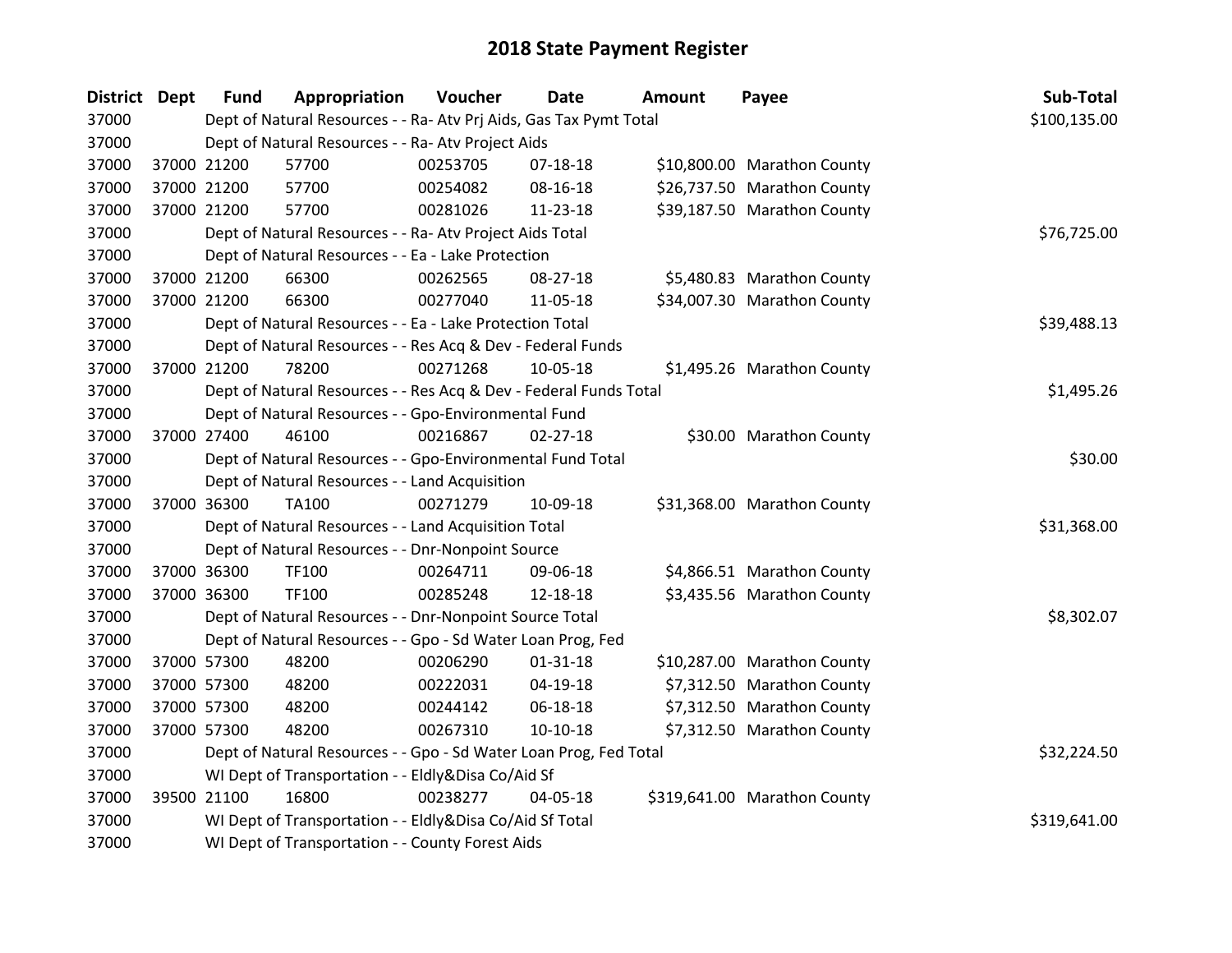# 2018 State Payment Register

| District | Dept | Fund | Appropriation | Voucher | Date | Amount | Payee | Sub-Total |
|---|---|---|---|---|---|---|---|---|
| 37000 | Dept of Natural Resources - - Ra- Atv Prj Aids, Gas Tax Pymt Total | | | | | | | $100,135.00 |
| 37000 | Dept of Natural Resources - - Ra- Atv Project Aids | | | | | | | |
| 37000 | 37000 | 21200 | 57700 | 00253705 | 07-18-18 | $10,800.00 | Marathon County | |
| 37000 | 37000 | 21200 | 57700 | 00254082 | 08-16-18 | $26,737.50 | Marathon County | |
| 37000 | 37000 | 21200 | 57700 | 00281026 | 11-23-18 | $39,187.50 | Marathon County | |
| 37000 | Dept of Natural Resources - - Ra- Atv Project Aids Total | | | | | | | $76,725.00 |
| 37000 | Dept of Natural Resources - - Ea - Lake Protection | | | | | | | |
| 37000 | 37000 | 21200 | 66300 | 00262565 | 08-27-18 | $5,480.83 | Marathon County | |
| 37000 | 37000 | 21200 | 66300 | 00277040 | 11-05-18 | $34,007.30 | Marathon County | |
| 37000 | Dept of Natural Resources - - Ea - Lake Protection Total | | | | | | | $39,488.13 |
| 37000 | Dept of Natural Resources - - Res Acq & Dev - Federal Funds | | | | | | | |
| 37000 | 37000 | 21200 | 78200 | 00271268 | 10-05-18 | $1,495.26 | Marathon County | |
| 37000 | Dept of Natural Resources - - Res Acq & Dev - Federal Funds Total | | | | | | | $1,495.26 |
| 37000 | Dept of Natural Resources - - Gpo-Environmental Fund | | | | | | | |
| 37000 | 37000 | 27400 | 46100 | 00216867 | 02-27-18 | $30.00 | Marathon County | |
| 37000 | Dept of Natural Resources - - Gpo-Environmental Fund Total | | | | | | | $30.00 |
| 37000 | Dept of Natural Resources - - Land Acquisition | | | | | | | |
| 37000 | 37000 | 36300 | TA100 | 00271279 | 10-09-18 | $31,368.00 | Marathon County | |
| 37000 | Dept of Natural Resources - - Land Acquisition Total | | | | | | | $31,368.00 |
| 37000 | Dept of Natural Resources - - Dnr-Nonpoint Source | | | | | | | |
| 37000 | 37000 | 36300 | TF100 | 00264711 | 09-06-18 | $4,866.51 | Marathon County | |
| 37000 | 37000 | 36300 | TF100 | 00285248 | 12-18-18 | $3,435.56 | Marathon County | |
| 37000 | Dept of Natural Resources - - Dnr-Nonpoint Source Total | | | | | | | $8,302.07 |
| 37000 | Dept of Natural Resources - - Gpo - Sd Water Loan Prog, Fed | | | | | | | |
| 37000 | 37000 | 57300 | 48200 | 00206290 | 01-31-18 | $10,287.00 | Marathon County | |
| 37000 | 37000 | 57300 | 48200 | 00222031 | 04-19-18 | $7,312.50 | Marathon County | |
| 37000 | 37000 | 57300 | 48200 | 00244142 | 06-18-18 | $7,312.50 | Marathon County | |
| 37000 | 37000 | 57300 | 48200 | 00267310 | 10-10-18 | $7,312.50 | Marathon County | |
| 37000 | Dept of Natural Resources - - Gpo - Sd Water Loan Prog, Fed Total | | | | | | | $32,224.50 |
| 37000 | WI Dept of Transportation - - Eldly&Disa Co/Aid Sf | | | | | | | |
| 37000 | 39500 | 21100 | 16800 | 00238277 | 04-05-18 | $319,641.00 | Marathon County | |
| 37000 | WI Dept of Transportation - - Eldly&Disa Co/Aid Sf Total | | | | | | | $319,641.00 |
| 37000 | WI Dept of Transportation - - County Forest Aids | | | | | | | |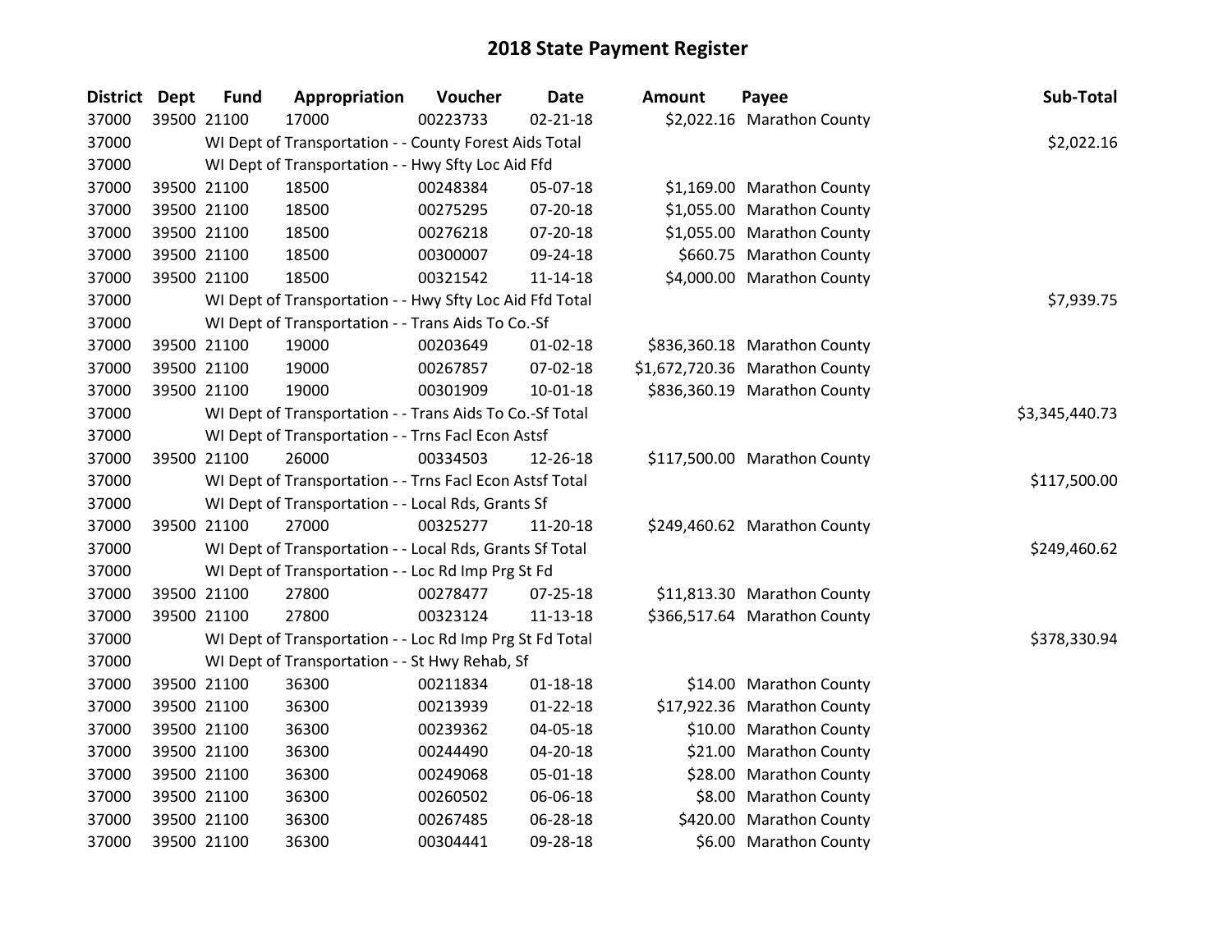# 2018 State Payment Register

| District | Dept | Fund | Appropriation | Voucher | Date | Amount | Payee | Sub-Total |
|---|---|---|---|---|---|---|---|---|
| 37000 | 39500 | 21100 | 17000 | 00223733 | 02-21-18 | $2,022.16 | Marathon County | |
| 37000 | | WI Dept of Transportation - - County Forest Aids Total | | | | | | $2,022.16 |
| 37000 | | WI Dept of Transportation - - Hwy Sfty Loc Aid Ffd | | | | | | |
| 37000 | 39500 | 21100 | 18500 | 00248384 | 05-07-18 | $1,169.00 | Marathon County | |
| 37000 | 39500 | 21100 | 18500 | 00275295 | 07-20-18 | $1,055.00 | Marathon County | |
| 37000 | 39500 | 21100 | 18500 | 00276218 | 07-20-18 | $1,055.00 | Marathon County | |
| 37000 | 39500 | 21100 | 18500 | 00300007 | 09-24-18 | $660.75 | Marathon County | |
| 37000 | 39500 | 21100 | 18500 | 00321542 | 11-14-18 | $4,000.00 | Marathon County | |
| 37000 | | WI Dept of Transportation - - Hwy Sfty Loc Aid Ffd Total | | | | | | $7,939.75 |
| 37000 | | WI Dept of Transportation - - Trans Aids To Co.-Sf | | | | | | |
| 37000 | 39500 | 21100 | 19000 | 00203649 | 01-02-18 | $836,360.18 | Marathon County | |
| 37000 | 39500 | 21100 | 19000 | 00267857 | 07-02-18 | $1,672,720.36 | Marathon County | |
| 37000 | 39500 | 21100 | 19000 | 00301909 | 10-01-18 | $836,360.19 | Marathon County | |
| 37000 | | WI Dept of Transportation - - Trans Aids To Co.-Sf Total | | | | | | $3,345,440.73 |
| 37000 | | WI Dept of Transportation - - Trns Facl Econ Astsf | | | | | | |
| 37000 | 39500 | 21100 | 26000 | 00334503 | 12-26-18 | $117,500.00 | Marathon County | |
| 37000 | | WI Dept of Transportation - - Trns Facl Econ Astsf Total | | | | | | $117,500.00 |
| 37000 | | WI Dept of Transportation - - Local Rds, Grants Sf | | | | | | |
| 37000 | 39500 | 21100 | 27000 | 00325277 | 11-20-18 | $249,460.62 | Marathon County | |
| 37000 | | WI Dept of Transportation - - Local Rds, Grants Sf Total | | | | | | $249,460.62 |
| 37000 | | WI Dept of Transportation - - Loc Rd Imp Prg St Fd | | | | | | |
| 37000 | 39500 | 21100 | 27800 | 00278477 | 07-25-18 | $11,813.30 | Marathon County | |
| 37000 | 39500 | 21100 | 27800 | 00323124 | 11-13-18 | $366,517.64 | Marathon County | |
| 37000 | | WI Dept of Transportation - - Loc Rd Imp Prg St Fd Total | | | | | | $378,330.94 |
| 37000 | | WI Dept of Transportation - - St Hwy Rehab, Sf | | | | | | |
| 37000 | 39500 | 21100 | 36300 | 00211834 | 01-18-18 | $14.00 | Marathon County | |
| 37000 | 39500 | 21100 | 36300 | 00213939 | 01-22-18 | $17,922.36 | Marathon County | |
| 37000 | 39500 | 21100 | 36300 | 00239362 | 04-05-18 | $10.00 | Marathon County | |
| 37000 | 39500 | 21100 | 36300 | 00244490 | 04-20-18 | $21.00 | Marathon County | |
| 37000 | 39500 | 21100 | 36300 | 00249068 | 05-01-18 | $28.00 | Marathon County | |
| 37000 | 39500 | 21100 | 36300 | 00260502 | 06-06-18 | $8.00 | Marathon County | |
| 37000 | 39500 | 21100 | 36300 | 00267485 | 06-28-18 | $420.00 | Marathon County | |
| 37000 | 39500 | 21100 | 36300 | 00304441 | 09-28-18 | $6.00 | Marathon County | |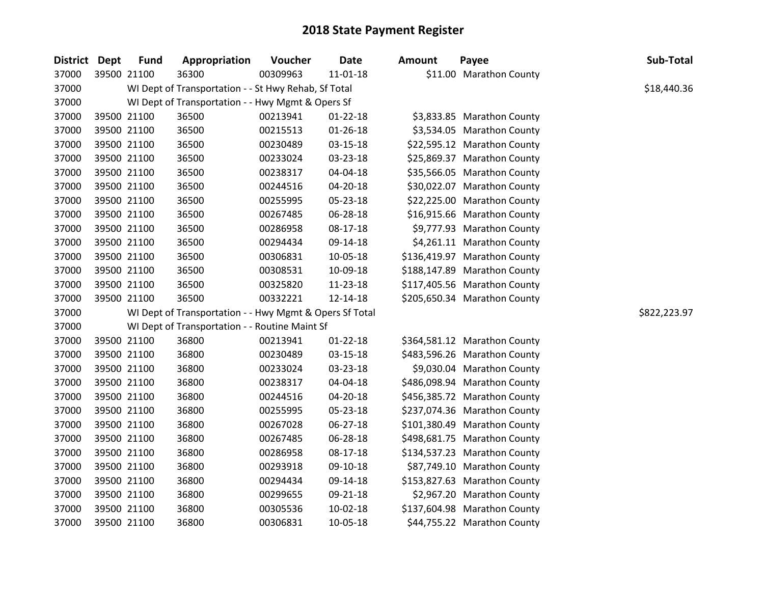# 2018 State Payment Register

| District | Dept | Fund | Appropriation | Voucher | Date | Amount | Payee | Sub-Total |
|---|---|---|---|---|---|---|---|---|
| 37000 | 39500 | 21100 | 36300 | 00309963 | 11-01-18 | $11.00 | Marathon County | |
| 37000 | | WI Dept of Transportation - - St Hwy Rehab, Sf Total | | | | | | $18,440.36 |
| 37000 | | WI Dept of Transportation - - Hwy Mgmt & Opers Sf | | | | | | |
| 37000 | 39500 | 21100 | 36500 | 00213941 | 01-22-18 | $3,833.85 | Marathon County | |
| 37000 | 39500 | 21100 | 36500 | 00215513 | 01-26-18 | $3,534.05 | Marathon County | |
| 37000 | 39500 | 21100 | 36500 | 00230489 | 03-15-18 | $22,595.12 | Marathon County | |
| 37000 | 39500 | 21100 | 36500 | 00233024 | 03-23-18 | $25,869.37 | Marathon County | |
| 37000 | 39500 | 21100 | 36500 | 00238317 | 04-04-18 | $35,566.05 | Marathon County | |
| 37000 | 39500 | 21100 | 36500 | 00244516 | 04-20-18 | $30,022.07 | Marathon County | |
| 37000 | 39500 | 21100 | 36500 | 00255995 | 05-23-18 | $22,225.00 | Marathon County | |
| 37000 | 39500 | 21100 | 36500 | 00267485 | 06-28-18 | $16,915.66 | Marathon County | |
| 37000 | 39500 | 21100 | 36500 | 00286958 | 08-17-18 | $9,777.93 | Marathon County | |
| 37000 | 39500 | 21100 | 36500 | 00294434 | 09-14-18 | $4,261.11 | Marathon County | |
| 37000 | 39500 | 21100 | 36500 | 00306831 | 10-05-18 | $136,419.97 | Marathon County | |
| 37000 | 39500 | 21100 | 36500 | 00308531 | 10-09-18 | $188,147.89 | Marathon County | |
| 37000 | 39500 | 21100 | 36500 | 00325820 | 11-23-18 | $117,405.56 | Marathon County | |
| 37000 | 39500 | 21100 | 36500 | 00332221 | 12-14-18 | $205,650.34 | Marathon County | |
| 37000 | | WI Dept of Transportation - - Hwy Mgmt & Opers Sf Total | | | | | | $822,223.97 |
| 37000 | | WI Dept of Transportation - - Routine Maint Sf | | | | | | |
| 37000 | 39500 | 21100 | 36800 | 00213941 | 01-22-18 | $364,581.12 | Marathon County | |
| 37000 | 39500 | 21100 | 36800 | 00230489 | 03-15-18 | $483,596.26 | Marathon County | |
| 37000 | 39500 | 21100 | 36800 | 00233024 | 03-23-18 | $9,030.04 | Marathon County | |
| 37000 | 39500 | 21100 | 36800 | 00238317 | 04-04-18 | $486,098.94 | Marathon County | |
| 37000 | 39500 | 21100 | 36800 | 00244516 | 04-20-18 | $456,385.72 | Marathon County | |
| 37000 | 39500 | 21100 | 36800 | 00255995 | 05-23-18 | $237,074.36 | Marathon County | |
| 37000 | 39500 | 21100 | 36800 | 00267028 | 06-27-18 | $101,380.49 | Marathon County | |
| 37000 | 39500 | 21100 | 36800 | 00267485 | 06-28-18 | $498,681.75 | Marathon County | |
| 37000 | 39500 | 21100 | 36800 | 00286958 | 08-17-18 | $134,537.23 | Marathon County | |
| 37000 | 39500 | 21100 | 36800 | 00293918 | 09-10-18 | $87,749.10 | Marathon County | |
| 37000 | 39500 | 21100 | 36800 | 00294434 | 09-14-18 | $153,827.63 | Marathon County | |
| 37000 | 39500 | 21100 | 36800 | 00299655 | 09-21-18 | $2,967.20 | Marathon County | |
| 37000 | 39500 | 21100 | 36800 | 00305536 | 10-02-18 | $137,604.98 | Marathon County | |
| 37000 | 39500 | 21100 | 36800 | 00306831 | 10-05-18 | $44,755.22 | Marathon County | |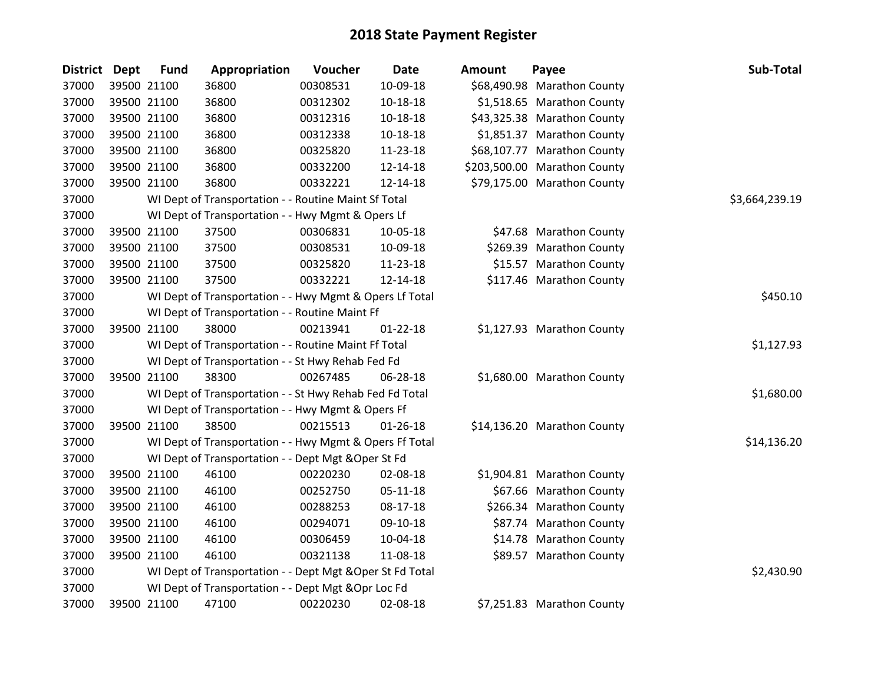# 2018 State Payment Register

| District | Dept | Fund | Appropriation | Voucher | Date | Amount | Payee | Sub-Total |
|---|---|---|---|---|---|---|---|---|
| 37000 | 39500 | 21100 | 36800 | 00308531 | 10-09-18 | $68,490.98 | Marathon County | |
| 37000 | 39500 | 21100 | 36800 | 00312302 | 10-18-18 | $1,518.65 | Marathon County | |
| 37000 | 39500 | 21100 | 36800 | 00312316 | 10-18-18 | $43,325.38 | Marathon County | |
| 37000 | 39500 | 21100 | 36800 | 00312338 | 10-18-18 | $1,851.37 | Marathon County | |
| 37000 | 39500 | 21100 | 36800 | 00325820 | 11-23-18 | $68,107.77 | Marathon County | |
| 37000 | 39500 | 21100 | 36800 | 00332200 | 12-14-18 | $203,500.00 | Marathon County | |
| 37000 | 39500 | 21100 | 36800 | 00332221 | 12-14-18 | $79,175.00 | Marathon County | |
| 37000 | | WI Dept of Transportation - - Routine Maint Sf Total | | | | | | $3,664,239.19 |
| 37000 | | WI Dept of Transportation - - Hwy Mgmt & Opers Lf | | | | | | |
| 37000 | 39500 | 21100 | 37500 | 00306831 | 10-05-18 | $47.68 | Marathon County | |
| 37000 | 39500 | 21100 | 37500 | 00308531 | 10-09-18 | $269.39 | Marathon County | |
| 37000 | 39500 | 21100 | 37500 | 00325820 | 11-23-18 | $15.57 | Marathon County | |
| 37000 | 39500 | 21100 | 37500 | 00332221 | 12-14-18 | $117.46 | Marathon County | |
| 37000 | | WI Dept of Transportation - - Hwy Mgmt & Opers Lf Total | | | | | | $450.10 |
| 37000 | | WI Dept of Transportation - - Routine Maint Ff | | | | | | |
| 37000 | 39500 | 21100 | 38000 | 00213941 | 01-22-18 | $1,127.93 | Marathon County | |
| 37000 | | WI Dept of Transportation - - Routine Maint Ff Total | | | | | | $1,127.93 |
| 37000 | | WI Dept of Transportation - - St Hwy Rehab Fed Fd | | | | | | |
| 37000 | 39500 | 21100 | 38300 | 00267485 | 06-28-18 | $1,680.00 | Marathon County | |
| 37000 | | WI Dept of Transportation - - St Hwy Rehab Fed Fd Total | | | | | | $1,680.00 |
| 37000 | | WI Dept of Transportation - - Hwy Mgmt & Opers Ff | | | | | | |
| 37000 | 39500 | 21100 | 38500 | 00215513 | 01-26-18 | $14,136.20 | Marathon County | |
| 37000 | | WI Dept of Transportation - - Hwy Mgmt & Opers Ff Total | | | | | | $14,136.20 |
| 37000 | | WI Dept of Transportation - - Dept Mgt &Oper St Fd | | | | | | |
| 37000 | 39500 | 21100 | 46100 | 00220230 | 02-08-18 | $1,904.81 | Marathon County | |
| 37000 | 39500 | 21100 | 46100 | 00252750 | 05-11-18 | $67.66 | Marathon County | |
| 37000 | 39500 | 21100 | 46100 | 00288253 | 08-17-18 | $266.34 | Marathon County | |
| 37000 | 39500 | 21100 | 46100 | 00294071 | 09-10-18 | $87.74 | Marathon County | |
| 37000 | 39500 | 21100 | 46100 | 00306459 | 10-04-18 | $14.78 | Marathon County | |
| 37000 | 39500 | 21100 | 46100 | 00321138 | 11-08-18 | $89.57 | Marathon County | |
| 37000 | | WI Dept of Transportation - - Dept Mgt &Oper St Fd Total | | | | | | $2,430.90 |
| 37000 | | WI Dept of Transportation - - Dept Mgt &Opr Loc Fd | | | | | | |
| 37000 | 39500 | 21100 | 47100 | 00220230 | 02-08-18 | $7,251.83 | Marathon County | |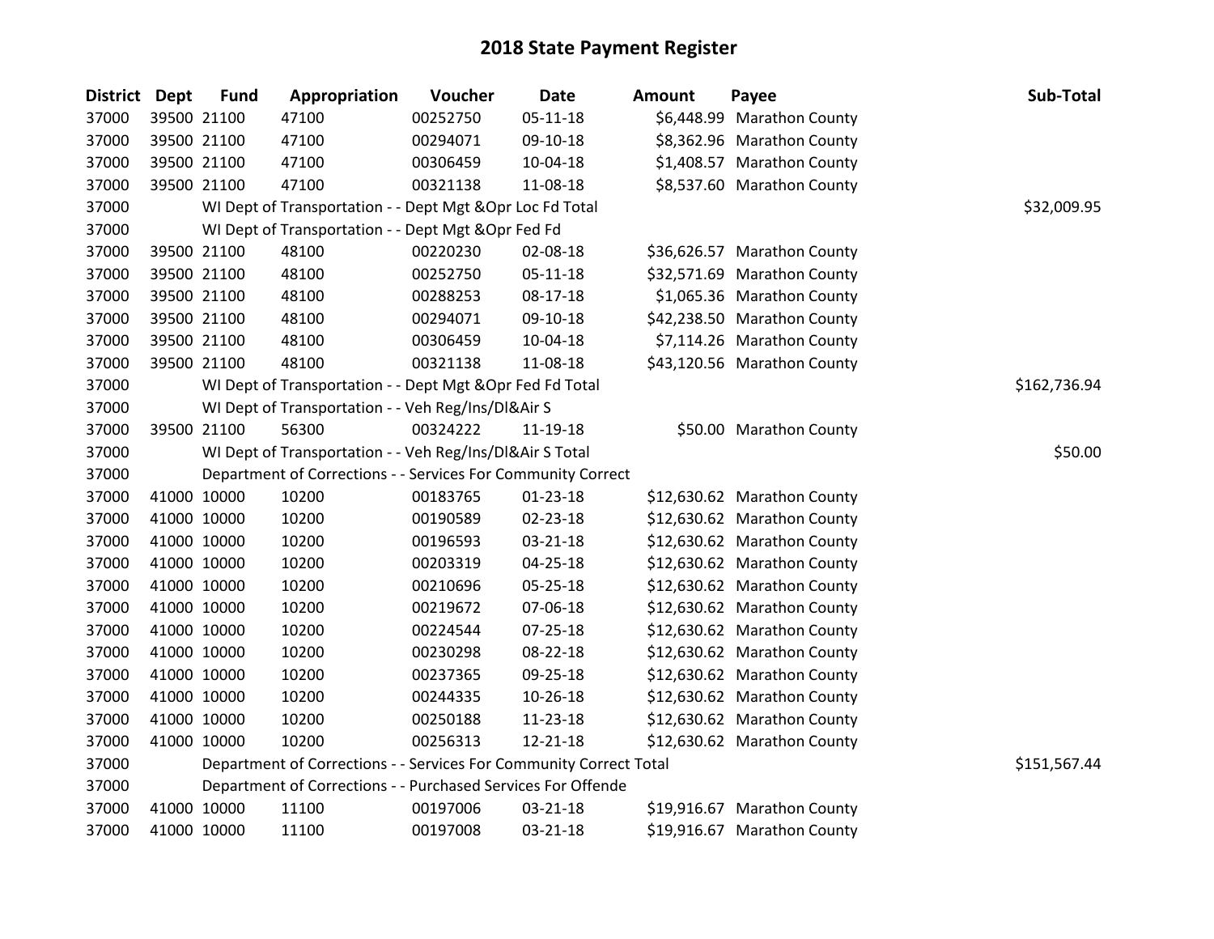# 2018 State Payment Register

| District | Dept | Fund | Appropriation | Voucher | Date | Amount | Payee | Sub-Total |
|---|---|---|---|---|---|---|---|---|
| 37000 | 39500 | 21100 | 47100 | 00252750 | 05-11-18 | $6,448.99 | Marathon County | |
| 37000 | 39500 | 21100 | 47100 | 00294071 | 09-10-18 | $8,362.96 | Marathon County | |
| 37000 | 39500 | 21100 | 47100 | 00306459 | 10-04-18 | $1,408.57 | Marathon County | |
| 37000 | 39500 | 21100 | 47100 | 00321138 | 11-08-18 | $8,537.60 | Marathon County | |
| 37000 | | WI Dept of Transportation - - Dept Mgt &Opr Loc Fd Total | | | | | | $32,009.95 |
| 37000 | | WI Dept of Transportation - - Dept Mgt &Opr Fed Fd | | | | | | |
| 37000 | 39500 | 21100 | 48100 | 00220230 | 02-08-18 | $36,626.57 | Marathon County | |
| 37000 | 39500 | 21100 | 48100 | 00252750 | 05-11-18 | $32,571.69 | Marathon County | |
| 37000 | 39500 | 21100 | 48100 | 00288253 | 08-17-18 | $1,065.36 | Marathon County | |
| 37000 | 39500 | 21100 | 48100 | 00294071 | 09-10-18 | $42,238.50 | Marathon County | |
| 37000 | 39500 | 21100 | 48100 | 00306459 | 10-04-18 | $7,114.26 | Marathon County | |
| 37000 | 39500 | 21100 | 48100 | 00321138 | 11-08-18 | $43,120.56 | Marathon County | |
| 37000 | | WI Dept of Transportation - - Dept Mgt &Opr Fed Fd Total | | | | | | $162,736.94 |
| 37000 | | WI Dept of Transportation - - Veh Reg/Ins/Dl&Air S | | | | | | |
| 37000 | 39500 | 21100 | 56300 | 00324222 | 11-19-18 | $50.00 | Marathon County | |
| 37000 | | WI Dept of Transportation - - Veh Reg/Ins/Dl&Air S Total | | | | | | $50.00 |
| 37000 | | Department of Corrections - - Services For Community Correct | | | | | | |
| 37000 | 41000 | 10000 | 10200 | 00183765 | 01-23-18 | $12,630.62 | Marathon County | |
| 37000 | 41000 | 10000 | 10200 | 00190589 | 02-23-18 | $12,630.62 | Marathon County | |
| 37000 | 41000 | 10000 | 10200 | 00196593 | 03-21-18 | $12,630.62 | Marathon County | |
| 37000 | 41000 | 10000 | 10200 | 00203319 | 04-25-18 | $12,630.62 | Marathon County | |
| 37000 | 41000 | 10000 | 10200 | 00210696 | 05-25-18 | $12,630.62 | Marathon County | |
| 37000 | 41000 | 10000 | 10200 | 00219672 | 07-06-18 | $12,630.62 | Marathon County | |
| 37000 | 41000 | 10000 | 10200 | 00224544 | 07-25-18 | $12,630.62 | Marathon County | |
| 37000 | 41000 | 10000 | 10200 | 00230298 | 08-22-18 | $12,630.62 | Marathon County | |
| 37000 | 41000 | 10000 | 10200 | 00237365 | 09-25-18 | $12,630.62 | Marathon County | |
| 37000 | 41000 | 10000 | 10200 | 00244335 | 10-26-18 | $12,630.62 | Marathon County | |
| 37000 | 41000 | 10000 | 10200 | 00250188 | 11-23-18 | $12,630.62 | Marathon County | |
| 37000 | 41000 | 10000 | 10200 | 00256313 | 12-21-18 | $12,630.62 | Marathon County | |
| 37000 | | Department of Corrections - - Services For Community Correct Total | | | | | | $151,567.44 |
| 37000 | | Department of Corrections - - Purchased Services For Offende | | | | | | |
| 37000 | 41000 | 10000 | 11100 | 00197006 | 03-21-18 | $19,916.67 | Marathon County | |
| 37000 | 41000 | 10000 | 11100 | 00197008 | 03-21-18 | $19,916.67 | Marathon County | |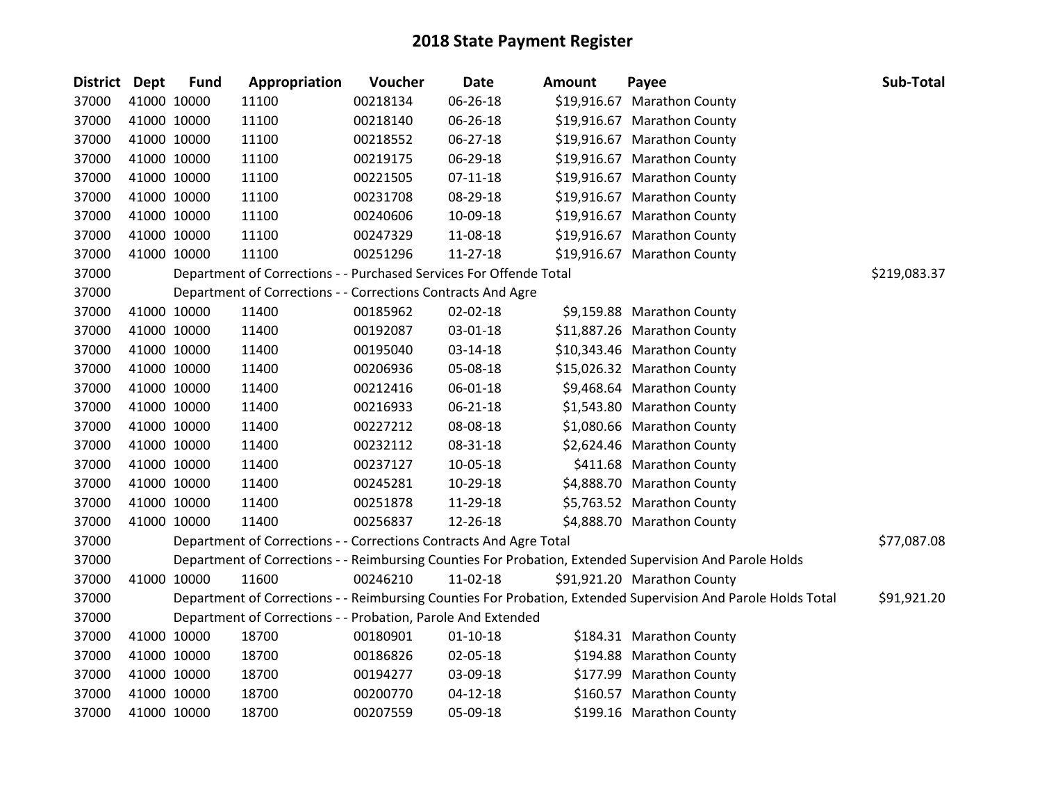# 2018 State Payment Register

| District | Dept | Fund | Appropriation | Voucher | Date | Amount | Payee | Sub-Total |
|---|---|---|---|---|---|---|---|---|
| 37000 | 41000 | 10000 | 11100 | 00218134 | 06-26-18 | $19,916.67 | Marathon County | |
| 37000 | 41000 | 10000 | 11100 | 00218140 | 06-26-18 | $19,916.67 | Marathon County | |
| 37000 | 41000 | 10000 | 11100 | 00218552 | 06-27-18 | $19,916.67 | Marathon County | |
| 37000 | 41000 | 10000 | 11100 | 00219175 | 06-29-18 | $19,916.67 | Marathon County | |
| 37000 | 41000 | 10000 | 11100 | 00221505 | 07-11-18 | $19,916.67 | Marathon County | |
| 37000 | 41000 | 10000 | 11100 | 00231708 | 08-29-18 | $19,916.67 | Marathon County | |
| 37000 | 41000 | 10000 | 11100 | 00240606 | 10-09-18 | $19,916.67 | Marathon County | |
| 37000 | 41000 | 10000 | 11100 | 00247329 | 11-08-18 | $19,916.67 | Marathon County | |
| 37000 | 41000 | 10000 | 11100 | 00251296 | 11-27-18 | $19,916.67 | Marathon County | |
| 37000 | | Department of Corrections - - Purchased Services For Offende Total | | | | | | $219,083.37 |
| 37000 | | Department of Corrections - - Corrections Contracts And Agre | | | | | | |
| 37000 | 41000 | 10000 | 11400 | 00185962 | 02-02-18 | $9,159.88 | Marathon County | |
| 37000 | 41000 | 10000 | 11400 | 00192087 | 03-01-18 | $11,887.26 | Marathon County | |
| 37000 | 41000 | 10000 | 11400 | 00195040 | 03-14-18 | $10,343.46 | Marathon County | |
| 37000 | 41000 | 10000 | 11400 | 00206936 | 05-08-18 | $15,026.32 | Marathon County | |
| 37000 | 41000 | 10000 | 11400 | 00212416 | 06-01-18 | $9,468.64 | Marathon County | |
| 37000 | 41000 | 10000 | 11400 | 00216933 | 06-21-18 | $1,543.80 | Marathon County | |
| 37000 | 41000 | 10000 | 11400 | 00227212 | 08-08-18 | $1,080.66 | Marathon County | |
| 37000 | 41000 | 10000 | 11400 | 00232112 | 08-31-18 | $2,624.46 | Marathon County | |
| 37000 | 41000 | 10000 | 11400 | 00237127 | 10-05-18 | $411.68 | Marathon County | |
| 37000 | 41000 | 10000 | 11400 | 00245281 | 10-29-18 | $4,888.70 | Marathon County | |
| 37000 | 41000 | 10000 | 11400 | 00251878 | 11-29-18 | $5,763.52 | Marathon County | |
| 37000 | 41000 | 10000 | 11400 | 00256837 | 12-26-18 | $4,888.70 | Marathon County | |
| 37000 | | Department of Corrections - - Corrections Contracts And Agre Total | | | | | | $77,087.08 |
| 37000 | | Department of Corrections - - Reimbursing Counties For Probation, Extended Supervision And Parole Holds | | | | | | |
| 37000 | 41000 | 10000 | 11600 | 00246210 | 11-02-18 | $91,921.20 | Marathon County | |
| 37000 | | Department of Corrections - - Reimbursing Counties For Probation, Extended Supervision And Parole Holds Total | | | | | | $91,921.20 |
| 37000 | | Department of Corrections - - Probation, Parole And Extended | | | | | | |
| 37000 | 41000 | 10000 | 18700 | 00180901 | 01-10-18 | $184.31 | Marathon County | |
| 37000 | 41000 | 10000 | 18700 | 00186826 | 02-05-18 | $194.88 | Marathon County | |
| 37000 | 41000 | 10000 | 18700 | 00194277 | 03-09-18 | $177.99 | Marathon County | |
| 37000 | 41000 | 10000 | 18700 | 00200770 | 04-12-18 | $160.57 | Marathon County | |
| 37000 | 41000 | 10000 | 18700 | 00207559 | 05-09-18 | $199.16 | Marathon County | |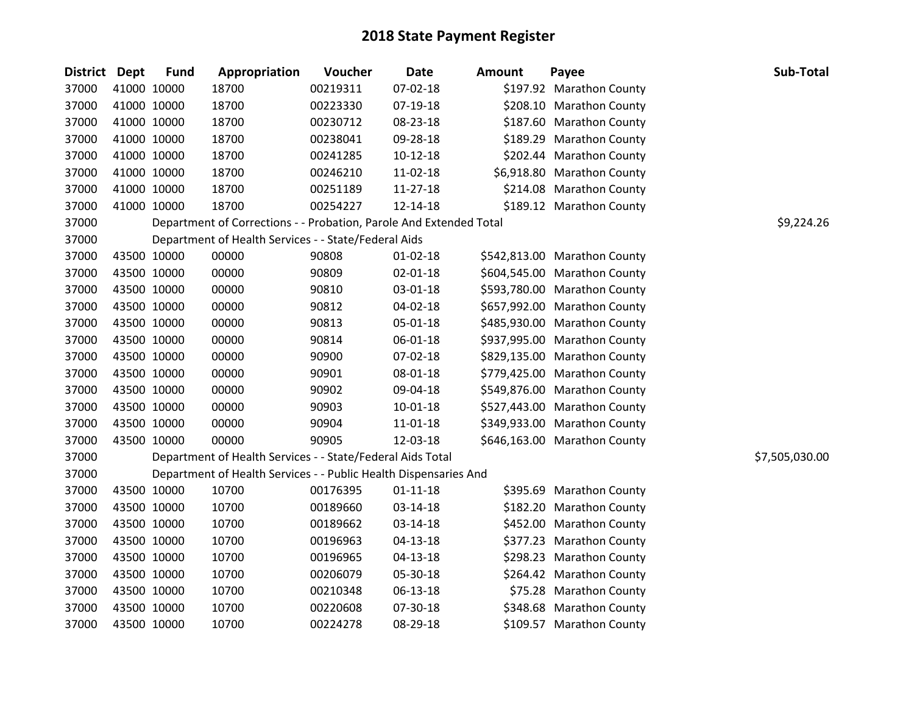# 2018 State Payment Register

| District | Dept | Fund | Appropriation | Voucher | Date | Amount | Payee | Sub-Total |
|---|---|---|---|---|---|---|---|---|
| 37000 | 41000 | 10000 | 18700 | 00219311 | 07-02-18 | $197.92 | Marathon County | |
| 37000 | 41000 | 10000 | 18700 | 00223330 | 07-19-18 | $208.10 | Marathon County | |
| 37000 | 41000 | 10000 | 18700 | 00230712 | 08-23-18 | $187.60 | Marathon County | |
| 37000 | 41000 | 10000 | 18700 | 00238041 | 09-28-18 | $189.29 | Marathon County | |
| 37000 | 41000 | 10000 | 18700 | 00241285 | 10-12-18 | $202.44 | Marathon County | |
| 37000 | 41000 | 10000 | 18700 | 00246210 | 11-02-18 | $6,918.80 | Marathon County | |
| 37000 | 41000 | 10000 | 18700 | 00251189 | 11-27-18 | $214.08 | Marathon County | |
| 37000 | 41000 | 10000 | 18700 | 00254227 | 12-14-18 | $189.12 | Marathon County | |
| 37000 | | Department of Corrections - - Probation, Parole And Extended Total | | | | | | $9,224.26 |
| 37000 | | Department of Health Services - - State/Federal Aids | | | | | | |
| 37000 | 43500 | 10000 | 00000 | 90808 | 01-02-18 | $542,813.00 | Marathon County | |
| 37000 | 43500 | 10000 | 00000 | 90809 | 02-01-18 | $604,545.00 | Marathon County | |
| 37000 | 43500 | 10000 | 00000 | 90810 | 03-01-18 | $593,780.00 | Marathon County | |
| 37000 | 43500 | 10000 | 00000 | 90812 | 04-02-18 | $657,992.00 | Marathon County | |
| 37000 | 43500 | 10000 | 00000 | 90813 | 05-01-18 | $485,930.00 | Marathon County | |
| 37000 | 43500 | 10000 | 00000 | 90814 | 06-01-18 | $937,995.00 | Marathon County | |
| 37000 | 43500 | 10000 | 00000 | 90900 | 07-02-18 | $829,135.00 | Marathon County | |
| 37000 | 43500 | 10000 | 00000 | 90901 | 08-01-18 | $779,425.00 | Marathon County | |
| 37000 | 43500 | 10000 | 00000 | 90902 | 09-04-18 | $549,876.00 | Marathon County | |
| 37000 | 43500 | 10000 | 00000 | 90903 | 10-01-18 | $527,443.00 | Marathon County | |
| 37000 | 43500 | 10000 | 00000 | 90904 | 11-01-18 | $349,933.00 | Marathon County | |
| 37000 | 43500 | 10000 | 00000 | 90905 | 12-03-18 | $646,163.00 | Marathon County | |
| 37000 | | Department of Health Services - - State/Federal Aids Total | | | | | | $7,505,030.00 |
| 37000 | | Department of Health Services - - Public Health Dispensaries And | | | | | | |
| 37000 | 43500 | 10000 | 10700 | 00176395 | 01-11-18 | $395.69 | Marathon County | |
| 37000 | 43500 | 10000 | 10700 | 00189660 | 03-14-18 | $182.20 | Marathon County | |
| 37000 | 43500 | 10000 | 10700 | 00189662 | 03-14-18 | $452.00 | Marathon County | |
| 37000 | 43500 | 10000 | 10700 | 00196963 | 04-13-18 | $377.23 | Marathon County | |
| 37000 | 43500 | 10000 | 10700 | 00196965 | 04-13-18 | $298.23 | Marathon County | |
| 37000 | 43500 | 10000 | 10700 | 00206079 | 05-30-18 | $264.42 | Marathon County | |
| 37000 | 43500 | 10000 | 10700 | 00210348 | 06-13-18 | $75.28 | Marathon County | |
| 37000 | 43500 | 10000 | 10700 | 00220608 | 07-30-18 | $348.68 | Marathon County | |
| 37000 | 43500 | 10000 | 10700 | 00224278 | 08-29-18 | $109.57 | Marathon County | |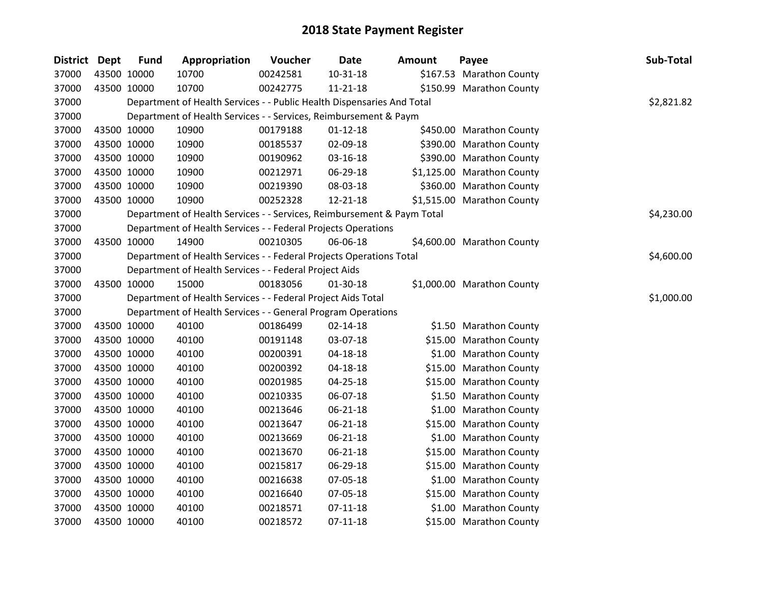# 2018 State Payment Register

| District | Dept | Fund | Appropriation | Voucher | Date | Amount | Payee | Sub-Total |
|---|---|---|---|---|---|---|---|---|
| 37000 | 43500 | 10000 | 10700 | 00242581 | 10-31-18 | $167.53 | Marathon County | |
| 37000 | 43500 | 10000 | 10700 | 00242775 | 11-21-18 | $150.99 | Marathon County | |
| 37000 | | Department of Health Services - - Public Health Dispensaries And Total | | | | | | $2,821.82 |
| 37000 | | Department of Health Services - - Services, Reimbursement & Paym | | | | | | |
| 37000 | 43500 | 10000 | 10900 | 00179188 | 01-12-18 | $450.00 | Marathon County | |
| 37000 | 43500 | 10000 | 10900 | 00185537 | 02-09-18 | $390.00 | Marathon County | |
| 37000 | 43500 | 10000 | 10900 | 00190962 | 03-16-18 | $390.00 | Marathon County | |
| 37000 | 43500 | 10000 | 10900 | 00212971 | 06-29-18 | $1,125.00 | Marathon County | |
| 37000 | 43500 | 10000 | 10900 | 00219390 | 08-03-18 | $360.00 | Marathon County | |
| 37000 | 43500 | 10000 | 10900 | 00252328 | 12-21-18 | $1,515.00 | Marathon County | |
| 37000 | | Department of Health Services - - Services, Reimbursement & Paym Total | | | | | | $4,230.00 |
| 37000 | | Department of Health Services - - Federal Projects Operations | | | | | | |
| 37000 | 43500 | 10000 | 14900 | 00210305 | 06-06-18 | $4,600.00 | Marathon County | |
| 37000 | | Department of Health Services - - Federal Projects Operations Total | | | | | | $4,600.00 |
| 37000 | | Department of Health Services - - Federal Project Aids | | | | | | |
| 37000 | 43500 | 10000 | 15000 | 00183056 | 01-30-18 | $1,000.00 | Marathon County | |
| 37000 | | Department of Health Services - - Federal Project Aids Total | | | | | | $1,000.00 |
| 37000 | | Department of Health Services - - General Program Operations | | | | | | |
| 37000 | 43500 | 10000 | 40100 | 00186499 | 02-14-18 | $1.50 | Marathon County | |
| 37000 | 43500 | 10000 | 40100 | 00191148 | 03-07-18 | $15.00 | Marathon County | |
| 37000 | 43500 | 10000 | 40100 | 00200391 | 04-18-18 | $1.00 | Marathon County | |
| 37000 | 43500 | 10000 | 40100 | 00200392 | 04-18-18 | $15.00 | Marathon County | |
| 37000 | 43500 | 10000 | 40100 | 00201985 | 04-25-18 | $15.00 | Marathon County | |
| 37000 | 43500 | 10000 | 40100 | 00210335 | 06-07-18 | $1.50 | Marathon County | |
| 37000 | 43500 | 10000 | 40100 | 00213646 | 06-21-18 | $1.00 | Marathon County | |
| 37000 | 43500 | 10000 | 40100 | 00213647 | 06-21-18 | $15.00 | Marathon County | |
| 37000 | 43500 | 10000 | 40100 | 00213669 | 06-21-18 | $1.00 | Marathon County | |
| 37000 | 43500 | 10000 | 40100 | 00213670 | 06-21-18 | $15.00 | Marathon County | |
| 37000 | 43500 | 10000 | 40100 | 00215817 | 06-29-18 | $15.00 | Marathon County | |
| 37000 | 43500 | 10000 | 40100 | 00216638 | 07-05-18 | $1.00 | Marathon County | |
| 37000 | 43500 | 10000 | 40100 | 00216640 | 07-05-18 | $15.00 | Marathon County | |
| 37000 | 43500 | 10000 | 40100 | 00218571 | 07-11-18 | $1.00 | Marathon County | |
| 37000 | 43500 | 10000 | 40100 | 00218572 | 07-11-18 | $15.00 | Marathon County | |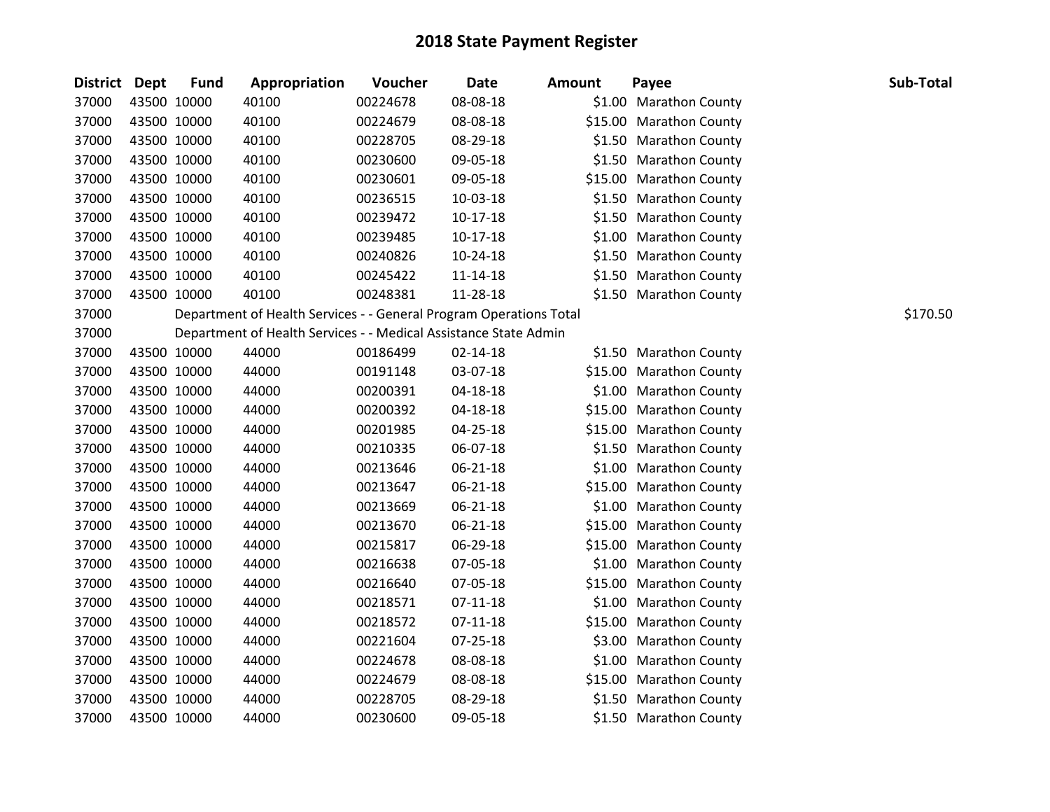# 2018 State Payment Register

| District | Dept | Fund | Appropriation | Voucher | Date | Amount | Payee | Sub-Total |
|---|---|---|---|---|---|---|---|---|
| 37000 | 43500 | 10000 | 40100 | 00224678 | 08-08-18 | $1.00 | Marathon County | |
| 37000 | 43500 | 10000 | 40100 | 00224679 | 08-08-18 | $15.00 | Marathon County | |
| 37000 | 43500 | 10000 | 40100 | 00228705 | 08-29-18 | $1.50 | Marathon County | |
| 37000 | 43500 | 10000 | 40100 | 00230600 | 09-05-18 | $1.50 | Marathon County | |
| 37000 | 43500 | 10000 | 40100 | 00230601 | 09-05-18 | $15.00 | Marathon County | |
| 37000 | 43500 | 10000 | 40100 | 00236515 | 10-03-18 | $1.50 | Marathon County | |
| 37000 | 43500 | 10000 | 40100 | 00239472 | 10-17-18 | $1.50 | Marathon County | |
| 37000 | 43500 | 10000 | 40100 | 00239485 | 10-17-18 | $1.00 | Marathon County | |
| 37000 | 43500 | 10000 | 40100 | 00240826 | 10-24-18 | $1.50 | Marathon County | |
| 37000 | 43500 | 10000 | 40100 | 00245422 | 11-14-18 | $1.50 | Marathon County | |
| 37000 | 43500 | 10000 | 40100 | 00248381 | 11-28-18 | $1.50 | Marathon County | |
| 37000 | | Department of Health Services - - General Program Operations Total | | | | | | $170.50 |
| 37000 | | Department of Health Services - - Medical Assistance State Admin | | | | | | |
| 37000 | 43500 | 10000 | 44000 | 00186499 | 02-14-18 | $1.50 | Marathon County | |
| 37000 | 43500 | 10000 | 44000 | 00191148 | 03-07-18 | $15.00 | Marathon County | |
| 37000 | 43500 | 10000 | 44000 | 00200391 | 04-18-18 | $1.00 | Marathon County | |
| 37000 | 43500 | 10000 | 44000 | 00200392 | 04-18-18 | $15.00 | Marathon County | |
| 37000 | 43500 | 10000 | 44000 | 00201985 | 04-25-18 | $15.00 | Marathon County | |
| 37000 | 43500 | 10000 | 44000 | 00210335 | 06-07-18 | $1.50 | Marathon County | |
| 37000 | 43500 | 10000 | 44000 | 00213646 | 06-21-18 | $1.00 | Marathon County | |
| 37000 | 43500 | 10000 | 44000 | 00213647 | 06-21-18 | $15.00 | Marathon County | |
| 37000 | 43500 | 10000 | 44000 | 00213669 | 06-21-18 | $1.00 | Marathon County | |
| 37000 | 43500 | 10000 | 44000 | 00213670 | 06-21-18 | $15.00 | Marathon County | |
| 37000 | 43500 | 10000 | 44000 | 00215817 | 06-29-18 | $15.00 | Marathon County | |
| 37000 | 43500 | 10000 | 44000 | 00216638 | 07-05-18 | $1.00 | Marathon County | |
| 37000 | 43500 | 10000 | 44000 | 00216640 | 07-05-18 | $15.00 | Marathon County | |
| 37000 | 43500 | 10000 | 44000 | 00218571 | 07-11-18 | $1.00 | Marathon County | |
| 37000 | 43500 | 10000 | 44000 | 00218572 | 07-11-18 | $15.00 | Marathon County | |
| 37000 | 43500 | 10000 | 44000 | 00221604 | 07-25-18 | $3.00 | Marathon County | |
| 37000 | 43500 | 10000 | 44000 | 00224678 | 08-08-18 | $1.00 | Marathon County | |
| 37000 | 43500 | 10000 | 44000 | 00224679 | 08-08-18 | $15.00 | Marathon County | |
| 37000 | 43500 | 10000 | 44000 | 00228705 | 08-29-18 | $1.50 | Marathon County | |
| 37000 | 43500 | 10000 | 44000 | 00230600 | 09-05-18 | $1.50 | Marathon County | |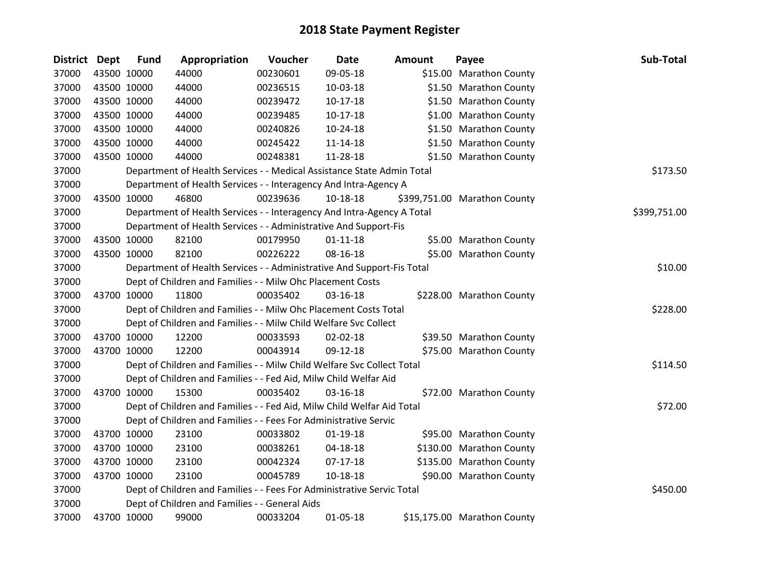# 2018 State Payment Register

| District | Dept | Fund | Appropriation | Voucher | Date | Amount | Payee | Sub-Total |
|---|---|---|---|---|---|---|---|---|
| 37000 | 43500 | 10000 | 44000 | 00230601 | 09-05-18 | $15.00 | Marathon County | |
| 37000 | 43500 | 10000 | 44000 | 00236515 | 10-03-18 | $1.50 | Marathon County | |
| 37000 | 43500 | 10000 | 44000 | 00239472 | 10-17-18 | $1.50 | Marathon County | |
| 37000 | 43500 | 10000 | 44000 | 00239485 | 10-17-18 | $1.00 | Marathon County | |
| 37000 | 43500 | 10000 | 44000 | 00240826 | 10-24-18 | $1.50 | Marathon County | |
| 37000 | 43500 | 10000 | 44000 | 00245422 | 11-14-18 | $1.50 | Marathon County | |
| 37000 | 43500 | 10000 | 44000 | 00248381 | 11-28-18 | $1.50 | Marathon County | |
| 37000 | | | Department of Health Services - - Medical Assistance State Admin Total | | | | | $173.50 |
| 37000 | | | Department of Health Services - - Interagency And Intra-Agency A | | | | | |
| 37000 | 43500 | 10000 | 46800 | 00239636 | 10-18-18 | $399,751.00 | Marathon County | |
| 37000 | | | Department of Health Services - - Interagency And Intra-Agency A Total | | | | | $399,751.00 |
| 37000 | | | Department of Health Services - - Administrative And Support-Fis | | | | | |
| 37000 | 43500 | 10000 | 82100 | 00179950 | 01-11-18 | $5.00 | Marathon County | |
| 37000 | 43500 | 10000 | 82100 | 00226222 | 08-16-18 | $5.00 | Marathon County | |
| 37000 | | | Department of Health Services - - Administrative And Support-Fis Total | | | | | $10.00 |
| 37000 | | | Dept of Children and Families - - Milw Ohc Placement Costs | | | | | |
| 37000 | 43700 | 10000 | 11800 | 00035402 | 03-16-18 | $228.00 | Marathon County | |
| 37000 | | | Dept of Children and Families - - Milw Ohc Placement Costs Total | | | | | $228.00 |
| 37000 | | | Dept of Children and Families - - Milw Child Welfare Svc Collect | | | | | |
| 37000 | 43700 | 10000 | 12200 | 00033593 | 02-02-18 | $39.50 | Marathon County | |
| 37000 | 43700 | 10000 | 12200 | 00043914 | 09-12-18 | $75.00 | Marathon County | |
| 37000 | | | Dept of Children and Families - - Milw Child Welfare Svc Collect Total | | | | | $114.50 |
| 37000 | | | Dept of Children and Families - - Fed Aid, Milw Child Welfar Aid | | | | | |
| 37000 | 43700 | 10000 | 15300 | 00035402 | 03-16-18 | $72.00 | Marathon County | |
| 37000 | | | Dept of Children and Families - - Fed Aid, Milw Child Welfar Aid Total | | | | | $72.00 |
| 37000 | | | Dept of Children and Families - - Fees For Administrative Servic | | | | | |
| 37000 | 43700 | 10000 | 23100 | 00033802 | 01-19-18 | $95.00 | Marathon County | |
| 37000 | 43700 | 10000 | 23100 | 00038261 | 04-18-18 | $130.00 | Marathon County | |
| 37000 | 43700 | 10000 | 23100 | 00042324 | 07-17-18 | $135.00 | Marathon County | |
| 37000 | 43700 | 10000 | 23100 | 00045789 | 10-18-18 | $90.00 | Marathon County | |
| 37000 | | | Dept of Children and Families - - Fees For Administrative Servic Total | | | | | $450.00 |
| 37000 | | | Dept of Children and Families - - General Aids | | | | | |
| 37000 | 43700 | 10000 | 99000 | 00033204 | 01-05-18 | $15,175.00 | Marathon County | |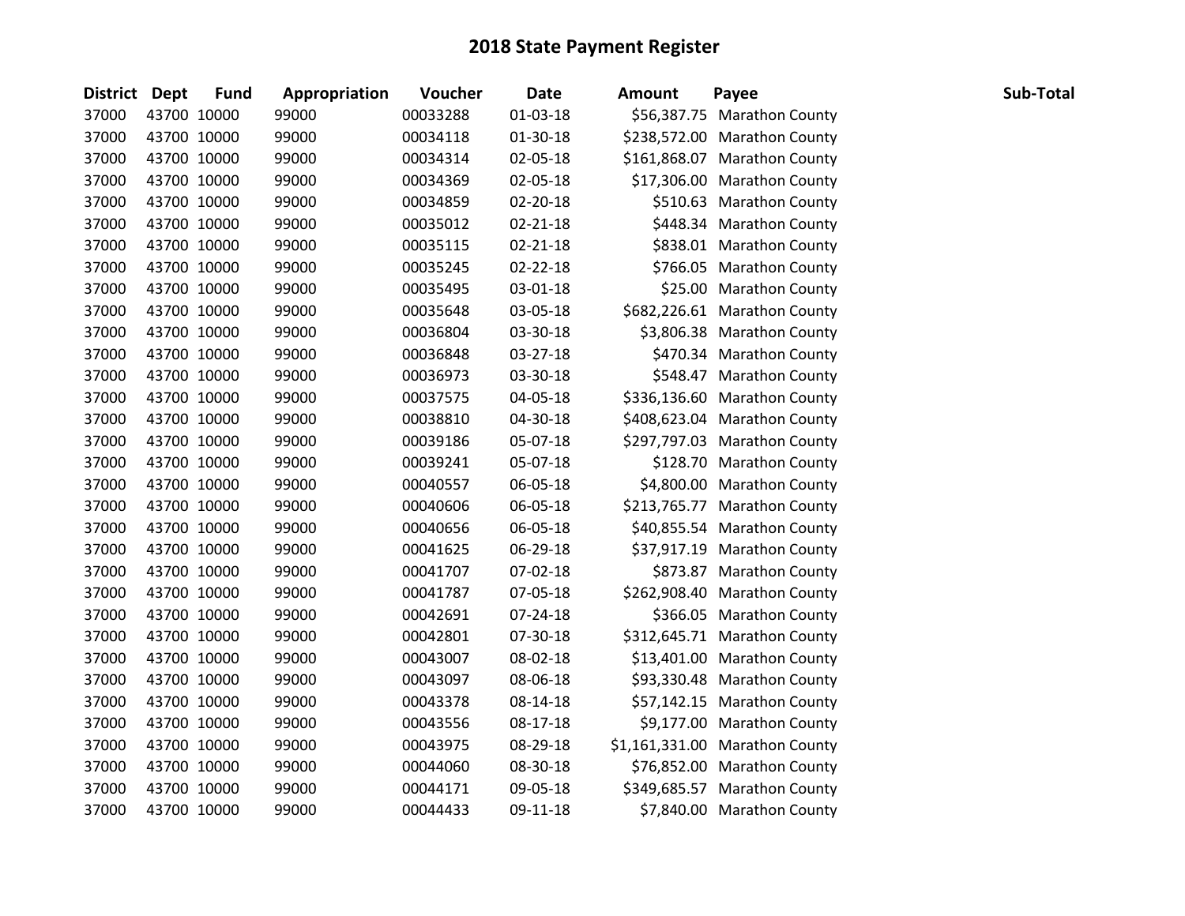# 2018 State Payment Register

| District | Dept | Fund | Appropriation | Voucher | Date | Amount | Payee | Sub-Total |
|---|---|---|---|---|---|---|---|---|
| 37000 | 43700 | 10000 | 99000 | 00033288 | 01-03-18 | $56,387.75 | Marathon County | |
| 37000 | 43700 | 10000 | 99000 | 00034118 | 01-30-18 | $238,572.00 | Marathon County | |
| 37000 | 43700 | 10000 | 99000 | 00034314 | 02-05-18 | $161,868.07 | Marathon County | |
| 37000 | 43700 | 10000 | 99000 | 00034369 | 02-05-18 | $17,306.00 | Marathon County | |
| 37000 | 43700 | 10000 | 99000 | 00034859 | 02-20-18 | $510.63 | Marathon County | |
| 37000 | 43700 | 10000 | 99000 | 00035012 | 02-21-18 | $448.34 | Marathon County | |
| 37000 | 43700 | 10000 | 99000 | 00035115 | 02-21-18 | $838.01 | Marathon County | |
| 37000 | 43700 | 10000 | 99000 | 00035245 | 02-22-18 | $766.05 | Marathon County | |
| 37000 | 43700 | 10000 | 99000 | 00035495 | 03-01-18 | $25.00 | Marathon County | |
| 37000 | 43700 | 10000 | 99000 | 00035648 | 03-05-18 | $682,226.61 | Marathon County | |
| 37000 | 43700 | 10000 | 99000 | 00036804 | 03-30-18 | $3,806.38 | Marathon County | |
| 37000 | 43700 | 10000 | 99000 | 00036848 | 03-27-18 | $470.34 | Marathon County | |
| 37000 | 43700 | 10000 | 99000 | 00036973 | 03-30-18 | $548.47 | Marathon County | |
| 37000 | 43700 | 10000 | 99000 | 00037575 | 04-05-18 | $336,136.60 | Marathon County | |
| 37000 | 43700 | 10000 | 99000 | 00038810 | 04-30-18 | $408,623.04 | Marathon County | |
| 37000 | 43700 | 10000 | 99000 | 00039186 | 05-07-18 | $297,797.03 | Marathon County | |
| 37000 | 43700 | 10000 | 99000 | 00039241 | 05-07-18 | $128.70 | Marathon County | |
| 37000 | 43700 | 10000 | 99000 | 00040557 | 06-05-18 | $4,800.00 | Marathon County | |
| 37000 | 43700 | 10000 | 99000 | 00040606 | 06-05-18 | $213,765.77 | Marathon County | |
| 37000 | 43700 | 10000 | 99000 | 00040656 | 06-05-18 | $40,855.54 | Marathon County | |
| 37000 | 43700 | 10000 | 99000 | 00041625 | 06-29-18 | $37,917.19 | Marathon County | |
| 37000 | 43700 | 10000 | 99000 | 00041707 | 07-02-18 | $873.87 | Marathon County | |
| 37000 | 43700 | 10000 | 99000 | 00041787 | 07-05-18 | $262,908.40 | Marathon County | |
| 37000 | 43700 | 10000 | 99000 | 00042691 | 07-24-18 | $366.05 | Marathon County | |
| 37000 | 43700 | 10000 | 99000 | 00042801 | 07-30-18 | $312,645.71 | Marathon County | |
| 37000 | 43700 | 10000 | 99000 | 00043007 | 08-02-18 | $13,401.00 | Marathon County | |
| 37000 | 43700 | 10000 | 99000 | 00043097 | 08-06-18 | $93,330.48 | Marathon County | |
| 37000 | 43700 | 10000 | 99000 | 00043378 | 08-14-18 | $57,142.15 | Marathon County | |
| 37000 | 43700 | 10000 | 99000 | 00043556 | 08-17-18 | $9,177.00 | Marathon County | |
| 37000 | 43700 | 10000 | 99000 | 00043975 | 08-29-18 | $1,161,331.00 | Marathon County | |
| 37000 | 43700 | 10000 | 99000 | 00044060 | 08-30-18 | $76,852.00 | Marathon County | |
| 37000 | 43700 | 10000 | 99000 | 00044171 | 09-05-18 | $349,685.57 | Marathon County | |
| 37000 | 43700 | 10000 | 99000 | 00044433 | 09-11-18 | $7,840.00 | Marathon County | |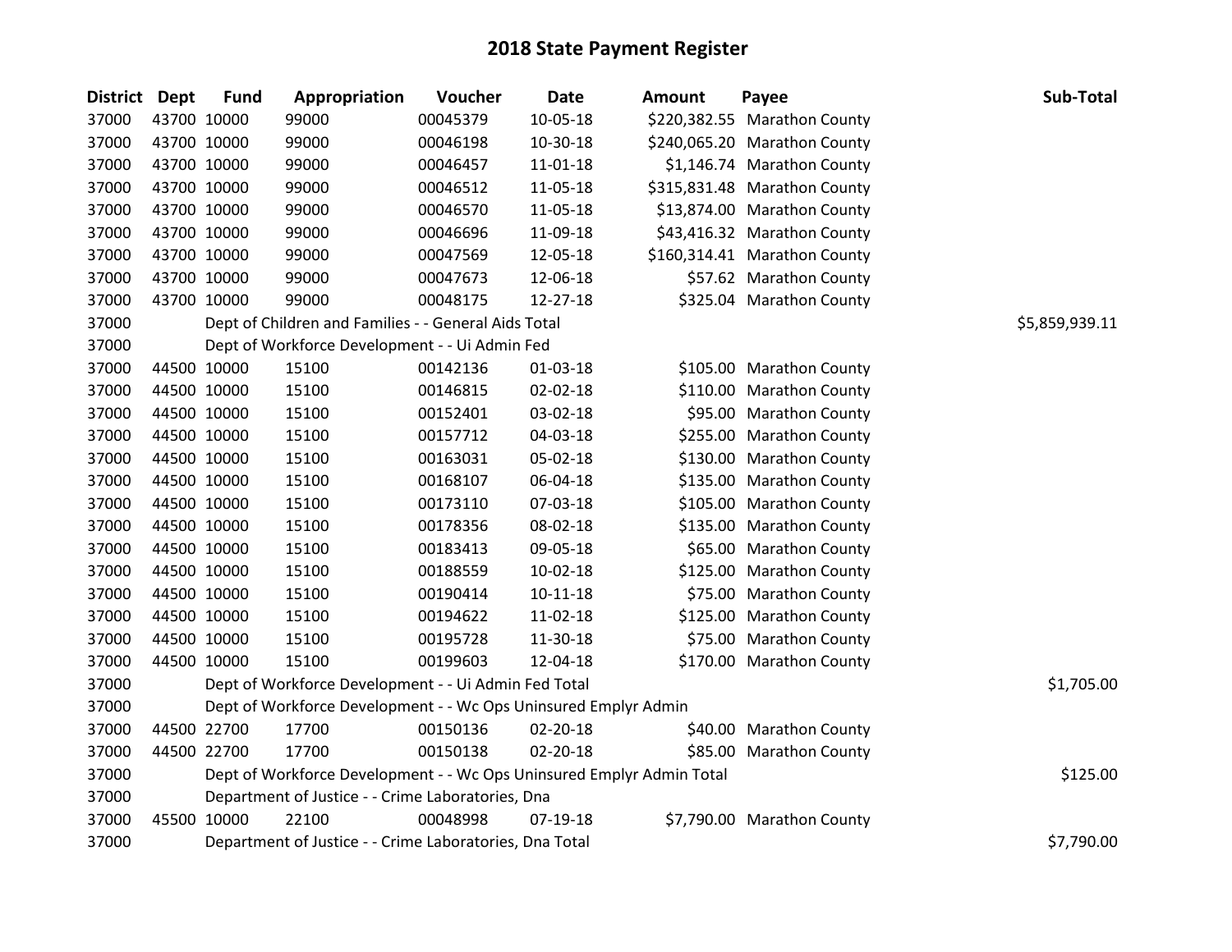# 2018 State Payment Register

| District | Dept | Fund | Appropriation | Voucher | Date | Amount | Payee | Sub-Total |
|---|---|---|---|---|---|---|---|---|
| 37000 | 43700 | 10000 | 99000 | 00045379 | 10-05-18 | $220,382.55 | Marathon County | |
| 37000 | 43700 | 10000 | 99000 | 00046198 | 10-30-18 | $240,065.20 | Marathon County | |
| 37000 | 43700 | 10000 | 99000 | 00046457 | 11-01-18 | $1,146.74 | Marathon County | |
| 37000 | 43700 | 10000 | 99000 | 00046512 | 11-05-18 | $315,831.48 | Marathon County | |
| 37000 | 43700 | 10000 | 99000 | 00046570 | 11-05-18 | $13,874.00 | Marathon County | |
| 37000 | 43700 | 10000 | 99000 | 00046696 | 11-09-18 | $43,416.32 | Marathon County | |
| 37000 | 43700 | 10000 | 99000 | 00047569 | 12-05-18 | $160,314.41 | Marathon County | |
| 37000 | 43700 | 10000 | 99000 | 00047673 | 12-06-18 | $57.62 | Marathon County | |
| 37000 | 43700 | 10000 | 99000 | 00048175 | 12-27-18 | $325.04 | Marathon County | |
| 37000 | | Dept of Children and Families - - General Aids Total | | | | | | $5,859,939.11 |
| 37000 | | Dept of Workforce Development - - Ui Admin Fed | | | | | | |
| 37000 | 44500 | 10000 | 15100 | 00142136 | 01-03-18 | $105.00 | Marathon County | |
| 37000 | 44500 | 10000 | 15100 | 00146815 | 02-02-18 | $110.00 | Marathon County | |
| 37000 | 44500 | 10000 | 15100 | 00152401 | 03-02-18 | $95.00 | Marathon County | |
| 37000 | 44500 | 10000 | 15100 | 00157712 | 04-03-18 | $255.00 | Marathon County | |
| 37000 | 44500 | 10000 | 15100 | 00163031 | 05-02-18 | $130.00 | Marathon County | |
| 37000 | 44500 | 10000 | 15100 | 00168107 | 06-04-18 | $135.00 | Marathon County | |
| 37000 | 44500 | 10000 | 15100 | 00173110 | 07-03-18 | $105.00 | Marathon County | |
| 37000 | 44500 | 10000 | 15100 | 00178356 | 08-02-18 | $135.00 | Marathon County | |
| 37000 | 44500 | 10000 | 15100 | 00183413 | 09-05-18 | $65.00 | Marathon County | |
| 37000 | 44500 | 10000 | 15100 | 00188559 | 10-02-18 | $125.00 | Marathon County | |
| 37000 | 44500 | 10000 | 15100 | 00190414 | 10-11-18 | $75.00 | Marathon County | |
| 37000 | 44500 | 10000 | 15100 | 00194622 | 11-02-18 | $125.00 | Marathon County | |
| 37000 | 44500 | 10000 | 15100 | 00195728 | 11-30-18 | $75.00 | Marathon County | |
| 37000 | 44500 | 10000 | 15100 | 00199603 | 12-04-18 | $170.00 | Marathon County | |
| 37000 | | Dept of Workforce Development - - Ui Admin Fed Total | | | | | | $1,705.00 |
| 37000 | | Dept of Workforce Development - - Wc Ops Uninsured Emplyr Admin | | | | | | |
| 37000 | 44500 | 22700 | 17700 | 00150136 | 02-20-18 | $40.00 | Marathon County | |
| 37000 | 44500 | 22700 | 17700 | 00150138 | 02-20-18 | $85.00 | Marathon County | |
| 37000 | | Dept of Workforce Development - - Wc Ops Uninsured Emplyr Admin Total | | | | | | $125.00 |
| 37000 | | Department of Justice - - Crime Laboratories, Dna | | | | | | |
| 37000 | 45500 | 10000 | 22100 | 00048998 | 07-19-18 | $7,790.00 | Marathon County | |
| 37000 | | Department of Justice - - Crime Laboratories, Dna Total | | | | | | $7,790.00 |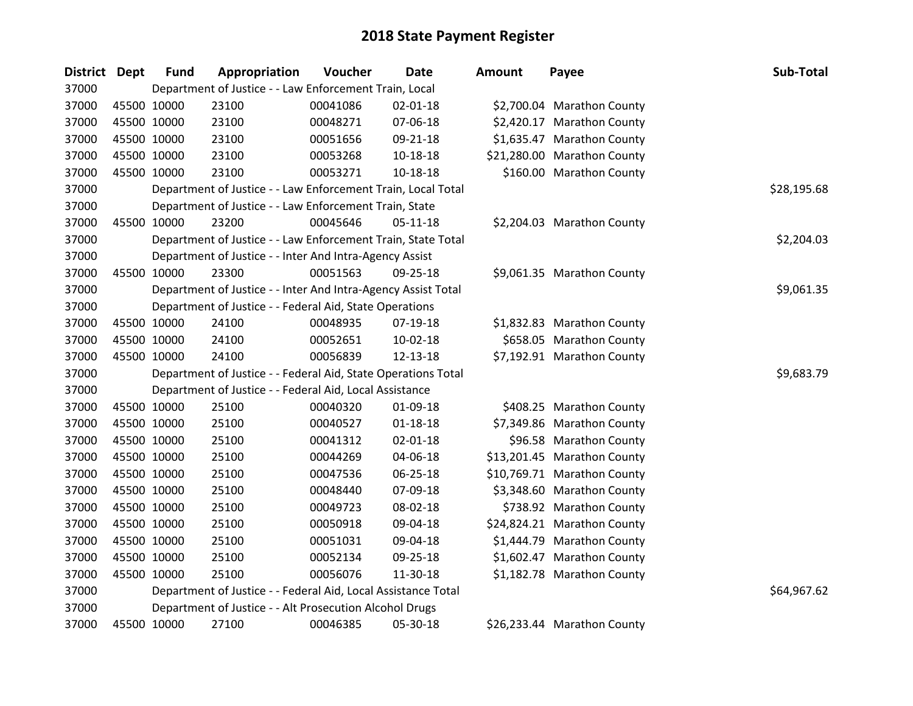# 2018 State Payment Register

| District | Dept | Fund | Appropriation | Voucher | Date | Amount | Payee | Sub-Total |
|---|---|---|---|---|---|---|---|---|
| 37000 | | Department of Justice - - Law Enforcement Train, Local | | | | | | |
| 37000 | 45500 | 10000 | 23100 | 00041086 | 02-01-18 | $2,700.04 | Marathon County | |
| 37000 | 45500 | 10000 | 23100 | 00048271 | 07-06-18 | $2,420.17 | Marathon County | |
| 37000 | 45500 | 10000 | 23100 | 00051656 | 09-21-18 | $1,635.47 | Marathon County | |
| 37000 | 45500 | 10000 | 23100 | 00053268 | 10-18-18 | $21,280.00 | Marathon County | |
| 37000 | 45500 | 10000 | 23100 | 00053271 | 10-18-18 | $160.00 | Marathon County | |
| 37000 | | Department of Justice - - Law Enforcement Train, Local Total | | | | | | $28,195.68 |
| 37000 | | Department of Justice - - Law Enforcement Train, State | | | | | | |
| 37000 | 45500 | 10000 | 23200 | 00045646 | 05-11-18 | $2,204.03 | Marathon County | |
| 37000 | | Department of Justice - - Law Enforcement Train, State Total | | | | | | $2,204.03 |
| 37000 | | Department of Justice - - Inter And Intra-Agency Assist | | | | | | |
| 37000 | 45500 | 10000 | 23300 | 00051563 | 09-25-18 | $9,061.35 | Marathon County | |
| 37000 | | Department of Justice - - Inter And Intra-Agency Assist Total | | | | | | $9,061.35 |
| 37000 | | Department of Justice - - Federal Aid, State Operations | | | | | | |
| 37000 | 45500 | 10000 | 24100 | 00048935 | 07-19-18 | $1,832.83 | Marathon County | |
| 37000 | 45500 | 10000 | 24100 | 00052651 | 10-02-18 | $658.05 | Marathon County | |
| 37000 | 45500 | 10000 | 24100 | 00056839 | 12-13-18 | $7,192.91 | Marathon County | |
| 37000 | | Department of Justice - - Federal Aid, State Operations Total | | | | | | $9,683.79 |
| 37000 | | Department of Justice - - Federal Aid, Local Assistance | | | | | | |
| 37000 | 45500 | 10000 | 25100 | 00040320 | 01-09-18 | $408.25 | Marathon County | |
| 37000 | 45500 | 10000 | 25100 | 00040527 | 01-18-18 | $7,349.86 | Marathon County | |
| 37000 | 45500 | 10000 | 25100 | 00041312 | 02-01-18 | $96.58 | Marathon County | |
| 37000 | 45500 | 10000 | 25100 | 00044269 | 04-06-18 | $13,201.45 | Marathon County | |
| 37000 | 45500 | 10000 | 25100 | 00047536 | 06-25-18 | $10,769.71 | Marathon County | |
| 37000 | 45500 | 10000 | 25100 | 00048440 | 07-09-18 | $3,348.60 | Marathon County | |
| 37000 | 45500 | 10000 | 25100 | 00049723 | 08-02-18 | $738.92 | Marathon County | |
| 37000 | 45500 | 10000 | 25100 | 00050918 | 09-04-18 | $24,824.21 | Marathon County | |
| 37000 | 45500 | 10000 | 25100 | 00051031 | 09-04-18 | $1,444.79 | Marathon County | |
| 37000 | 45500 | 10000 | 25100 | 00052134 | 09-25-18 | $1,602.47 | Marathon County | |
| 37000 | 45500 | 10000 | 25100 | 00056076 | 11-30-18 | $1,182.78 | Marathon County | |
| 37000 | | Department of Justice - - Federal Aid, Local Assistance Total | | | | | | $64,967.62 |
| 37000 | | Department of Justice - - Alt Prosecution Alcohol Drugs | | | | | | |
| 37000 | 45500 | 10000 | 27100 | 00046385 | 05-30-18 | $26,233.44 | Marathon County | |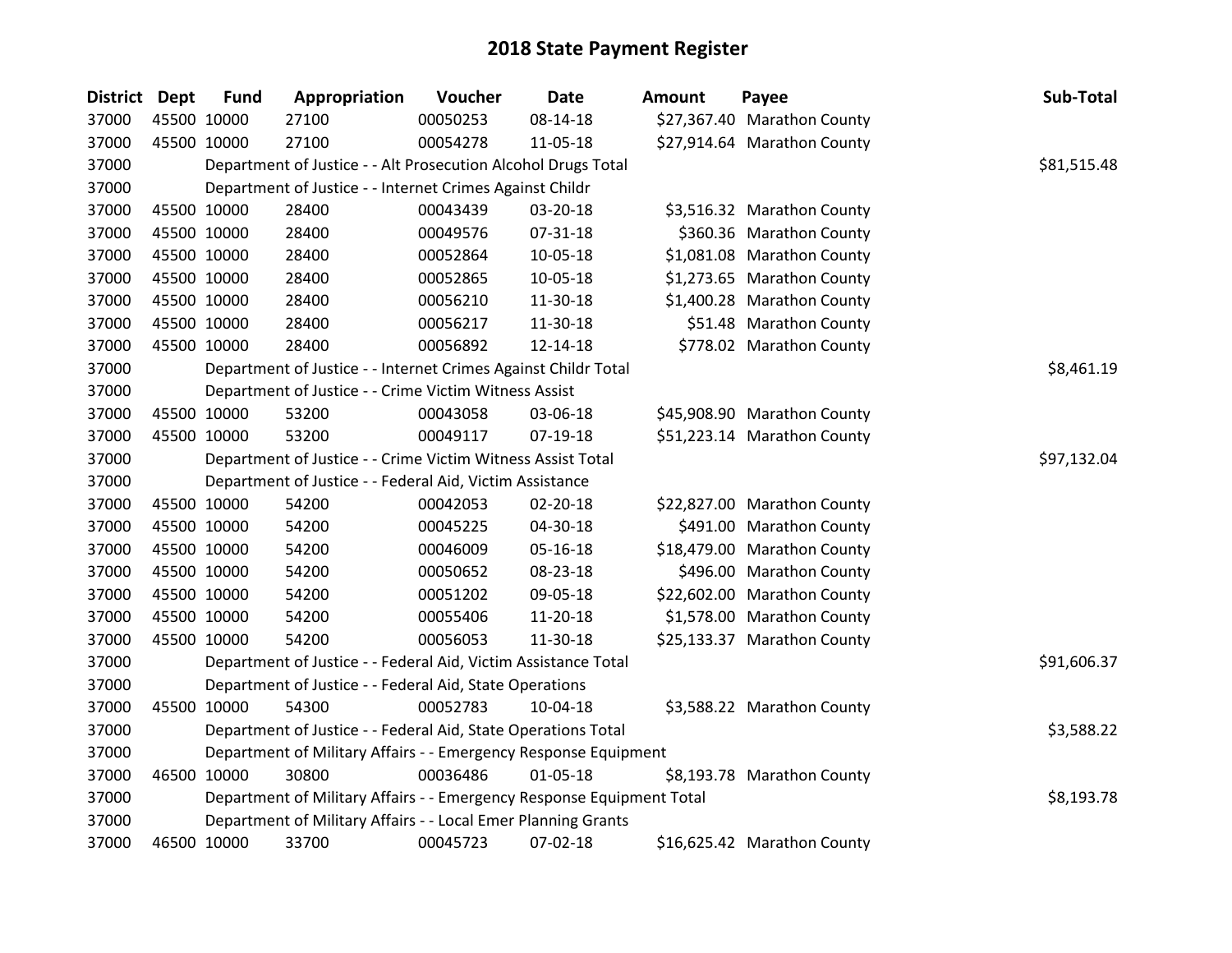# 2018 State Payment Register

| District | Dept | Fund | Appropriation | Voucher | Date | Amount | Payee | Sub-Total |
|---|---|---|---|---|---|---|---|---|
| 37000 | 45500 | 10000 | 27100 | 00050253 | 08-14-18 | $27,367.40 | Marathon County | |
| 37000 | 45500 | 10000 | 27100 | 00054278 | 11-05-18 | $27,914.64 | Marathon County | |
| 37000 | | Department of Justice - - Alt Prosecution Alcohol Drugs Total | | | | | | $81,515.48 |
| 37000 | | Department of Justice - - Internet Crimes Against Childr | | | | | | |
| 37000 | 45500 | 10000 | 28400 | 00043439 | 03-20-18 | $3,516.32 | Marathon County | |
| 37000 | 45500 | 10000 | 28400 | 00049576 | 07-31-18 | $360.36 | Marathon County | |
| 37000 | 45500 | 10000 | 28400 | 00052864 | 10-05-18 | $1,081.08 | Marathon County | |
| 37000 | 45500 | 10000 | 28400 | 00052865 | 10-05-18 | $1,273.65 | Marathon County | |
| 37000 | 45500 | 10000 | 28400 | 00056210 | 11-30-18 | $1,400.28 | Marathon County | |
| 37000 | 45500 | 10000 | 28400 | 00056217 | 11-30-18 | $51.48 | Marathon County | |
| 37000 | 45500 | 10000 | 28400 | 00056892 | 12-14-18 | $778.02 | Marathon County | |
| 37000 | | Department of Justice - - Internet Crimes Against Childr Total | | | | | | $8,461.19 |
| 37000 | | Department of Justice - - Crime Victim Witness Assist | | | | | | |
| 37000 | 45500 | 10000 | 53200 | 00043058 | 03-06-18 | $45,908.90 | Marathon County | |
| 37000 | 45500 | 10000 | 53200 | 00049117 | 07-19-18 | $51,223.14 | Marathon County | |
| 37000 | | Department of Justice - - Crime Victim Witness Assist Total | | | | | | $97,132.04 |
| 37000 | | Department of Justice - - Federal Aid, Victim Assistance | | | | | | |
| 37000 | 45500 | 10000 | 54200 | 00042053 | 02-20-18 | $22,827.00 | Marathon County | |
| 37000 | 45500 | 10000 | 54200 | 00045225 | 04-30-18 | $491.00 | Marathon County | |
| 37000 | 45500 | 10000 | 54200 | 00046009 | 05-16-18 | $18,479.00 | Marathon County | |
| 37000 | 45500 | 10000 | 54200 | 00050652 | 08-23-18 | $496.00 | Marathon County | |
| 37000 | 45500 | 10000 | 54200 | 00051202 | 09-05-18 | $22,602.00 | Marathon County | |
| 37000 | 45500 | 10000 | 54200 | 00055406 | 11-20-18 | $1,578.00 | Marathon County | |
| 37000 | 45500 | 10000 | 54200 | 00056053 | 11-30-18 | $25,133.37 | Marathon County | |
| 37000 | | Department of Justice - - Federal Aid, Victim Assistance Total | | | | | | $91,606.37 |
| 37000 | | Department of Justice - - Federal Aid, State Operations | | | | | | |
| 37000 | 45500 | 10000 | 54300 | 00052783 | 10-04-18 | $3,588.22 | Marathon County | |
| 37000 | | Department of Justice - - Federal Aid, State Operations Total | | | | | | $3,588.22 |
| 37000 | | Department of Military Affairs - - Emergency Response Equipment | | | | | | |
| 37000 | 46500 | 10000 | 30800 | 00036486 | 01-05-18 | $8,193.78 | Marathon County | |
| 37000 | | Department of Military Affairs - - Emergency Response Equipment Total | | | | | | $8,193.78 |
| 37000 | | Department of Military Affairs - - Local Emer Planning Grants | | | | | | |
| 37000 | 46500 | 10000 | 33700 | 00045723 | 07-02-18 | $16,625.42 | Marathon County | |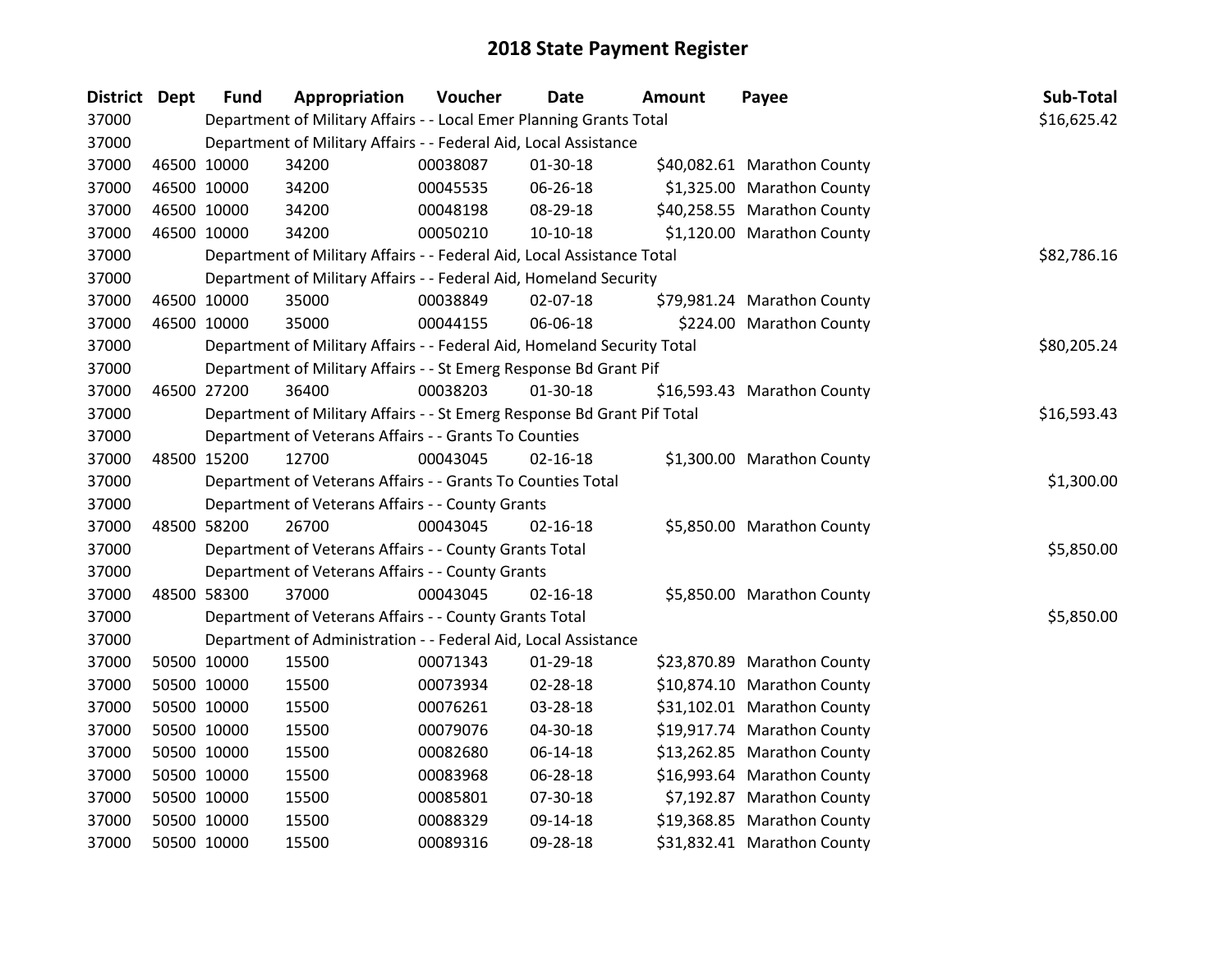# 2018 State Payment Register

| District | Dept | Fund | Appropriation | Voucher | Date | Amount | Payee | Sub-Total |
|---|---|---|---|---|---|---|---|---|
| 37000 | | Department of Military Affairs - - Local Emer Planning Grants Total | | | | | | $16,625.42 |
| 37000 | | Department of Military Affairs - - Federal Aid, Local Assistance | | | | | | |
| 37000 | 46500 | 10000 | 34200 | 00038087 | 01-30-18 | $40,082.61 | Marathon County | |
| 37000 | 46500 | 10000 | 34200 | 00045535 | 06-26-18 | $1,325.00 | Marathon County | |
| 37000 | 46500 | 10000 | 34200 | 00048198 | 08-29-18 | $40,258.55 | Marathon County | |
| 37000 | 46500 | 10000 | 34200 | 00050210 | 10-10-18 | $1,120.00 | Marathon County | |
| 37000 | | Department of Military Affairs - - Federal Aid, Local Assistance Total | | | | | | $82,786.16 |
| 37000 | | Department of Military Affairs - - Federal Aid, Homeland Security | | | | | | |
| 37000 | 46500 | 10000 | 35000 | 00038849 | 02-07-18 | $79,981.24 | Marathon County | |
| 37000 | 46500 | 10000 | 35000 | 00044155 | 06-06-18 | $224.00 | Marathon County | |
| 37000 | | Department of Military Affairs - - Federal Aid, Homeland Security Total | | | | | | $80,205.24 |
| 37000 | | Department of Military Affairs - - St Emerg Response Bd Grant Pif | | | | | | |
| 37000 | 46500 | 27200 | 36400 | 00038203 | 01-30-18 | $16,593.43 | Marathon County | |
| 37000 | | Department of Military Affairs - - St Emerg Response Bd Grant Pif Total | | | | | | $16,593.43 |
| 37000 | | Department of Veterans Affairs - - Grants To Counties | | | | | | |
| 37000 | 48500 | 15200 | 12700 | 00043045 | 02-16-18 | $1,300.00 | Marathon County | |
| 37000 | | Department of Veterans Affairs - - Grants To Counties Total | | | | | | $1,300.00 |
| 37000 | | Department of Veterans Affairs - - County Grants | | | | | | |
| 37000 | 48500 | 58200 | 26700 | 00043045 | 02-16-18 | $5,850.00 | Marathon County | |
| 37000 | | Department of Veterans Affairs - - County Grants Total | | | | | | $5,850.00 |
| 37000 | | Department of Veterans Affairs - - County Grants | | | | | | |
| 37000 | 48500 | 58300 | 37000 | 00043045 | 02-16-18 | $5,850.00 | Marathon County | |
| 37000 | | Department of Veterans Affairs - - County Grants Total | | | | | | $5,850.00 |
| 37000 | | Department of Administration - - Federal Aid, Local Assistance | | | | | | |
| 37000 | 50500 | 10000 | 15500 | 00071343 | 01-29-18 | $23,870.89 | Marathon County | |
| 37000 | 50500 | 10000 | 15500 | 00073934 | 02-28-18 | $10,874.10 | Marathon County | |
| 37000 | 50500 | 10000 | 15500 | 00076261 | 03-28-18 | $31,102.01 | Marathon County | |
| 37000 | 50500 | 10000 | 15500 | 00079076 | 04-30-18 | $19,917.74 | Marathon County | |
| 37000 | 50500 | 10000 | 15500 | 00082680 | 06-14-18 | $13,262.85 | Marathon County | |
| 37000 | 50500 | 10000 | 15500 | 00083968 | 06-28-18 | $16,993.64 | Marathon County | |
| 37000 | 50500 | 10000 | 15500 | 00085801 | 07-30-18 | $7,192.87 | Marathon County | |
| 37000 | 50500 | 10000 | 15500 | 00088329 | 09-14-18 | $19,368.85 | Marathon County | |
| 37000 | 50500 | 10000 | 15500 | 00089316 | 09-28-18 | $31,832.41 | Marathon County | |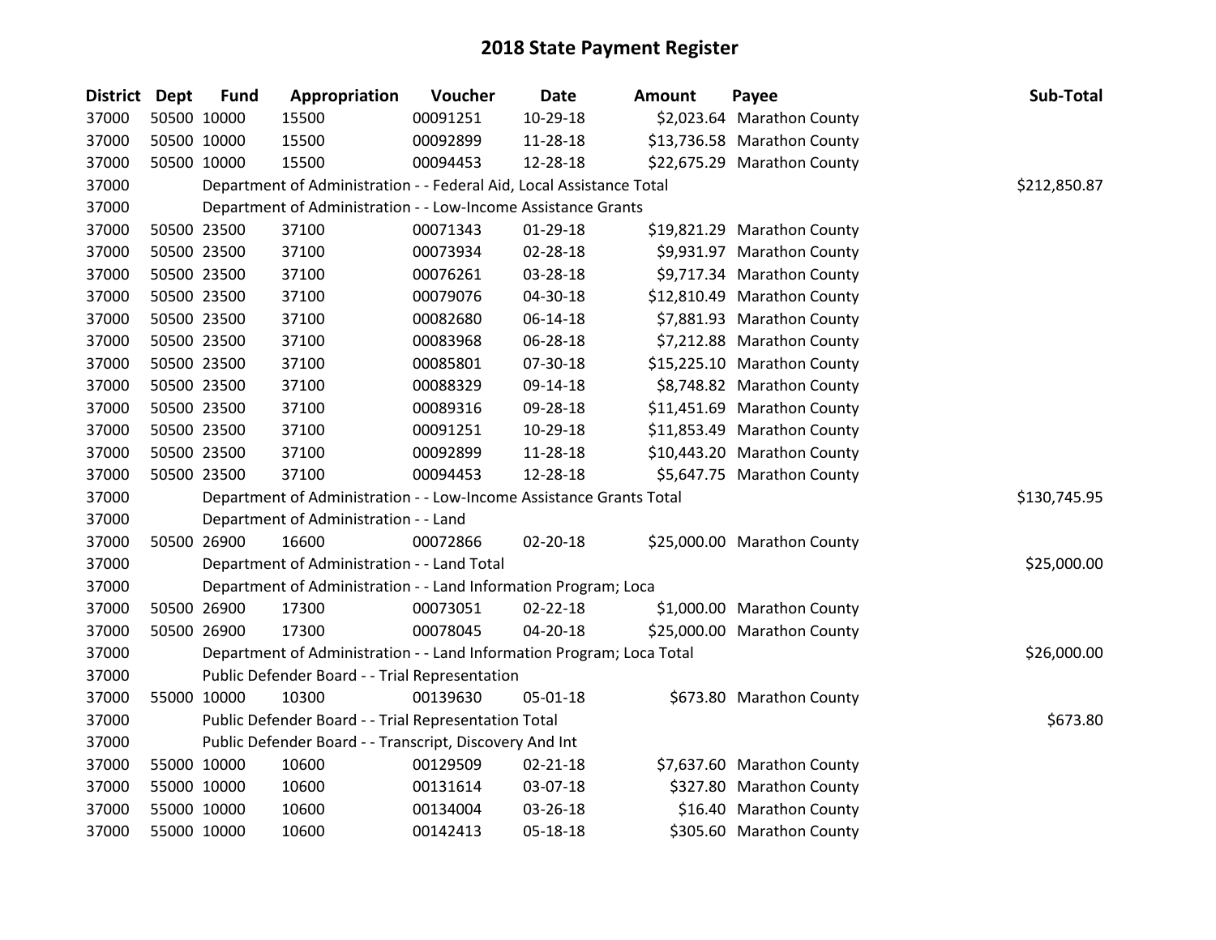# 2018 State Payment Register

| District | Dept | Fund | Appropriation | Voucher | Date | Amount | Payee | Sub-Total |
|---|---|---|---|---|---|---|---|---|
| 37000 | 50500 | 10000 | 15500 | 00091251 | 10-29-18 | $2,023.64 | Marathon County | |
| 37000 | 50500 | 10000 | 15500 | 00092899 | 11-28-18 | $13,736.58 | Marathon County | |
| 37000 | 50500 | 10000 | 15500 | 00094453 | 12-28-18 | $22,675.29 | Marathon County | |
| 37000 | | Department of Administration - - Federal Aid, Local Assistance Total | | | | | | $212,850.87 |
| 37000 | | Department of Administration - - Low-Income Assistance Grants | | | | | | |
| 37000 | 50500 | 23500 | 37100 | 00071343 | 01-29-18 | $19,821.29 | Marathon County | |
| 37000 | 50500 | 23500 | 37100 | 00073934 | 02-28-18 | $9,931.97 | Marathon County | |
| 37000 | 50500 | 23500 | 37100 | 00076261 | 03-28-18 | $9,717.34 | Marathon County | |
| 37000 | 50500 | 23500 | 37100 | 00079076 | 04-30-18 | $12,810.49 | Marathon County | |
| 37000 | 50500 | 23500 | 37100 | 00082680 | 06-14-18 | $7,881.93 | Marathon County | |
| 37000 | 50500 | 23500 | 37100 | 00083968 | 06-28-18 | $7,212.88 | Marathon County | |
| 37000 | 50500 | 23500 | 37100 | 00085801 | 07-30-18 | $15,225.10 | Marathon County | |
| 37000 | 50500 | 23500 | 37100 | 00088329 | 09-14-18 | $8,748.82 | Marathon County | |
| 37000 | 50500 | 23500 | 37100 | 00089316 | 09-28-18 | $11,451.69 | Marathon County | |
| 37000 | 50500 | 23500 | 37100 | 00091251 | 10-29-18 | $11,853.49 | Marathon County | |
| 37000 | 50500 | 23500 | 37100 | 00092899 | 11-28-18 | $10,443.20 | Marathon County | |
| 37000 | 50500 | 23500 | 37100 | 00094453 | 12-28-18 | $5,647.75 | Marathon County | |
| 37000 | | Department of Administration - - Low-Income Assistance Grants Total | | | | | | $130,745.95 |
| 37000 | | Department of Administration - - Land | | | | | | |
| 37000 | 50500 | 26900 | 16600 | 00072866 | 02-20-18 | $25,000.00 | Marathon County | |
| 37000 | | Department of Administration - - Land Total | | | | | | $25,000.00 |
| 37000 | | Department of Administration - - Land Information Program; Loca | | | | | | |
| 37000 | 50500 | 26900 | 17300 | 00073051 | 02-22-18 | $1,000.00 | Marathon County | |
| 37000 | 50500 | 26900 | 17300 | 00078045 | 04-20-18 | $25,000.00 | Marathon County | |
| 37000 | | Department of Administration - - Land Information Program; Loca Total | | | | | | $26,000.00 |
| 37000 | | Public Defender Board - - Trial Representation | | | | | | |
| 37000 | 55000 | 10000 | 10300 | 00139630 | 05-01-18 | $673.80 | Marathon County | |
| 37000 | | Public Defender Board - - Trial Representation Total | | | | | | $673.80 |
| 37000 | | Public Defender Board - - Transcript, Discovery And Int | | | | | | |
| 37000 | 55000 | 10000 | 10600 | 00129509 | 02-21-18 | $7,637.60 | Marathon County | |
| 37000 | 55000 | 10000 | 10600 | 00131614 | 03-07-18 | $327.80 | Marathon County | |
| 37000 | 55000 | 10000 | 10600 | 00134004 | 03-26-18 | $16.40 | Marathon County | |
| 37000 | 55000 | 10000 | 10600 | 00142413 | 05-18-18 | $305.60 | Marathon County | |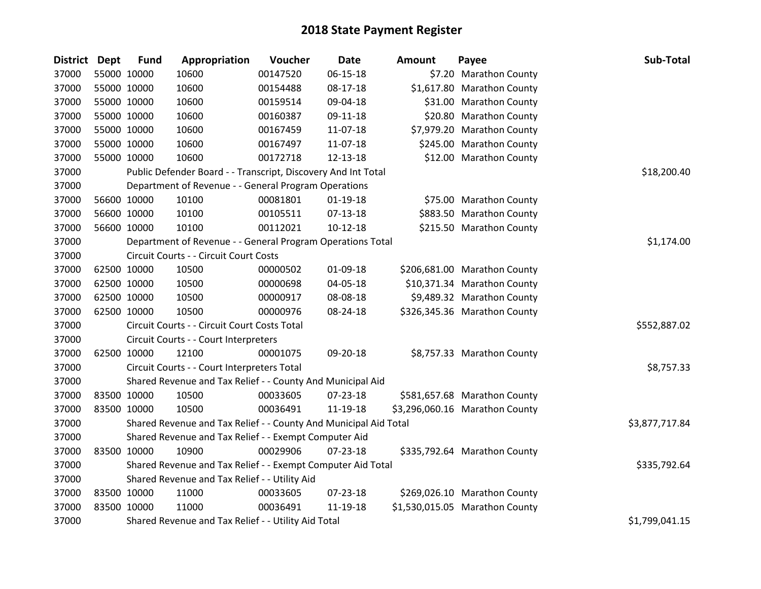# 2018 State Payment Register

| District | Dept | Fund | Appropriation | Voucher | Date | Amount | Payee | Sub-Total |
|---|---|---|---|---|---|---|---|---|
| 37000 | 55000 | 10000 | 10600 | 00147520 | 06-15-18 | $7.20 | Marathon County | |
| 37000 | 55000 | 10000 | 10600 | 00154488 | 08-17-18 | $1,617.80 | Marathon County | |
| 37000 | 55000 | 10000 | 10600 | 00159514 | 09-04-18 | $31.00 | Marathon County | |
| 37000 | 55000 | 10000 | 10600 | 00160387 | 09-11-18 | $20.80 | Marathon County | |
| 37000 | 55000 | 10000 | 10600 | 00167459 | 11-07-18 | $7,979.20 | Marathon County | |
| 37000 | 55000 | 10000 | 10600 | 00167497 | 11-07-18 | $245.00 | Marathon County | |
| 37000 | 55000 | 10000 | 10600 | 00172718 | 12-13-18 | $12.00 | Marathon County | |
| 37000 | | Public Defender Board - - Transcript, Discovery And Int Total | | | | | | $18,200.40 |
| 37000 | | Department of Revenue - - General Program Operations | | | | | | |
| 37000 | 56600 | 10000 | 10100 | 00081801 | 01-19-18 | $75.00 | Marathon County | |
| 37000 | 56600 | 10000 | 10100 | 00105511 | 07-13-18 | $883.50 | Marathon County | |
| 37000 | 56600 | 10000 | 10100 | 00112021 | 10-12-18 | $215.50 | Marathon County | |
| 37000 | | Department of Revenue - - General Program Operations Total | | | | | | $1,174.00 |
| 37000 | | Circuit Courts - - Circuit Court Costs | | | | | | |
| 37000 | 62500 | 10000 | 10500 | 00000502 | 01-09-18 | $206,681.00 | Marathon County | |
| 37000 | 62500 | 10000 | 10500 | 00000698 | 04-05-18 | $10,371.34 | Marathon County | |
| 37000 | 62500 | 10000 | 10500 | 00000917 | 08-08-18 | $9,489.32 | Marathon County | |
| 37000 | 62500 | 10000 | 10500 | 00000976 | 08-24-18 | $326,345.36 | Marathon County | |
| 37000 | | Circuit Courts - - Circuit Court Costs Total | | | | | | $552,887.02 |
| 37000 | | Circuit Courts - - Court Interpreters | | | | | | |
| 37000 | 62500 | 10000 | 12100 | 00001075 | 09-20-18 | $8,757.33 | Marathon County | |
| 37000 | | Circuit Courts - - Court Interpreters Total | | | | | | $8,757.33 |
| 37000 | | Shared Revenue and Tax Relief - - County And Municipal Aid | | | | | | |
| 37000 | 83500 | 10000 | 10500 | 00033605 | 07-23-18 | $581,657.68 | Marathon County | |
| 37000 | 83500 | 10000 | 10500 | 00036491 | 11-19-18 | $3,296,060.16 | Marathon County | |
| 37000 | | Shared Revenue and Tax Relief - - County And Municipal Aid Total | | | | | | $3,877,717.84 |
| 37000 | | Shared Revenue and Tax Relief - - Exempt Computer Aid | | | | | | |
| 37000 | 83500 | 10000 | 10900 | 00029906 | 07-23-18 | $335,792.64 | Marathon County | |
| 37000 | | Shared Revenue and Tax Relief - - Exempt Computer Aid Total | | | | | | $335,792.64 |
| 37000 | | Shared Revenue and Tax Relief - - Utility Aid | | | | | | |
| 37000 | 83500 | 10000 | 11000 | 00033605 | 07-23-18 | $269,026.10 | Marathon County | |
| 37000 | 83500 | 10000 | 11000 | 00036491 | 11-19-18 | $1,530,015.05 | Marathon County | |
| 37000 | | Shared Revenue and Tax Relief - - Utility Aid Total | | | | | | $1,799,041.15 |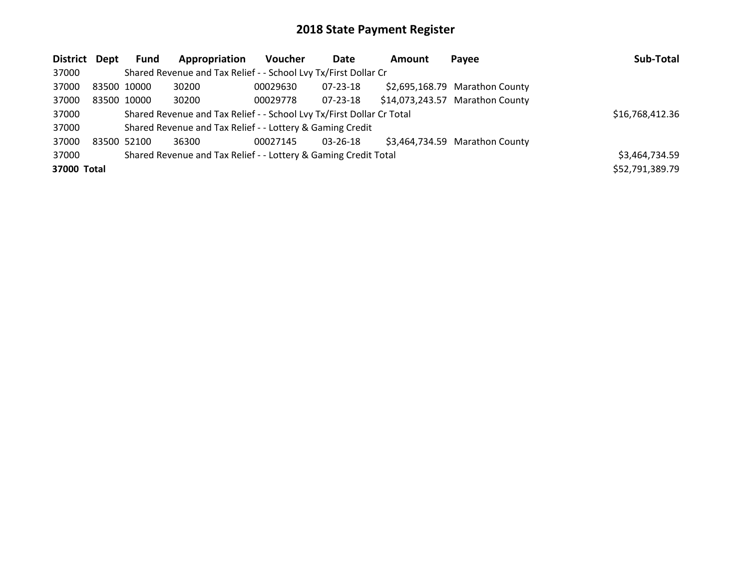# 2018 State Payment Register

| District | Dept | Fund | Appropriation | Voucher | Date | Amount | Payee | Sub-Total |
|---|---|---|---|---|---|---|---|---|
| 37000 | | Shared Revenue and Tax Relief - - School Lvy Tx/First Dollar Cr | | | | | | |
| 37000 | 83500 | 10000 | 30200 | 00029630 | 07-23-18 | $2,695,168.79 | Marathon County | |
| 37000 | 83500 | 10000 | 30200 | 00029778 | 07-23-18 | $14,073,243.57 | Marathon County | |
| 37000 | | Shared Revenue and Tax Relief - - School Lvy Tx/First Dollar Cr Total | | | | | | $16,768,412.36 |
| 37000 | | Shared Revenue and Tax Relief - - Lottery & Gaming Credit | | | | | | |
| 37000 | 83500 | 52100 | 36300 | 00027145 | 03-26-18 | $3,464,734.59 | Marathon County | |
| 37000 | | Shared Revenue and Tax Relief - - Lottery & Gaming Credit Total | | | | | | $3,464,734.59 |
| **37000** | **Total** | | | | | | | $52,791,389.79 |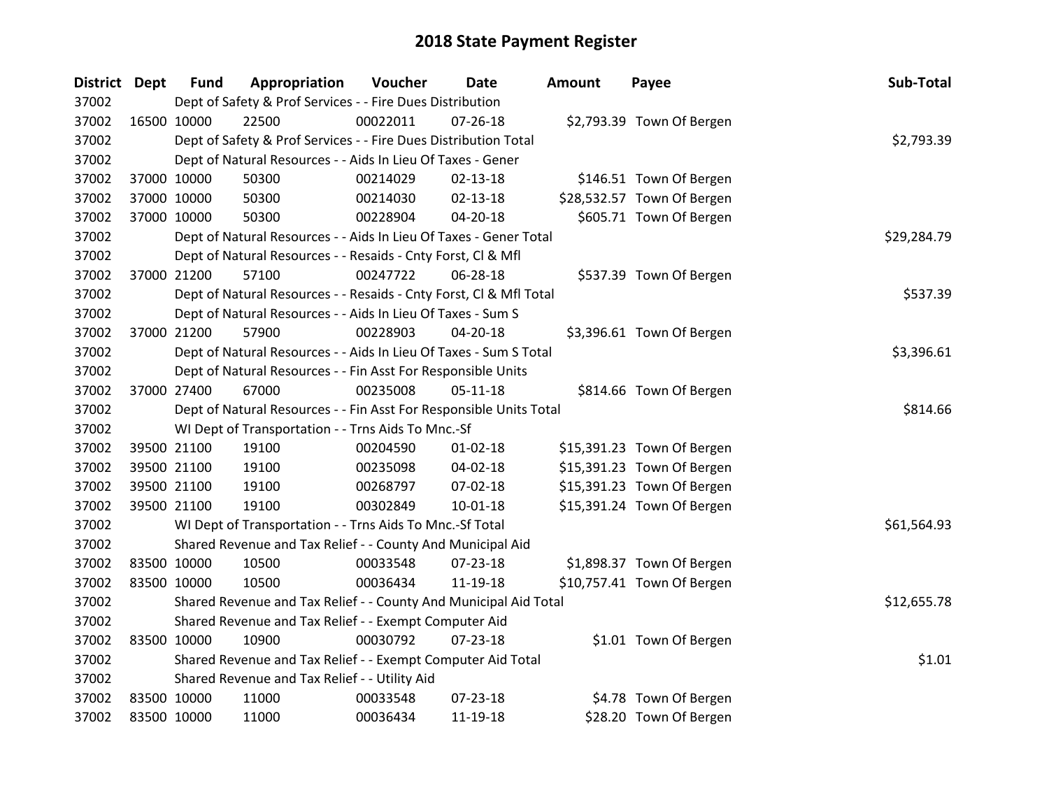# 2018 State Payment Register

| District | Dept | Fund | Appropriation | Voucher | Date | Amount | Payee | Sub-Total |
|---|---|---|---|---|---|---|---|---|
| 37002 | | Dept of Safety & Prof Services - - Fire Dues Distribution | | | | | | |
| 37002 | 16500 | 10000 | 22500 | 00022011 | 07-26-18 | $2,793.39 | Town Of Bergen | |
| 37002 | | Dept of Safety & Prof Services - - Fire Dues Distribution Total | | | | | | $2,793.39 |
| 37002 | | Dept of Natural Resources - - Aids In Lieu Of Taxes - Gener | | | | | | |
| 37002 | 37000 | 10000 | 50300 | 00214029 | 02-13-18 | $146.51 | Town Of Bergen | |
| 37002 | 37000 | 10000 | 50300 | 00214030 | 02-13-18 | $28,532.57 | Town Of Bergen | |
| 37002 | 37000 | 10000 | 50300 | 00228904 | 04-20-18 | $605.71 | Town Of Bergen | |
| 37002 | | Dept of Natural Resources - - Aids In Lieu Of Taxes - Gener Total | | | | | | $29,284.79 |
| 37002 | | Dept of Natural Resources - - Resaids - Cnty Forst, Cl & Mfl | | | | | | |
| 37002 | 37000 | 21200 | 57100 | 00247722 | 06-28-18 | $537.39 | Town Of Bergen | |
| 37002 | | Dept of Natural Resources - - Resaids - Cnty Forst, Cl & Mfl Total | | | | | | $537.39 |
| 37002 | | Dept of Natural Resources - - Aids In Lieu Of Taxes - Sum S | | | | | | |
| 37002 | 37000 | 21200 | 57900 | 00228903 | 04-20-18 | $3,396.61 | Town Of Bergen | |
| 37002 | | Dept of Natural Resources - - Aids In Lieu Of Taxes - Sum S Total | | | | | | $3,396.61 |
| 37002 | | Dept of Natural Resources - - Fin Asst For Responsible Units | | | | | | |
| 37002 | 37000 | 27400 | 67000 | 00235008 | 05-11-18 | $814.66 | Town Of Bergen | |
| 37002 | | Dept of Natural Resources - - Fin Asst For Responsible Units Total | | | | | | $814.66 |
| 37002 | | WI Dept of Transportation - - Trns Aids To Mnc.-Sf | | | | | | |
| 37002 | 39500 | 21100 | 19100 | 00204590 | 01-02-18 | $15,391.23 | Town Of Bergen | |
| 37002 | 39500 | 21100 | 19100 | 00235098 | 04-02-18 | $15,391.23 | Town Of Bergen | |
| 37002 | 39500 | 21100 | 19100 | 00268797 | 07-02-18 | $15,391.23 | Town Of Bergen | |
| 37002 | 39500 | 21100 | 19100 | 00302849 | 10-01-18 | $15,391.24 | Town Of Bergen | |
| 37002 | | WI Dept of Transportation - - Trns Aids To Mnc.-Sf Total | | | | | | $61,564.93 |
| 37002 | | Shared Revenue and Tax Relief - - County And Municipal Aid | | | | | | |
| 37002 | 83500 | 10000 | 10500 | 00033548 | 07-23-18 | $1,898.37 | Town Of Bergen | |
| 37002 | 83500 | 10000 | 10500 | 00036434 | 11-19-18 | $10,757.41 | Town Of Bergen | |
| 37002 | | Shared Revenue and Tax Relief - - County And Municipal Aid Total | | | | | | $12,655.78 |
| 37002 | | Shared Revenue and Tax Relief - - Exempt Computer Aid | | | | | | |
| 37002 | 83500 | 10000 | 10900 | 00030792 | 07-23-18 | $1.01 | Town Of Bergen | |
| 37002 | | Shared Revenue and Tax Relief - - Exempt Computer Aid Total | | | | | | $1.01 |
| 37002 | | Shared Revenue and Tax Relief - - Utility Aid | | | | | | |
| 37002 | 83500 | 10000 | 11000 | 00033548 | 07-23-18 | $4.78 | Town Of Bergen | |
| 37002 | 83500 | 10000 | 11000 | 00036434 | 11-19-18 | $28.20 | Town Of Bergen | |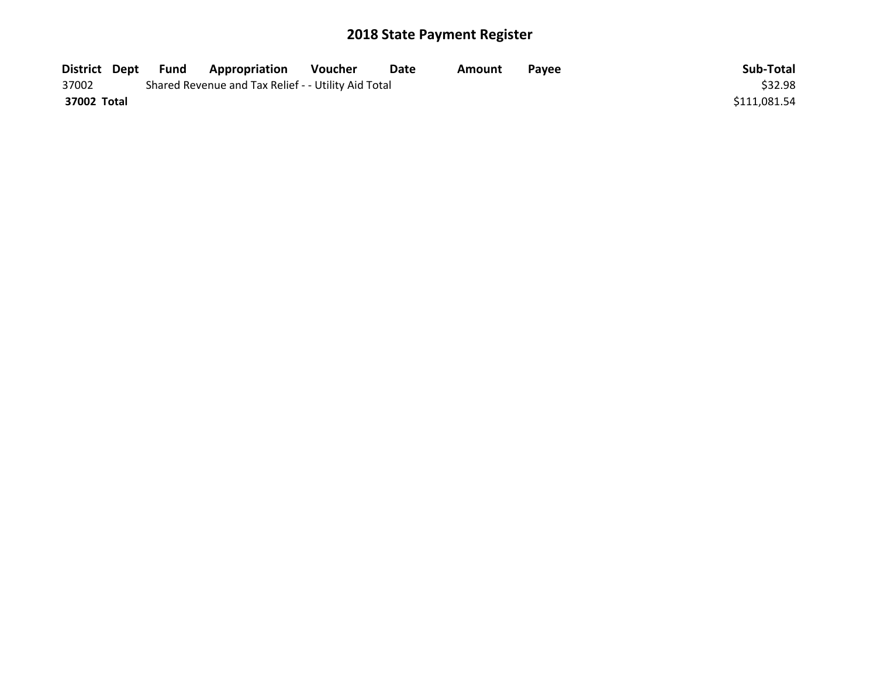# 2018 State Payment Register

| District | Dept | Fund | Appropriation | Voucher | Date | Amount | Payee | Sub-Total |
|---|---|---|---|---|---|---|---|---|
| 37002 | | Shared Revenue and Tax Relief - - Utility Aid Total | | | | | | $32.98 |
| **37002 Total** | | | | | | | | $111,081.54 |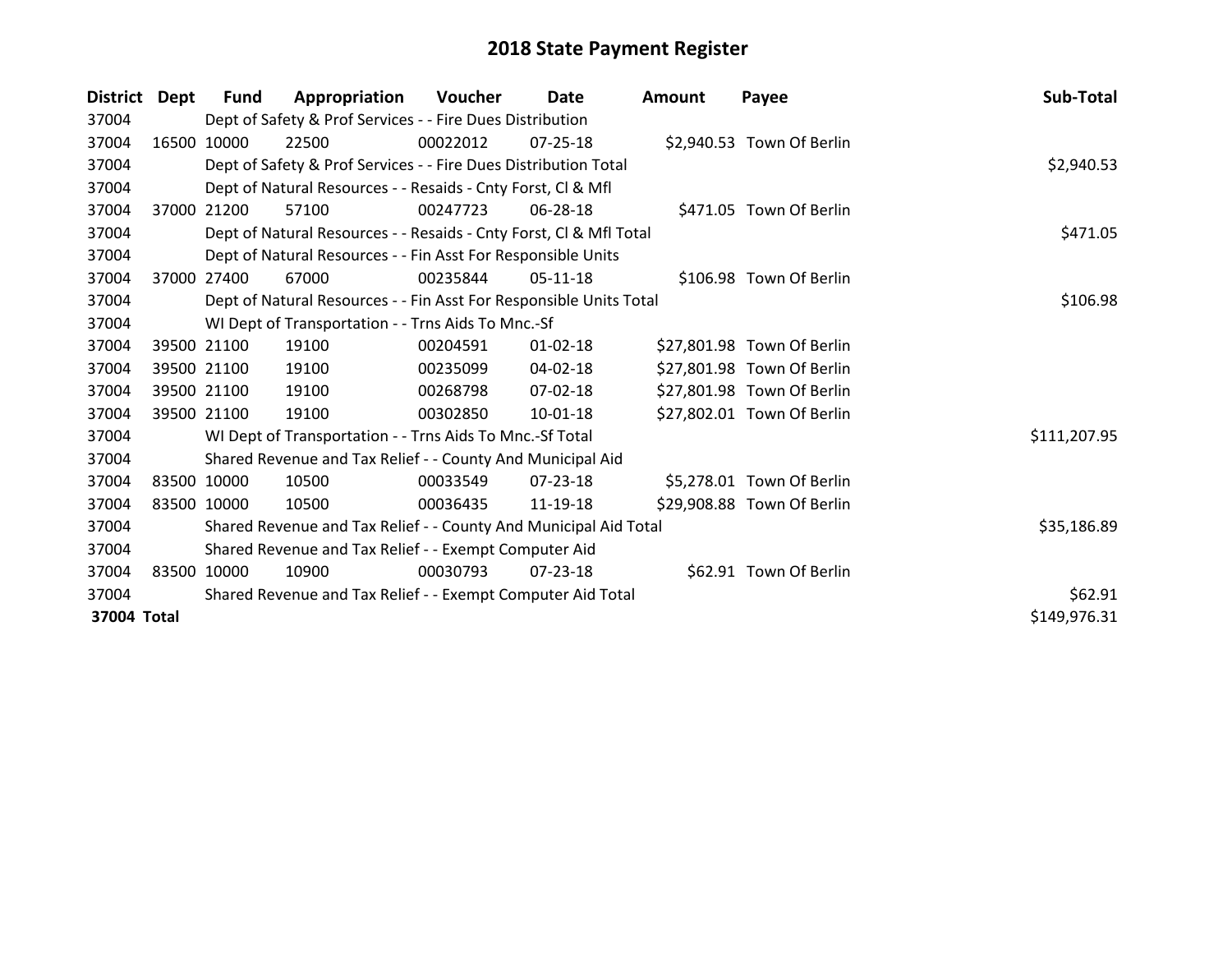# 2018 State Payment Register

| District | Dept | Fund | Appropriation | Voucher | Date | Amount | Payee | Sub-Total |
|---|---|---|---|---|---|---|---|---|
| 37004 | | Dept of Safety & Prof Services - - Fire Dues Distribution | | | | | | |
| 37004 | 16500 | 10000 | 22500 | 00022012 | 07-25-18 | $2,940.53 | Town Of Berlin | |
| 37004 | | Dept of Safety & Prof Services - - Fire Dues Distribution Total | | | | | | $2,940.53 |
| 37004 | | Dept of Natural Resources - - Resaids - Cnty Forst, Cl & Mfl | | | | | | |
| 37004 | 37000 | 21200 | 57100 | 00247723 | 06-28-18 | $471.05 | Town Of Berlin | |
| 37004 | | Dept of Natural Resources - - Resaids - Cnty Forst, Cl & Mfl Total | | | | | | $471.05 |
| 37004 | | Dept of Natural Resources - - Fin Asst For Responsible Units | | | | | | |
| 37004 | 37000 | 27400 | 67000 | 00235844 | 05-11-18 | $106.98 | Town Of Berlin | |
| 37004 | | Dept of Natural Resources - - Fin Asst For Responsible Units Total | | | | | | $106.98 |
| 37004 | | WI Dept of Transportation - - Trns Aids To Mnc.-Sf | | | | | | |
| 37004 | 39500 | 21100 | 19100 | 00204591 | 01-02-18 | $27,801.98 | Town Of Berlin | |
| 37004 | 39500 | 21100 | 19100 | 00235099 | 04-02-18 | $27,801.98 | Town Of Berlin | |
| 37004 | 39500 | 21100 | 19100 | 00268798 | 07-02-18 | $27,801.98 | Town Of Berlin | |
| 37004 | 39500 | 21100 | 19100 | 00302850 | 10-01-18 | $27,802.01 | Town Of Berlin | |
| 37004 | | WI Dept of Transportation - - Trns Aids To Mnc.-Sf Total | | | | | | $111,207.95 |
| 37004 | | Shared Revenue and Tax Relief - - County And Municipal Aid | | | | | | |
| 37004 | 83500 | 10000 | 10500 | 00033549 | 07-23-18 | $5,278.01 | Town Of Berlin | |
| 37004 | 83500 | 10000 | 10500 | 00036435 | 11-19-18 | $29,908.88 | Town Of Berlin | |
| 37004 | | Shared Revenue and Tax Relief - - County And Municipal Aid Total | | | | | | $35,186.89 |
| 37004 | | Shared Revenue and Tax Relief - - Exempt Computer Aid | | | | | | |
| 37004 | 83500 | 10000 | 10900 | 00030793 | 07-23-18 | $62.91 | Town Of Berlin | |
| 37004 | | Shared Revenue and Tax Relief - - Exempt Computer Aid Total | | | | | | $62.91 |
| **37004 Total** | | | | | | | | $149,976.31 |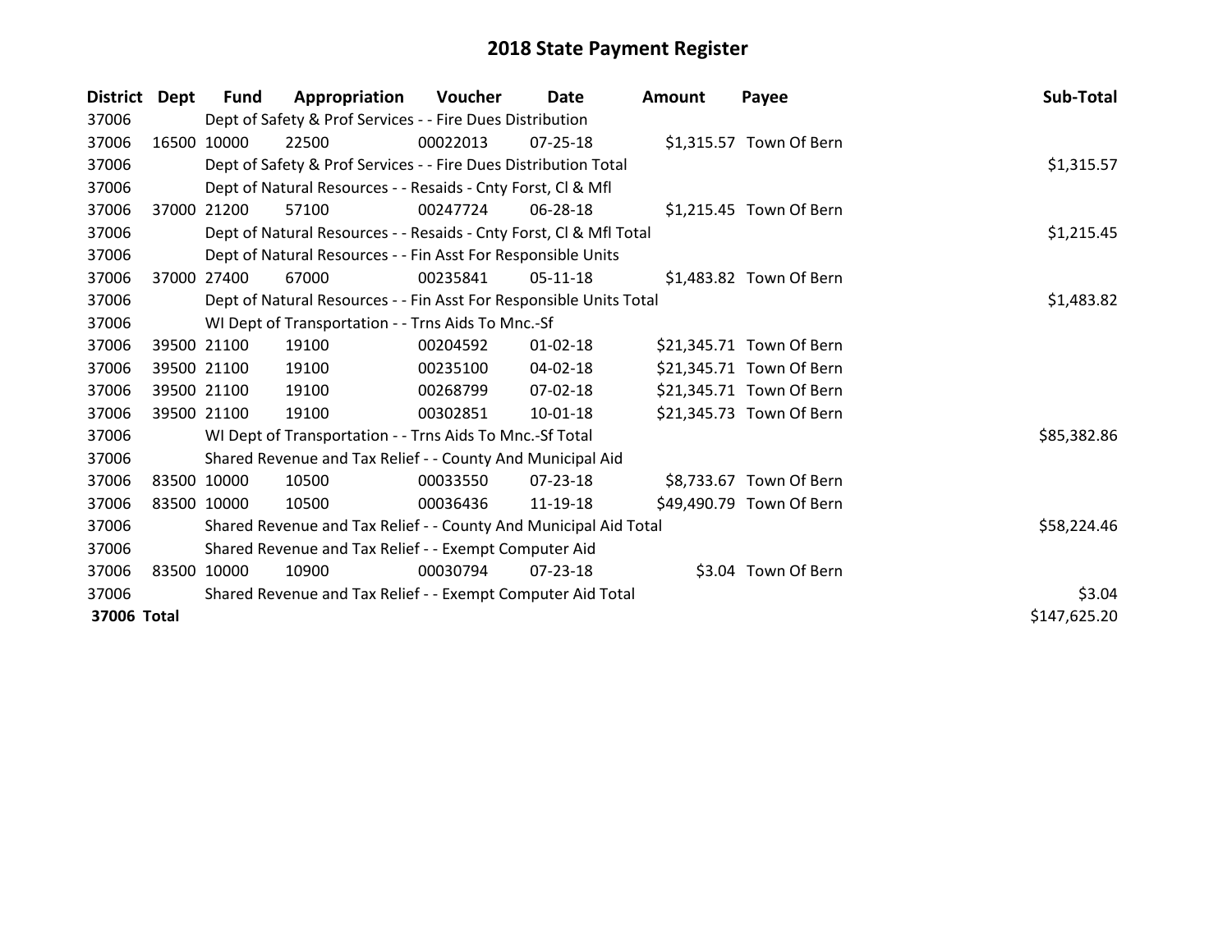# 2018 State Payment Register

| District | Dept | Fund | Appropriation | Voucher | Date | Amount | Payee | Sub-Total |
|---|---|---|---|---|---|---|---|---|
| 37006 | | Dept of Safety & Prof Services - - Fire Dues Distribution | | | | | | |
| 37006 | 16500 | 10000 | 22500 | 00022013 | 07-25-18 | $1,315.57 | Town Of Bern | |
| 37006 | | Dept of Safety & Prof Services - - Fire Dues Distribution Total | | | | | | $1,315.57 |
| 37006 | | Dept of Natural Resources - - Resaids - Cnty Forst, Cl & Mfl | | | | | | |
| 37006 | 37000 | 21200 | 57100 | 00247724 | 06-28-18 | $1,215.45 | Town Of Bern | |
| 37006 | | Dept of Natural Resources - - Resaids - Cnty Forst, Cl & Mfl Total | | | | | | $1,215.45 |
| 37006 | | Dept of Natural Resources - - Fin Asst For Responsible Units | | | | | | |
| 37006 | 37000 | 27400 | 67000 | 00235841 | 05-11-18 | $1,483.82 | Town Of Bern | |
| 37006 | | Dept of Natural Resources - - Fin Asst For Responsible Units Total | | | | | | $1,483.82 |
| 37006 | | WI Dept of Transportation - - Trns Aids To Mnc.-Sf | | | | | | |
| 37006 | 39500 | 21100 | 19100 | 00204592 | 01-02-18 | $21,345.71 | Town Of Bern | |
| 37006 | 39500 | 21100 | 19100 | 00235100 | 04-02-18 | $21,345.71 | Town Of Bern | |
| 37006 | 39500 | 21100 | 19100 | 00268799 | 07-02-18 | $21,345.71 | Town Of Bern | |
| 37006 | 39500 | 21100 | 19100 | 00302851 | 10-01-18 | $21,345.73 | Town Of Bern | |
| 37006 | | WI Dept of Transportation - - Trns Aids To Mnc.-Sf Total | | | | | | $85,382.86 |
| 37006 | | Shared Revenue and Tax Relief - - County And Municipal Aid | | | | | | |
| 37006 | 83500 | 10000 | 10500 | 00033550 | 07-23-18 | $8,733.67 | Town Of Bern | |
| 37006 | 83500 | 10000 | 10500 | 00036436 | 11-19-18 | $49,490.79 | Town Of Bern | |
| 37006 | | Shared Revenue and Tax Relief - - County And Municipal Aid Total | | | | | | $58,224.46 |
| 37006 | | Shared Revenue and Tax Relief - - Exempt Computer Aid | | | | | | |
| 37006 | 83500 | 10000 | 10900 | 00030794 | 07-23-18 | $3.04 | Town Of Bern | |
| 37006 | | Shared Revenue and Tax Relief - - Exempt Computer Aid Total | | | | | | $3.04 |
| **37006 Total** | | | | | | | | $147,625.20 |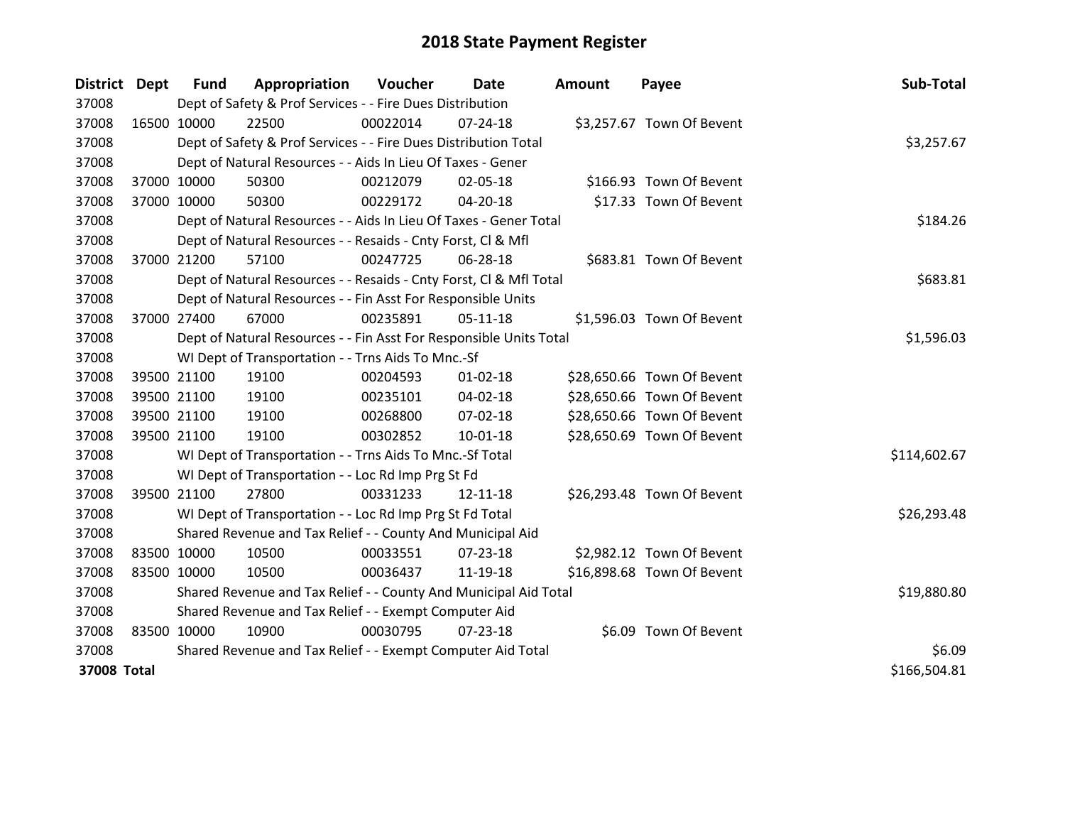# 2018 State Payment Register

| District | Dept | Fund | Appropriation | Voucher | Date | Amount | Payee | Sub-Total |
|---|---|---|---|---|---|---|---|---|
| 37008 | | Dept of Safety & Prof Services - - Fire Dues Distribution | | | | | | |
| 37008 | 16500 | 10000 | 22500 | 00022014 | 07-24-18 | $3,257.67 | Town Of Bevent | |
| 37008 | | Dept of Safety & Prof Services - - Fire Dues Distribution Total | | | | | | $3,257.67 |
| 37008 | | Dept of Natural Resources - - Aids In Lieu Of Taxes - Gener | | | | | | |
| 37008 | 37000 | 10000 | 50300 | 00212079 | 02-05-18 | $166.93 | Town Of Bevent | |
| 37008 | 37000 | 10000 | 50300 | 00229172 | 04-20-18 | $17.33 | Town Of Bevent | |
| 37008 | | Dept of Natural Resources - - Aids In Lieu Of Taxes - Gener Total | | | | | | $184.26 |
| 37008 | | Dept of Natural Resources - - Resaids - Cnty Forst, Cl & Mfl | | | | | | |
| 37008 | 37000 | 21200 | 57100 | 00247725 | 06-28-18 | $683.81 | Town Of Bevent | |
| 37008 | | Dept of Natural Resources - - Resaids - Cnty Forst, Cl & Mfl Total | | | | | | $683.81 |
| 37008 | | Dept of Natural Resources - - Fin Asst For Responsible Units | | | | | | |
| 37008 | 37000 | 27400 | 67000 | 00235891 | 05-11-18 | $1,596.03 | Town Of Bevent | |
| 37008 | | Dept of Natural Resources - - Fin Asst For Responsible Units Total | | | | | | $1,596.03 |
| 37008 | | WI Dept of Transportation - - Trns Aids To Mnc.-Sf | | | | | | |
| 37008 | 39500 | 21100 | 19100 | 00204593 | 01-02-18 | $28,650.66 | Town Of Bevent | |
| 37008 | 39500 | 21100 | 19100 | 00235101 | 04-02-18 | $28,650.66 | Town Of Bevent | |
| 37008 | 39500 | 21100 | 19100 | 00268800 | 07-02-18 | $28,650.66 | Town Of Bevent | |
| 37008 | 39500 | 21100 | 19100 | 00302852 | 10-01-18 | $28,650.69 | Town Of Bevent | |
| 37008 | | WI Dept of Transportation - - Trns Aids To Mnc.-Sf Total | | | | | | $114,602.67 |
| 37008 | | WI Dept of Transportation - - Loc Rd Imp Prg St Fd | | | | | | |
| 37008 | 39500 | 21100 | 27800 | 00331233 | 12-11-18 | $26,293.48 | Town Of Bevent | |
| 37008 | | WI Dept of Transportation - - Loc Rd Imp Prg St Fd Total | | | | | | $26,293.48 |
| 37008 | | Shared Revenue and Tax Relief - - County And Municipal Aid | | | | | | |
| 37008 | 83500 | 10000 | 10500 | 00033551 | 07-23-18 | $2,982.12 | Town Of Bevent | |
| 37008 | 83500 | 10000 | 10500 | 00036437 | 11-19-18 | $16,898.68 | Town Of Bevent | |
| 37008 | | Shared Revenue and Tax Relief - - County And Municipal Aid Total | | | | | | $19,880.80 |
| 37008 | | Shared Revenue and Tax Relief - - Exempt Computer Aid | | | | | | |
| 37008 | 83500 | 10000 | 10900 | 00030795 | 07-23-18 | $6.09 | Town Of Bevent | |
| 37008 | | Shared Revenue and Tax Relief - - Exempt Computer Aid Total | | | | | | $6.09 |
| **37008 Total** | | | | | | | | $166,504.81 |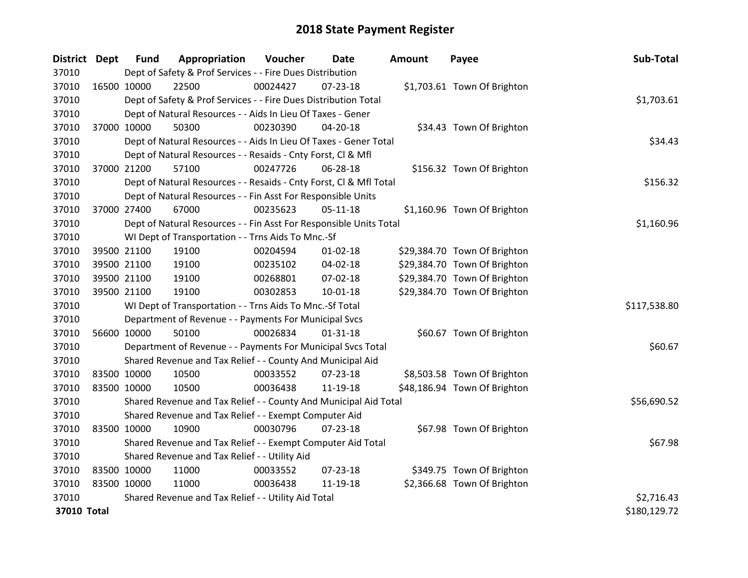# 2018 State Payment Register

| District | Dept | Fund | Appropriation | Voucher | Date | Amount | Payee | Sub-Total |
|---|---|---|---|---|---|---|---|---|
| 37010 | | Dept of Safety & Prof Services - - Fire Dues Distribution | | | | | | |
| 37010 | 16500 | 10000 | 22500 | 00024427 | 07-23-18 | $1,703.61 | Town Of Brighton | |
| 37010 | | Dept of Safety & Prof Services - - Fire Dues Distribution Total | | | | | | $1,703.61 |
| 37010 | | Dept of Natural Resources - - Aids In Lieu Of Taxes - Gener | | | | | | |
| 37010 | 37000 | 10000 | 50300 | 00230390 | 04-20-18 | $34.43 | Town Of Brighton | |
| 37010 | | Dept of Natural Resources - - Aids In Lieu Of Taxes - Gener Total | | | | | | $34.43 |
| 37010 | | Dept of Natural Resources - - Resaids - Cnty Forst, Cl & Mfl | | | | | | |
| 37010 | 37000 | 21200 | 57100 | 00247726 | 06-28-18 | $156.32 | Town Of Brighton | |
| 37010 | | Dept of Natural Resources - - Resaids - Cnty Forst, Cl & Mfl Total | | | | | | $156.32 |
| 37010 | | Dept of Natural Resources - - Fin Asst For Responsible Units | | | | | | |
| 37010 | 37000 | 27400 | 67000 | 00235623 | 05-11-18 | $1,160.96 | Town Of Brighton | |
| 37010 | | Dept of Natural Resources - - Fin Asst For Responsible Units Total | | | | | | $1,160.96 |
| 37010 | | WI Dept of Transportation - - Trns Aids To Mnc.-Sf | | | | | | |
| 37010 | 39500 | 21100 | 19100 | 00204594 | 01-02-18 | $29,384.70 | Town Of Brighton | |
| 37010 | 39500 | 21100 | 19100 | 00235102 | 04-02-18 | $29,384.70 | Town Of Brighton | |
| 37010 | 39500 | 21100 | 19100 | 00268801 | 07-02-18 | $29,384.70 | Town Of Brighton | |
| 37010 | 39500 | 21100 | 19100 | 00302853 | 10-01-18 | $29,384.70 | Town Of Brighton | |
| 37010 | | WI Dept of Transportation - - Trns Aids To Mnc.-Sf Total | | | | | | $117,538.80 |
| 37010 | | Department of Revenue - - Payments For Municipal Svcs | | | | | | |
| 37010 | 56600 | 10000 | 50100 | 00026834 | 01-31-18 | $60.67 | Town Of Brighton | |
| 37010 | | Department of Revenue - - Payments For Municipal Svcs Total | | | | | | $60.67 |
| 37010 | | Shared Revenue and Tax Relief - - County And Municipal Aid | | | | | | |
| 37010 | 83500 | 10000 | 10500 | 00033552 | 07-23-18 | $8,503.58 | Town Of Brighton | |
| 37010 | 83500 | 10000 | 10500 | 00036438 | 11-19-18 | $48,186.94 | Town Of Brighton | |
| 37010 | | Shared Revenue and Tax Relief - - County And Municipal Aid Total | | | | | | $56,690.52 |
| 37010 | | Shared Revenue and Tax Relief - - Exempt Computer Aid | | | | | | |
| 37010 | 83500 | 10000 | 10900 | 00030796 | 07-23-18 | $67.98 | Town Of Brighton | |
| 37010 | | Shared Revenue and Tax Relief - - Exempt Computer Aid Total | | | | | | $67.98 |
| 37010 | | Shared Revenue and Tax Relief - - Utility Aid | | | | | | |
| 37010 | 83500 | 10000 | 11000 | 00033552 | 07-23-18 | $349.75 | Town Of Brighton | |
| 37010 | 83500 | 10000 | 11000 | 00036438 | 11-19-18 | $2,366.68 | Town Of Brighton | |
| 37010 | | Shared Revenue and Tax Relief - - Utility Aid Total | | | | | | $2,716.43 |
| **37010 Total** | | | | | | | | $180,129.72 |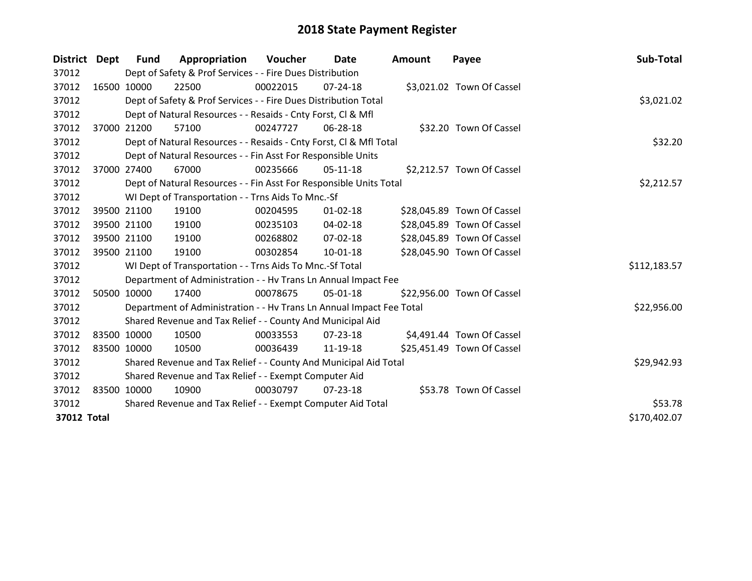# 2018 State Payment Register

| District | Dept | Fund | Appropriation | Voucher | Date | Amount | Payee | Sub-Total |
|---|---|---|---|---|---|---|---|---|
| 37012 | | Dept of Safety & Prof Services - - Fire Dues Distribution | | | | | | |
| 37012 | 16500 | 10000 | 22500 | 00022015 | 07-24-18 | $3,021.02 | Town Of Cassel | |
| 37012 | | Dept of Safety & Prof Services - - Fire Dues Distribution Total | | | | | | $3,021.02 |
| 37012 | | Dept of Natural Resources - - Resaids - Cnty Forst, Cl & Mfl | | | | | | |
| 37012 | 37000 | 21200 | 57100 | 00247727 | 06-28-18 | $32.20 | Town Of Cassel | |
| 37012 | | Dept of Natural Resources - - Resaids - Cnty Forst, Cl & Mfl Total | | | | | | $32.20 |
| 37012 | | Dept of Natural Resources - - Fin Asst For Responsible Units | | | | | | |
| 37012 | 37000 | 27400 | 67000 | 00235666 | 05-11-18 | $2,212.57 | Town Of Cassel | |
| 37012 | | Dept of Natural Resources - - Fin Asst For Responsible Units Total | | | | | | $2,212.57 |
| 37012 | | WI Dept of Transportation - - Trns Aids To Mnc.-Sf | | | | | | |
| 37012 | 39500 | 21100 | 19100 | 00204595 | 01-02-18 | $28,045.89 | Town Of Cassel | |
| 37012 | 39500 | 21100 | 19100 | 00235103 | 04-02-18 | $28,045.89 | Town Of Cassel | |
| 37012 | 39500 | 21100 | 19100 | 00268802 | 07-02-18 | $28,045.89 | Town Of Cassel | |
| 37012 | 39500 | 21100 | 19100 | 00302854 | 10-01-18 | $28,045.90 | Town Of Cassel | |
| 37012 | | WI Dept of Transportation - - Trns Aids To Mnc.-Sf Total | | | | | | $112,183.57 |
| 37012 | | Department of Administration - - Hv Trans Ln Annual Impact Fee | | | | | | |
| 37012 | 50500 | 10000 | 17400 | 00078675 | 05-01-18 | $22,956.00 | Town Of Cassel | |
| 37012 | | Department of Administration - - Hv Trans Ln Annual Impact Fee Total | | | | | | $22,956.00 |
| 37012 | | Shared Revenue and Tax Relief - - County And Municipal Aid | | | | | | |
| 37012 | 83500 | 10000 | 10500 | 00033553 | 07-23-18 | $4,491.44 | Town Of Cassel | |
| 37012 | 83500 | 10000 | 10500 | 00036439 | 11-19-18 | $25,451.49 | Town Of Cassel | |
| 37012 | | Shared Revenue and Tax Relief - - County And Municipal Aid Total | | | | | | $29,942.93 |
| 37012 | | Shared Revenue and Tax Relief - - Exempt Computer Aid | | | | | | |
| 37012 | 83500 | 10000 | 10900 | 00030797 | 07-23-18 | $53.78 | Town Of Cassel | |
| 37012 | | Shared Revenue and Tax Relief - - Exempt Computer Aid Total | | | | | | $53.78 |
| **37012** | **Total** | | | | | | | $170,402.07 |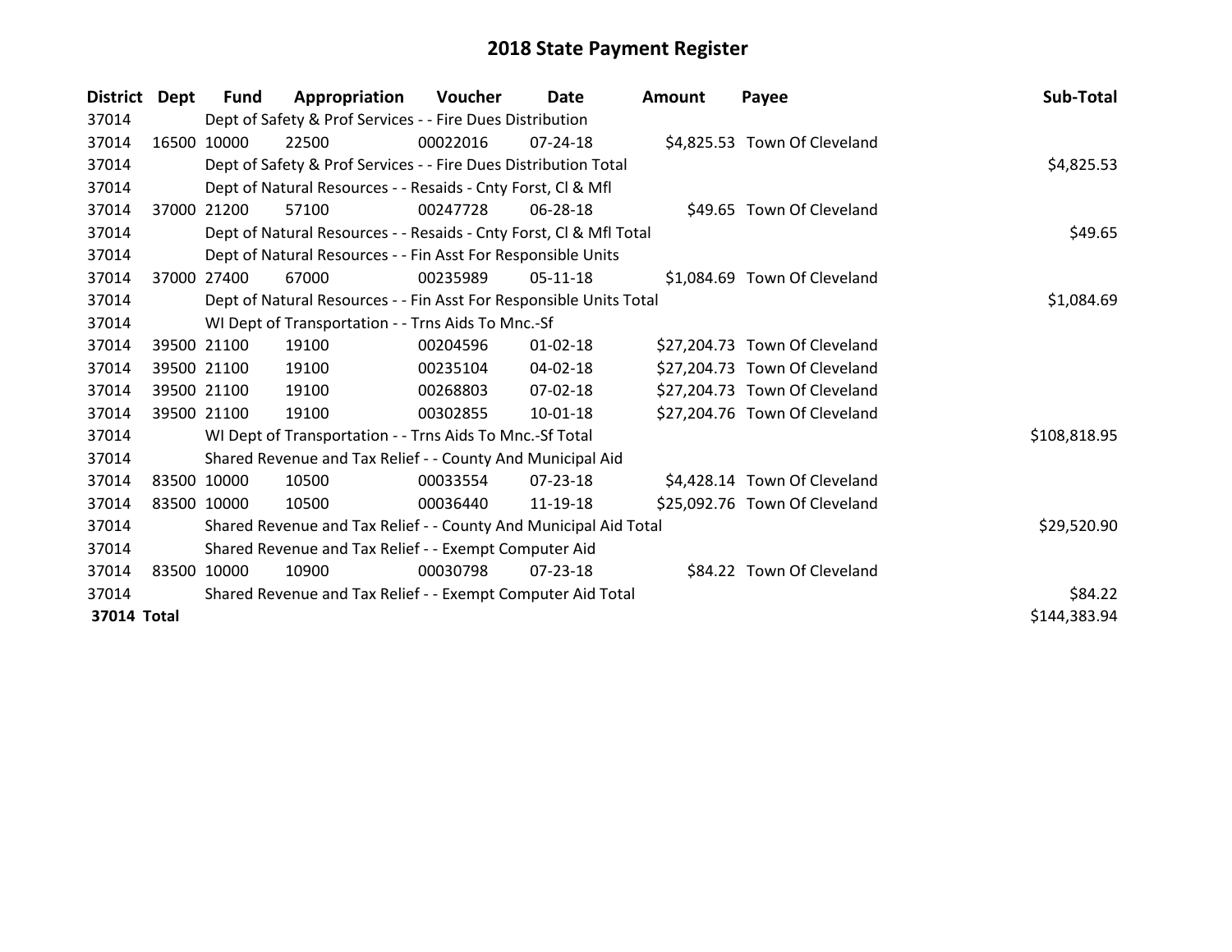# 2018 State Payment Register

| District | Dept | Fund | Appropriation | Voucher | Date | Amount | Payee | Sub-Total |
|---|---|---|---|---|---|---|---|---|
| 37014 | Dept of Safety & Prof Services - - Fire Dues Distribution | | | | | | | |
| 37014 | 16500 | 10000 | 22500 | 00022016 | 07-24-18 | $4,825.53 | Town Of Cleveland | |
| 37014 | Dept of Safety & Prof Services - - Fire Dues Distribution Total | | | | | | | $4,825.53 |
| 37014 | Dept of Natural Resources - - Resaids - Cnty Forst, Cl & Mfl | | | | | | | |
| 37014 | 37000 | 21200 | 57100 | 00247728 | 06-28-18 | $49.65 | Town Of Cleveland | |
| 37014 | Dept of Natural Resources - - Resaids - Cnty Forst, Cl & Mfl Total | | | | | | | $49.65 |
| 37014 | Dept of Natural Resources - - Fin Asst For Responsible Units | | | | | | | |
| 37014 | 37000 | 27400 | 67000 | 00235989 | 05-11-18 | $1,084.69 | Town Of Cleveland | |
| 37014 | Dept of Natural Resources - - Fin Asst For Responsible Units Total | | | | | | | $1,084.69 |
| 37014 | WI Dept of Transportation - - Trns Aids To Mnc.-Sf | | | | | | | |
| 37014 | 39500 | 21100 | 19100 | 00204596 | 01-02-18 | $27,204.73 | Town Of Cleveland | |
| 37014 | 39500 | 21100 | 19100 | 00235104 | 04-02-18 | $27,204.73 | Town Of Cleveland | |
| 37014 | 39500 | 21100 | 19100 | 00268803 | 07-02-18 | $27,204.73 | Town Of Cleveland | |
| 37014 | 39500 | 21100 | 19100 | 00302855 | 10-01-18 | $27,204.76 | Town Of Cleveland | |
| 37014 | WI Dept of Transportation - - Trns Aids To Mnc.-Sf Total | | | | | | | $108,818.95 |
| 37014 | Shared Revenue and Tax Relief - - County And Municipal Aid | | | | | | | |
| 37014 | 83500 | 10000 | 10500 | 00033554 | 07-23-18 | $4,428.14 | Town Of Cleveland | |
| 37014 | 83500 | 10000 | 10500 | 00036440 | 11-19-18 | $25,092.76 | Town Of Cleveland | |
| 37014 | Shared Revenue and Tax Relief - - County And Municipal Aid Total | | | | | | | $29,520.90 |
| 37014 | Shared Revenue and Tax Relief - - Exempt Computer Aid | | | | | | | |
| 37014 | 83500 | 10000 | 10900 | 00030798 | 07-23-18 | $84.22 | Town Of Cleveland | |
| 37014 | Shared Revenue and Tax Relief - - Exempt Computer Aid Total | | | | | | | $84.22 |
| **37014 Total** | | | | | | | | $144,383.94 |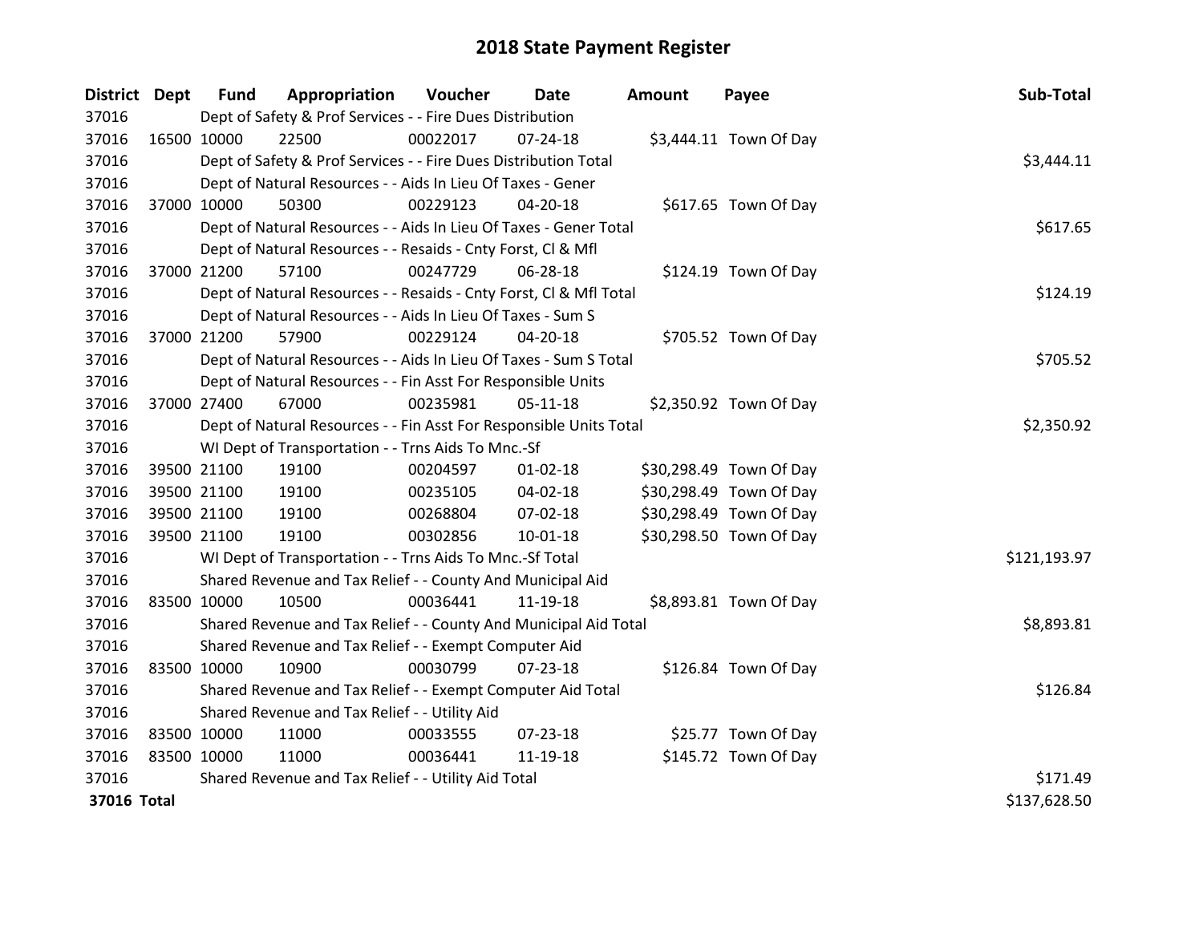# 2018 State Payment Register

| District | Dept | Fund | Appropriation | Voucher | Date | Amount | Payee | Sub-Total |
|---|---|---|---|---|---|---|---|---|
| 37016 | Dept of Safety & Prof Services - - Fire Dues Distribution | | | | | | | |
| 37016 | 16500 | 10000 | 22500 | 00022017 | 07-24-18 | $3,444.11 | Town Of Day | |
| 37016 | Dept of Safety & Prof Services - - Fire Dues Distribution Total | | | | | | | $3,444.11 |
| 37016 | Dept of Natural Resources - - Aids In Lieu Of Taxes - Gener | | | | | | | |
| 37016 | 37000 | 10000 | 50300 | 00229123 | 04-20-18 | $617.65 | Town Of Day | |
| 37016 | Dept of Natural Resources - - Aids In Lieu Of Taxes - Gener Total | | | | | | | $617.65 |
| 37016 | Dept of Natural Resources - - Resaids - Cnty Forst, Cl & Mfl | | | | | | | |
| 37016 | 37000 | 21200 | 57100 | 00247729 | 06-28-18 | $124.19 | Town Of Day | |
| 37016 | Dept of Natural Resources - - Resaids - Cnty Forst, Cl & Mfl Total | | | | | | | $124.19 |
| 37016 | Dept of Natural Resources - - Aids In Lieu Of Taxes - Sum S | | | | | | | |
| 37016 | 37000 | 21200 | 57900 | 00229124 | 04-20-18 | $705.52 | Town Of Day | |
| 37016 | Dept of Natural Resources - - Aids In Lieu Of Taxes - Sum S Total | | | | | | | $705.52 |
| 37016 | Dept of Natural Resources - - Fin Asst For Responsible Units | | | | | | | |
| 37016 | 37000 | 27400 | 67000 | 00235981 | 05-11-18 | $2,350.92 | Town Of Day | |
| 37016 | Dept of Natural Resources - - Fin Asst For Responsible Units Total | | | | | | | $2,350.92 |
| 37016 | WI Dept of Transportation - - Trns Aids To Mnc.-Sf | | | | | | | |
| 37016 | 39500 | 21100 | 19100 | 00204597 | 01-02-18 | $30,298.49 | Town Of Day | |
| 37016 | 39500 | 21100 | 19100 | 00235105 | 04-02-18 | $30,298.49 | Town Of Day | |
| 37016 | 39500 | 21100 | 19100 | 00268804 | 07-02-18 | $30,298.49 | Town Of Day | |
| 37016 | 39500 | 21100 | 19100 | 00302856 | 10-01-18 | $30,298.50 | Town Of Day | |
| 37016 | WI Dept of Transportation - - Trns Aids To Mnc.-Sf Total | | | | | | | $121,193.97 |
| 37016 | Shared Revenue and Tax Relief - - County And Municipal Aid | | | | | | | |
| 37016 | 83500 | 10000 | 10500 | 00036441 | 11-19-18 | $8,893.81 | Town Of Day | |
| 37016 | Shared Revenue and Tax Relief - - County And Municipal Aid Total | | | | | | | $8,893.81 |
| 37016 | Shared Revenue and Tax Relief - - Exempt Computer Aid | | | | | | | |
| 37016 | 83500 | 10000 | 10900 | 00030799 | 07-23-18 | $126.84 | Town Of Day | |
| 37016 | Shared Revenue and Tax Relief - - Exempt Computer Aid Total | | | | | | | $126.84 |
| 37016 | Shared Revenue and Tax Relief - - Utility Aid | | | | | | | |
| 37016 | 83500 | 10000 | 11000 | 00033555 | 07-23-18 | $25.77 | Town Of Day | |
| 37016 | 83500 | 10000 | 11000 | 00036441 | 11-19-18 | $145.72 | Town Of Day | |
| 37016 | Shared Revenue and Tax Relief - - Utility Aid Total | | | | | | | $171.49 |
| **37016 Total** | | | | | | | | $137,628.50 |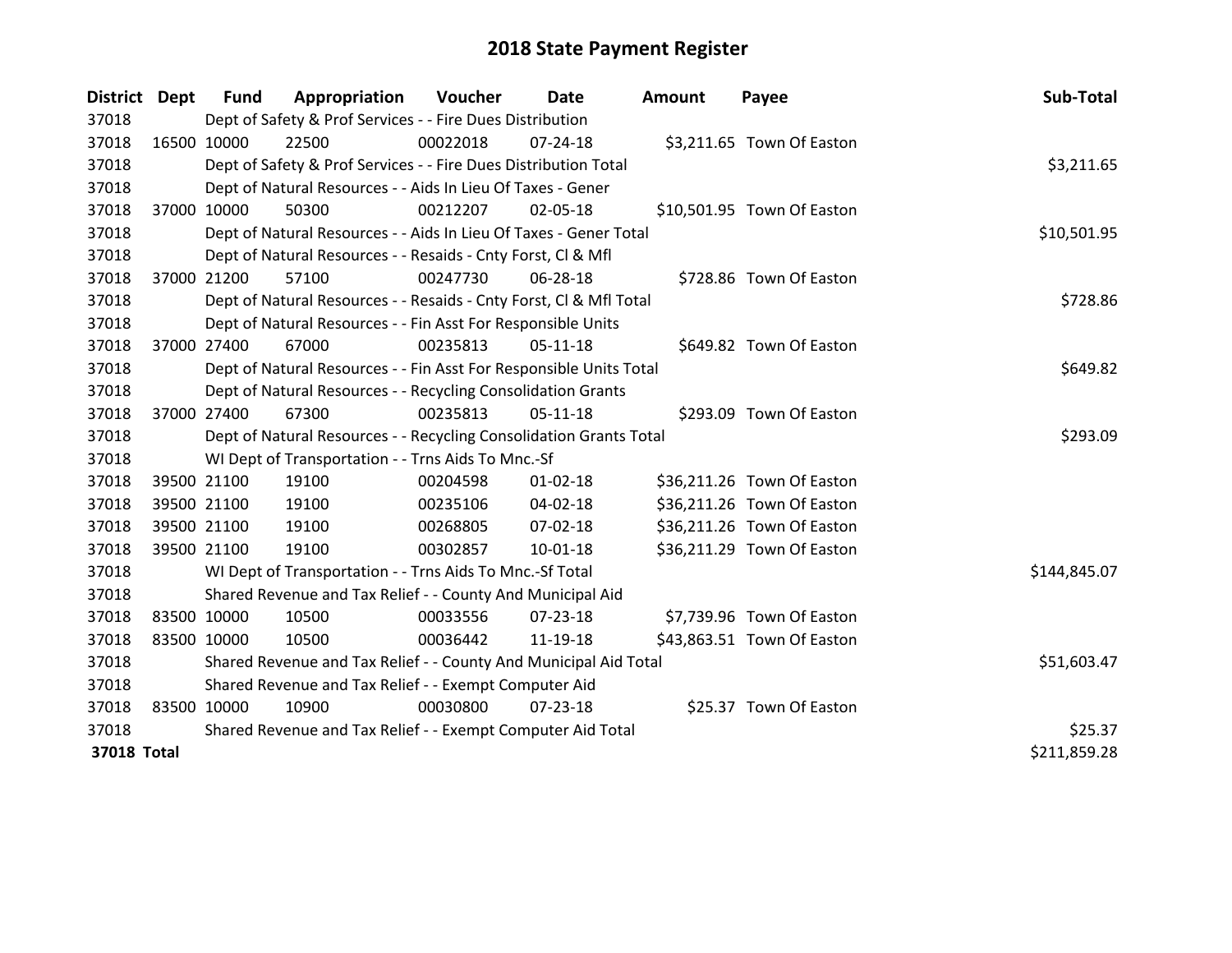# 2018 State Payment Register

| District | Dept | Fund | Appropriation | Voucher | Date | Amount | Payee | Sub-Total |
|---|---|---|---|---|---|---|---|---|
| 37018 | | Dept of Safety & Prof Services - - Fire Dues Distribution | | | | | | |
| 37018 | 16500 | 10000 | 22500 | 00022018 | 07-24-18 | $3,211.65 | Town Of Easton | |
| 37018 | | Dept of Safety & Prof Services - - Fire Dues Distribution Total | | | | | | $3,211.65 |
| 37018 | | Dept of Natural Resources - - Aids In Lieu Of Taxes - Gener | | | | | | |
| 37018 | 37000 | 10000 | 50300 | 00212207 | 02-05-18 | $10,501.95 | Town Of Easton | |
| 37018 | | Dept of Natural Resources - - Aids In Lieu Of Taxes - Gener Total | | | | | | $10,501.95 |
| 37018 | | Dept of Natural Resources - - Resaids - Cnty Forst, Cl & Mfl | | | | | | |
| 37018 | 37000 | 21200 | 57100 | 00247730 | 06-28-18 | $728.86 | Town Of Easton | |
| 37018 | | Dept of Natural Resources - - Resaids - Cnty Forst, Cl & Mfl Total | | | | | | $728.86 |
| 37018 | | Dept of Natural Resources - - Fin Asst For Responsible Units | | | | | | |
| 37018 | 37000 | 27400 | 67000 | 00235813 | 05-11-18 | $649.82 | Town Of Easton | |
| 37018 | | Dept of Natural Resources - - Fin Asst For Responsible Units Total | | | | | | $649.82 |
| 37018 | | Dept of Natural Resources - - Recycling Consolidation Grants | | | | | | |
| 37018 | 37000 | 27400 | 67300 | 00235813 | 05-11-18 | $293.09 | Town Of Easton | |
| 37018 | | Dept of Natural Resources - - Recycling Consolidation Grants Total | | | | | | $293.09 |
| 37018 | | WI Dept of Transportation - - Trns Aids To Mnc.-Sf | | | | | | |
| 37018 | 39500 | 21100 | 19100 | 00204598 | 01-02-18 | $36,211.26 | Town Of Easton | |
| 37018 | 39500 | 21100 | 19100 | 00235106 | 04-02-18 | $36,211.26 | Town Of Easton | |
| 37018 | 39500 | 21100 | 19100 | 00268805 | 07-02-18 | $36,211.26 | Town Of Easton | |
| 37018 | 39500 | 21100 | 19100 | 00302857 | 10-01-18 | $36,211.29 | Town Of Easton | |
| 37018 | | WI Dept of Transportation - - Trns Aids To Mnc.-Sf Total | | | | | | $144,845.07 |
| 37018 | | Shared Revenue and Tax Relief - - County And Municipal Aid | | | | | | |
| 37018 | 83500 | 10000 | 10500 | 00033556 | 07-23-18 | $7,739.96 | Town Of Easton | |
| 37018 | 83500 | 10000 | 10500 | 00036442 | 11-19-18 | $43,863.51 | Town Of Easton | |
| 37018 | | Shared Revenue and Tax Relief - - County And Municipal Aid Total | | | | | | $51,603.47 |
| 37018 | | Shared Revenue and Tax Relief - - Exempt Computer Aid | | | | | | |
| 37018 | 83500 | 10000 | 10900 | 00030800 | 07-23-18 | $25.37 | Town Of Easton | |
| 37018 | | Shared Revenue and Tax Relief - - Exempt Computer Aid Total | | | | | | $25.37 |
| **37018 Total** | | | | | | | | $211,859.28 |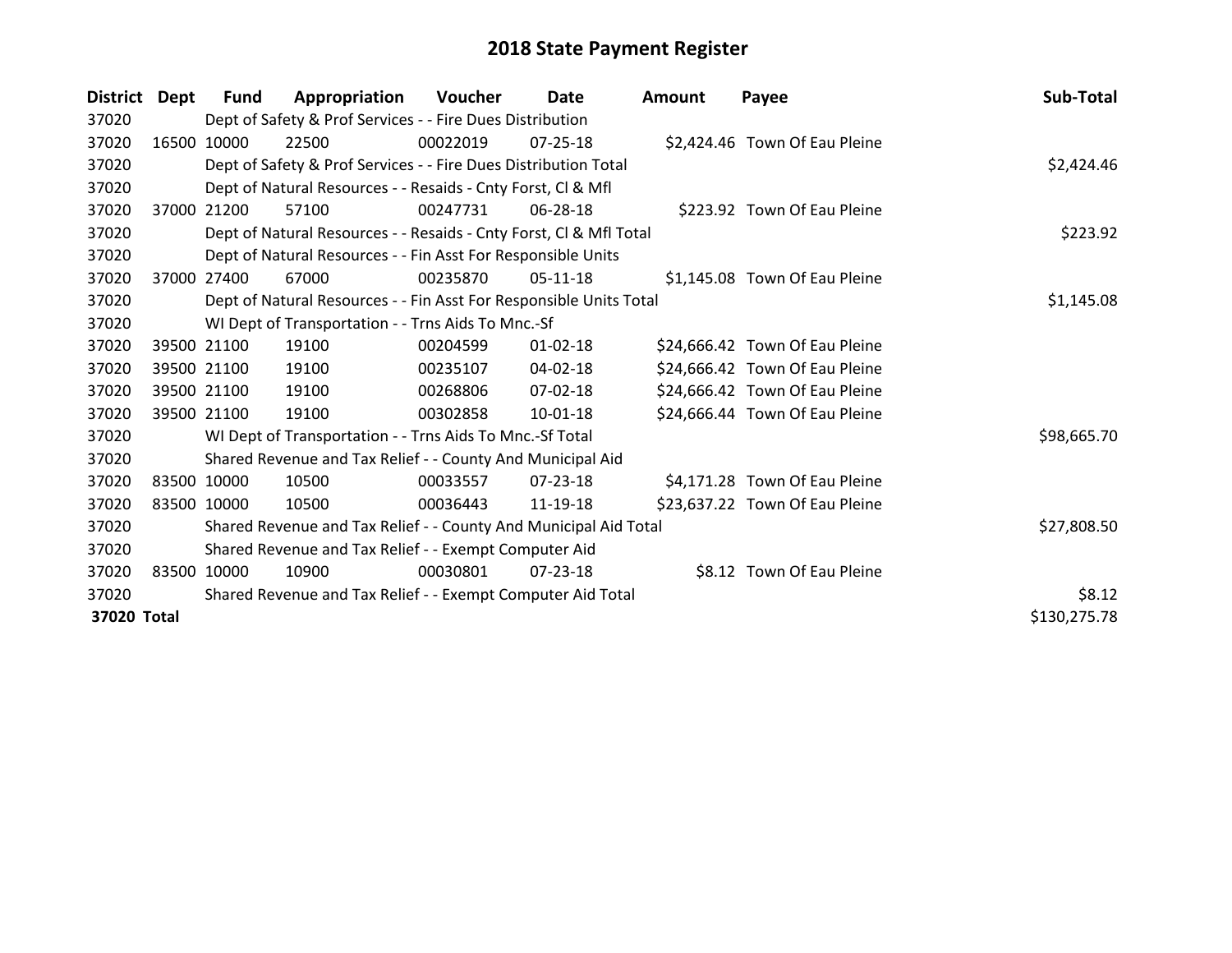# 2018 State Payment Register

| District | Dept | Fund | Appropriation | Voucher | Date | Amount | Payee | Sub-Total |
|---|---|---|---|---|---|---|---|---|
| 37020 | | Dept of Safety & Prof Services - - Fire Dues Distribution | | | | | | |
| 37020 | 16500 | 10000 | 22500 | 00022019 | 07-25-18 | $2,424.46 | Town Of Eau Pleine | |
| 37020 | | Dept of Safety & Prof Services - - Fire Dues Distribution Total | | | | | | $2,424.46 |
| 37020 | | Dept of Natural Resources - - Resaids - Cnty Forst, Cl & Mfl | | | | | | |
| 37020 | 37000 | 21200 | 57100 | 00247731 | 06-28-18 | $223.92 | Town Of Eau Pleine | |
| 37020 | | Dept of Natural Resources - - Resaids - Cnty Forst, Cl & Mfl Total | | | | | | $223.92 |
| 37020 | | Dept of Natural Resources - - Fin Asst For Responsible Units | | | | | | |
| 37020 | 37000 | 27400 | 67000 | 00235870 | 05-11-18 | $1,145.08 | Town Of Eau Pleine | |
| 37020 | | Dept of Natural Resources - - Fin Asst For Responsible Units Total | | | | | | $1,145.08 |
| 37020 | | WI Dept of Transportation - - Trns Aids To Mnc.-Sf | | | | | | |
| 37020 | 39500 | 21100 | 19100 | 00204599 | 01-02-18 | $24,666.42 | Town Of Eau Pleine | |
| 37020 | 39500 | 21100 | 19100 | 00235107 | 04-02-18 | $24,666.42 | Town Of Eau Pleine | |
| 37020 | 39500 | 21100 | 19100 | 00268806 | 07-02-18 | $24,666.42 | Town Of Eau Pleine | |
| 37020 | 39500 | 21100 | 19100 | 00302858 | 10-01-18 | $24,666.44 | Town Of Eau Pleine | |
| 37020 | | WI Dept of Transportation - - Trns Aids To Mnc.-Sf Total | | | | | | $98,665.70 |
| 37020 | | Shared Revenue and Tax Relief - - County And Municipal Aid | | | | | | |
| 37020 | 83500 | 10000 | 10500 | 00033557 | 07-23-18 | $4,171.28 | Town Of Eau Pleine | |
| 37020 | 83500 | 10000 | 10500 | 00036443 | 11-19-18 | $23,637.22 | Town Of Eau Pleine | |
| 37020 | | Shared Revenue and Tax Relief - - County And Municipal Aid Total | | | | | | $27,808.50 |
| 37020 | | Shared Revenue and Tax Relief - - Exempt Computer Aid | | | | | | |
| 37020 | 83500 | 10000 | 10900 | 00030801 | 07-23-18 | $8.12 | Town Of Eau Pleine | |
| 37020 | | Shared Revenue and Tax Relief - - Exempt Computer Aid Total | | | | | | $8.12 |
| **37020 Total** | | | | | | | | $130,275.78 |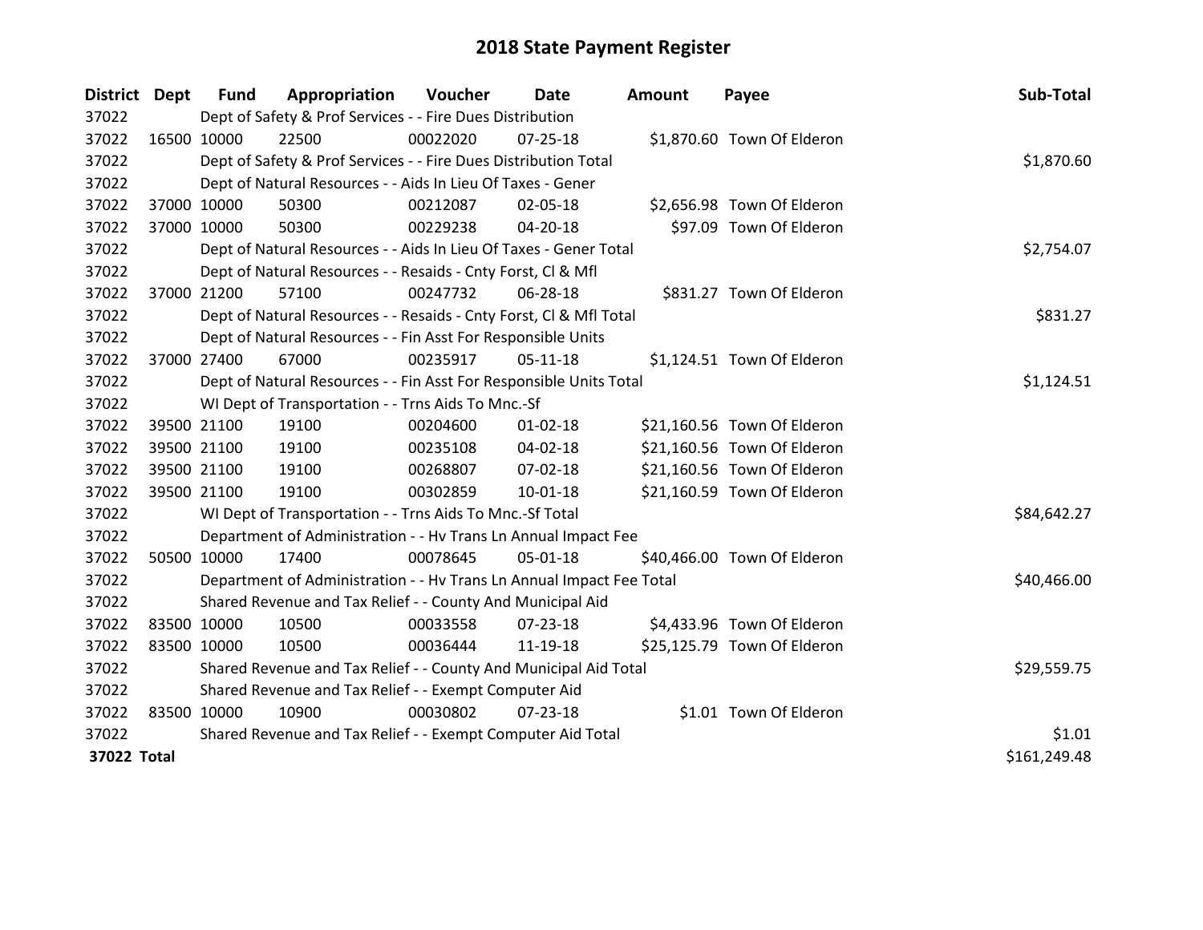# 2018 State Payment Register

| District | Dept | Fund | Appropriation | Voucher | Date | Amount | Payee | Sub-Total |
|---|---|---|---|---|---|---|---|---|
| 37022 | | Dept of Safety & Prof Services - - Fire Dues Distribution | | | | | | |
| 37022 | 16500 | 10000 | 22500 | 00022020 | 07-25-18 | $1,870.60 | Town Of Elderon | |
| 37022 | | Dept of Safety & Prof Services - - Fire Dues Distribution Total | | | | | | $1,870.60 |
| 37022 | | Dept of Natural Resources - - Aids In Lieu Of Taxes - Gener | | | | | | |
| 37022 | 37000 | 10000 | 50300 | 00212087 | 02-05-18 | $2,656.98 | Town Of Elderon | |
| 37022 | 37000 | 10000 | 50300 | 00229238 | 04-20-18 | $97.09 | Town Of Elderon | |
| 37022 | | Dept of Natural Resources - - Aids In Lieu Of Taxes - Gener Total | | | | | | $2,754.07 |
| 37022 | | Dept of Natural Resources - - Resaids - Cnty Forst, Cl & Mfl | | | | | | |
| 37022 | 37000 | 21200 | 57100 | 00247732 | 06-28-18 | $831.27 | Town Of Elderon | |
| 37022 | | Dept of Natural Resources - - Resaids - Cnty Forst, Cl & Mfl Total | | | | | | $831.27 |
| 37022 | | Dept of Natural Resources - - Fin Asst For Responsible Units | | | | | | |
| 37022 | 37000 | 27400 | 67000 | 00235917 | 05-11-18 | $1,124.51 | Town Of Elderon | |
| 37022 | | Dept of Natural Resources - - Fin Asst For Responsible Units Total | | | | | | $1,124.51 |
| 37022 | | WI Dept of Transportation - - Trns Aids To Mnc.-Sf | | | | | | |
| 37022 | 39500 | 21100 | 19100 | 00204600 | 01-02-18 | $21,160.56 | Town Of Elderon | |
| 37022 | 39500 | 21100 | 19100 | 00235108 | 04-02-18 | $21,160.56 | Town Of Elderon | |
| 37022 | 39500 | 21100 | 19100 | 00268807 | 07-02-18 | $21,160.56 | Town Of Elderon | |
| 37022 | 39500 | 21100 | 19100 | 00302859 | 10-01-18 | $21,160.59 | Town Of Elderon | |
| 37022 | | WI Dept of Transportation - - Trns Aids To Mnc.-Sf Total | | | | | | $84,642.27 |
| 37022 | | Department of Administration - - Hv Trans Ln Annual Impact Fee | | | | | | |
| 37022 | 50500 | 10000 | 17400 | 00078645 | 05-01-18 | $40,466.00 | Town Of Elderon | |
| 37022 | | Department of Administration - - Hv Trans Ln Annual Impact Fee Total | | | | | | $40,466.00 |
| 37022 | | Shared Revenue and Tax Relief - - County And Municipal Aid | | | | | | |
| 37022 | 83500 | 10000 | 10500 | 00033558 | 07-23-18 | $4,433.96 | Town Of Elderon | |
| 37022 | 83500 | 10000 | 10500 | 00036444 | 11-19-18 | $25,125.79 | Town Of Elderon | |
| 37022 | | Shared Revenue and Tax Relief - - County And Municipal Aid Total | | | | | | $29,559.75 |
| 37022 | | Shared Revenue and Tax Relief - - Exempt Computer Aid | | | | | | |
| 37022 | 83500 | 10000 | 10900 | 00030802 | 07-23-18 | $1.01 | Town Of Elderon | |
| 37022 | | Shared Revenue and Tax Relief - - Exempt Computer Aid Total | | | | | | $1.01 |
| **37022 Total** | | | | | | | | $161,249.48 |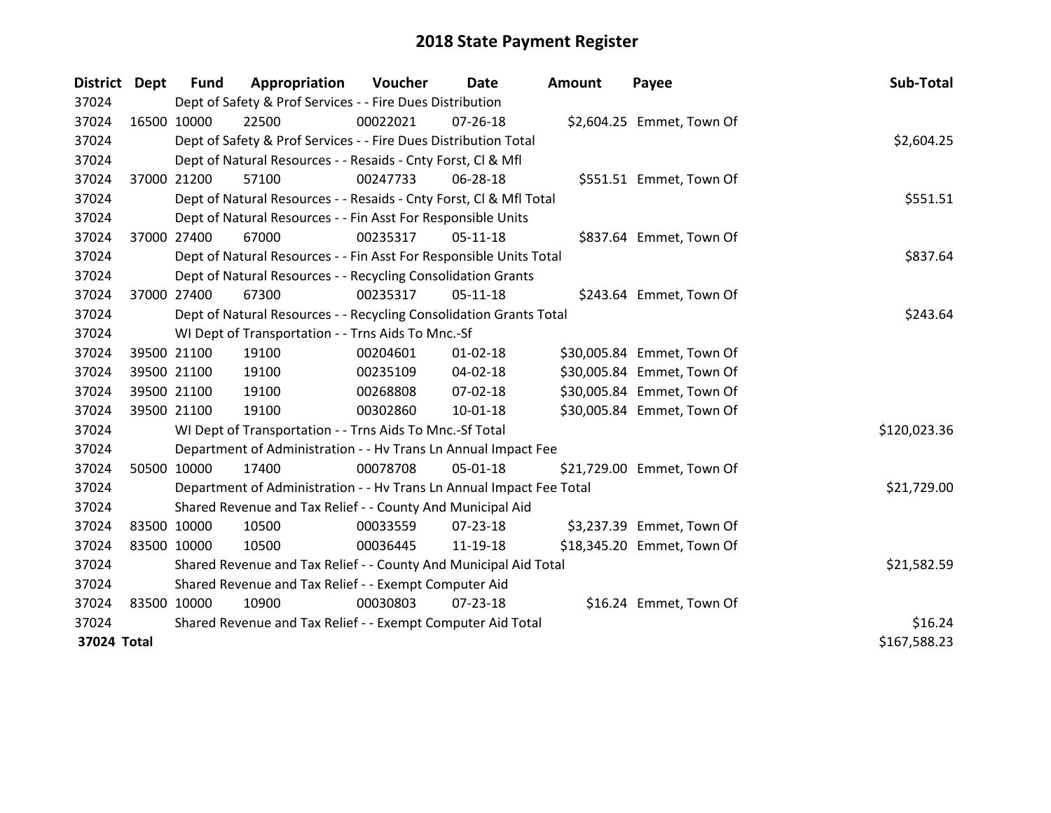# 2018 State Payment Register

| District | Dept | Fund | Appropriation | Voucher | Date | Amount | Payee | Sub-Total |
|---|---|---|---|---|---|---|---|---|
| 37024 | | Dept of Safety & Prof Services - - Fire Dues Distribution | | | | | | |
| 37024 | 16500 | 10000 | 22500 | 00022021 | 07-26-18 | $2,604.25 | Emmet, Town Of | |
| 37024 | | Dept of Safety & Prof Services - - Fire Dues Distribution Total | | | | | | $2,604.25 |
| 37024 | | Dept of Natural Resources - - Resaids - Cnty Forst, Cl & Mfl | | | | | | |
| 37024 | 37000 | 21200 | 57100 | 00247733 | 06-28-18 | $551.51 | Emmet, Town Of | |
| 37024 | | Dept of Natural Resources - - Resaids - Cnty Forst, Cl & Mfl Total | | | | | | $551.51 |
| 37024 | | Dept of Natural Resources - - Fin Asst For Responsible Units | | | | | | |
| 37024 | 37000 | 27400 | 67000 | 00235317 | 05-11-18 | $837.64 | Emmet, Town Of | |
| 37024 | | Dept of Natural Resources - - Fin Asst For Responsible Units Total | | | | | | $837.64 |
| 37024 | | Dept of Natural Resources - - Recycling Consolidation Grants | | | | | | |
| 37024 | 37000 | 27400 | 67300 | 00235317 | 05-11-18 | $243.64 | Emmet, Town Of | |
| 37024 | | Dept of Natural Resources - - Recycling Consolidation Grants Total | | | | | | $243.64 |
| 37024 | | WI Dept of Transportation - - Trns Aids To Mnc.-Sf | | | | | | |
| 37024 | 39500 | 21100 | 19100 | 00204601 | 01-02-18 | $30,005.84 | Emmet, Town Of | |
| 37024 | 39500 | 21100 | 19100 | 00235109 | 04-02-18 | $30,005.84 | Emmet, Town Of | |
| 37024 | 39500 | 21100 | 19100 | 00268808 | 07-02-18 | $30,005.84 | Emmet, Town Of | |
| 37024 | 39500 | 21100 | 19100 | 00302860 | 10-01-18 | $30,005.84 | Emmet, Town Of | |
| 37024 | | WI Dept of Transportation - - Trns Aids To Mnc.-Sf Total | | | | | | $120,023.36 |
| 37024 | | Department of Administration - - Hv Trans Ln Annual Impact Fee | | | | | | |
| 37024 | 50500 | 10000 | 17400 | 00078708 | 05-01-18 | $21,729.00 | Emmet, Town Of | |
| 37024 | | Department of Administration - - Hv Trans Ln Annual Impact Fee Total | | | | | | $21,729.00 |
| 37024 | | Shared Revenue and Tax Relief - - County And Municipal Aid | | | | | | |
| 37024 | 83500 | 10000 | 10500 | 00033559 | 07-23-18 | $3,237.39 | Emmet, Town Of | |
| 37024 | 83500 | 10000 | 10500 | 00036445 | 11-19-18 | $18,345.20 | Emmet, Town Of | |
| 37024 | | Shared Revenue and Tax Relief - - County And Municipal Aid Total | | | | | | $21,582.59 |
| 37024 | | Shared Revenue and Tax Relief - - Exempt Computer Aid | | | | | | |
| 37024 | 83500 | 10000 | 10900 | 00030803 | 07-23-18 | $16.24 | Emmet, Town Of | |
| 37024 | | Shared Revenue and Tax Relief - - Exempt Computer Aid Total | | | | | | $16.24 |
| **37024 Total** | | | | | | | | $167,588.23 |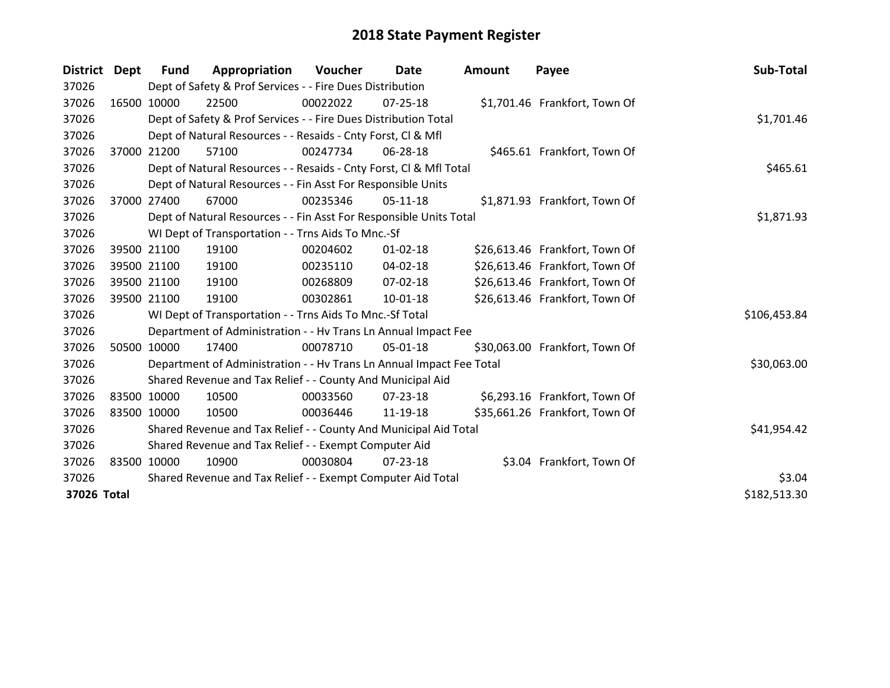# 2018 State Payment Register

| District | Dept | Fund | Appropriation | Voucher | Date | Amount | Payee | Sub-Total |
|---|---|---|---|---|---|---|---|---|
| 37026 | | Dept of Safety & Prof Services - - Fire Dues Distribution | | | | | | |
| 37026 | 16500 | 10000 | 22500 | 00022022 | 07-25-18 | $1,701.46 | Frankfort, Town Of | |
| 37026 | | Dept of Safety & Prof Services - - Fire Dues Distribution Total | | | | | | $1,701.46 |
| 37026 | | Dept of Natural Resources - - Resaids - Cnty Forst, Cl & Mfl | | | | | | |
| 37026 | 37000 | 21200 | 57100 | 00247734 | 06-28-18 | $465.61 | Frankfort, Town Of | |
| 37026 | | Dept of Natural Resources - - Resaids - Cnty Forst, Cl & Mfl Total | | | | | | $465.61 |
| 37026 | | Dept of Natural Resources - - Fin Asst For Responsible Units | | | | | | |
| 37026 | 37000 | 27400 | 67000 | 00235346 | 05-11-18 | $1,871.93 | Frankfort, Town Of | |
| 37026 | | Dept of Natural Resources - - Fin Asst For Responsible Units Total | | | | | | $1,871.93 |
| 37026 | | WI Dept of Transportation - - Trns Aids To Mnc.-Sf | | | | | | |
| 37026 | 39500 | 21100 | 19100 | 00204602 | 01-02-18 | $26,613.46 | Frankfort, Town Of | |
| 37026 | 39500 | 21100 | 19100 | 00235110 | 04-02-18 | $26,613.46 | Frankfort, Town Of | |
| 37026 | 39500 | 21100 | 19100 | 00268809 | 07-02-18 | $26,613.46 | Frankfort, Town Of | |
| 37026 | 39500 | 21100 | 19100 | 00302861 | 10-01-18 | $26,613.46 | Frankfort, Town Of | |
| 37026 | | WI Dept of Transportation - - Trns Aids To Mnc.-Sf Total | | | | | | $106,453.84 |
| 37026 | | Department of Administration - - Hv Trans Ln Annual Impact Fee | | | | | | |
| 37026 | 50500 | 10000 | 17400 | 00078710 | 05-01-18 | $30,063.00 | Frankfort, Town Of | |
| 37026 | | Department of Administration - - Hv Trans Ln Annual Impact Fee Total | | | | | | $30,063.00 |
| 37026 | | Shared Revenue and Tax Relief - - County And Municipal Aid | | | | | | |
| 37026 | 83500 | 10000 | 10500 | 00033560 | 07-23-18 | $6,293.16 | Frankfort, Town Of | |
| 37026 | 83500 | 10000 | 10500 | 00036446 | 11-19-18 | $35,661.26 | Frankfort, Town Of | |
| 37026 | | Shared Revenue and Tax Relief - - County And Municipal Aid Total | | | | | | $41,954.42 |
| 37026 | | Shared Revenue and Tax Relief - - Exempt Computer Aid | | | | | | |
| 37026 | 83500 | 10000 | 10900 | 00030804 | 07-23-18 | $3.04 | Frankfort, Town Of | |
| 37026 | | Shared Revenue and Tax Relief - - Exempt Computer Aid Total | | | | | | $3.04 |
| **37026 Total** | | | | | | | | $182,513.30 |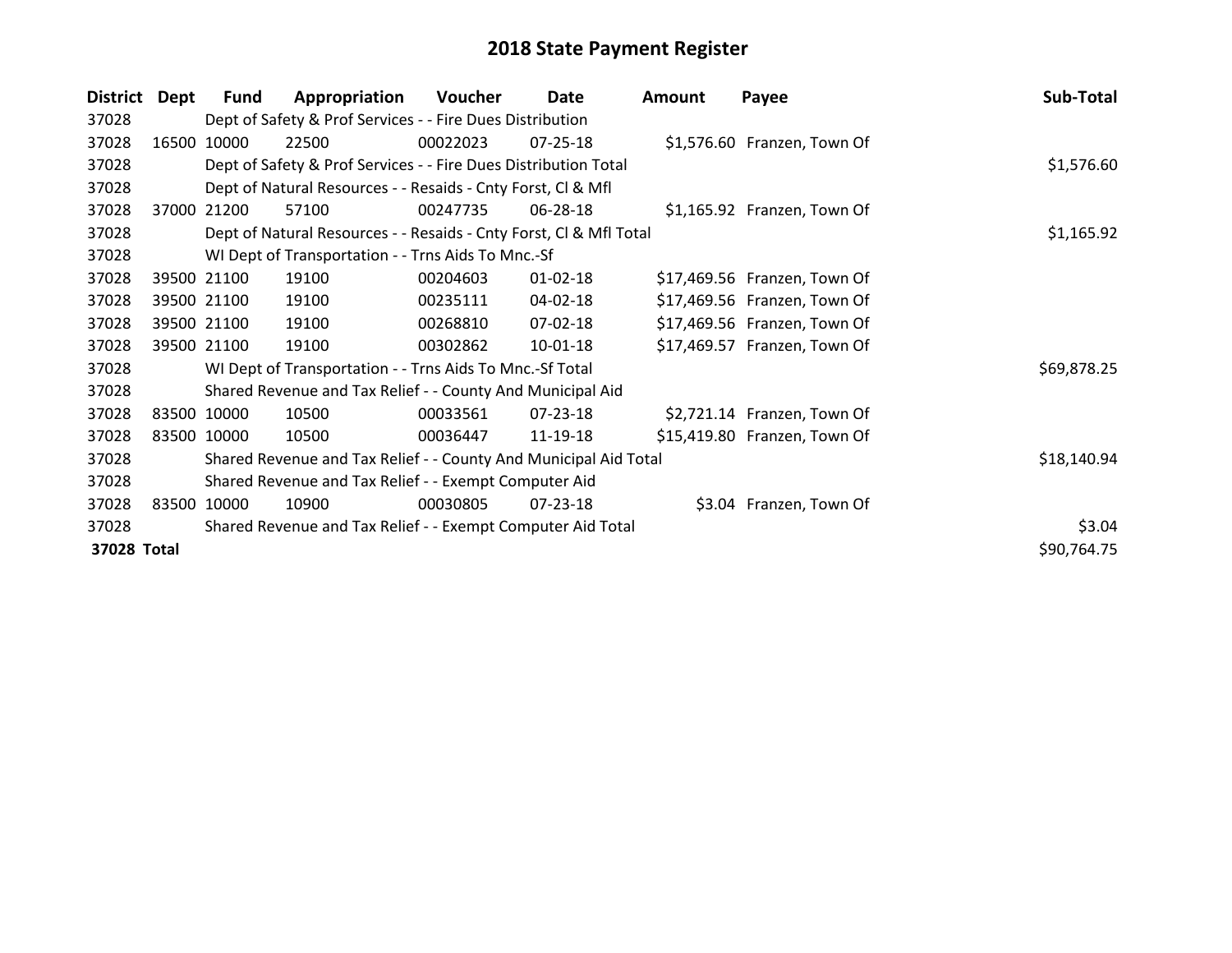# 2018 State Payment Register

| District | Dept | Fund | Appropriation | Voucher | Date | Amount | Payee | Sub-Total |
|---|---|---|---|---|---|---|---|---|
| 37028 | | Dept of Safety & Prof Services - - Fire Dues Distribution | | | | | | |
| 37028 | 16500 | 10000 | 22500 | 00022023 | 07-25-18 | $1,576.60 | Franzen, Town Of | |
| 37028 | | Dept of Safety & Prof Services - - Fire Dues Distribution Total | | | | | | $1,576.60 |
| 37028 | | Dept of Natural Resources - - Resaids - Cnty Forst, Cl & Mfl | | | | | | |
| 37028 | 37000 | 21200 | 57100 | 00247735 | 06-28-18 | $1,165.92 | Franzen, Town Of | |
| 37028 | | Dept of Natural Resources - - Resaids - Cnty Forst, Cl & Mfl Total | | | | | | $1,165.92 |
| 37028 | | WI Dept of Transportation - - Trns Aids To Mnc.-Sf | | | | | | |
| 37028 | 39500 | 21100 | 19100 | 00204603 | 01-02-18 | $17,469.56 | Franzen, Town Of | |
| 37028 | 39500 | 21100 | 19100 | 00235111 | 04-02-18 | $17,469.56 | Franzen, Town Of | |
| 37028 | 39500 | 21100 | 19100 | 00268810 | 07-02-18 | $17,469.56 | Franzen, Town Of | |
| 37028 | 39500 | 21100 | 19100 | 00302862 | 10-01-18 | $17,469.57 | Franzen, Town Of | |
| 37028 | | WI Dept of Transportation - - Trns Aids To Mnc.-Sf Total | | | | | | $69,878.25 |
| 37028 | | Shared Revenue and Tax Relief - - County And Municipal Aid | | | | | | |
| 37028 | 83500 | 10000 | 10500 | 00033561 | 07-23-18 | $2,721.14 | Franzen, Town Of | |
| 37028 | 83500 | 10000 | 10500 | 00036447 | 11-19-18 | $15,419.80 | Franzen, Town Of | |
| 37028 | | Shared Revenue and Tax Relief - - County And Municipal Aid Total | | | | | | $18,140.94 |
| 37028 | | Shared Revenue and Tax Relief - - Exempt Computer Aid | | | | | | |
| 37028 | 83500 | 10000 | 10900 | 00030805 | 07-23-18 | $3.04 | Franzen, Town Of | |
| 37028 | | Shared Revenue and Tax Relief - - Exempt Computer Aid Total | | | | | | $3.04 |
| **37028 Total** | | | | | | | | $90,764.75 |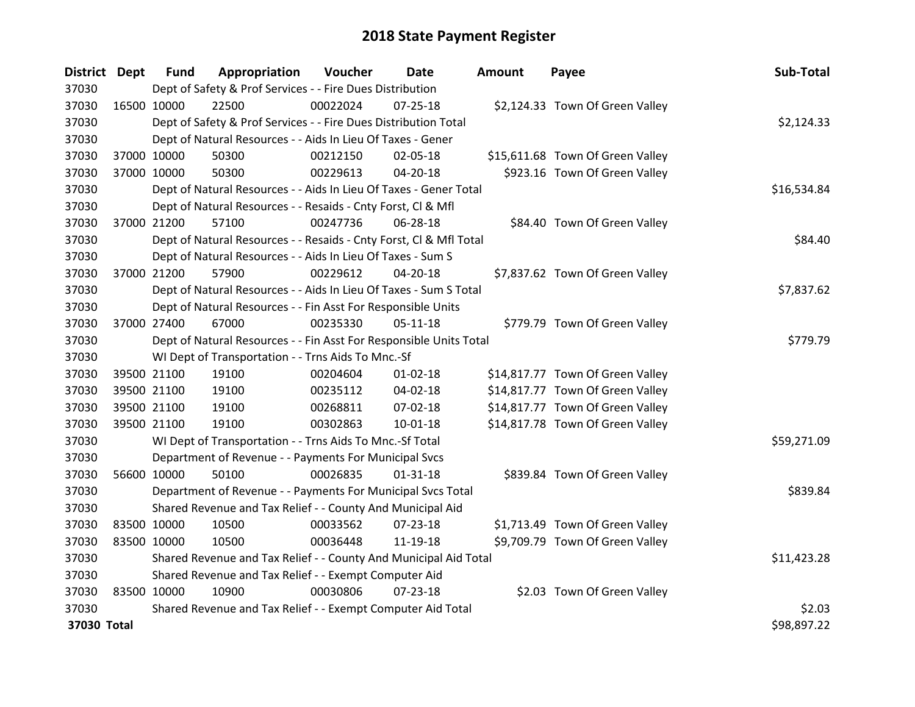# 2018 State Payment Register

| District | Dept | Fund | Appropriation | Voucher | Date | Amount | Payee | Sub-Total |
|---|---|---|---|---|---|---|---|---|
| 37030 | | Dept of Safety & Prof Services - - Fire Dues Distribution | | | | | | |
| 37030 | 16500 | 10000 | 22500 | 00022024 | 07-25-18 | $2,124.33 | Town Of Green Valley | |
| 37030 | | Dept of Safety & Prof Services - - Fire Dues Distribution Total | | | | | | $2,124.33 |
| 37030 | | Dept of Natural Resources - - Aids In Lieu Of Taxes - Gener | | | | | | |
| 37030 | 37000 | 10000 | 50300 | 00212150 | 02-05-18 | $15,611.68 | Town Of Green Valley | |
| 37030 | 37000 | 10000 | 50300 | 00229613 | 04-20-18 | $923.16 | Town Of Green Valley | |
| 37030 | | Dept of Natural Resources - - Aids In Lieu Of Taxes - Gener Total | | | | | | $16,534.84 |
| 37030 | | Dept of Natural Resources - - Resaids - Cnty Forst, Cl & Mfl | | | | | | |
| 37030 | 37000 | 21200 | 57100 | 00247736 | 06-28-18 | $84.40 | Town Of Green Valley | |
| 37030 | | Dept of Natural Resources - - Resaids - Cnty Forst, Cl & Mfl Total | | | | | | $84.40 |
| 37030 | | Dept of Natural Resources - - Aids In Lieu Of Taxes - Sum S | | | | | | |
| 37030 | 37000 | 21200 | 57900 | 00229612 | 04-20-18 | $7,837.62 | Town Of Green Valley | |
| 37030 | | Dept of Natural Resources - - Aids In Lieu Of Taxes - Sum S Total | | | | | | $7,837.62 |
| 37030 | | Dept of Natural Resources - - Fin Asst For Responsible Units | | | | | | |
| 37030 | 37000 | 27400 | 67000 | 00235330 | 05-11-18 | $779.79 | Town Of Green Valley | |
| 37030 | | Dept of Natural Resources - - Fin Asst For Responsible Units Total | | | | | | $779.79 |
| 37030 | | WI Dept of Transportation - - Trns Aids To Mnc.-Sf | | | | | | |
| 37030 | 39500 | 21100 | 19100 | 00204604 | 01-02-18 | $14,817.77 | Town Of Green Valley | |
| 37030 | 39500 | 21100 | 19100 | 00235112 | 04-02-18 | $14,817.77 | Town Of Green Valley | |
| 37030 | 39500 | 21100 | 19100 | 00268811 | 07-02-18 | $14,817.77 | Town Of Green Valley | |
| 37030 | 39500 | 21100 | 19100 | 00302863 | 10-01-18 | $14,817.78 | Town Of Green Valley | |
| 37030 | | WI Dept of Transportation - - Trns Aids To Mnc.-Sf Total | | | | | | $59,271.09 |
| 37030 | | Department of Revenue - - Payments For Municipal Svcs | | | | | | |
| 37030 | 56600 | 10000 | 50100 | 00026835 | 01-31-18 | $839.84 | Town Of Green Valley | |
| 37030 | | Department of Revenue - - Payments For Municipal Svcs Total | | | | | | $839.84 |
| 37030 | | Shared Revenue and Tax Relief - - County And Municipal Aid | | | | | | |
| 37030 | 83500 | 10000 | 10500 | 00033562 | 07-23-18 | $1,713.49 | Town Of Green Valley | |
| 37030 | 83500 | 10000 | 10500 | 00036448 | 11-19-18 | $9,709.79 | Town Of Green Valley | |
| 37030 | | Shared Revenue and Tax Relief - - County And Municipal Aid Total | | | | | | $11,423.28 |
| 37030 | | Shared Revenue and Tax Relief - - Exempt Computer Aid | | | | | | |
| 37030 | 83500 | 10000 | 10900 | 00030806 | 07-23-18 | $2.03 | Town Of Green Valley | |
| 37030 | | Shared Revenue and Tax Relief - - Exempt Computer Aid Total | | | | | | $2.03 |
| **37030 Total** | | | | | | | | $98,897.22 |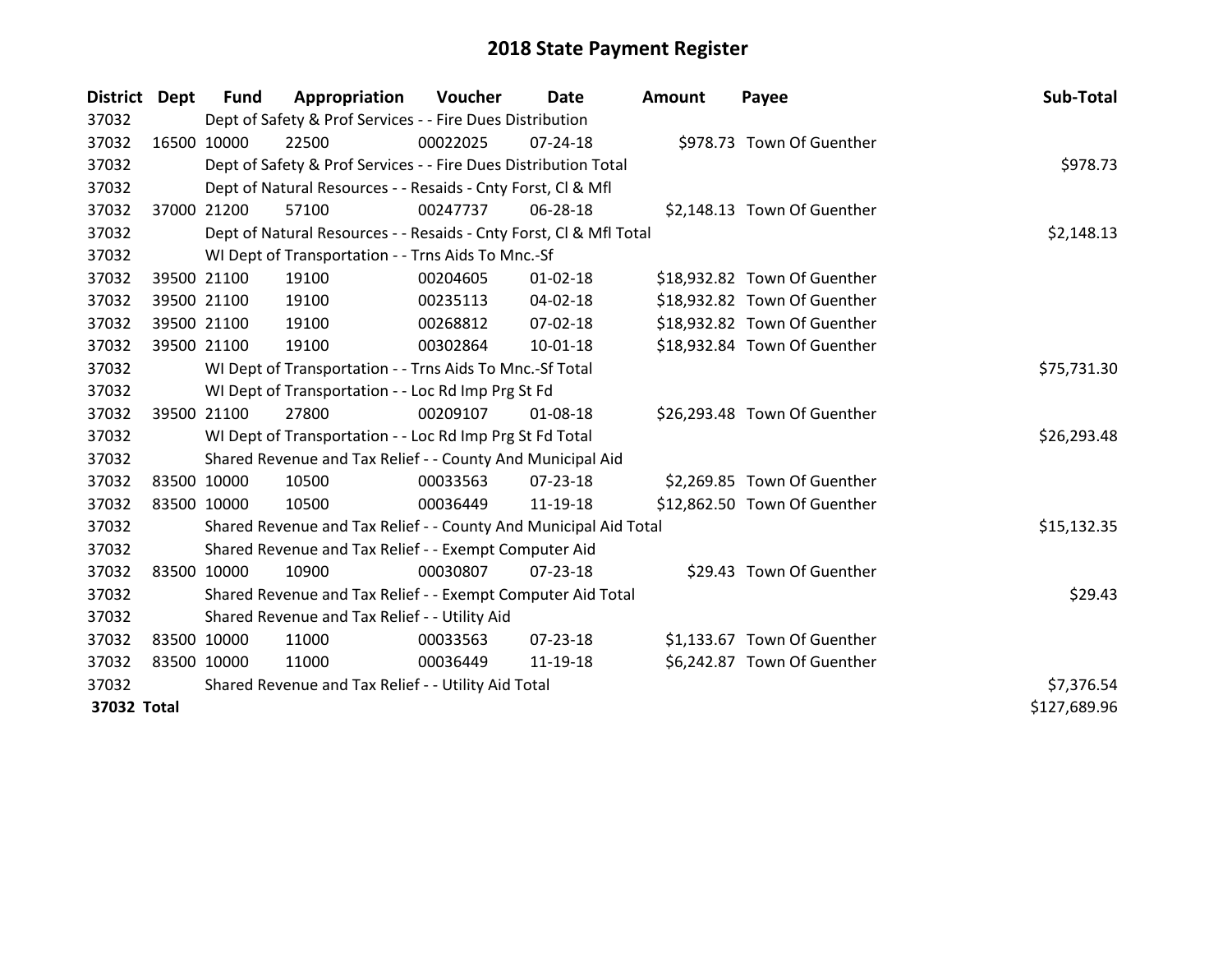# 2018 State Payment Register

| District | Dept | Fund | Appropriation | Voucher | Date | Amount | Payee | Sub-Total |
|---|---|---|---|---|---|---|---|---|
| 37032 | | Dept of Safety & Prof Services - - Fire Dues Distribution | | | | | | |
| 37032 | 16500 | 10000 | 22500 | 00022025 | 07-24-18 | $978.73 | Town Of Guenther | |
| 37032 | | Dept of Safety & Prof Services - - Fire Dues Distribution Total | | | | | | $978.73 |
| 37032 | | Dept of Natural Resources - - Resaids - Cnty Forst, Cl & Mfl | | | | | | |
| 37032 | 37000 | 21200 | 57100 | 00247737 | 06-28-18 | $2,148.13 | Town Of Guenther | |
| 37032 | | Dept of Natural Resources - - Resaids - Cnty Forst, Cl & Mfl Total | | | | | | $2,148.13 |
| 37032 | | WI Dept of Transportation - - Trns Aids To Mnc.-Sf | | | | | | |
| 37032 | 39500 | 21100 | 19100 | 00204605 | 01-02-18 | $18,932.82 | Town Of Guenther | |
| 37032 | 39500 | 21100 | 19100 | 00235113 | 04-02-18 | $18,932.82 | Town Of Guenther | |
| 37032 | 39500 | 21100 | 19100 | 00268812 | 07-02-18 | $18,932.82 | Town Of Guenther | |
| 37032 | 39500 | 21100 | 19100 | 00302864 | 10-01-18 | $18,932.84 | Town Of Guenther | |
| 37032 | | WI Dept of Transportation - - Trns Aids To Mnc.-Sf Total | | | | | | $75,731.30 |
| 37032 | | WI Dept of Transportation - - Loc Rd Imp Prg St Fd | | | | | | |
| 37032 | 39500 | 21100 | 27800 | 00209107 | 01-08-18 | $26,293.48 | Town Of Guenther | |
| 37032 | | WI Dept of Transportation - - Loc Rd Imp Prg St Fd Total | | | | | | $26,293.48 |
| 37032 | | Shared Revenue and Tax Relief - - County And Municipal Aid | | | | | | |
| 37032 | 83500 | 10000 | 10500 | 00033563 | 07-23-18 | $2,269.85 | Town Of Guenther | |
| 37032 | 83500 | 10000 | 10500 | 00036449 | 11-19-18 | $12,862.50 | Town Of Guenther | |
| 37032 | | Shared Revenue and Tax Relief - - County And Municipal Aid Total | | | | | | $15,132.35 |
| 37032 | | Shared Revenue and Tax Relief - - Exempt Computer Aid | | | | | | |
| 37032 | 83500 | 10000 | 10900 | 00030807 | 07-23-18 | $29.43 | Town Of Guenther | |
| 37032 | | Shared Revenue and Tax Relief - - Exempt Computer Aid Total | | | | | | $29.43 |
| 37032 | | Shared Revenue and Tax Relief - - Utility Aid | | | | | | |
| 37032 | 83500 | 10000 | 11000 | 00033563 | 07-23-18 | $1,133.67 | Town Of Guenther | |
| 37032 | 83500 | 10000 | 11000 | 00036449 | 11-19-18 | $6,242.87 | Town Of Guenther | |
| 37032 | | Shared Revenue and Tax Relief - - Utility Aid Total | | | | | | $7,376.54 |
| **37032 Total** | | | | | | | | $127,689.96 |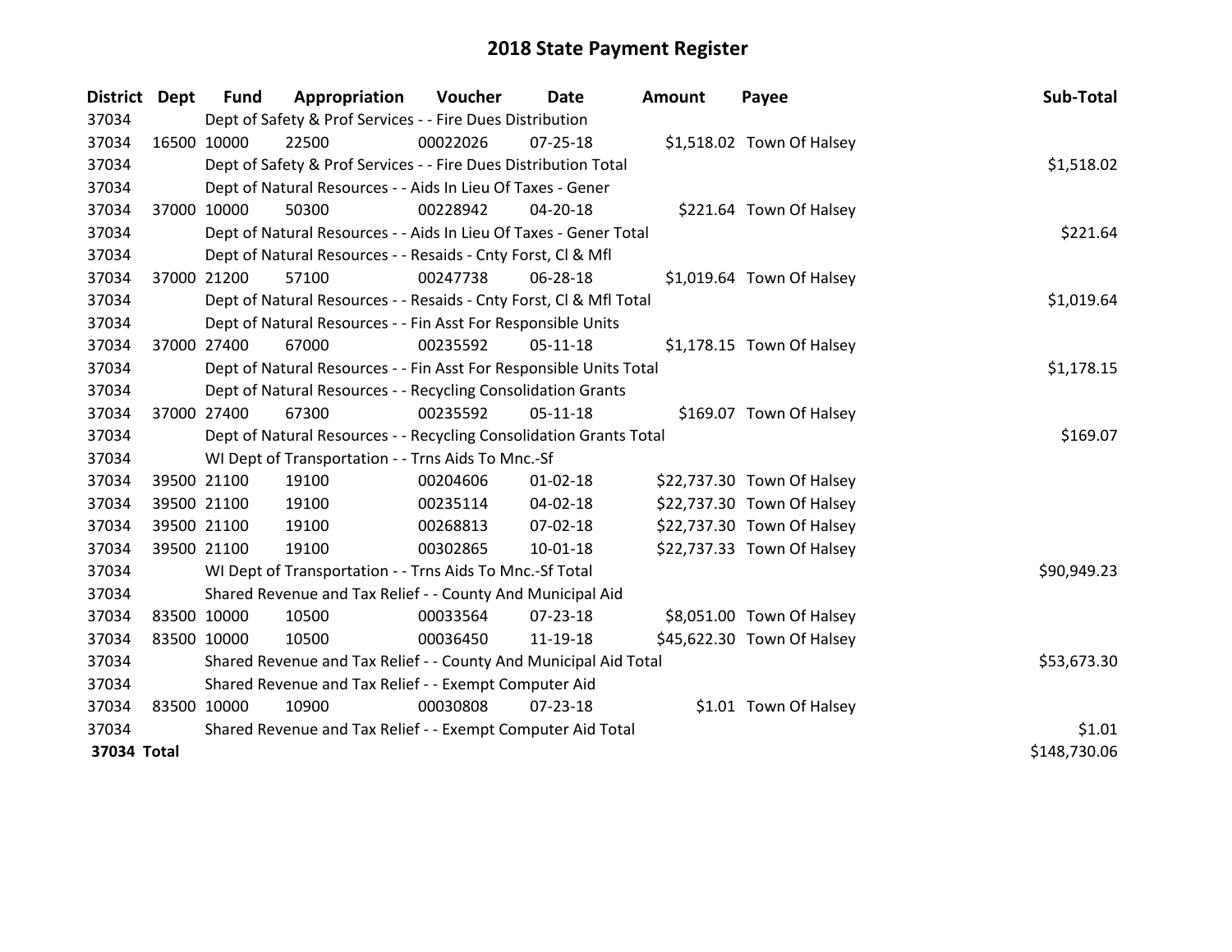# 2018 State Payment Register

| District | Dept | Fund | Appropriation | Voucher | Date | Amount | Payee | Sub-Total |
|---|---|---|---|---|---|---|---|---|
| 37034 | | Dept of Safety & Prof Services - - Fire Dues Distribution | | | | | | |
| 37034 | 16500 | 10000 | 22500 | 00022026 | 07-25-18 | $1,518.02 | Town Of Halsey | |
| 37034 | | Dept of Safety & Prof Services - - Fire Dues Distribution Total | | | | | | $1,518.02 |
| 37034 | | Dept of Natural Resources - - Aids In Lieu Of Taxes - Gener | | | | | | |
| 37034 | 37000 | 10000 | 50300 | 00228942 | 04-20-18 | $221.64 | Town Of Halsey | |
| 37034 | | Dept of Natural Resources - - Aids In Lieu Of Taxes - Gener Total | | | | | | $221.64 |
| 37034 | | Dept of Natural Resources - - Resaids - Cnty Forst, Cl & Mfl | | | | | | |
| 37034 | 37000 | 21200 | 57100 | 00247738 | 06-28-18 | $1,019.64 | Town Of Halsey | |
| 37034 | | Dept of Natural Resources - - Resaids - Cnty Forst, Cl & Mfl Total | | | | | | $1,019.64 |
| 37034 | | Dept of Natural Resources - - Fin Asst For Responsible Units | | | | | | |
| 37034 | 37000 | 27400 | 67000 | 00235592 | 05-11-18 | $1,178.15 | Town Of Halsey | |
| 37034 | | Dept of Natural Resources - - Fin Asst For Responsible Units Total | | | | | | $1,178.15 |
| 37034 | | Dept of Natural Resources - - Recycling Consolidation Grants | | | | | | |
| 37034 | 37000 | 27400 | 67300 | 00235592 | 05-11-18 | $169.07 | Town Of Halsey | |
| 37034 | | Dept of Natural Resources - - Recycling Consolidation Grants Total | | | | | | $169.07 |
| 37034 | | WI Dept of Transportation - - Trns Aids To Mnc.-Sf | | | | | | |
| 37034 | 39500 | 21100 | 19100 | 00204606 | 01-02-18 | $22,737.30 | Town Of Halsey | |
| 37034 | 39500 | 21100 | 19100 | 00235114 | 04-02-18 | $22,737.30 | Town Of Halsey | |
| 37034 | 39500 | 21100 | 19100 | 00268813 | 07-02-18 | $22,737.30 | Town Of Halsey | |
| 37034 | 39500 | 21100 | 19100 | 00302865 | 10-01-18 | $22,737.33 | Town Of Halsey | |
| 37034 | | WI Dept of Transportation - - Trns Aids To Mnc.-Sf Total | | | | | | $90,949.23 |
| 37034 | | Shared Revenue and Tax Relief - - County And Municipal Aid | | | | | | |
| 37034 | 83500 | 10000 | 10500 | 00033564 | 07-23-18 | $8,051.00 | Town Of Halsey | |
| 37034 | 83500 | 10000 | 10500 | 00036450 | 11-19-18 | $45,622.30 | Town Of Halsey | |
| 37034 | | Shared Revenue and Tax Relief - - County And Municipal Aid Total | | | | | | $53,673.30 |
| 37034 | | Shared Revenue and Tax Relief - - Exempt Computer Aid | | | | | | |
| 37034 | 83500 | 10000 | 10900 | 00030808 | 07-23-18 | $1.01 | Town Of Halsey | |
| 37034 | | Shared Revenue and Tax Relief - - Exempt Computer Aid Total | | | | | | $1.01 |
| **37034 Total** | | | | | | | | $148,730.06 |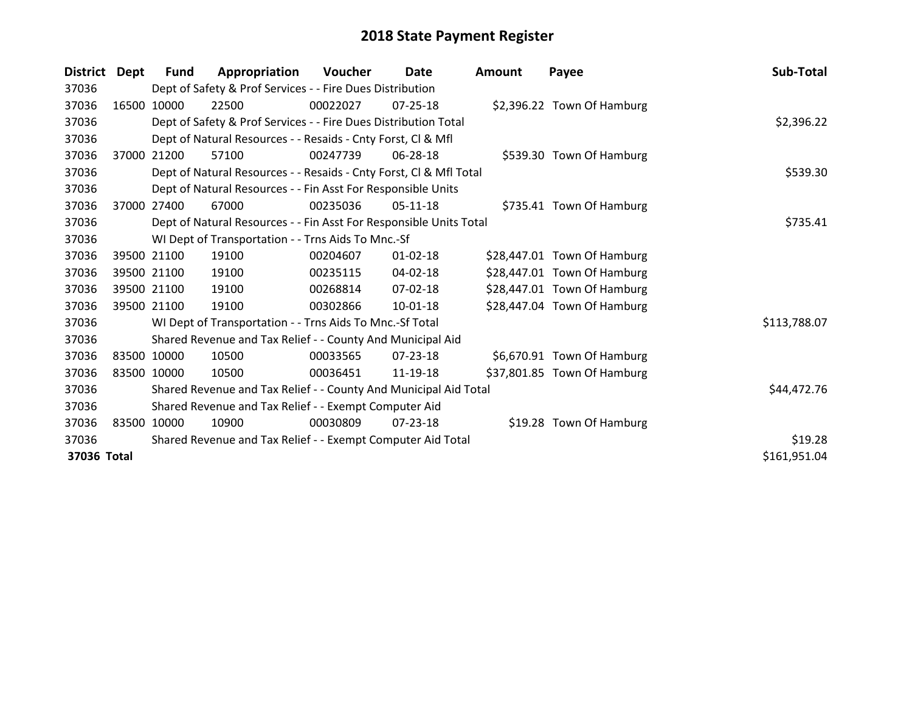# 2018 State Payment Register

| District | Dept | Fund | Appropriation | Voucher | Date | Amount | Payee | Sub-Total |
|---|---|---|---|---|---|---|---|---|
| 37036 | | Dept of Safety & Prof Services - - Fire Dues Distribution | | | | | | |
| 37036 | 16500 | 10000 | 22500 | 00022027 | 07-25-18 | $2,396.22 | Town Of Hamburg | |
| 37036 | | Dept of Safety & Prof Services - - Fire Dues Distribution Total | | | | | | $2,396.22 |
| 37036 | | Dept of Natural Resources - - Resaids - Cnty Forst, Cl & Mfl | | | | | | |
| 37036 | 37000 | 21200 | 57100 | 00247739 | 06-28-18 | $539.30 | Town Of Hamburg | |
| 37036 | | Dept of Natural Resources - - Resaids - Cnty Forst, Cl & Mfl Total | | | | | | $539.30 |
| 37036 | | Dept of Natural Resources - - Fin Asst For Responsible Units | | | | | | |
| 37036 | 37000 | 27400 | 67000 | 00235036 | 05-11-18 | $735.41 | Town Of Hamburg | |
| 37036 | | Dept of Natural Resources - - Fin Asst For Responsible Units Total | | | | | | $735.41 |
| 37036 | | WI Dept of Transportation - - Trns Aids To Mnc.-Sf | | | | | | |
| 37036 | 39500 | 21100 | 19100 | 00204607 | 01-02-18 | $28,447.01 | Town Of Hamburg | |
| 37036 | 39500 | 21100 | 19100 | 00235115 | 04-02-18 | $28,447.01 | Town Of Hamburg | |
| 37036 | 39500 | 21100 | 19100 | 00268814 | 07-02-18 | $28,447.01 | Town Of Hamburg | |
| 37036 | 39500 | 21100 | 19100 | 00302866 | 10-01-18 | $28,447.04 | Town Of Hamburg | |
| 37036 | | WI Dept of Transportation - - Trns Aids To Mnc.-Sf Total | | | | | | $113,788.07 |
| 37036 | | Shared Revenue and Tax Relief - - County And Municipal Aid | | | | | | |
| 37036 | 83500 | 10000 | 10500 | 00033565 | 07-23-18 | $6,670.91 | Town Of Hamburg | |
| 37036 | 83500 | 10000 | 10500 | 00036451 | 11-19-18 | $37,801.85 | Town Of Hamburg | |
| 37036 | | Shared Revenue and Tax Relief - - County And Municipal Aid Total | | | | | | $44,472.76 |
| 37036 | | Shared Revenue and Tax Relief - - Exempt Computer Aid | | | | | | |
| 37036 | 83500 | 10000 | 10900 | 00030809 | 07-23-18 | $19.28 | Town Of Hamburg | |
| 37036 | | Shared Revenue and Tax Relief - - Exempt Computer Aid Total | | | | | | $19.28 |
| **37036 Total** | | | | | | | | $161,951.04 |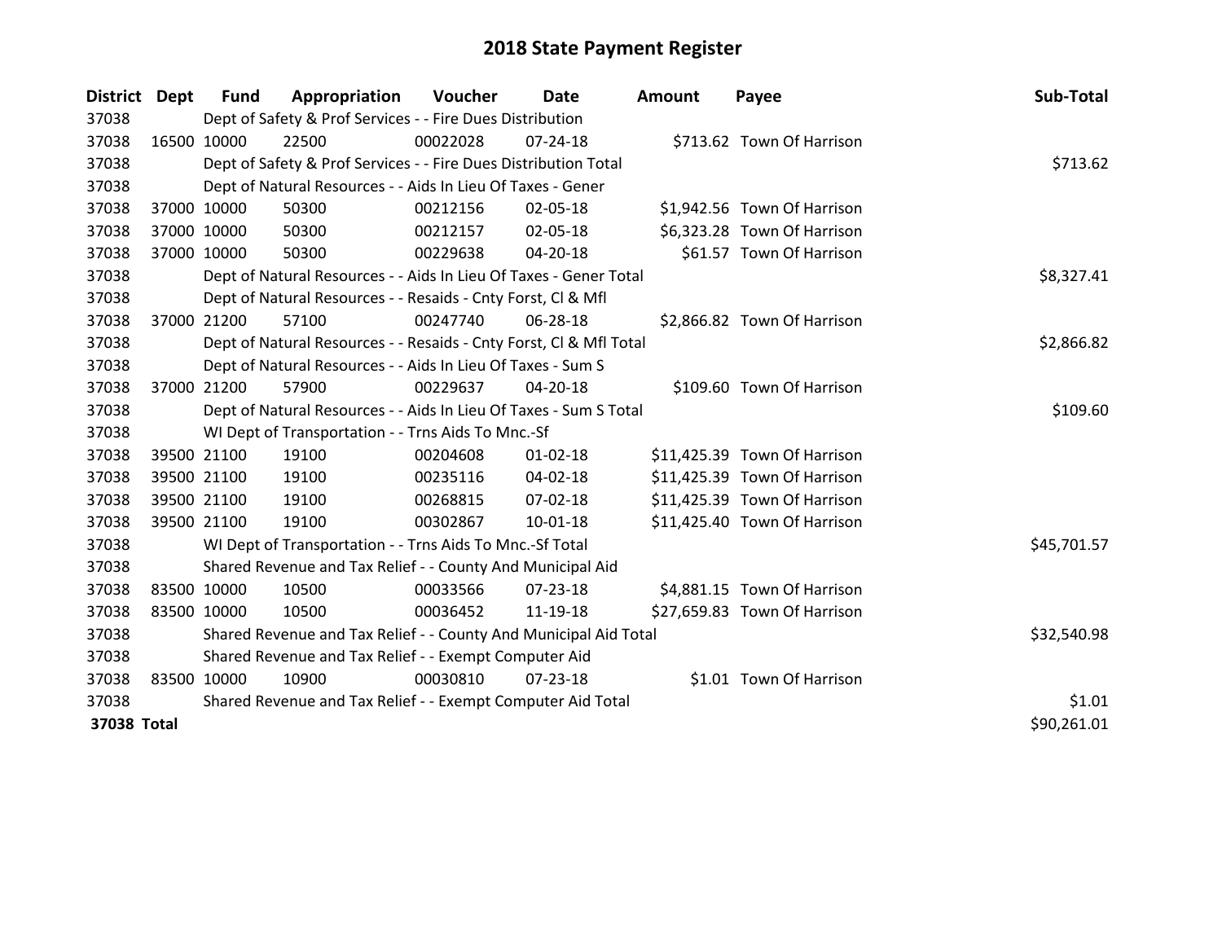# 2018 State Payment Register

| District | Dept | Fund | Appropriation | Voucher | Date | Amount | Payee | Sub-Total |
|---|---|---|---|---|---|---|---|---|
| 37038 | | Dept of Safety & Prof Services - - Fire Dues Distribution | | | | | | |
| 37038 | 16500 | 10000 | 22500 | 00022028 | 07-24-18 | $713.62 | Town Of Harrison | |
| 37038 | | Dept of Safety & Prof Services - - Fire Dues Distribution Total | | | | | | $713.62 |
| 37038 | | Dept of Natural Resources - - Aids In Lieu Of Taxes - Gener | | | | | | |
| 37038 | 37000 | 10000 | 50300 | 00212156 | 02-05-18 | $1,942.56 | Town Of Harrison | |
| 37038 | 37000 | 10000 | 50300 | 00212157 | 02-05-18 | $6,323.28 | Town Of Harrison | |
| 37038 | 37000 | 10000 | 50300 | 00229638 | 04-20-18 | $61.57 | Town Of Harrison | |
| 37038 | | Dept of Natural Resources - - Aids In Lieu Of Taxes - Gener Total | | | | | | $8,327.41 |
| 37038 | | Dept of Natural Resources - - Resaids - Cnty Forst, Cl & Mfl | | | | | | |
| 37038 | 37000 | 21200 | 57100 | 00247740 | 06-28-18 | $2,866.82 | Town Of Harrison | |
| 37038 | | Dept of Natural Resources - - Resaids - Cnty Forst, Cl & Mfl Total | | | | | | $2,866.82 |
| 37038 | | Dept of Natural Resources - - Aids In Lieu Of Taxes - Sum S | | | | | | |
| 37038 | 37000 | 21200 | 57900 | 00229637 | 04-20-18 | $109.60 | Town Of Harrison | |
| 37038 | | Dept of Natural Resources - - Aids In Lieu Of Taxes - Sum S Total | | | | | | $109.60 |
| 37038 | | WI Dept of Transportation - - Trns Aids To Mnc.-Sf | | | | | | |
| 37038 | 39500 | 21100 | 19100 | 00204608 | 01-02-18 | $11,425.39 | Town Of Harrison | |
| 37038 | 39500 | 21100 | 19100 | 00235116 | 04-02-18 | $11,425.39 | Town Of Harrison | |
| 37038 | 39500 | 21100 | 19100 | 00268815 | 07-02-18 | $11,425.39 | Town Of Harrison | |
| 37038 | 39500 | 21100 | 19100 | 00302867 | 10-01-18 | $11,425.40 | Town Of Harrison | |
| 37038 | | WI Dept of Transportation - - Trns Aids To Mnc.-Sf Total | | | | | | $45,701.57 |
| 37038 | | Shared Revenue and Tax Relief - - County And Municipal Aid | | | | | | |
| 37038 | 83500 | 10000 | 10500 | 00033566 | 07-23-18 | $4,881.15 | Town Of Harrison | |
| 37038 | 83500 | 10000 | 10500 | 00036452 | 11-19-18 | $27,659.83 | Town Of Harrison | |
| 37038 | | Shared Revenue and Tax Relief - - County And Municipal Aid Total | | | | | | $32,540.98 |
| 37038 | | Shared Revenue and Tax Relief - - Exempt Computer Aid | | | | | | |
| 37038 | 83500 | 10000 | 10900 | 00030810 | 07-23-18 | $1.01 | Town Of Harrison | |
| 37038 | | Shared Revenue and Tax Relief - - Exempt Computer Aid Total | | | | | | $1.01 |
| **37038 Total** | | | | | | | | $90,261.01 |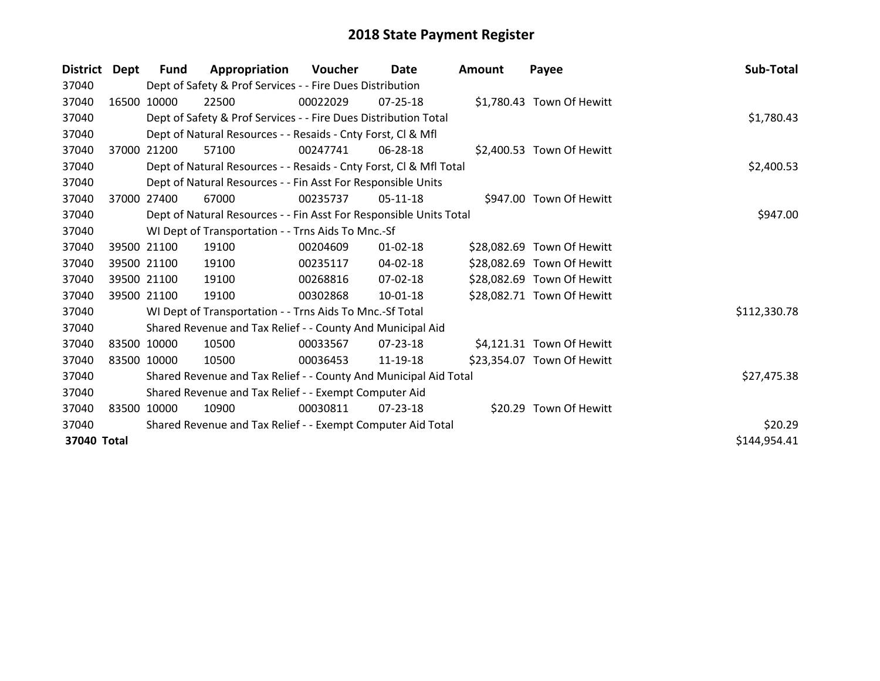# 2018 State Payment Register

| District | Dept | Fund | Appropriation | Voucher | Date | Amount | Payee | Sub-Total |
|---|---|---|---|---|---|---|---|---|
| 37040 | | Dept of Safety & Prof Services - - Fire Dues Distribution | | | | | | |
| 37040 | 16500 | 10000 | 22500 | 00022029 | 07-25-18 | $1,780.43 | Town Of Hewitt | |
| 37040 | | Dept of Safety & Prof Services - - Fire Dues Distribution Total | | | | | | $1,780.43 |
| 37040 | | Dept of Natural Resources - - Resaids - Cnty Forst, Cl & Mfl | | | | | | |
| 37040 | 37000 | 21200 | 57100 | 00247741 | 06-28-18 | $2,400.53 | Town Of Hewitt | |
| 37040 | | Dept of Natural Resources - - Resaids - Cnty Forst, Cl & Mfl Total | | | | | | $2,400.53 |
| 37040 | | Dept of Natural Resources - - Fin Asst For Responsible Units | | | | | | |
| 37040 | 37000 | 27400 | 67000 | 00235737 | 05-11-18 | $947.00 | Town Of Hewitt | |
| 37040 | | Dept of Natural Resources - - Fin Asst For Responsible Units Total | | | | | | $947.00 |
| 37040 | | WI Dept of Transportation - - Trns Aids To Mnc.-Sf | | | | | | |
| 37040 | 39500 | 21100 | 19100 | 00204609 | 01-02-18 | $28,082.69 | Town Of Hewitt | |
| 37040 | 39500 | 21100 | 19100 | 00235117 | 04-02-18 | $28,082.69 | Town Of Hewitt | |
| 37040 | 39500 | 21100 | 19100 | 00268816 | 07-02-18 | $28,082.69 | Town Of Hewitt | |
| 37040 | 39500 | 21100 | 19100 | 00302868 | 10-01-18 | $28,082.71 | Town Of Hewitt | |
| 37040 | | WI Dept of Transportation - - Trns Aids To Mnc.-Sf Total | | | | | | $112,330.78 |
| 37040 | | Shared Revenue and Tax Relief - - County And Municipal Aid | | | | | | |
| 37040 | 83500 | 10000 | 10500 | 00033567 | 07-23-18 | $4,121.31 | Town Of Hewitt | |
| 37040 | 83500 | 10000 | 10500 | 00036453 | 11-19-18 | $23,354.07 | Town Of Hewitt | |
| 37040 | | Shared Revenue and Tax Relief - - County And Municipal Aid Total | | | | | | $27,475.38 |
| 37040 | | Shared Revenue and Tax Relief - - Exempt Computer Aid | | | | | | |
| 37040 | 83500 | 10000 | 10900 | 00030811 | 07-23-18 | $20.29 | Town Of Hewitt | |
| 37040 | | Shared Revenue and Tax Relief - - Exempt Computer Aid Total | | | | | | $20.29 |
| **37040 Total** | | | | | | | | $144,954.41 |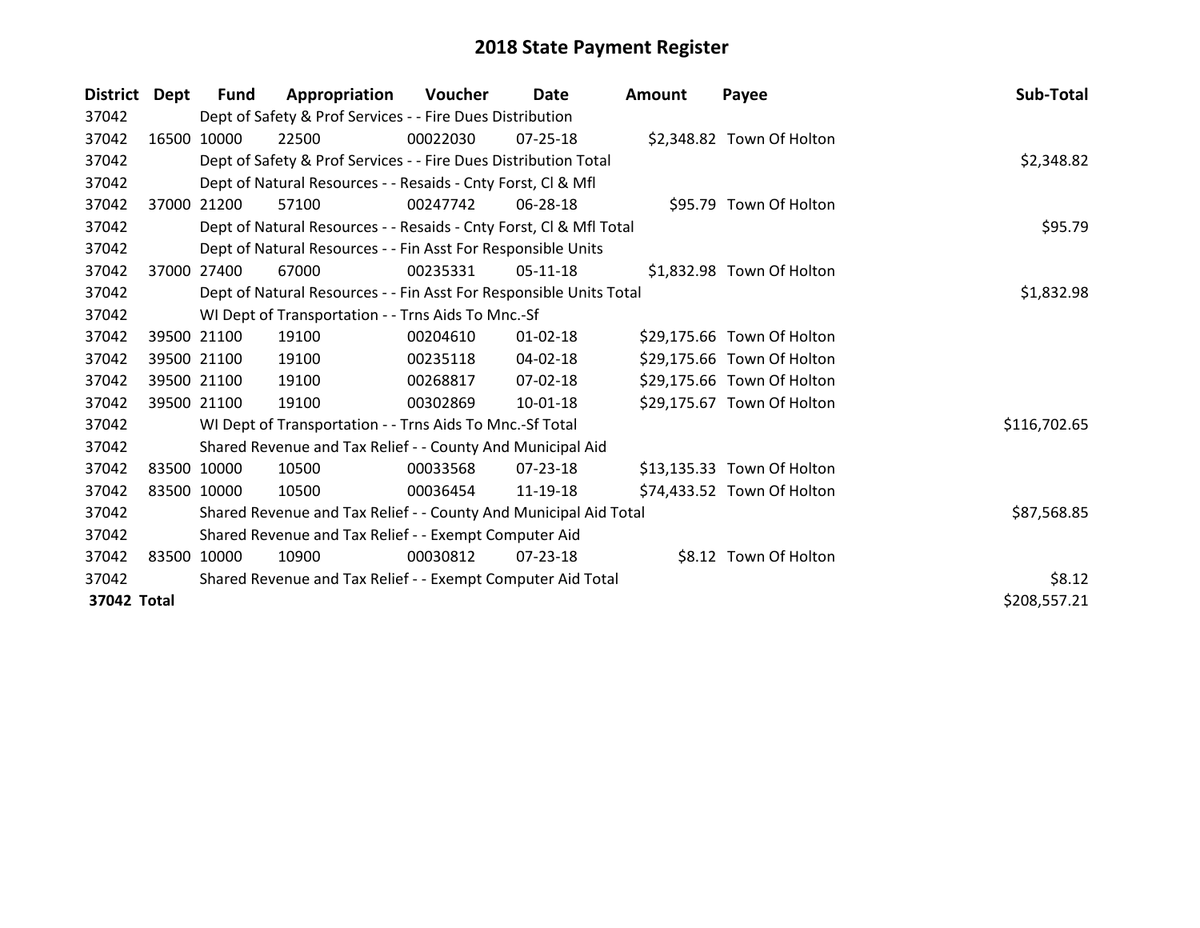# 2018 State Payment Register

| District | Dept | Fund | Appropriation | Voucher | Date | Amount | Payee | Sub-Total |
|---|---|---|---|---|---|---|---|---|
| 37042 | | Dept of Safety & Prof Services - - Fire Dues Distribution | | | | | | |
| 37042 | 16500 | 10000 | 22500 | 00022030 | 07-25-18 | $2,348.82 | Town Of Holton | |
| 37042 | | Dept of Safety & Prof Services - - Fire Dues Distribution Total | | | | | | $2,348.82 |
| 37042 | | Dept of Natural Resources - - Resaids - Cnty Forst, Cl & Mfl | | | | | | |
| 37042 | 37000 | 21200 | 57100 | 00247742 | 06-28-18 | $95.79 | Town Of Holton | |
| 37042 | | Dept of Natural Resources - - Resaids - Cnty Forst, Cl & Mfl Total | | | | | | $95.79 |
| 37042 | | Dept of Natural Resources - - Fin Asst For Responsible Units | | | | | | |
| 37042 | 37000 | 27400 | 67000 | 00235331 | 05-11-18 | $1,832.98 | Town Of Holton | |
| 37042 | | Dept of Natural Resources - - Fin Asst For Responsible Units Total | | | | | | $1,832.98 |
| 37042 | | WI Dept of Transportation - - Trns Aids To Mnc.-Sf | | | | | | |
| 37042 | 39500 | 21100 | 19100 | 00204610 | 01-02-18 | $29,175.66 | Town Of Holton | |
| 37042 | 39500 | 21100 | 19100 | 00235118 | 04-02-18 | $29,175.66 | Town Of Holton | |
| 37042 | 39500 | 21100 | 19100 | 00268817 | 07-02-18 | $29,175.66 | Town Of Holton | |
| 37042 | 39500 | 21100 | 19100 | 00302869 | 10-01-18 | $29,175.67 | Town Of Holton | |
| 37042 | | WI Dept of Transportation - - Trns Aids To Mnc.-Sf Total | | | | | | $116,702.65 |
| 37042 | | Shared Revenue and Tax Relief - - County And Municipal Aid | | | | | | |
| 37042 | 83500 | 10000 | 10500 | 00033568 | 07-23-18 | $13,135.33 | Town Of Holton | |
| 37042 | 83500 | 10000 | 10500 | 00036454 | 11-19-18 | $74,433.52 | Town Of Holton | |
| 37042 | | Shared Revenue and Tax Relief - - County And Municipal Aid Total | | | | | | $87,568.85 |
| 37042 | | Shared Revenue and Tax Relief - - Exempt Computer Aid | | | | | | |
| 37042 | 83500 | 10000 | 10900 | 00030812 | 07-23-18 | $8.12 | Town Of Holton | |
| 37042 | | Shared Revenue and Tax Relief - - Exempt Computer Aid Total | | | | | | $8.12 |
| **37042 Total** | | | | | | | | $208,557.21 |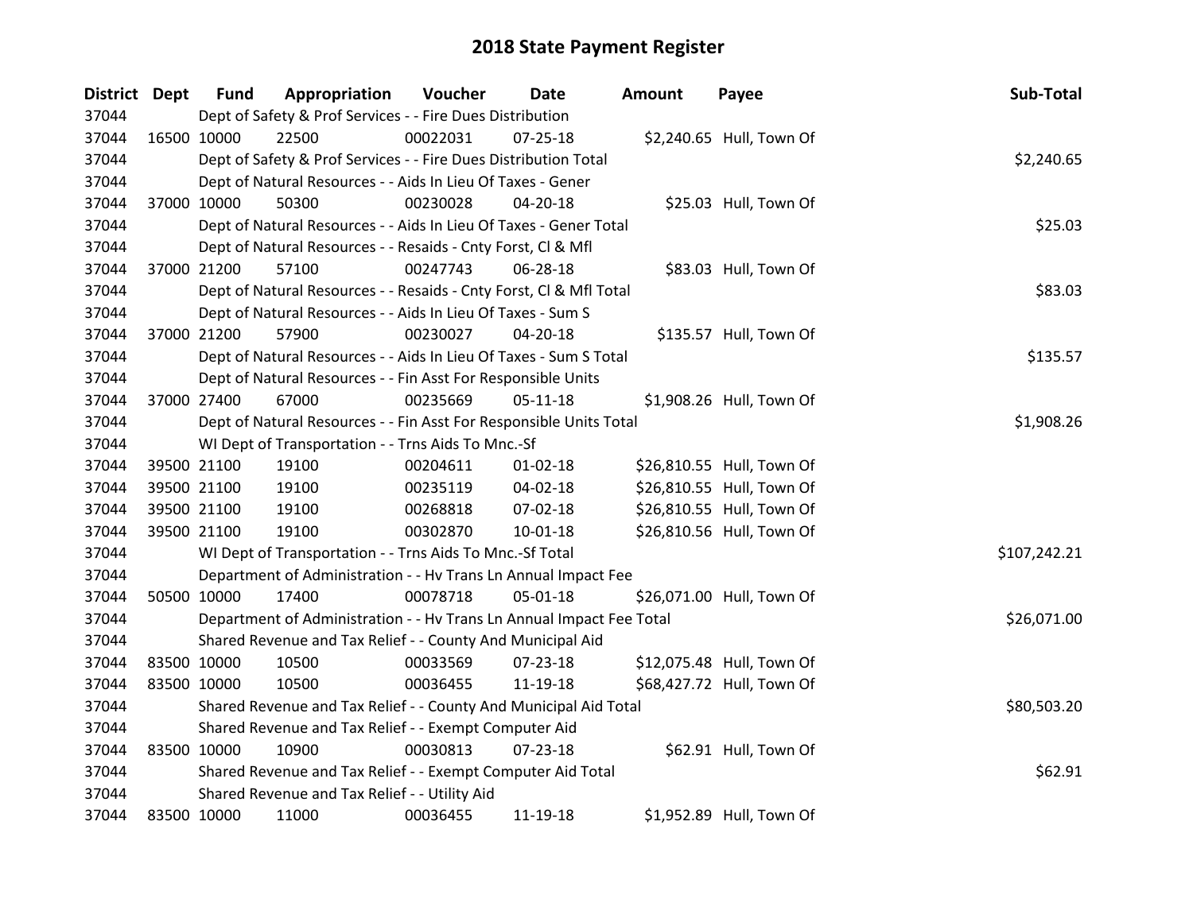# 2018 State Payment Register

| District | Dept | Fund | Appropriation | Voucher | Date | Amount | Payee | Sub-Total |
|---|---|---|---|---|---|---|---|---|
| 37044 | | Dept of Safety & Prof Services - - Fire Dues Distribution | | | | | | |
| 37044 | 16500 | 10000 | 22500 | 00022031 | 07-25-18 | $2,240.65 | Hull, Town Of | |
| 37044 | | Dept of Safety & Prof Services - - Fire Dues Distribution Total | | | | | | $2,240.65 |
| 37044 | | Dept of Natural Resources - - Aids In Lieu Of Taxes - Gener | | | | | | |
| 37044 | 37000 | 10000 | 50300 | 00230028 | 04-20-18 | $25.03 | Hull, Town Of | |
| 37044 | | Dept of Natural Resources - - Aids In Lieu Of Taxes - Gener Total | | | | | | $25.03 |
| 37044 | | Dept of Natural Resources - - Resaids - Cnty Forst, Cl & Mfl | | | | | | |
| 37044 | 37000 | 21200 | 57100 | 00247743 | 06-28-18 | $83.03 | Hull, Town Of | |
| 37044 | | Dept of Natural Resources - - Resaids - Cnty Forst, Cl & Mfl Total | | | | | | $83.03 |
| 37044 | | Dept of Natural Resources - - Aids In Lieu Of Taxes - Sum S | | | | | | |
| 37044 | 37000 | 21200 | 57900 | 00230027 | 04-20-18 | $135.57 | Hull, Town Of | |
| 37044 | | Dept of Natural Resources - - Aids In Lieu Of Taxes - Sum S Total | | | | | | $135.57 |
| 37044 | | Dept of Natural Resources - - Fin Asst For Responsible Units | | | | | | |
| 37044 | 37000 | 27400 | 67000 | 00235669 | 05-11-18 | $1,908.26 | Hull, Town Of | |
| 37044 | | Dept of Natural Resources - - Fin Asst For Responsible Units Total | | | | | | $1,908.26 |
| 37044 | | WI Dept of Transportation - - Trns Aids To Mnc.-Sf | | | | | | |
| 37044 | 39500 | 21100 | 19100 | 00204611 | 01-02-18 | $26,810.55 | Hull, Town Of | |
| 37044 | 39500 | 21100 | 19100 | 00235119 | 04-02-18 | $26,810.55 | Hull, Town Of | |
| 37044 | 39500 | 21100 | 19100 | 00268818 | 07-02-18 | $26,810.55 | Hull, Town Of | |
| 37044 | 39500 | 21100 | 19100 | 00302870 | 10-01-18 | $26,810.56 | Hull, Town Of | |
| 37044 | | WI Dept of Transportation - - Trns Aids To Mnc.-Sf Total | | | | | | $107,242.21 |
| 37044 | | Department of Administration - - Hv Trans Ln Annual Impact Fee | | | | | | |
| 37044 | 50500 | 10000 | 17400 | 00078718 | 05-01-18 | $26,071.00 | Hull, Town Of | |
| 37044 | | Department of Administration - - Hv Trans Ln Annual Impact Fee Total | | | | | | $26,071.00 |
| 37044 | | Shared Revenue and Tax Relief - - County And Municipal Aid | | | | | | |
| 37044 | 83500 | 10000 | 10500 | 00033569 | 07-23-18 | $12,075.48 | Hull, Town Of | |
| 37044 | 83500 | 10000 | 10500 | 00036455 | 11-19-18 | $68,427.72 | Hull, Town Of | |
| 37044 | | Shared Revenue and Tax Relief - - County And Municipal Aid Total | | | | | | $80,503.20 |
| 37044 | | Shared Revenue and Tax Relief - - Exempt Computer Aid | | | | | | |
| 37044 | 83500 | 10000 | 10900 | 00030813 | 07-23-18 | $62.91 | Hull, Town Of | |
| 37044 | | Shared Revenue and Tax Relief - - Exempt Computer Aid Total | | | | | | $62.91 |
| 37044 | | Shared Revenue and Tax Relief - - Utility Aid | | | | | | |
| 37044 | 83500 | 10000 | 11000 | 00036455 | 11-19-18 | $1,952.89 | Hull, Town Of | |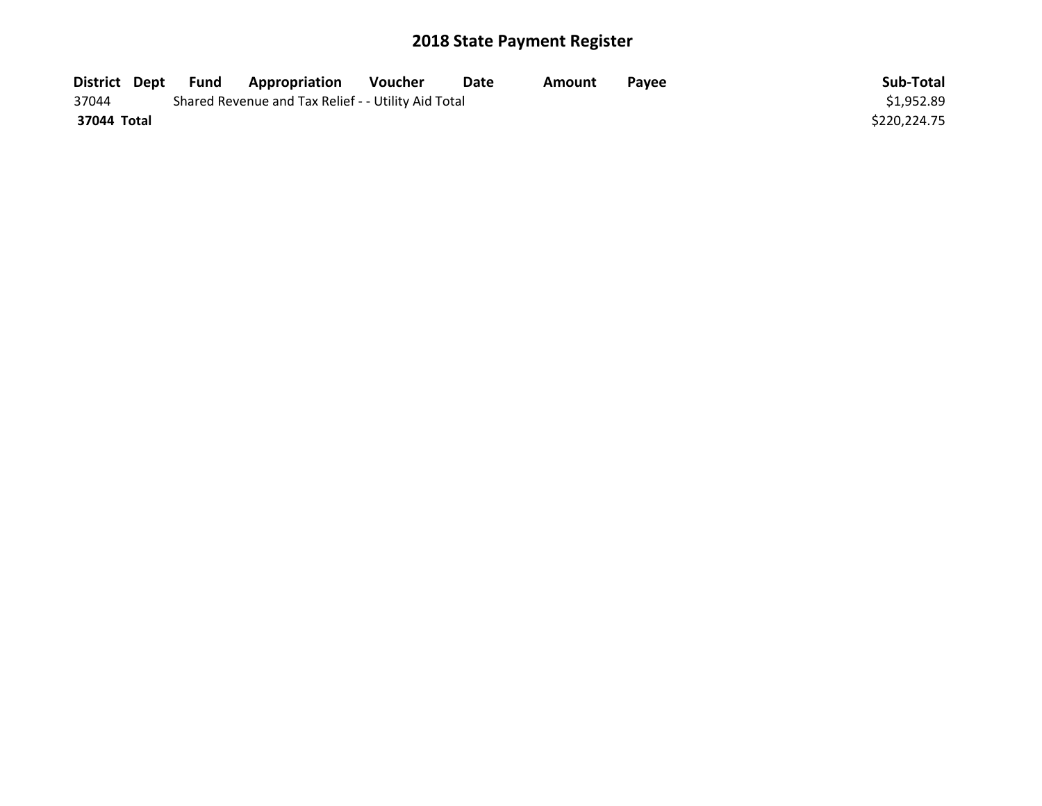# 2018 State Payment Register

| District | Dept | Fund | Appropriation | Voucher | Date | Amount | Payee | Sub-Total |
|---|---|---|---|---|---|---|---|---|
| 37044 | | Shared Revenue and Tax Relief - - Utility Aid Total | | | | | | $1,952.89 |
| **37044 Total** | | | | | | | | $220,224.75 |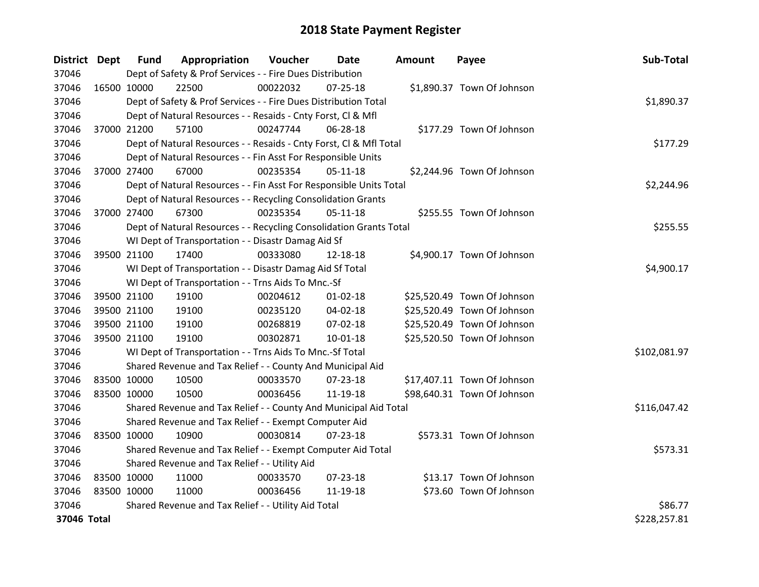# 2018 State Payment Register

| District | Dept | Fund | Appropriation | Voucher | Date | Amount | Payee | Sub-Total |
|---|---|---|---|---|---|---|---|---|
| 37046 | Dept of Safety & Prof Services - - Fire Dues Distribution | | | | | | | |
| 37046 | 16500 | 10000 | 22500 | 00022032 | 07-25-18 | $1,890.37 | Town Of Johnson | |
| 37046 | Dept of Safety & Prof Services - - Fire Dues Distribution Total | | | | | | | $1,890.37 |
| 37046 | Dept of Natural Resources - - Resaids - Cnty Forst, Cl & Mfl | | | | | | | |
| 37046 | 37000 | 21200 | 57100 | 00247744 | 06-28-18 | $177.29 | Town Of Johnson | |
| 37046 | Dept of Natural Resources - - Resaids - Cnty Forst, Cl & Mfl Total | | | | | | | $177.29 |
| 37046 | Dept of Natural Resources - - Fin Asst For Responsible Units | | | | | | | |
| 37046 | 37000 | 27400 | 67000 | 00235354 | 05-11-18 | $2,244.96 | Town Of Johnson | |
| 37046 | Dept of Natural Resources - - Fin Asst For Responsible Units Total | | | | | | | $2,244.96 |
| 37046 | Dept of Natural Resources - - Recycling Consolidation Grants | | | | | | | |
| 37046 | 37000 | 27400 | 67300 | 00235354 | 05-11-18 | $255.55 | Town Of Johnson | |
| 37046 | Dept of Natural Resources - - Recycling Consolidation Grants Total | | | | | | | $255.55 |
| 37046 | WI Dept of Transportation - - Disastr Damag Aid Sf | | | | | | | |
| 37046 | 39500 | 21100 | 17400 | 00333080 | 12-18-18 | $4,900.17 | Town Of Johnson | |
| 37046 | WI Dept of Transportation - - Disastr Damag Aid Sf Total | | | | | | | $4,900.17 |
| 37046 | WI Dept of Transportation - - Trns Aids To Mnc.-Sf | | | | | | | |
| 37046 | 39500 | 21100 | 19100 | 00204612 | 01-02-18 | $25,520.49 | Town Of Johnson | |
| 37046 | 39500 | 21100 | 19100 | 00235120 | 04-02-18 | $25,520.49 | Town Of Johnson | |
| 37046 | 39500 | 21100 | 19100 | 00268819 | 07-02-18 | $25,520.49 | Town Of Johnson | |
| 37046 | 39500 | 21100 | 19100 | 00302871 | 10-01-18 | $25,520.50 | Town Of Johnson | |
| 37046 | WI Dept of Transportation - - Trns Aids To Mnc.-Sf Total | | | | | | | $102,081.97 |
| 37046 | Shared Revenue and Tax Relief - - County And Municipal Aid | | | | | | | |
| 37046 | 83500 | 10000 | 10500 | 00033570 | 07-23-18 | $17,407.11 | Town Of Johnson | |
| 37046 | 83500 | 10000 | 10500 | 00036456 | 11-19-18 | $98,640.31 | Town Of Johnson | |
| 37046 | Shared Revenue and Tax Relief - - County And Municipal Aid Total | | | | | | | $116,047.42 |
| 37046 | Shared Revenue and Tax Relief - - Exempt Computer Aid | | | | | | | |
| 37046 | 83500 | 10000 | 10900 | 00030814 | 07-23-18 | $573.31 | Town Of Johnson | |
| 37046 | Shared Revenue and Tax Relief - - Exempt Computer Aid Total | | | | | | | $573.31 |
| 37046 | Shared Revenue and Tax Relief - - Utility Aid | | | | | | | |
| 37046 | 83500 | 10000 | 11000 | 00033570 | 07-23-18 | $13.17 | Town Of Johnson | |
| 37046 | 83500 | 10000 | 11000 | 00036456 | 11-19-18 | $73.60 | Town Of Johnson | |
| 37046 | Shared Revenue and Tax Relief - - Utility Aid Total | | | | | | | $86.77 |
| **37046 Total** | | | | | | | | $228,257.81 |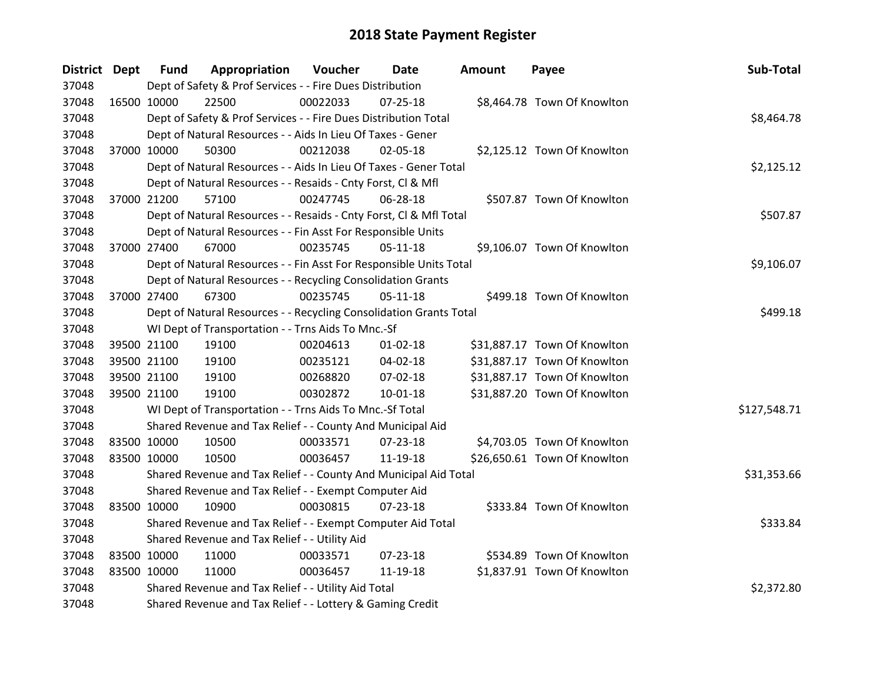# 2018 State Payment Register

| District | Dept | Fund | Appropriation | Voucher | Date | Amount | Payee | Sub-Total |
|---|---|---|---|---|---|---|---|---|
| 37048 | | Dept of Safety & Prof Services - - Fire Dues Distribution | | | | | | |
| 37048 | 16500 | 10000 | 22500 | 00022033 | 07-25-18 | $8,464.78 | Town Of Knowlton | |
| 37048 | | Dept of Safety & Prof Services - - Fire Dues Distribution Total | | | | | | $8,464.78 |
| 37048 | | Dept of Natural Resources - - Aids In Lieu Of Taxes - Gener | | | | | | |
| 37048 | 37000 | 10000 | 50300 | 00212038 | 02-05-18 | $2,125.12 | Town Of Knowlton | |
| 37048 | | Dept of Natural Resources - - Aids In Lieu Of Taxes - Gener Total | | | | | | $2,125.12 |
| 37048 | | Dept of Natural Resources - - Resaids - Cnty Forst, Cl & Mfl | | | | | | |
| 37048 | 37000 | 21200 | 57100 | 00247745 | 06-28-18 | $507.87 | Town Of Knowlton | |
| 37048 | | Dept of Natural Resources - - Resaids - Cnty Forst, Cl & Mfl Total | | | | | | $507.87 |
| 37048 | | Dept of Natural Resources - - Fin Asst For Responsible Units | | | | | | |
| 37048 | 37000 | 27400 | 67000 | 00235745 | 05-11-18 | $9,106.07 | Town Of Knowlton | |
| 37048 | | Dept of Natural Resources - - Fin Asst For Responsible Units Total | | | | | | $9,106.07 |
| 37048 | | Dept of Natural Resources - - Recycling Consolidation Grants | | | | | | |
| 37048 | 37000 | 27400 | 67300 | 00235745 | 05-11-18 | $499.18 | Town Of Knowlton | |
| 37048 | | Dept of Natural Resources - - Recycling Consolidation Grants Total | | | | | | $499.18 |
| 37048 | | WI Dept of Transportation - - Trns Aids To Mnc.-Sf | | | | | | |
| 37048 | 39500 | 21100 | 19100 | 00204613 | 01-02-18 | $31,887.17 | Town Of Knowlton | |
| 37048 | 39500 | 21100 | 19100 | 00235121 | 04-02-18 | $31,887.17 | Town Of Knowlton | |
| 37048 | 39500 | 21100 | 19100 | 00268820 | 07-02-18 | $31,887.17 | Town Of Knowlton | |
| 37048 | 39500 | 21100 | 19100 | 00302872 | 10-01-18 | $31,887.20 | Town Of Knowlton | |
| 37048 | | WI Dept of Transportation - - Trns Aids To Mnc.-Sf Total | | | | | | $127,548.71 |
| 37048 | | Shared Revenue and Tax Relief - - County And Municipal Aid | | | | | | |
| 37048 | 83500 | 10000 | 10500 | 00033571 | 07-23-18 | $4,703.05 | Town Of Knowlton | |
| 37048 | 83500 | 10000 | 10500 | 00036457 | 11-19-18 | $26,650.61 | Town Of Knowlton | |
| 37048 | | Shared Revenue and Tax Relief - - County And Municipal Aid Total | | | | | | $31,353.66 |
| 37048 | | Shared Revenue and Tax Relief - - Exempt Computer Aid | | | | | | |
| 37048 | 83500 | 10000 | 10900 | 00030815 | 07-23-18 | $333.84 | Town Of Knowlton | |
| 37048 | | Shared Revenue and Tax Relief - - Exempt Computer Aid Total | | | | | | $333.84 |
| 37048 | | Shared Revenue and Tax Relief - - Utility Aid | | | | | | |
| 37048 | 83500 | 10000 | 11000 | 00033571 | 07-23-18 | $534.89 | Town Of Knowlton | |
| 37048 | 83500 | 10000 | 11000 | 00036457 | 11-19-18 | $1,837.91 | Town Of Knowlton | |
| 37048 | | Shared Revenue and Tax Relief - - Utility Aid Total | | | | | | $2,372.80 |
| 37048 | | Shared Revenue and Tax Relief - - Lottery & Gaming Credit | | | | | | |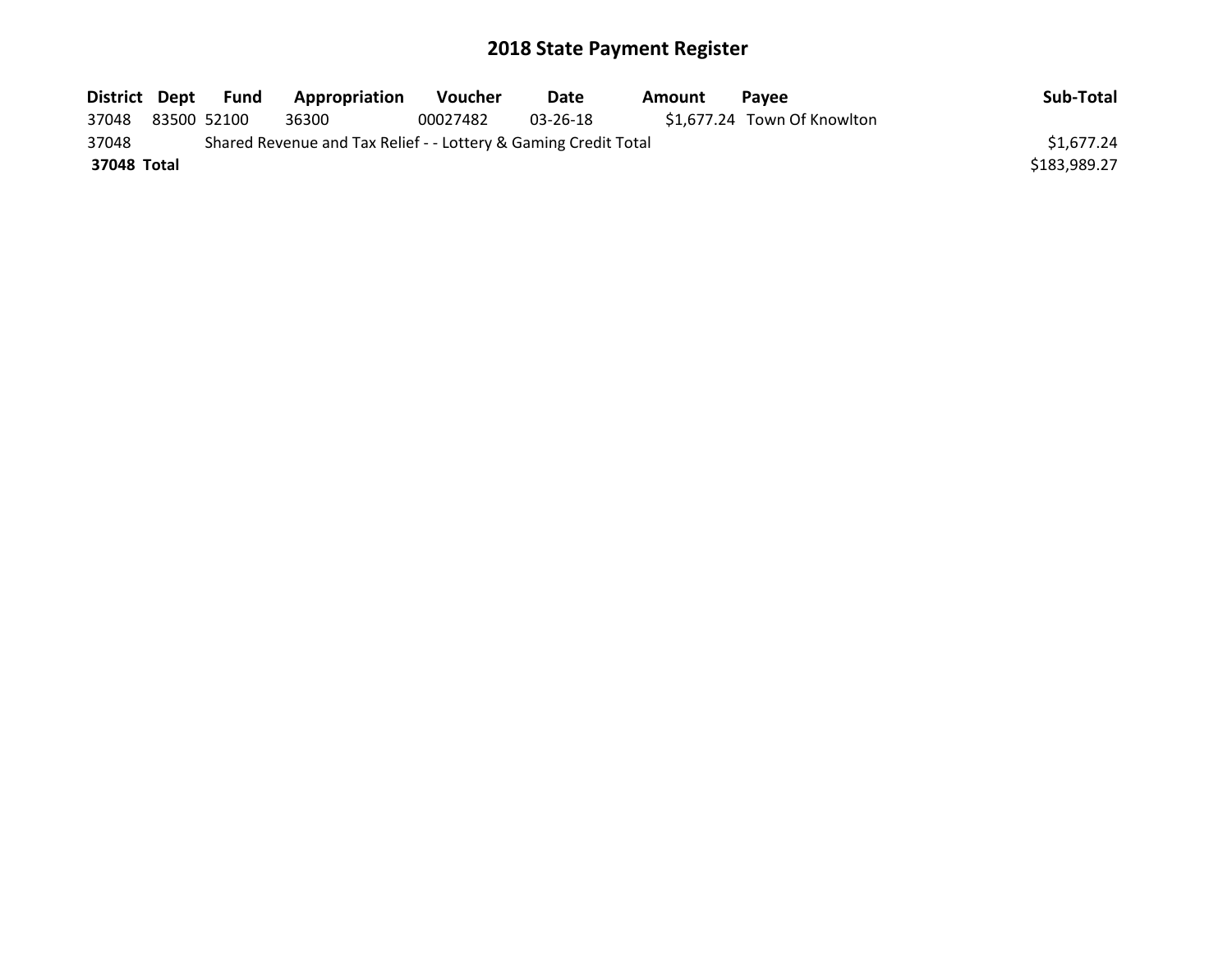# 2018 State Payment Register

| District | Dept | Fund | Appropriation | Voucher | Date | Amount | Payee | Sub-Total |
|---|---|---|---|---|---|---|---|---|
| 37048 | 83500 | 52100 | 36300 | 00027482 | 03-26-18 | $1,677.24 | Town Of Knowlton | |
| 37048 | | Shared Revenue and Tax Relief - - Lottery & Gaming Credit Total | | | | | | $1,677.24 |
| **37048 Total** | | | | | | | | $183,989.27 |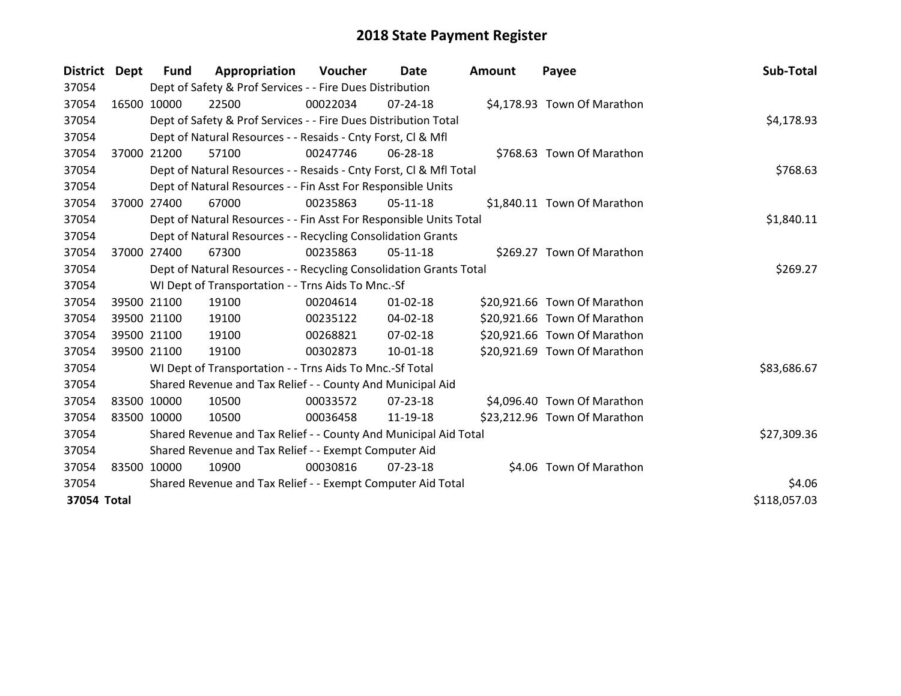# 2018 State Payment Register

| District | Dept | Fund | Appropriation | Voucher | Date | Amount | Payee | Sub-Total |
|---|---|---|---|---|---|---|---|---|
| 37054 | | Dept of Safety & Prof Services - - Fire Dues Distribution | | | | | | |
| 37054 | 16500 | 10000 | 22500 | 00022034 | 07-24-18 | $4,178.93 | Town Of Marathon | |
| 37054 | | Dept of Safety & Prof Services - - Fire Dues Distribution Total | | | | | | $4,178.93 |
| 37054 | | Dept of Natural Resources - - Resaids - Cnty Forst, Cl & Mfl | | | | | | |
| 37054 | 37000 | 21200 | 57100 | 00247746 | 06-28-18 | $768.63 | Town Of Marathon | |
| 37054 | | Dept of Natural Resources - - Resaids - Cnty Forst, Cl & Mfl Total | | | | | | $768.63 |
| 37054 | | Dept of Natural Resources - - Fin Asst For Responsible Units | | | | | | |
| 37054 | 37000 | 27400 | 67000 | 00235863 | 05-11-18 | $1,840.11 | Town Of Marathon | |
| 37054 | | Dept of Natural Resources - - Fin Asst For Responsible Units Total | | | | | | $1,840.11 |
| 37054 | | Dept of Natural Resources - - Recycling Consolidation Grants | | | | | | |
| 37054 | 37000 | 27400 | 67300 | 00235863 | 05-11-18 | $269.27 | Town Of Marathon | |
| 37054 | | Dept of Natural Resources - - Recycling Consolidation Grants Total | | | | | | $269.27 |
| 37054 | | WI Dept of Transportation - - Trns Aids To Mnc.-Sf | | | | | | |
| 37054 | 39500 | 21100 | 19100 | 00204614 | 01-02-18 | $20,921.66 | Town Of Marathon | |
| 37054 | 39500 | 21100 | 19100 | 00235122 | 04-02-18 | $20,921.66 | Town Of Marathon | |
| 37054 | 39500 | 21100 | 19100 | 00268821 | 07-02-18 | $20,921.66 | Town Of Marathon | |
| 37054 | 39500 | 21100 | 19100 | 00302873 | 10-01-18 | $20,921.69 | Town Of Marathon | |
| 37054 | | WI Dept of Transportation - - Trns Aids To Mnc.-Sf Total | | | | | | $83,686.67 |
| 37054 | | Shared Revenue and Tax Relief - - County And Municipal Aid | | | | | | |
| 37054 | 83500 | 10000 | 10500 | 00033572 | 07-23-18 | $4,096.40 | Town Of Marathon | |
| 37054 | 83500 | 10000 | 10500 | 00036458 | 11-19-18 | $23,212.96 | Town Of Marathon | |
| 37054 | | Shared Revenue and Tax Relief - - County And Municipal Aid Total | | | | | | $27,309.36 |
| 37054 | | Shared Revenue and Tax Relief - - Exempt Computer Aid | | | | | | |
| 37054 | 83500 | 10000 | 10900 | 00030816 | 07-23-18 | $4.06 | Town Of Marathon | |
| 37054 | | Shared Revenue and Tax Relief - - Exempt Computer Aid Total | | | | | | $4.06 |
| **37054 Total** | | | | | | | | $118,057.03 |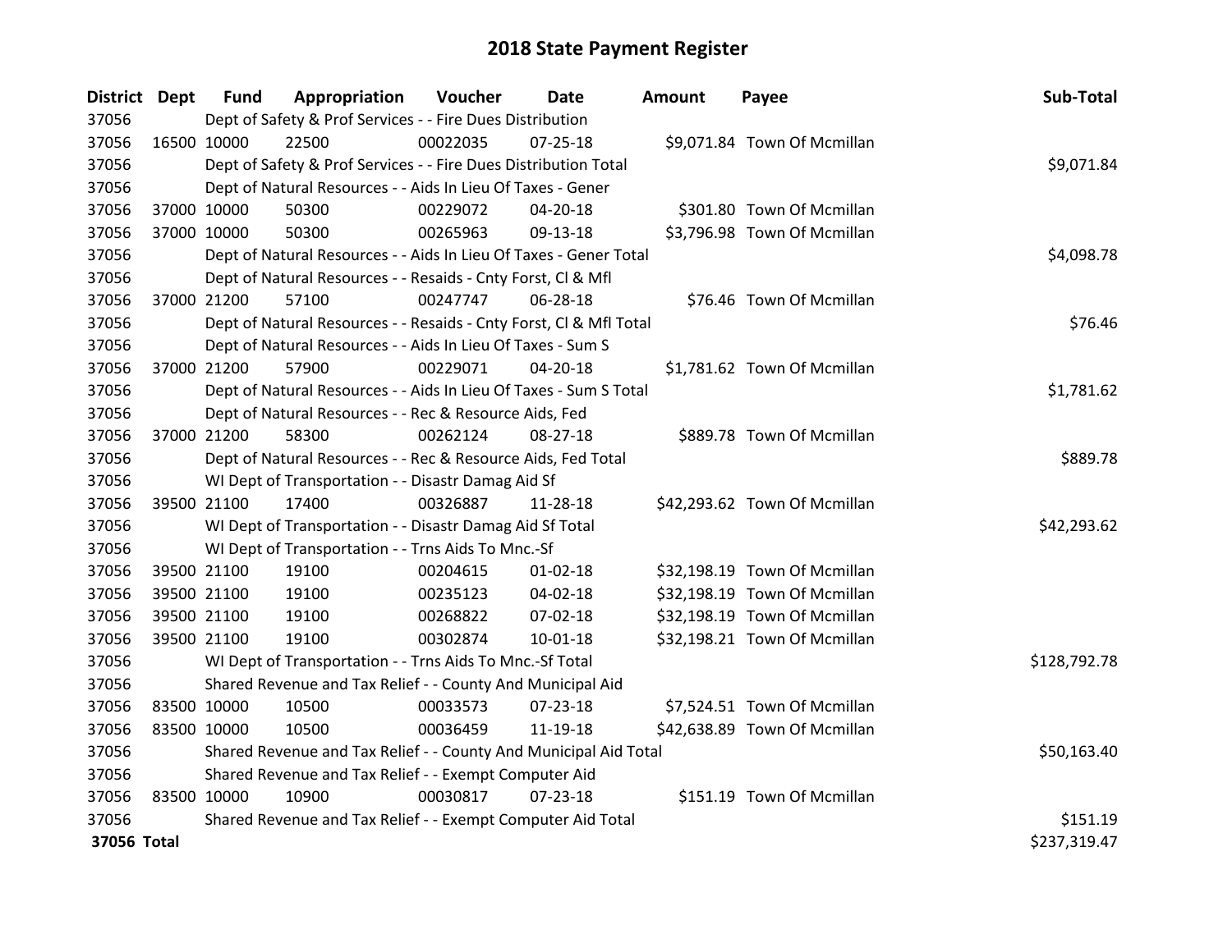# 2018 State Payment Register

| District | Dept | Fund | Appropriation | Voucher | Date | Amount | Payee | Sub-Total |
|---|---|---|---|---|---|---|---|---|
| 37056 | | Dept of Safety & Prof Services - - Fire Dues Distribution | | | | | | |
| 37056 | 16500 | 10000 | 22500 | 00022035 | 07-25-18 | $9,071.84 | Town Of Mcmillan | |
| 37056 | | Dept of Safety & Prof Services - - Fire Dues Distribution Total | | | | | | $9,071.84 |
| 37056 | | Dept of Natural Resources - - Aids In Lieu Of Taxes - Gener | | | | | | |
| 37056 | 37000 | 10000 | 50300 | 00229072 | 04-20-18 | $301.80 | Town Of Mcmillan | |
| 37056 | 37000 | 10000 | 50300 | 00265963 | 09-13-18 | $3,796.98 | Town Of Mcmillan | |
| 37056 | | Dept of Natural Resources - - Aids In Lieu Of Taxes - Gener Total | | | | | | $4,098.78 |
| 37056 | | Dept of Natural Resources - - Resaids - Cnty Forst, Cl & Mfl | | | | | | |
| 37056 | 37000 | 21200 | 57100 | 00247747 | 06-28-18 | $76.46 | Town Of Mcmillan | |
| 37056 | | Dept of Natural Resources - - Resaids - Cnty Forst, Cl & Mfl Total | | | | | | $76.46 |
| 37056 | | Dept of Natural Resources - - Aids In Lieu Of Taxes - Sum S | | | | | | |
| 37056 | 37000 | 21200 | 57900 | 00229071 | 04-20-18 | $1,781.62 | Town Of Mcmillan | |
| 37056 | | Dept of Natural Resources - - Aids In Lieu Of Taxes - Sum S Total | | | | | | $1,781.62 |
| 37056 | | Dept of Natural Resources - - Rec & Resource Aids, Fed | | | | | | |
| 37056 | 37000 | 21200 | 58300 | 00262124 | 08-27-18 | $889.78 | Town Of Mcmillan | |
| 37056 | | Dept of Natural Resources - - Rec & Resource Aids, Fed Total | | | | | | $889.78 |
| 37056 | | WI Dept of Transportation - - Disastr Damag Aid Sf | | | | | | |
| 37056 | 39500 | 21100 | 17400 | 00326887 | 11-28-18 | $42,293.62 | Town Of Mcmillan | |
| 37056 | | WI Dept of Transportation - - Disastr Damag Aid Sf Total | | | | | | $42,293.62 |
| 37056 | | WI Dept of Transportation - - Trns Aids To Mnc.-Sf | | | | | | |
| 37056 | 39500 | 21100 | 19100 | 00204615 | 01-02-18 | $32,198.19 | Town Of Mcmillan | |
| 37056 | 39500 | 21100 | 19100 | 00235123 | 04-02-18 | $32,198.19 | Town Of Mcmillan | |
| 37056 | 39500 | 21100 | 19100 | 00268822 | 07-02-18 | $32,198.19 | Town Of Mcmillan | |
| 37056 | 39500 | 21100 | 19100 | 00302874 | 10-01-18 | $32,198.21 | Town Of Mcmillan | |
| 37056 | | WI Dept of Transportation - - Trns Aids To Mnc.-Sf Total | | | | | | $128,792.78 |
| 37056 | | Shared Revenue and Tax Relief - - County And Municipal Aid | | | | | | |
| 37056 | 83500 | 10000 | 10500 | 00033573 | 07-23-18 | $7,524.51 | Town Of Mcmillan | |
| 37056 | 83500 | 10000 | 10500 | 00036459 | 11-19-18 | $42,638.89 | Town Of Mcmillan | |
| 37056 | | Shared Revenue and Tax Relief - - County And Municipal Aid Total | | | | | | $50,163.40 |
| 37056 | | Shared Revenue and Tax Relief - - Exempt Computer Aid | | | | | | |
| 37056 | 83500 | 10000 | 10900 | 00030817 | 07-23-18 | $151.19 | Town Of Mcmillan | |
| 37056 | | Shared Revenue and Tax Relief - - Exempt Computer Aid Total | | | | | | $151.19 |
| **37056 Total** | | | | | | | | $237,319.47 |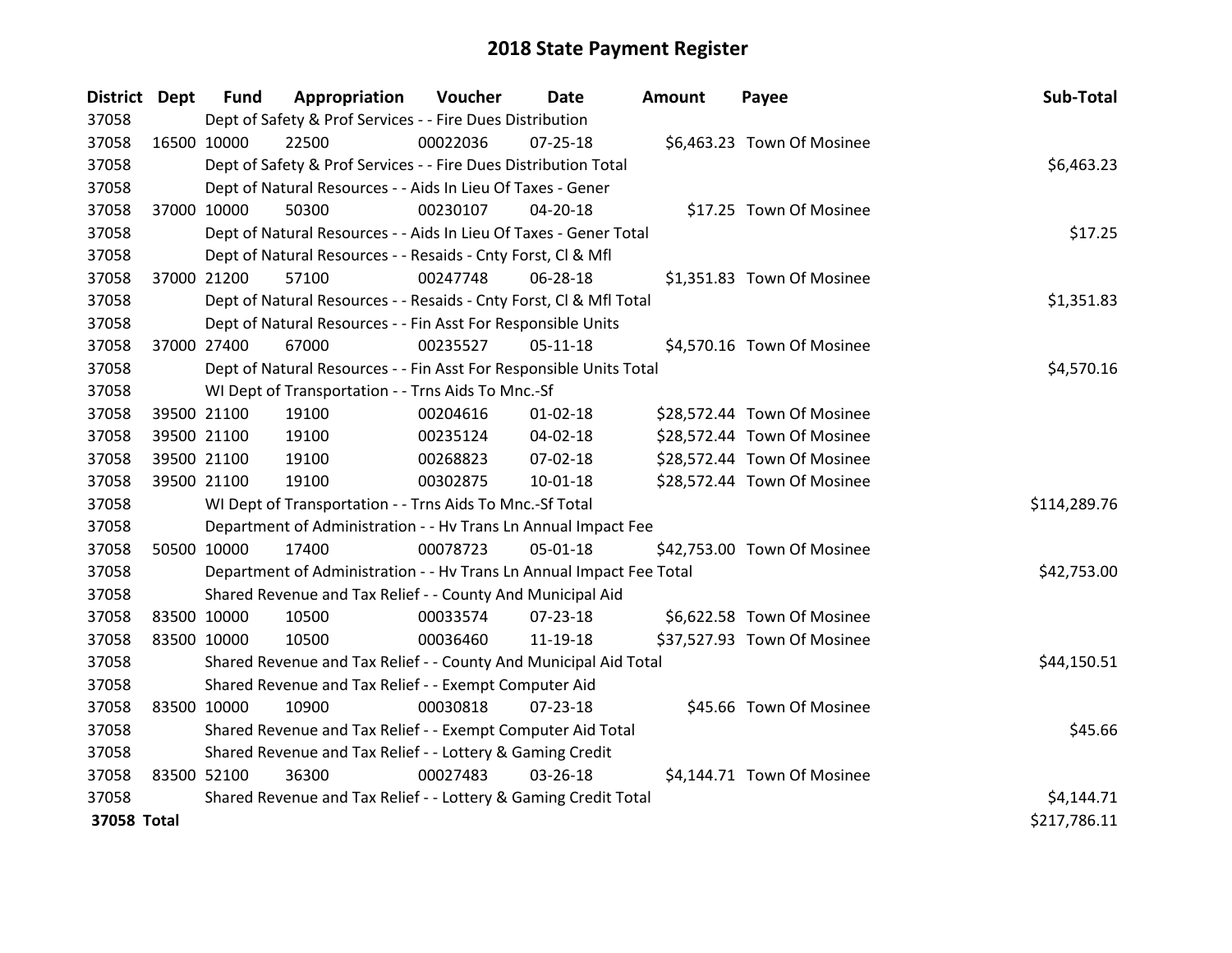# 2018 State Payment Register

| District | Dept | Fund | Appropriation | Voucher | Date | Amount | Payee | Sub-Total |
|---|---|---|---|---|---|---|---|---|
| 37058 | Dept of Safety & Prof Services - - Fire Dues Distribution | | | | | | | |
| 37058 | 16500 | 10000 | 22500 | 00022036 | 07-25-18 | $6,463.23 | Town Of Mosinee | |
| 37058 | Dept of Safety & Prof Services - - Fire Dues Distribution Total | | | | | | | $6,463.23 |
| 37058 | Dept of Natural Resources - - Aids In Lieu Of Taxes - Gener | | | | | | | |
| 37058 | 37000 | 10000 | 50300 | 00230107 | 04-20-18 | $17.25 | Town Of Mosinee | |
| 37058 | Dept of Natural Resources - - Aids In Lieu Of Taxes - Gener Total | | | | | | | $17.25 |
| 37058 | Dept of Natural Resources - - Resaids - Cnty Forst, Cl & Mfl | | | | | | | |
| 37058 | 37000 | 21200 | 57100 | 00247748 | 06-28-18 | $1,351.83 | Town Of Mosinee | |
| 37058 | Dept of Natural Resources - - Resaids - Cnty Forst, Cl & Mfl Total | | | | | | | $1,351.83 |
| 37058 | Dept of Natural Resources - - Fin Asst For Responsible Units | | | | | | | |
| 37058 | 37000 | 27400 | 67000 | 00235527 | 05-11-18 | $4,570.16 | Town Of Mosinee | |
| 37058 | Dept of Natural Resources - - Fin Asst For Responsible Units Total | | | | | | | $4,570.16 |
| 37058 | WI Dept of Transportation - - Trns Aids To Mnc.-Sf | | | | | | | |
| 37058 | 39500 | 21100 | 19100 | 00204616 | 01-02-18 | $28,572.44 | Town Of Mosinee | |
| 37058 | 39500 | 21100 | 19100 | 00235124 | 04-02-18 | $28,572.44 | Town Of Mosinee | |
| 37058 | 39500 | 21100 | 19100 | 00268823 | 07-02-18 | $28,572.44 | Town Of Mosinee | |
| 37058 | 39500 | 21100 | 19100 | 00302875 | 10-01-18 | $28,572.44 | Town Of Mosinee | |
| 37058 | WI Dept of Transportation - - Trns Aids To Mnc.-Sf Total | | | | | | | $114,289.76 |
| 37058 | Department of Administration - - Hv Trans Ln Annual Impact Fee | | | | | | | |
| 37058 | 50500 | 10000 | 17400 | 00078723 | 05-01-18 | $42,753.00 | Town Of Mosinee | |
| 37058 | Department of Administration - - Hv Trans Ln Annual Impact Fee Total | | | | | | | $42,753.00 |
| 37058 | Shared Revenue and Tax Relief - - County And Municipal Aid | | | | | | | |
| 37058 | 83500 | 10000 | 10500 | 00033574 | 07-23-18 | $6,622.58 | Town Of Mosinee | |
| 37058 | 83500 | 10000 | 10500 | 00036460 | 11-19-18 | $37,527.93 | Town Of Mosinee | |
| 37058 | Shared Revenue and Tax Relief - - County And Municipal Aid Total | | | | | | | $44,150.51 |
| 37058 | Shared Revenue and Tax Relief - - Exempt Computer Aid | | | | | | | |
| 37058 | 83500 | 10000 | 10900 | 00030818 | 07-23-18 | $45.66 | Town Of Mosinee | |
| 37058 | Shared Revenue and Tax Relief - - Exempt Computer Aid Total | | | | | | | $45.66 |
| 37058 | Shared Revenue and Tax Relief - - Lottery & Gaming Credit | | | | | | | |
| 37058 | 83500 | 52100 | 36300 | 00027483 | 03-26-18 | $4,144.71 | Town Of Mosinee | |
| 37058 | Shared Revenue and Tax Relief - - Lottery & Gaming Credit Total | | | | | | | $4,144.71 |
| **37058 Total** | | | | | | | | $217,786.11 |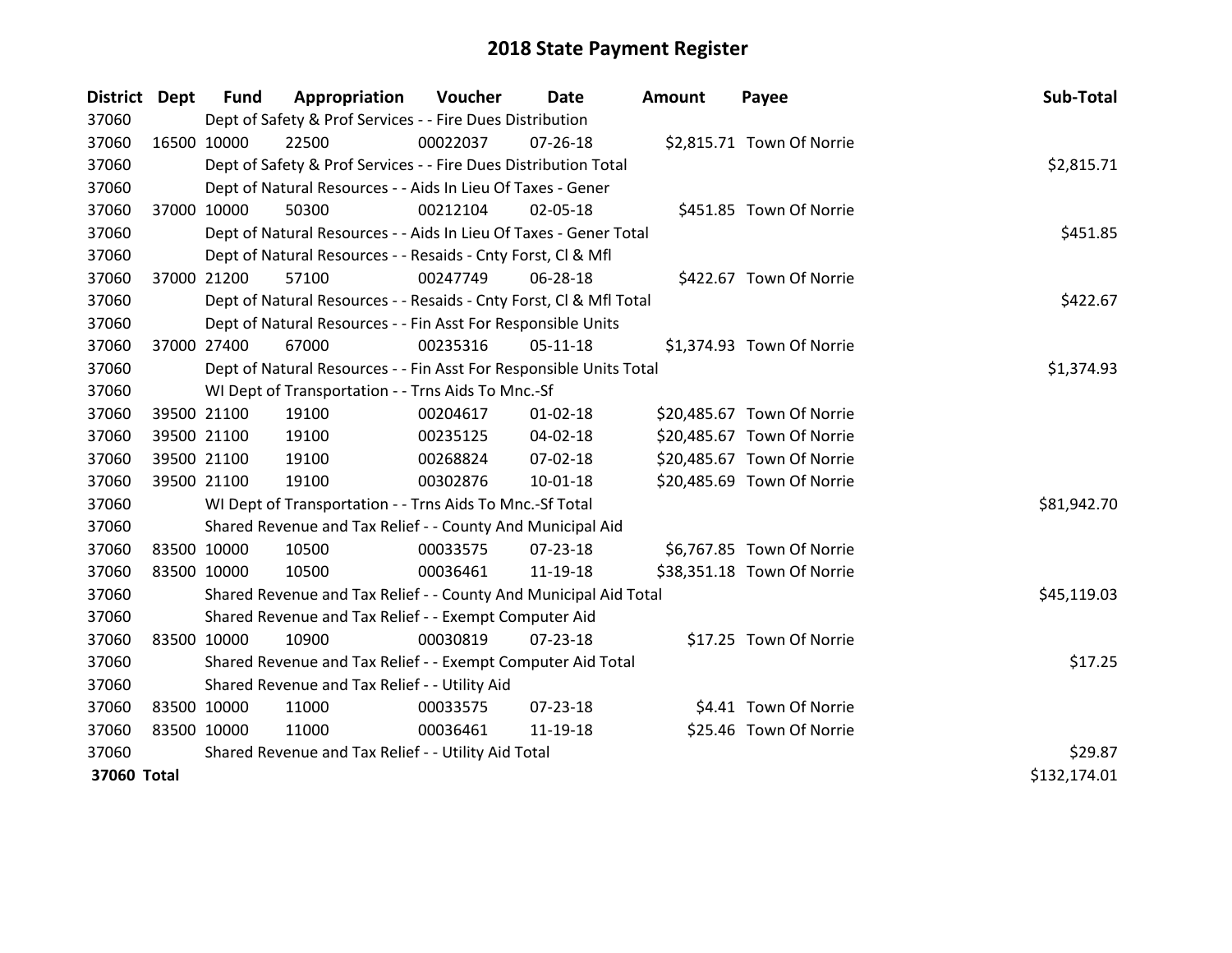# 2018 State Payment Register

| District | Dept | Fund | Appropriation | Voucher | Date | Amount | Payee | Sub-Total |
|---|---|---|---|---|---|---|---|---|
| 37060 | | Dept of Safety & Prof Services - - Fire Dues Distribution | | | | | | |
| 37060 | 16500 | 10000 | 22500 | 00022037 | 07-26-18 | $2,815.71 | Town Of Norrie | |
| 37060 | | Dept of Safety & Prof Services - - Fire Dues Distribution Total | | | | | | $2,815.71 |
| 37060 | | Dept of Natural Resources - - Aids In Lieu Of Taxes - Gener | | | | | | |
| 37060 | 37000 | 10000 | 50300 | 00212104 | 02-05-18 | $451.85 | Town Of Norrie | |
| 37060 | | Dept of Natural Resources - - Aids In Lieu Of Taxes - Gener Total | | | | | | $451.85 |
| 37060 | | Dept of Natural Resources - - Resaids - Cnty Forst, Cl & Mfl | | | | | | |
| 37060 | 37000 | 21200 | 57100 | 00247749 | 06-28-18 | $422.67 | Town Of Norrie | |
| 37060 | | Dept of Natural Resources - - Resaids - Cnty Forst, Cl & Mfl Total | | | | | | $422.67 |
| 37060 | | Dept of Natural Resources - - Fin Asst For Responsible Units | | | | | | |
| 37060 | 37000 | 27400 | 67000 | 00235316 | 05-11-18 | $1,374.93 | Town Of Norrie | |
| 37060 | | Dept of Natural Resources - - Fin Asst For Responsible Units Total | | | | | | $1,374.93 |
| 37060 | | WI Dept of Transportation - - Trns Aids To Mnc.-Sf | | | | | | |
| 37060 | 39500 | 21100 | 19100 | 00204617 | 01-02-18 | $20,485.67 | Town Of Norrie | |
| 37060 | 39500 | 21100 | 19100 | 00235125 | 04-02-18 | $20,485.67 | Town Of Norrie | |
| 37060 | 39500 | 21100 | 19100 | 00268824 | 07-02-18 | $20,485.67 | Town Of Norrie | |
| 37060 | 39500 | 21100 | 19100 | 00302876 | 10-01-18 | $20,485.69 | Town Of Norrie | |
| 37060 | | WI Dept of Transportation - - Trns Aids To Mnc.-Sf Total | | | | | | $81,942.70 |
| 37060 | | Shared Revenue and Tax Relief - - County And Municipal Aid | | | | | | |
| 37060 | 83500 | 10000 | 10500 | 00033575 | 07-23-18 | $6,767.85 | Town Of Norrie | |
| 37060 | 83500 | 10000 | 10500 | 00036461 | 11-19-18 | $38,351.18 | Town Of Norrie | |
| 37060 | | Shared Revenue and Tax Relief - - County And Municipal Aid Total | | | | | | $45,119.03 |
| 37060 | | Shared Revenue and Tax Relief - - Exempt Computer Aid | | | | | | |
| 37060 | 83500 | 10000 | 10900 | 00030819 | 07-23-18 | $17.25 | Town Of Norrie | |
| 37060 | | Shared Revenue and Tax Relief - - Exempt Computer Aid Total | | | | | | $17.25 |
| 37060 | | Shared Revenue and Tax Relief - - Utility Aid | | | | | | |
| 37060 | 83500 | 10000 | 11000 | 00033575 | 07-23-18 | $4.41 | Town Of Norrie | |
| 37060 | 83500 | 10000 | 11000 | 00036461 | 11-19-18 | $25.46 | Town Of Norrie | |
| 37060 | | Shared Revenue and Tax Relief - - Utility Aid Total | | | | | | $29.87 |
| **37060 Total** | | | | | | | | $132,174.01 |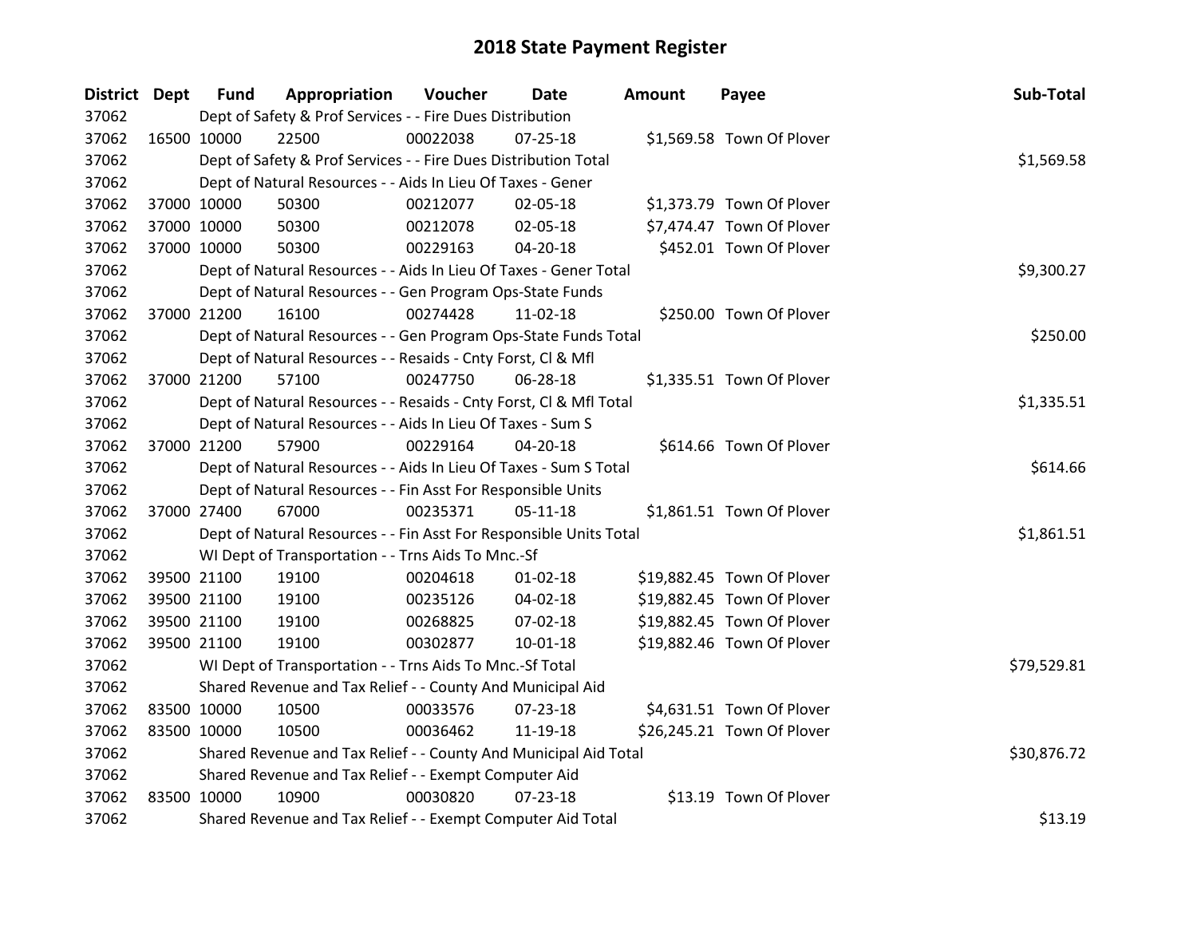# 2018 State Payment Register

| District | Dept | Fund | Appropriation | Voucher | Date | Amount | Payee | Sub-Total |
|---|---|---|---|---|---|---|---|---|
| 37062 | | Dept of Safety & Prof Services - - Fire Dues Distribution | | | | | | |
| 37062 | 16500 | 10000 | 22500 | 00022038 | 07-25-18 | $1,569.58 | Town Of Plover | |
| 37062 | | Dept of Safety & Prof Services - - Fire Dues Distribution Total | | | | | | $1,569.58 |
| 37062 | | Dept of Natural Resources - - Aids In Lieu Of Taxes - Gener | | | | | | |
| 37062 | 37000 | 10000 | 50300 | 00212077 | 02-05-18 | $1,373.79 | Town Of Plover | |
| 37062 | 37000 | 10000 | 50300 | 00212078 | 02-05-18 | $7,474.47 | Town Of Plover | |
| 37062 | 37000 | 10000 | 50300 | 00229163 | 04-20-18 | $452.01 | Town Of Plover | |
| 37062 | | Dept of Natural Resources - - Aids In Lieu Of Taxes - Gener Total | | | | | | $9,300.27 |
| 37062 | | Dept of Natural Resources - - Gen Program Ops-State Funds | | | | | | |
| 37062 | 37000 | 21200 | 16100 | 00274428 | 11-02-18 | $250.00 | Town Of Plover | |
| 37062 | | Dept of Natural Resources - - Gen Program Ops-State Funds Total | | | | | | $250.00 |
| 37062 | | Dept of Natural Resources - - Resaids - Cnty Forst, Cl & Mfl | | | | | | |
| 37062 | 37000 | 21200 | 57100 | 00247750 | 06-28-18 | $1,335.51 | Town Of Plover | |
| 37062 | | Dept of Natural Resources - - Resaids - Cnty Forst, Cl & Mfl Total | | | | | | $1,335.51 |
| 37062 | | Dept of Natural Resources - - Aids In Lieu Of Taxes - Sum S | | | | | | |
| 37062 | 37000 | 21200 | 57900 | 00229164 | 04-20-18 | $614.66 | Town Of Plover | |
| 37062 | | Dept of Natural Resources - - Aids In Lieu Of Taxes - Sum S Total | | | | | | $614.66 |
| 37062 | | Dept of Natural Resources - - Fin Asst For Responsible Units | | | | | | |
| 37062 | 37000 | 27400 | 67000 | 00235371 | 05-11-18 | $1,861.51 | Town Of Plover | |
| 37062 | | Dept of Natural Resources - - Fin Asst For Responsible Units Total | | | | | | $1,861.51 |
| 37062 | | WI Dept of Transportation - - Trns Aids To Mnc.-Sf | | | | | | |
| 37062 | 39500 | 21100 | 19100 | 00204618 | 01-02-18 | $19,882.45 | Town Of Plover | |
| 37062 | 39500 | 21100 | 19100 | 00235126 | 04-02-18 | $19,882.45 | Town Of Plover | |
| 37062 | 39500 | 21100 | 19100 | 00268825 | 07-02-18 | $19,882.45 | Town Of Plover | |
| 37062 | 39500 | 21100 | 19100 | 00302877 | 10-01-18 | $19,882.46 | Town Of Plover | |
| 37062 | | WI Dept of Transportation - - Trns Aids To Mnc.-Sf Total | | | | | | $79,529.81 |
| 37062 | | Shared Revenue and Tax Relief - - County And Municipal Aid | | | | | | |
| 37062 | 83500 | 10000 | 10500 | 00033576 | 07-23-18 | $4,631.51 | Town Of Plover | |
| 37062 | 83500 | 10000 | 10500 | 00036462 | 11-19-18 | $26,245.21 | Town Of Plover | |
| 37062 | | Shared Revenue and Tax Relief - - County And Municipal Aid Total | | | | | | $30,876.72 |
| 37062 | | Shared Revenue and Tax Relief - - Exempt Computer Aid | | | | | | |
| 37062 | 83500 | 10000 | 10900 | 00030820 | 07-23-18 | $13.19 | Town Of Plover | |
| 37062 | | Shared Revenue and Tax Relief - - Exempt Computer Aid Total | | | | | | $13.19 |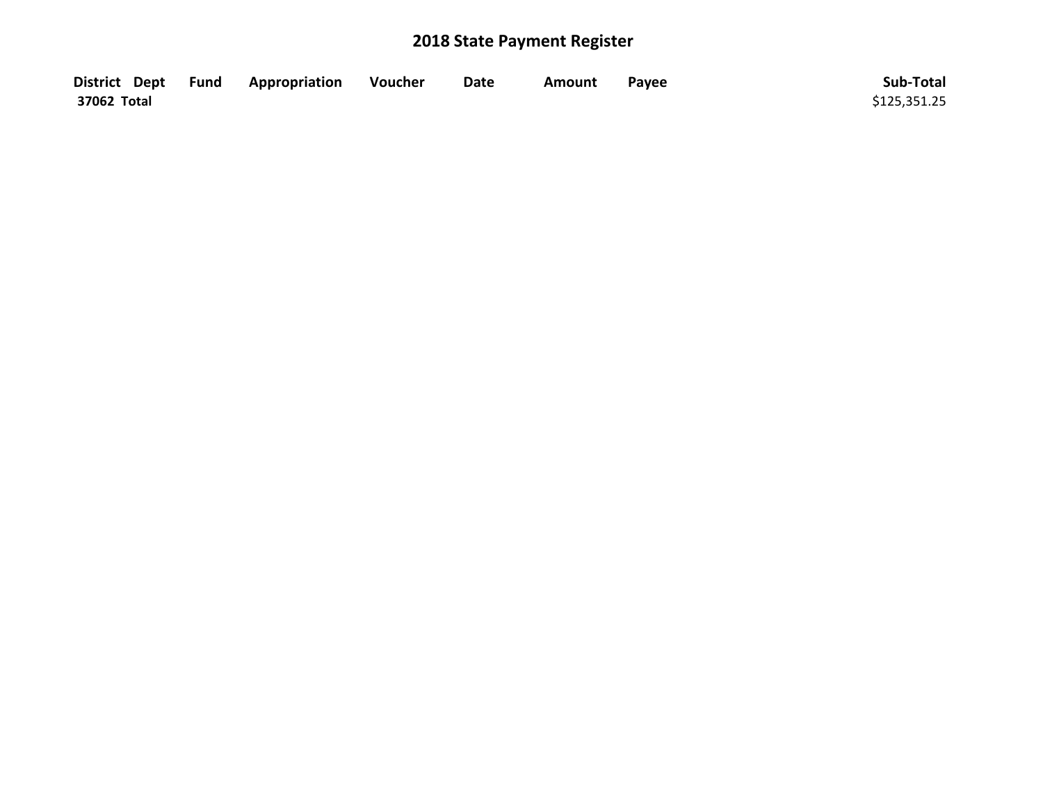# 2018 State Payment Register

| District | Dept | Fund | Appropriation | Voucher | Date | Amount | Payee | Sub-Total |
|---|---|---|---|---|---|---|---|---|
| **37062 Total** | | | | | | | | $125,351.25 |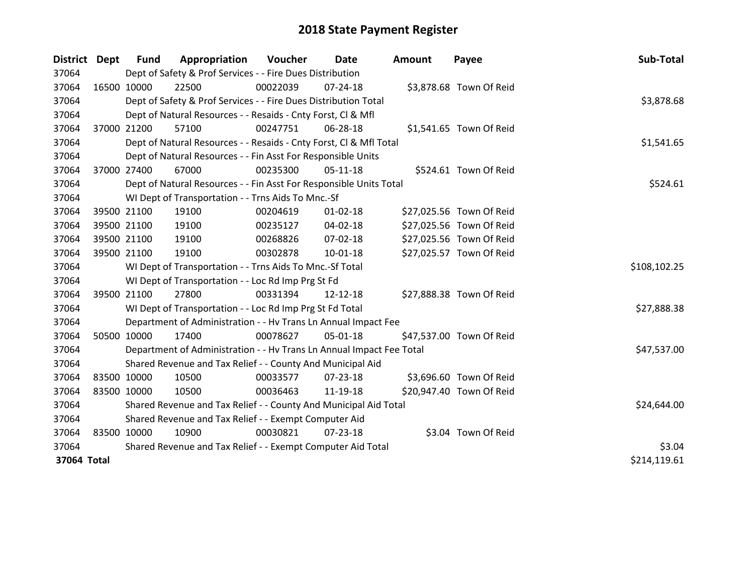# 2018 State Payment Register

| District | Dept | Fund | Appropriation | Voucher | Date | Amount | Payee | Sub-Total |
|---|---|---|---|---|---|---|---|---|
| 37064 | | Dept of Safety & Prof Services - - Fire Dues Distribution | | | | | | |
| 37064 | 16500 | 10000 | 22500 | 00022039 | 07-24-18 | $3,878.68 | Town Of Reid | |
| 37064 | | Dept of Safety & Prof Services - - Fire Dues Distribution Total | | | | | | $3,878.68 |
| 37064 | | Dept of Natural Resources - - Resaids - Cnty Forst, Cl & Mfl | | | | | | |
| 37064 | 37000 | 21200 | 57100 | 00247751 | 06-28-18 | $1,541.65 | Town Of Reid | |
| 37064 | | Dept of Natural Resources - - Resaids - Cnty Forst, Cl & Mfl Total | | | | | | $1,541.65 |
| 37064 | | Dept of Natural Resources - - Fin Asst For Responsible Units | | | | | | |
| 37064 | 37000 | 27400 | 67000 | 00235300 | 05-11-18 | $524.61 | Town Of Reid | |
| 37064 | | Dept of Natural Resources - - Fin Asst For Responsible Units Total | | | | | | $524.61 |
| 37064 | | WI Dept of Transportation - - Trns Aids To Mnc.-Sf | | | | | | |
| 37064 | 39500 | 21100 | 19100 | 00204619 | 01-02-18 | $27,025.56 | Town Of Reid | |
| 37064 | 39500 | 21100 | 19100 | 00235127 | 04-02-18 | $27,025.56 | Town Of Reid | |
| 37064 | 39500 | 21100 | 19100 | 00268826 | 07-02-18 | $27,025.56 | Town Of Reid | |
| 37064 | 39500 | 21100 | 19100 | 00302878 | 10-01-18 | $27,025.57 | Town Of Reid | |
| 37064 | | WI Dept of Transportation - - Trns Aids To Mnc.-Sf Total | | | | | | $108,102.25 |
| 37064 | | WI Dept of Transportation - - Loc Rd Imp Prg St Fd | | | | | | |
| 37064 | 39500 | 21100 | 27800 | 00331394 | 12-12-18 | $27,888.38 | Town Of Reid | |
| 37064 | | WI Dept of Transportation - - Loc Rd Imp Prg St Fd Total | | | | | | $27,888.38 |
| 37064 | | Department of Administration - - Hv Trans Ln Annual Impact Fee | | | | | | |
| 37064 | 50500 | 10000 | 17400 | 00078627 | 05-01-18 | $47,537.00 | Town Of Reid | |
| 37064 | | Department of Administration - - Hv Trans Ln Annual Impact Fee Total | | | | | | $47,537.00 |
| 37064 | | Shared Revenue and Tax Relief - - County And Municipal Aid | | | | | | |
| 37064 | 83500 | 10000 | 10500 | 00033577 | 07-23-18 | $3,696.60 | Town Of Reid | |
| 37064 | 83500 | 10000 | 10500 | 00036463 | 11-19-18 | $20,947.40 | Town Of Reid | |
| 37064 | | Shared Revenue and Tax Relief - - County And Municipal Aid Total | | | | | | $24,644.00 |
| 37064 | | Shared Revenue and Tax Relief - - Exempt Computer Aid | | | | | | |
| 37064 | 83500 | 10000 | 10900 | 00030821 | 07-23-18 | $3.04 | Town Of Reid | |
| 37064 | | Shared Revenue and Tax Relief - - Exempt Computer Aid Total | | | | | | $3.04 |
| **37064** | **Total** | | | | | | | $214,119.61 |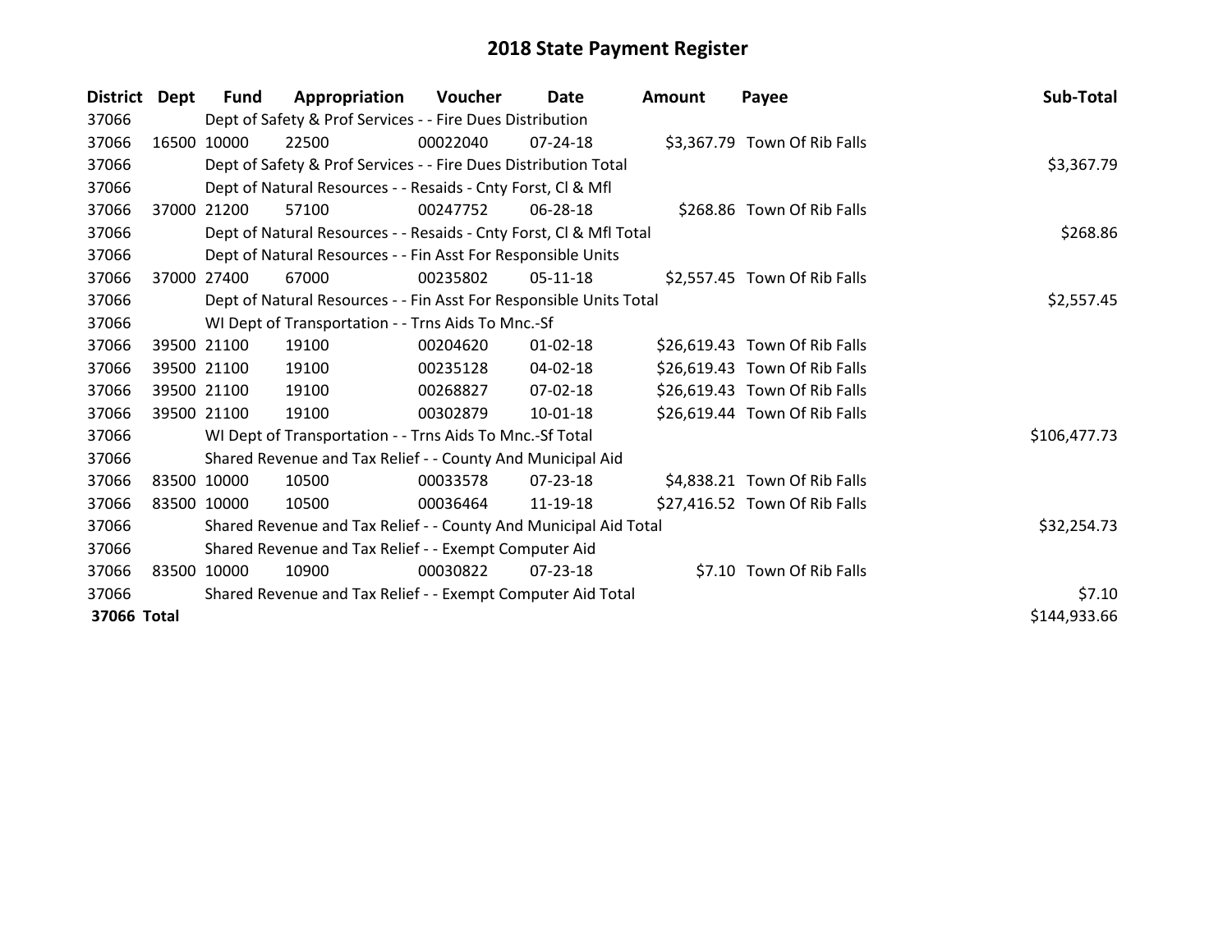# 2018 State Payment Register

| District | Dept | Fund | Appropriation | Voucher | Date | Amount | Payee | Sub-Total |
|---|---|---|---|---|---|---|---|---|
| 37066 | | Dept of Safety & Prof Services - - Fire Dues Distribution | | | | | | |
| 37066 | 16500 | 10000 | 22500 | 00022040 | 07-24-18 | $3,367.79 | Town Of Rib Falls | |
| 37066 | | Dept of Safety & Prof Services - - Fire Dues Distribution Total | | | | | | $3,367.79 |
| 37066 | | Dept of Natural Resources - - Resaids - Cnty Forst, Cl & Mfl | | | | | | |
| 37066 | 37000 | 21200 | 57100 | 00247752 | 06-28-18 | $268.86 | Town Of Rib Falls | |
| 37066 | | Dept of Natural Resources - - Resaids - Cnty Forst, Cl & Mfl Total | | | | | | $268.86 |
| 37066 | | Dept of Natural Resources - - Fin Asst For Responsible Units | | | | | | |
| 37066 | 37000 | 27400 | 67000 | 00235802 | 05-11-18 | $2,557.45 | Town Of Rib Falls | |
| 37066 | | Dept of Natural Resources - - Fin Asst For Responsible Units Total | | | | | | $2,557.45 |
| 37066 | | WI Dept of Transportation - - Trns Aids To Mnc.-Sf | | | | | | |
| 37066 | 39500 | 21100 | 19100 | 00204620 | 01-02-18 | $26,619.43 | Town Of Rib Falls | |
| 37066 | 39500 | 21100 | 19100 | 00235128 | 04-02-18 | $26,619.43 | Town Of Rib Falls | |
| 37066 | 39500 | 21100 | 19100 | 00268827 | 07-02-18 | $26,619.43 | Town Of Rib Falls | |
| 37066 | 39500 | 21100 | 19100 | 00302879 | 10-01-18 | $26,619.44 | Town Of Rib Falls | |
| 37066 | | WI Dept of Transportation - - Trns Aids To Mnc.-Sf Total | | | | | | $106,477.73 |
| 37066 | | Shared Revenue and Tax Relief - - County And Municipal Aid | | | | | | |
| 37066 | 83500 | 10000 | 10500 | 00033578 | 07-23-18 | $4,838.21 | Town Of Rib Falls | |
| 37066 | 83500 | 10000 | 10500 | 00036464 | 11-19-18 | $27,416.52 | Town Of Rib Falls | |
| 37066 | | Shared Revenue and Tax Relief - - County And Municipal Aid Total | | | | | | $32,254.73 |
| 37066 | | Shared Revenue and Tax Relief - - Exempt Computer Aid | | | | | | |
| 37066 | 83500 | 10000 | 10900 | 00030822 | 07-23-18 | $7.10 | Town Of Rib Falls | |
| 37066 | | Shared Revenue and Tax Relief - - Exempt Computer Aid Total | | | | | | $7.10 |
| **37066 Total** | | | | | | | | $144,933.66 |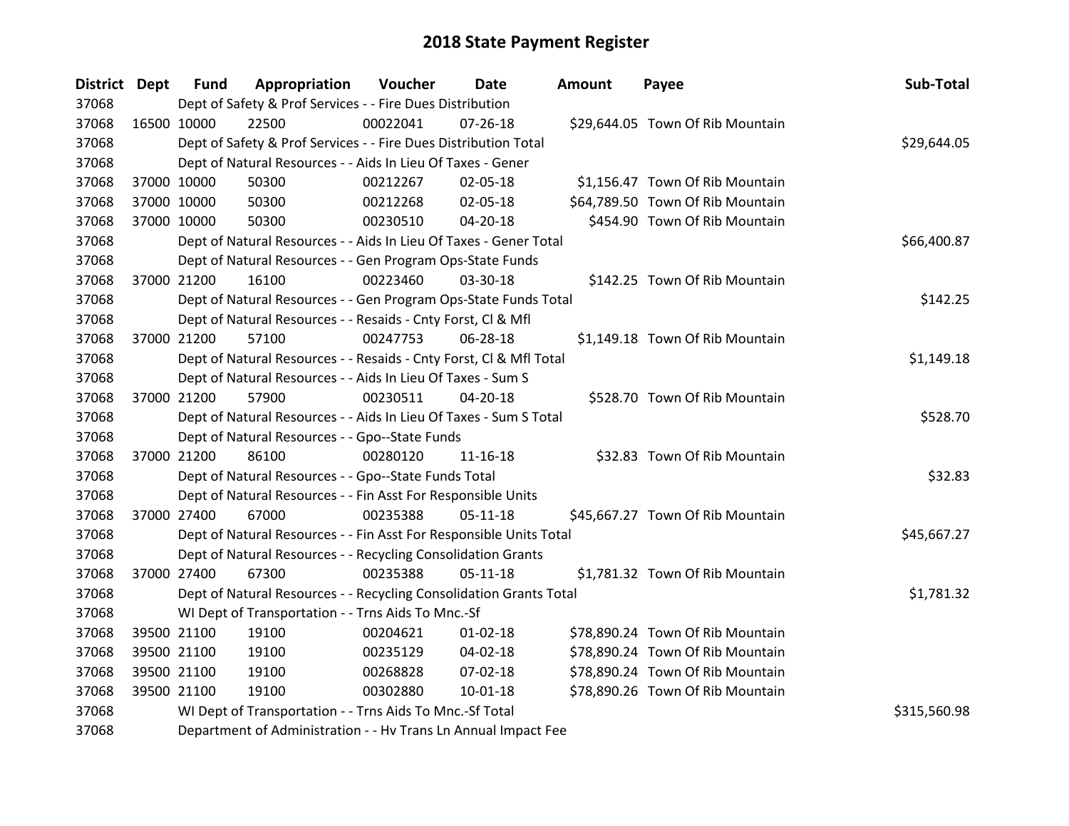# 2018 State Payment Register

| District | Dept | Fund | Appropriation | Voucher | Date | Amount | Payee | Sub-Total |
|---|---|---|---|---|---|---|---|---|
| 37068 | | Dept of Safety & Prof Services - - Fire Dues Distribution | | | | | | |
| 37068 | 16500 | 10000 | 22500 | 00022041 | 07-26-18 | $29,644.05 | Town Of Rib Mountain | |
| 37068 | | Dept of Safety & Prof Services - - Fire Dues Distribution Total | | | | | | $29,644.05 |
| 37068 | | Dept of Natural Resources - - Aids In Lieu Of Taxes - Gener | | | | | | |
| 37068 | 37000 | 10000 | 50300 | 00212267 | 02-05-18 | $1,156.47 | Town Of Rib Mountain | |
| 37068 | 37000 | 10000 | 50300 | 00212268 | 02-05-18 | $64,789.50 | Town Of Rib Mountain | |
| 37068 | 37000 | 10000 | 50300 | 00230510 | 04-20-18 | $454.90 | Town Of Rib Mountain | |
| 37068 | | Dept of Natural Resources - - Aids In Lieu Of Taxes - Gener Total | | | | | | $66,400.87 |
| 37068 | | Dept of Natural Resources - - Gen Program Ops-State Funds | | | | | | |
| 37068 | 37000 | 21200 | 16100 | 00223460 | 03-30-18 | $142.25 | Town Of Rib Mountain | |
| 37068 | | Dept of Natural Resources - - Gen Program Ops-State Funds Total | | | | | | $142.25 |
| 37068 | | Dept of Natural Resources - - Resaids - Cnty Forst, Cl & Mfl | | | | | | |
| 37068 | 37000 | 21200 | 57100 | 00247753 | 06-28-18 | $1,149.18 | Town Of Rib Mountain | |
| 37068 | | Dept of Natural Resources - - Resaids - Cnty Forst, Cl & Mfl Total | | | | | | $1,149.18 |
| 37068 | | Dept of Natural Resources - - Aids In Lieu Of Taxes - Sum S | | | | | | |
| 37068 | 37000 | 21200 | 57900 | 00230511 | 04-20-18 | $528.70 | Town Of Rib Mountain | |
| 37068 | | Dept of Natural Resources - - Aids In Lieu Of Taxes - Sum S Total | | | | | | $528.70 |
| 37068 | | Dept of Natural Resources - - Gpo--State Funds | | | | | | |
| 37068 | 37000 | 21200 | 86100 | 00280120 | 11-16-18 | $32.83 | Town Of Rib Mountain | |
| 37068 | | Dept of Natural Resources - - Gpo--State Funds Total | | | | | | $32.83 |
| 37068 | | Dept of Natural Resources - - Fin Asst For Responsible Units | | | | | | |
| 37068 | 37000 | 27400 | 67000 | 00235388 | 05-11-18 | $45,667.27 | Town Of Rib Mountain | |
| 37068 | | Dept of Natural Resources - - Fin Asst For Responsible Units Total | | | | | | $45,667.27 |
| 37068 | | Dept of Natural Resources - - Recycling Consolidation Grants | | | | | | |
| 37068 | 37000 | 27400 | 67300 | 00235388 | 05-11-18 | $1,781.32 | Town Of Rib Mountain | |
| 37068 | | Dept of Natural Resources - - Recycling Consolidation Grants Total | | | | | | $1,781.32 |
| 37068 | | WI Dept of Transportation - - Trns Aids To Mnc.-Sf | | | | | | |
| 37068 | 39500 | 21100 | 19100 | 00204621 | 01-02-18 | $78,890.24 | Town Of Rib Mountain | |
| 37068 | 39500 | 21100 | 19100 | 00235129 | 04-02-18 | $78,890.24 | Town Of Rib Mountain | |
| 37068 | 39500 | 21100 | 19100 | 00268828 | 07-02-18 | $78,890.24 | Town Of Rib Mountain | |
| 37068 | 39500 | 21100 | 19100 | 00302880 | 10-01-18 | $78,890.26 | Town Of Rib Mountain | |
| 37068 | | WI Dept of Transportation - - Trns Aids To Mnc.-Sf Total | | | | | | $315,560.98 |
| 37068 | | Department of Administration - - Hv Trans Ln Annual Impact Fee | | | | | | |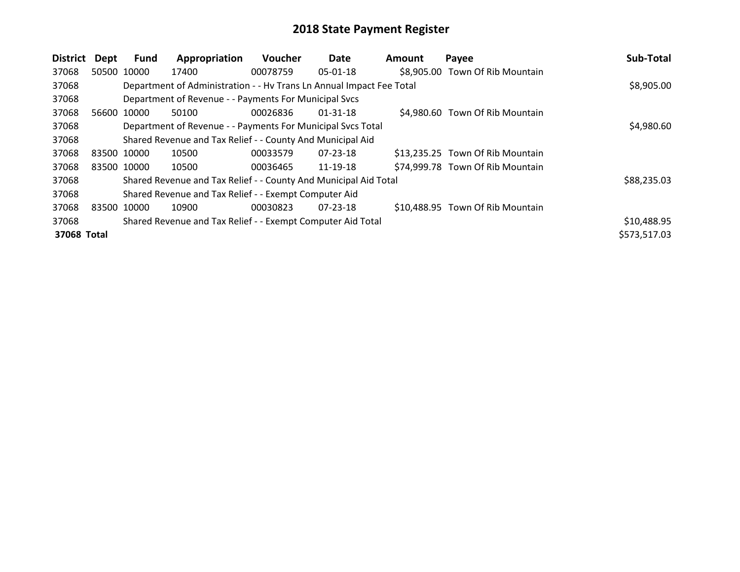# 2018 State Payment Register

| District | Dept | Fund | Appropriation | Voucher | Date | Amount | Payee | Sub-Total |
|---|---|---|---|---|---|---|---|---|
| 37068 | 50500 | 10000 | 17400 | 00078759 | 05-01-18 | $8,905.00 | Town Of Rib Mountain | |
| 37068 | | Department of Administration - - Hv Trans Ln Annual Impact Fee Total | | | | | | $8,905.00 |
| 37068 | | Department of Revenue - - Payments For Municipal Svcs | | | | | | |
| 37068 | 56600 | 10000 | 50100 | 00026836 | 01-31-18 | $4,980.60 | Town Of Rib Mountain | |
| 37068 | | Department of Revenue - - Payments For Municipal Svcs Total | | | | | | $4,980.60 |
| 37068 | | Shared Revenue and Tax Relief - - County And Municipal Aid | | | | | | |
| 37068 | 83500 | 10000 | 10500 | 00033579 | 07-23-18 | $13,235.25 | Town Of Rib Mountain | |
| 37068 | 83500 | 10000 | 10500 | 00036465 | 11-19-18 | $74,999.78 | Town Of Rib Mountain | |
| 37068 | | Shared Revenue and Tax Relief - - County And Municipal Aid Total | | | | | | $88,235.03 |
| 37068 | | Shared Revenue and Tax Relief - - Exempt Computer Aid | | | | | | |
| 37068 | 83500 | 10000 | 10900 | 00030823 | 07-23-18 | $10,488.95 | Town Of Rib Mountain | |
| 37068 | | Shared Revenue and Tax Relief - - Exempt Computer Aid Total | | | | | | $10,488.95 |
| **37068 Total** | | | | | | | | $573,517.03 |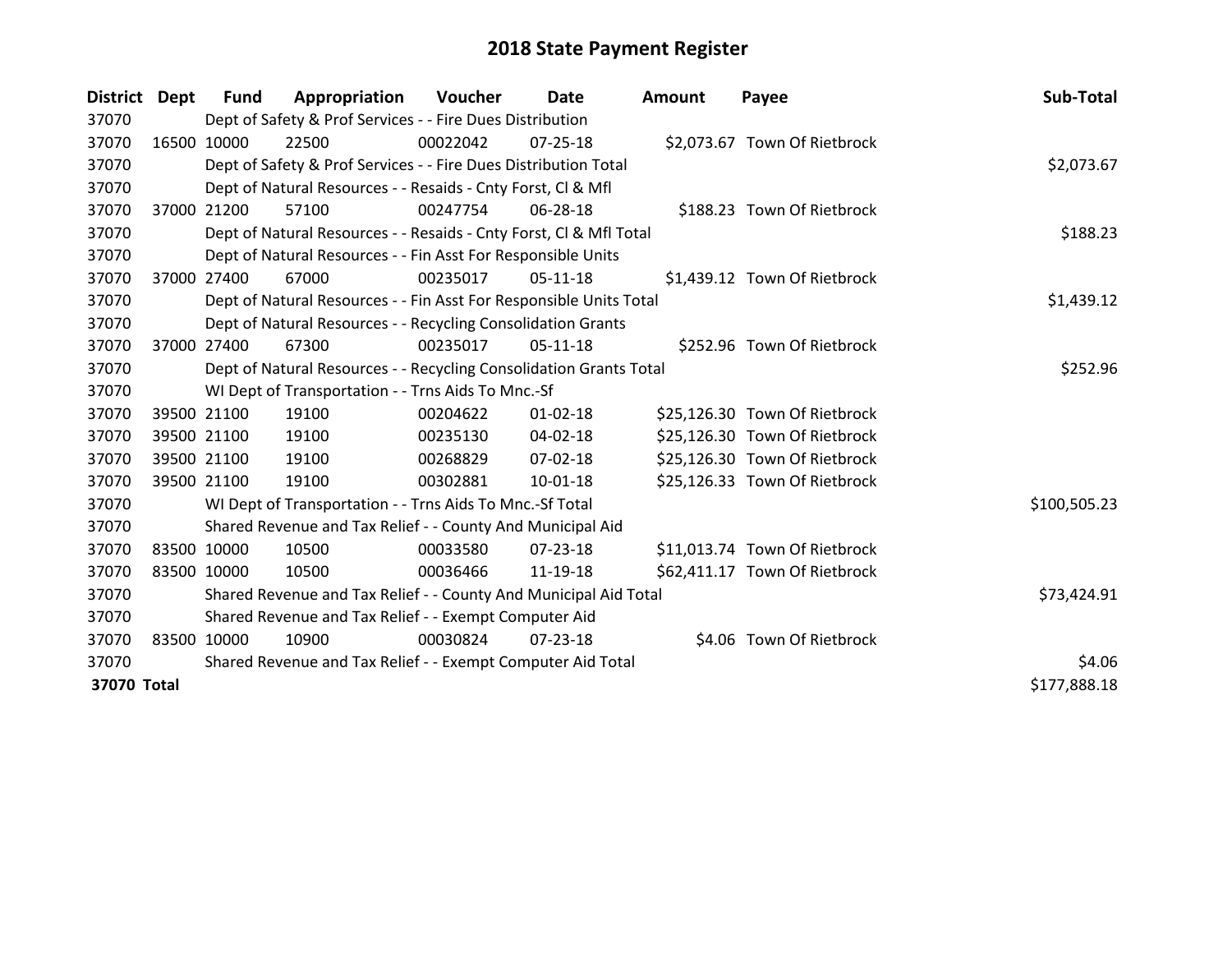# 2018 State Payment Register

| District | Dept | Fund | Appropriation | Voucher | Date | Amount | Payee | Sub-Total |
|---|---|---|---|---|---|---|---|---|
| 37070 | | Dept of Safety & Prof Services - - Fire Dues Distribution | | | | | | |
| 37070 | 16500 | 10000 | 22500 | 00022042 | 07-25-18 | $2,073.67 | Town Of Rietbrock | |
| 37070 | | Dept of Safety & Prof Services - - Fire Dues Distribution Total | | | | | | $2,073.67 |
| 37070 | | Dept of Natural Resources - - Resaids - Cnty Forst, Cl & Mfl | | | | | | |
| 37070 | 37000 | 21200 | 57100 | 00247754 | 06-28-18 | $188.23 | Town Of Rietbrock | |
| 37070 | | Dept of Natural Resources - - Resaids - Cnty Forst, Cl & Mfl Total | | | | | | $188.23 |
| 37070 | | Dept of Natural Resources - - Fin Asst For Responsible Units | | | | | | |
| 37070 | 37000 | 27400 | 67000 | 00235017 | 05-11-18 | $1,439.12 | Town Of Rietbrock | |
| 37070 | | Dept of Natural Resources - - Fin Asst For Responsible Units Total | | | | | | $1,439.12 |
| 37070 | | Dept of Natural Resources - - Recycling Consolidation Grants | | | | | | |
| 37070 | 37000 | 27400 | 67300 | 00235017 | 05-11-18 | $252.96 | Town Of Rietbrock | |
| 37070 | | Dept of Natural Resources - - Recycling Consolidation Grants Total | | | | | | $252.96 |
| 37070 | | WI Dept of Transportation - - Trns Aids To Mnc.-Sf | | | | | | |
| 37070 | 39500 | 21100 | 19100 | 00204622 | 01-02-18 | $25,126.30 | Town Of Rietbrock | |
| 37070 | 39500 | 21100 | 19100 | 00235130 | 04-02-18 | $25,126.30 | Town Of Rietbrock | |
| 37070 | 39500 | 21100 | 19100 | 00268829 | 07-02-18 | $25,126.30 | Town Of Rietbrock | |
| 37070 | 39500 | 21100 | 19100 | 00302881 | 10-01-18 | $25,126.33 | Town Of Rietbrock | |
| 37070 | | WI Dept of Transportation - - Trns Aids To Mnc.-Sf Total | | | | | | $100,505.23 |
| 37070 | | Shared Revenue and Tax Relief - - County And Municipal Aid | | | | | | |
| 37070 | 83500 | 10000 | 10500 | 00033580 | 07-23-18 | $11,013.74 | Town Of Rietbrock | |
| 37070 | 83500 | 10000 | 10500 | 00036466 | 11-19-18 | $62,411.17 | Town Of Rietbrock | |
| 37070 | | Shared Revenue and Tax Relief - - County And Municipal Aid Total | | | | | | $73,424.91 |
| 37070 | | Shared Revenue and Tax Relief - - Exempt Computer Aid | | | | | | |
| 37070 | 83500 | 10000 | 10900 | 00030824 | 07-23-18 | $4.06 | Town Of Rietbrock | |
| 37070 | | Shared Revenue and Tax Relief - - Exempt Computer Aid Total | | | | | | $4.06 |
| **37070 Total** | | | | | | | | $177,888.18 |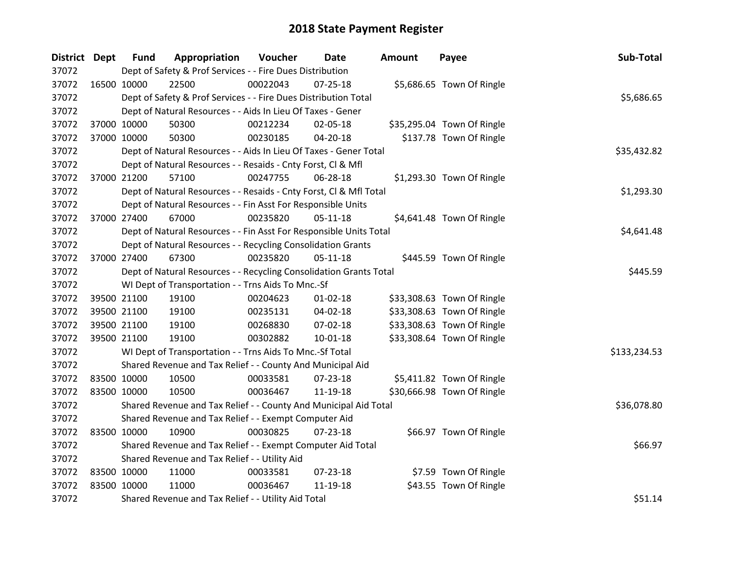# 2018 State Payment Register

| District | Dept | Fund | Appropriation | Voucher | Date | Amount | Payee | Sub-Total |
|---|---|---|---|---|---|---|---|---|
| 37072 | | Dept of Safety & Prof Services - - Fire Dues Distribution | | | | | | |
| 37072 | 16500 | 10000 | 22500 | 00022043 | 07-25-18 | $5,686.65 | Town Of Ringle | |
| 37072 | | Dept of Safety & Prof Services - - Fire Dues Distribution Total | | | | | | $5,686.65 |
| 37072 | | Dept of Natural Resources - - Aids In Lieu Of Taxes - Gener | | | | | | |
| 37072 | 37000 | 10000 | 50300 | 00212234 | 02-05-18 | $35,295.04 | Town Of Ringle | |
| 37072 | 37000 | 10000 | 50300 | 00230185 | 04-20-18 | $137.78 | Town Of Ringle | |
| 37072 | | Dept of Natural Resources - - Aids In Lieu Of Taxes - Gener Total | | | | | | $35,432.82 |
| 37072 | | Dept of Natural Resources - - Resaids - Cnty Forst, Cl & Mfl | | | | | | |
| 37072 | 37000 | 21200 | 57100 | 00247755 | 06-28-18 | $1,293.30 | Town Of Ringle | |
| 37072 | | Dept of Natural Resources - - Resaids - Cnty Forst, Cl & Mfl Total | | | | | | $1,293.30 |
| 37072 | | Dept of Natural Resources - - Fin Asst For Responsible Units | | | | | | |
| 37072 | 37000 | 27400 | 67000 | 00235820 | 05-11-18 | $4,641.48 | Town Of Ringle | |
| 37072 | | Dept of Natural Resources - - Fin Asst For Responsible Units Total | | | | | | $4,641.48 |
| 37072 | | Dept of Natural Resources - - Recycling Consolidation Grants | | | | | | |
| 37072 | 37000 | 27400 | 67300 | 00235820 | 05-11-18 | $445.59 | Town Of Ringle | |
| 37072 | | Dept of Natural Resources - - Recycling Consolidation Grants Total | | | | | | $445.59 |
| 37072 | | WI Dept of Transportation - - Trns Aids To Mnc.-Sf | | | | | | |
| 37072 | 39500 | 21100 | 19100 | 00204623 | 01-02-18 | $33,308.63 | Town Of Ringle | |
| 37072 | 39500 | 21100 | 19100 | 00235131 | 04-02-18 | $33,308.63 | Town Of Ringle | |
| 37072 | 39500 | 21100 | 19100 | 00268830 | 07-02-18 | $33,308.63 | Town Of Ringle | |
| 37072 | 39500 | 21100 | 19100 | 00302882 | 10-01-18 | $33,308.64 | Town Of Ringle | |
| 37072 | | WI Dept of Transportation - - Trns Aids To Mnc.-Sf Total | | | | | | $133,234.53 |
| 37072 | | Shared Revenue and Tax Relief - - County And Municipal Aid | | | | | | |
| 37072 | 83500 | 10000 | 10500 | 00033581 | 07-23-18 | $5,411.82 | Town Of Ringle | |
| 37072 | 83500 | 10000 | 10500 | 00036467 | 11-19-18 | $30,666.98 | Town Of Ringle | |
| 37072 | | Shared Revenue and Tax Relief - - County And Municipal Aid Total | | | | | | $36,078.80 |
| 37072 | | Shared Revenue and Tax Relief - - Exempt Computer Aid | | | | | | |
| 37072 | 83500 | 10000 | 10900 | 00030825 | 07-23-18 | $66.97 | Town Of Ringle | |
| 37072 | | Shared Revenue and Tax Relief - - Exempt Computer Aid Total | | | | | | $66.97 |
| 37072 | | Shared Revenue and Tax Relief - - Utility Aid | | | | | | |
| 37072 | 83500 | 10000 | 11000 | 00033581 | 07-23-18 | $7.59 | Town Of Ringle | |
| 37072 | 83500 | 10000 | 11000 | 00036467 | 11-19-18 | $43.55 | Town Of Ringle | |
| 37072 | | Shared Revenue and Tax Relief - - Utility Aid Total | | | | | | $51.14 |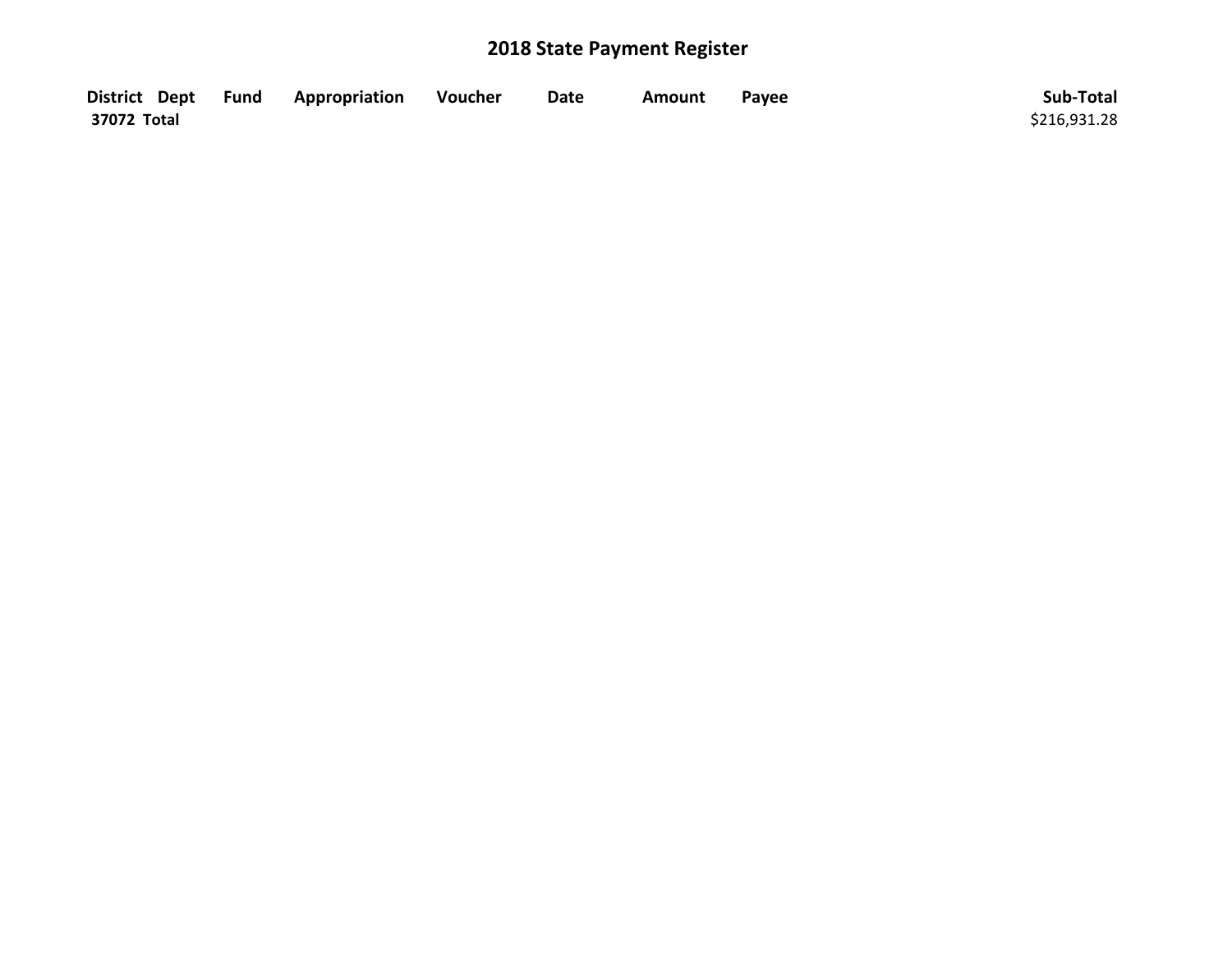# 2018 State Payment Register

| District | Dept | Fund | Appropriation | Voucher | Date | Amount | Payee | Sub-Total |
|---|---|---|---|---|---|---|---|---|
| **37072 Total** | | | | | | | | $216,931.28 |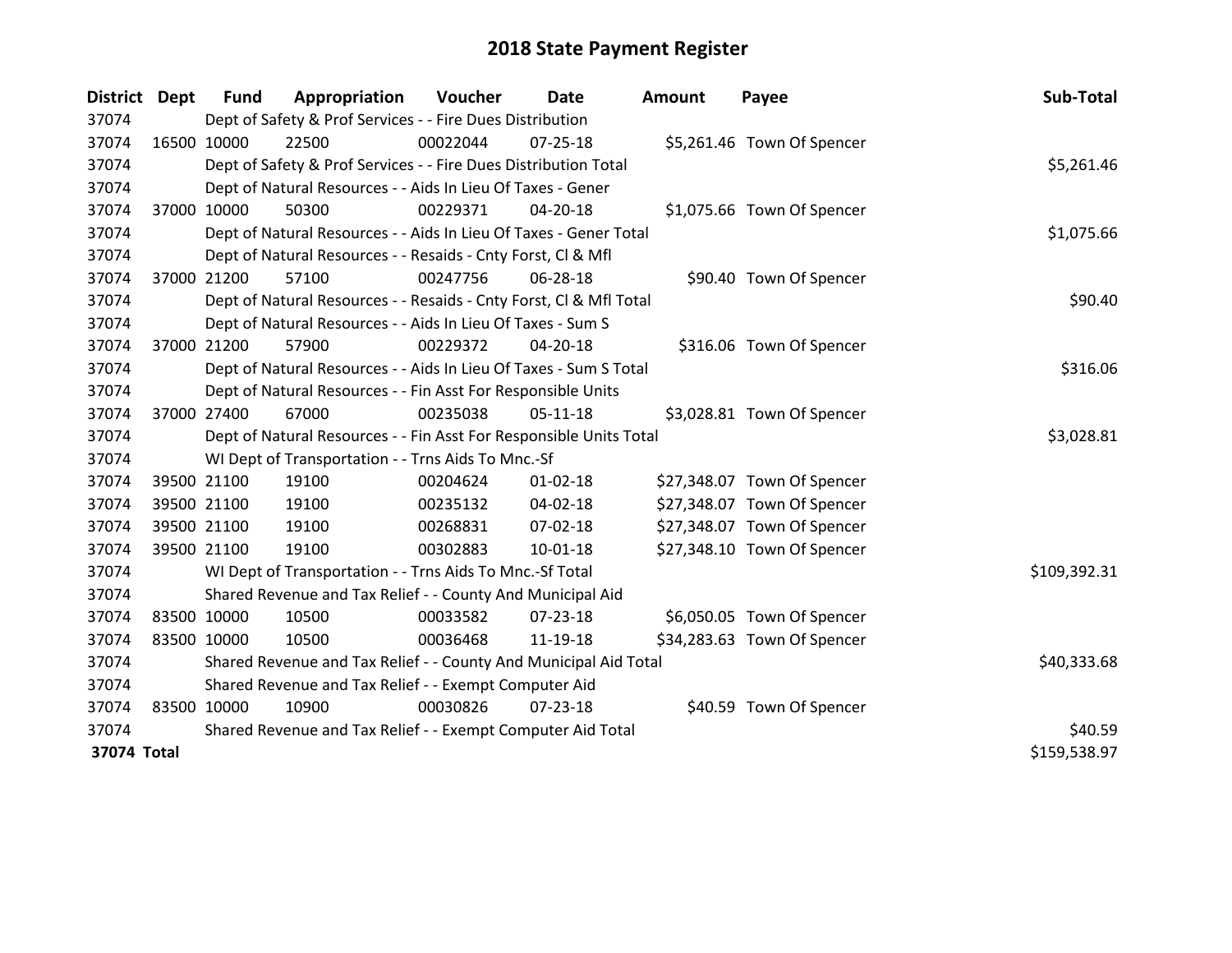# 2018 State Payment Register

| District | Dept | Fund | Appropriation | Voucher | Date | Amount | Payee | Sub-Total |
|---|---|---|---|---|---|---|---|---|
| 37074 | | Dept of Safety & Prof Services - - Fire Dues Distribution | | | | | | |
| 37074 | 16500 | 10000 | 22500 | 00022044 | 07-25-18 | $5,261.46 | Town Of Spencer | |
| 37074 | | Dept of Safety & Prof Services - - Fire Dues Distribution Total | | | | | | $5,261.46 |
| 37074 | | Dept of Natural Resources - - Aids In Lieu Of Taxes - Gener | | | | | | |
| 37074 | 37000 | 10000 | 50300 | 00229371 | 04-20-18 | $1,075.66 | Town Of Spencer | |
| 37074 | | Dept of Natural Resources - - Aids In Lieu Of Taxes - Gener Total | | | | | | $1,075.66 |
| 37074 | | Dept of Natural Resources - - Resaids - Cnty Forst, Cl & Mfl | | | | | | |
| 37074 | 37000 | 21200 | 57100 | 00247756 | 06-28-18 | $90.40 | Town Of Spencer | |
| 37074 | | Dept of Natural Resources - - Resaids - Cnty Forst, Cl & Mfl Total | | | | | | $90.40 |
| 37074 | | Dept of Natural Resources - - Aids In Lieu Of Taxes - Sum S | | | | | | |
| 37074 | 37000 | 21200 | 57900 | 00229372 | 04-20-18 | $316.06 | Town Of Spencer | |
| 37074 | | Dept of Natural Resources - - Aids In Lieu Of Taxes - Sum S Total | | | | | | $316.06 |
| 37074 | | Dept of Natural Resources - - Fin Asst For Responsible Units | | | | | | |
| 37074 | 37000 | 27400 | 67000 | 00235038 | 05-11-18 | $3,028.81 | Town Of Spencer | |
| 37074 | | Dept of Natural Resources - - Fin Asst For Responsible Units Total | | | | | | $3,028.81 |
| 37074 | | WI Dept of Transportation - - Trns Aids To Mnc.-Sf | | | | | | |
| 37074 | 39500 | 21100 | 19100 | 00204624 | 01-02-18 | $27,348.07 | Town Of Spencer | |
| 37074 | 39500 | 21100 | 19100 | 00235132 | 04-02-18 | $27,348.07 | Town Of Spencer | |
| 37074 | 39500 | 21100 | 19100 | 00268831 | 07-02-18 | $27,348.07 | Town Of Spencer | |
| 37074 | 39500 | 21100 | 19100 | 00302883 | 10-01-18 | $27,348.10 | Town Of Spencer | |
| 37074 | | WI Dept of Transportation - - Trns Aids To Mnc.-Sf Total | | | | | | $109,392.31 |
| 37074 | | Shared Revenue and Tax Relief - - County And Municipal Aid | | | | | | |
| 37074 | 83500 | 10000 | 10500 | 00033582 | 07-23-18 | $6,050.05 | Town Of Spencer | |
| 37074 | 83500 | 10000 | 10500 | 00036468 | 11-19-18 | $34,283.63 | Town Of Spencer | |
| 37074 | | Shared Revenue and Tax Relief - - County And Municipal Aid Total | | | | | | $40,333.68 |
| 37074 | | Shared Revenue and Tax Relief - - Exempt Computer Aid | | | | | | |
| 37074 | 83500 | 10000 | 10900 | 00030826 | 07-23-18 | $40.59 | Town Of Spencer | |
| 37074 | | Shared Revenue and Tax Relief - - Exempt Computer Aid Total | | | | | | $40.59 |
| **37074 Total** | | | | | | | | $159,538.97 |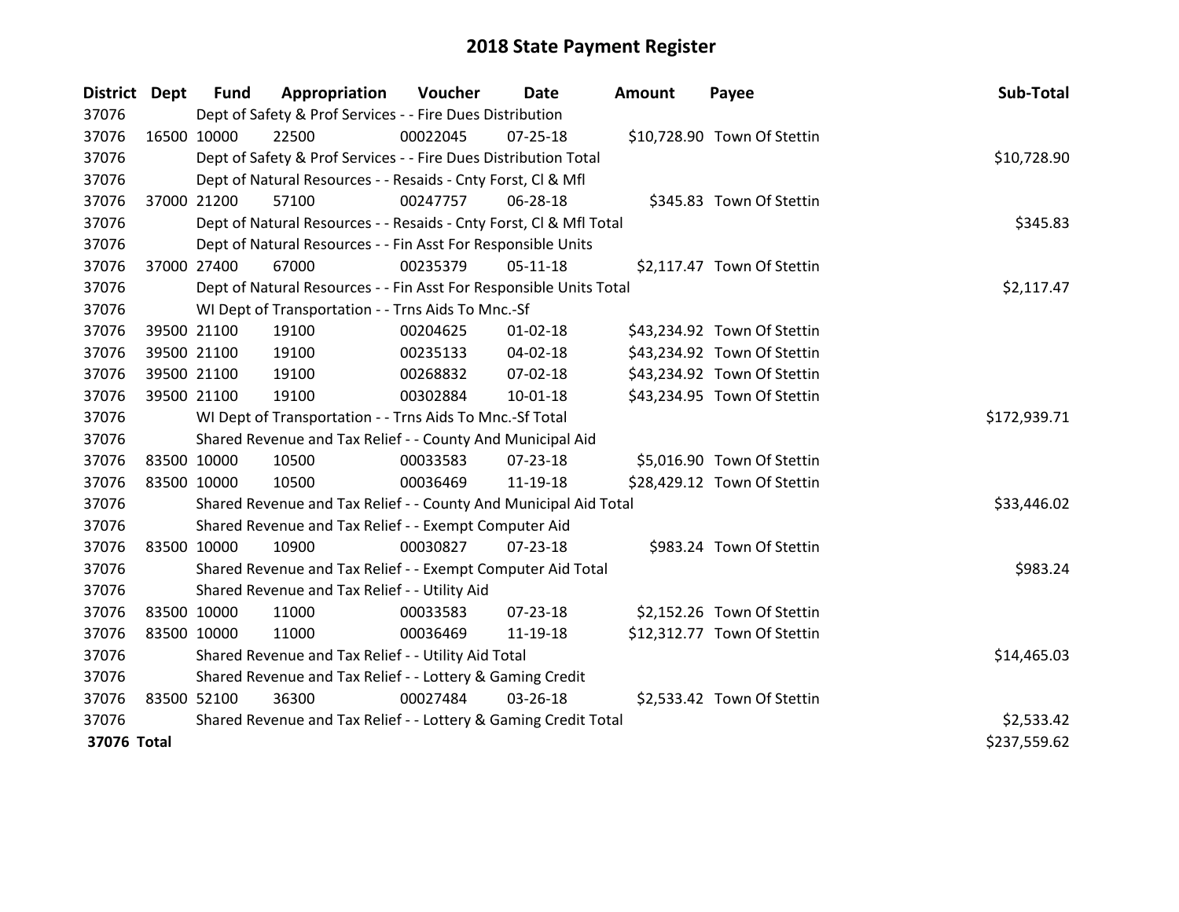# 2018 State Payment Register

| District | Dept | Fund | Appropriation | Voucher | Date | Amount | Payee | Sub-Total |
|---|---|---|---|---|---|---|---|---|
| 37076 | | Dept of Safety & Prof Services - - Fire Dues Distribution | | | | | | |
| 37076 | 16500 | 10000 | 22500 | 00022045 | 07-25-18 | $10,728.90 | Town Of Stettin | |
| 37076 | | Dept of Safety & Prof Services - - Fire Dues Distribution Total | | | | | | $10,728.90 |
| 37076 | | Dept of Natural Resources - - Resaids - Cnty Forst, Cl & Mfl | | | | | | |
| 37076 | 37000 | 21200 | 57100 | 00247757 | 06-28-18 | $345.83 | Town Of Stettin | |
| 37076 | | Dept of Natural Resources - - Resaids - Cnty Forst, Cl & Mfl Total | | | | | | $345.83 |
| 37076 | | Dept of Natural Resources - - Fin Asst For Responsible Units | | | | | | |
| 37076 | 37000 | 27400 | 67000 | 00235379 | 05-11-18 | $2,117.47 | Town Of Stettin | |
| 37076 | | Dept of Natural Resources - - Fin Asst For Responsible Units Total | | | | | | $2,117.47 |
| 37076 | | WI Dept of Transportation - - Trns Aids To Mnc.-Sf | | | | | | |
| 37076 | 39500 | 21100 | 19100 | 00204625 | 01-02-18 | $43,234.92 | Town Of Stettin | |
| 37076 | 39500 | 21100 | 19100 | 00235133 | 04-02-18 | $43,234.92 | Town Of Stettin | |
| 37076 | 39500 | 21100 | 19100 | 00268832 | 07-02-18 | $43,234.92 | Town Of Stettin | |
| 37076 | 39500 | 21100 | 19100 | 00302884 | 10-01-18 | $43,234.95 | Town Of Stettin | |
| 37076 | | WI Dept of Transportation - - Trns Aids To Mnc.-Sf Total | | | | | | $172,939.71 |
| 37076 | | Shared Revenue and Tax Relief - - County And Municipal Aid | | | | | | |
| 37076 | 83500 | 10000 | 10500 | 00033583 | 07-23-18 | $5,016.90 | Town Of Stettin | |
| 37076 | 83500 | 10000 | 10500 | 00036469 | 11-19-18 | $28,429.12 | Town Of Stettin | |
| 37076 | | Shared Revenue and Tax Relief - - County And Municipal Aid Total | | | | | | $33,446.02 |
| 37076 | | Shared Revenue and Tax Relief - - Exempt Computer Aid | | | | | | |
| 37076 | 83500 | 10000 | 10900 | 00030827 | 07-23-18 | $983.24 | Town Of Stettin | |
| 37076 | | Shared Revenue and Tax Relief - - Exempt Computer Aid Total | | | | | | $983.24 |
| 37076 | | Shared Revenue and Tax Relief - - Utility Aid | | | | | | |
| 37076 | 83500 | 10000 | 11000 | 00033583 | 07-23-18 | $2,152.26 | Town Of Stettin | |
| 37076 | 83500 | 10000 | 11000 | 00036469 | 11-19-18 | $12,312.77 | Town Of Stettin | |
| 37076 | | Shared Revenue and Tax Relief - - Utility Aid Total | | | | | | $14,465.03 |
| 37076 | | Shared Revenue and Tax Relief - - Lottery & Gaming Credit | | | | | | |
| 37076 | 83500 | 52100 | 36300 | 00027484 | 03-26-18 | $2,533.42 | Town Of Stettin | |
| 37076 | | Shared Revenue and Tax Relief - - Lottery & Gaming Credit Total | | | | | | $2,533.42 |
| **37076 Total** | | | | | | | | $237,559.62 |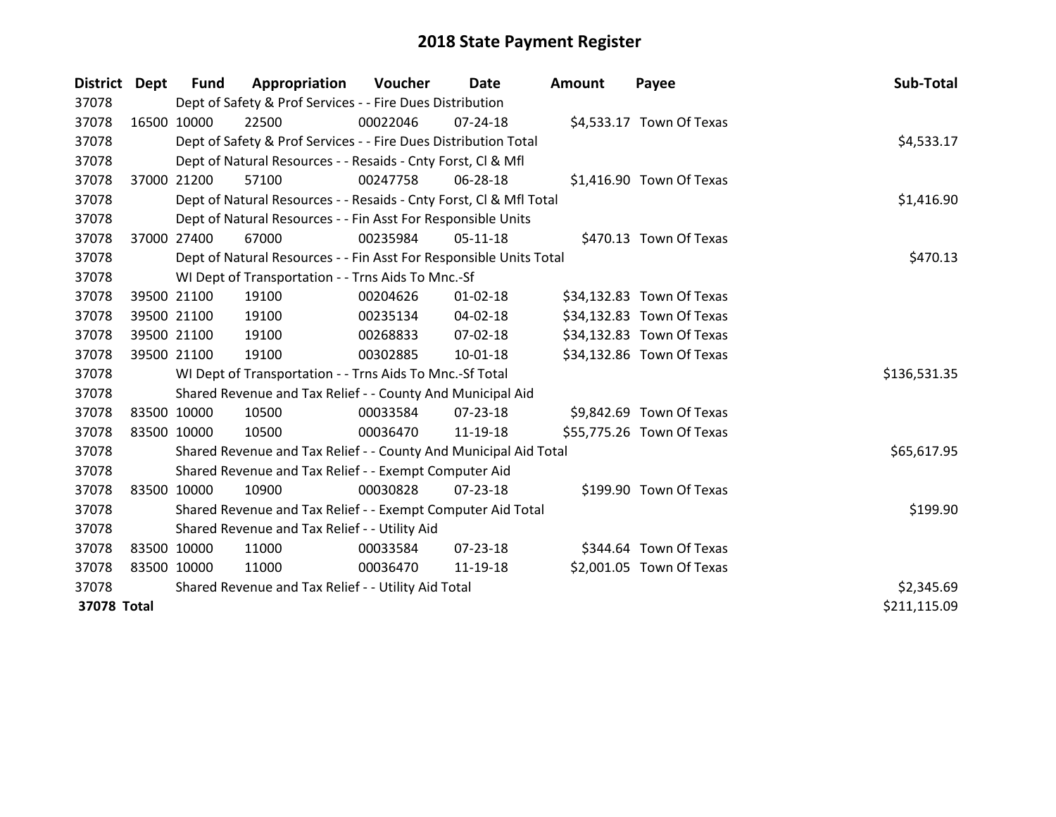# 2018 State Payment Register

| District | Dept | Fund | Appropriation | Voucher | Date | Amount | Payee | Sub-Total |
|---|---|---|---|---|---|---|---|---|
| 37078 | | Dept of Safety & Prof Services - - Fire Dues Distribution | | | | | | |
| 37078 | 16500 | 10000 | 22500 | 00022046 | 07-24-18 | $4,533.17 | Town Of Texas | |
| 37078 | | Dept of Safety & Prof Services - - Fire Dues Distribution Total | | | | | | $4,533.17 |
| 37078 | | Dept of Natural Resources - - Resaids - Cnty Forst, Cl & Mfl | | | | | | |
| 37078 | 37000 | 21200 | 57100 | 00247758 | 06-28-18 | $1,416.90 | Town Of Texas | |
| 37078 | | Dept of Natural Resources - - Resaids - Cnty Forst, Cl & Mfl Total | | | | | | $1,416.90 |
| 37078 | | Dept of Natural Resources - - Fin Asst For Responsible Units | | | | | | |
| 37078 | 37000 | 27400 | 67000 | 00235984 | 05-11-18 | $470.13 | Town Of Texas | |
| 37078 | | Dept of Natural Resources - - Fin Asst For Responsible Units Total | | | | | | $470.13 |
| 37078 | | WI Dept of Transportation - - Trns Aids To Mnc.-Sf | | | | | | |
| 37078 | 39500 | 21100 | 19100 | 00204626 | 01-02-18 | $34,132.83 | Town Of Texas | |
| 37078 | 39500 | 21100 | 19100 | 00235134 | 04-02-18 | $34,132.83 | Town Of Texas | |
| 37078 | 39500 | 21100 | 19100 | 00268833 | 07-02-18 | $34,132.83 | Town Of Texas | |
| 37078 | 39500 | 21100 | 19100 | 00302885 | 10-01-18 | $34,132.86 | Town Of Texas | |
| 37078 | | WI Dept of Transportation - - Trns Aids To Mnc.-Sf Total | | | | | | $136,531.35 |
| 37078 | | Shared Revenue and Tax Relief - - County And Municipal Aid | | | | | | |
| 37078 | 83500 | 10000 | 10500 | 00033584 | 07-23-18 | $9,842.69 | Town Of Texas | |
| 37078 | 83500 | 10000 | 10500 | 00036470 | 11-19-18 | $55,775.26 | Town Of Texas | |
| 37078 | | Shared Revenue and Tax Relief - - County And Municipal Aid Total | | | | | | $65,617.95 |
| 37078 | | Shared Revenue and Tax Relief - - Exempt Computer Aid | | | | | | |
| 37078 | 83500 | 10000 | 10900 | 00030828 | 07-23-18 | $199.90 | Town Of Texas | |
| 37078 | | Shared Revenue and Tax Relief - - Exempt Computer Aid Total | | | | | | $199.90 |
| 37078 | | Shared Revenue and Tax Relief - - Utility Aid | | | | | | |
| 37078 | 83500 | 10000 | 11000 | 00033584 | 07-23-18 | $344.64 | Town Of Texas | |
| 37078 | 83500 | 10000 | 11000 | 00036470 | 11-19-18 | $2,001.05 | Town Of Texas | |
| 37078 | | Shared Revenue and Tax Relief - - Utility Aid Total | | | | | | $2,345.69 |
| **37078 Total** | | | | | | | | $211,115.09 |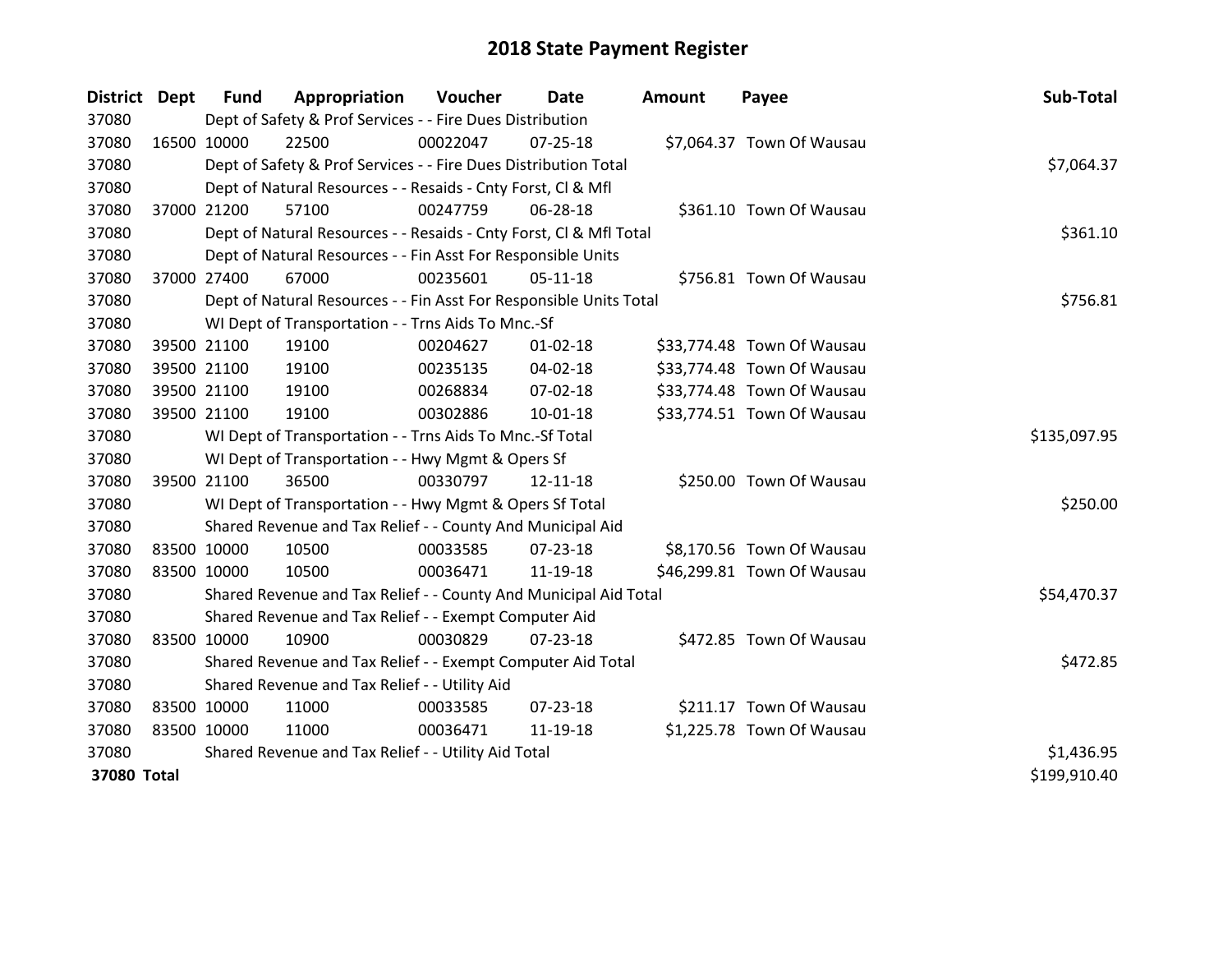# 2018 State Payment Register

| District | Dept | Fund | Appropriation | Voucher | Date | Amount | Payee | Sub-Total |
|---|---|---|---|---|---|---|---|---|
| 37080 | | Dept of Safety & Prof Services - - Fire Dues Distribution | | | | | | |
| 37080 | 16500 | 10000 | 22500 | 00022047 | 07-25-18 | $7,064.37 | Town Of Wausau | |
| 37080 | | Dept of Safety & Prof Services - - Fire Dues Distribution Total | | | | | | $7,064.37 |
| 37080 | | Dept of Natural Resources - - Resaids - Cnty Forst, Cl & Mfl | | | | | | |
| 37080 | 37000 | 21200 | 57100 | 00247759 | 06-28-18 | $361.10 | Town Of Wausau | |
| 37080 | | Dept of Natural Resources - - Resaids - Cnty Forst, Cl & Mfl Total | | | | | | $361.10 |
| 37080 | | Dept of Natural Resources - - Fin Asst For Responsible Units | | | | | | |
| 37080 | 37000 | 27400 | 67000 | 00235601 | 05-11-18 | $756.81 | Town Of Wausau | |
| 37080 | | Dept of Natural Resources - - Fin Asst For Responsible Units Total | | | | | | $756.81 |
| 37080 | | WI Dept of Transportation - - Trns Aids To Mnc.-Sf | | | | | | |
| 37080 | 39500 | 21100 | 19100 | 00204627 | 01-02-18 | $33,774.48 | Town Of Wausau | |
| 37080 | 39500 | 21100 | 19100 | 00235135 | 04-02-18 | $33,774.48 | Town Of Wausau | |
| 37080 | 39500 | 21100 | 19100 | 00268834 | 07-02-18 | $33,774.48 | Town Of Wausau | |
| 37080 | 39500 | 21100 | 19100 | 00302886 | 10-01-18 | $33,774.51 | Town Of Wausau | |
| 37080 | | WI Dept of Transportation - - Trns Aids To Mnc.-Sf Total | | | | | | $135,097.95 |
| 37080 | | WI Dept of Transportation - - Hwy Mgmt & Opers Sf | | | | | | |
| 37080 | 39500 | 21100 | 36500 | 00330797 | 12-11-18 | $250.00 | Town Of Wausau | |
| 37080 | | WI Dept of Transportation - - Hwy Mgmt & Opers Sf Total | | | | | | $250.00 |
| 37080 | | Shared Revenue and Tax Relief - - County And Municipal Aid | | | | | | |
| 37080 | 83500 | 10000 | 10500 | 00033585 | 07-23-18 | $8,170.56 | Town Of Wausau | |
| 37080 | 83500 | 10000 | 10500 | 00036471 | 11-19-18 | $46,299.81 | Town Of Wausau | |
| 37080 | | Shared Revenue and Tax Relief - - County And Municipal Aid Total | | | | | | $54,470.37 |
| 37080 | | Shared Revenue and Tax Relief - - Exempt Computer Aid | | | | | | |
| 37080 | 83500 | 10000 | 10900 | 00030829 | 07-23-18 | $472.85 | Town Of Wausau | |
| 37080 | | Shared Revenue and Tax Relief - - Exempt Computer Aid Total | | | | | | $472.85 |
| 37080 | | Shared Revenue and Tax Relief - - Utility Aid | | | | | | |
| 37080 | 83500 | 10000 | 11000 | 00033585 | 07-23-18 | $211.17 | Town Of Wausau | |
| 37080 | 83500 | 10000 | 11000 | 00036471 | 11-19-18 | $1,225.78 | Town Of Wausau | |
| 37080 | | Shared Revenue and Tax Relief - - Utility Aid Total | | | | | | $1,436.95 |
| **37080 Total** | | | | | | | | $199,910.40 |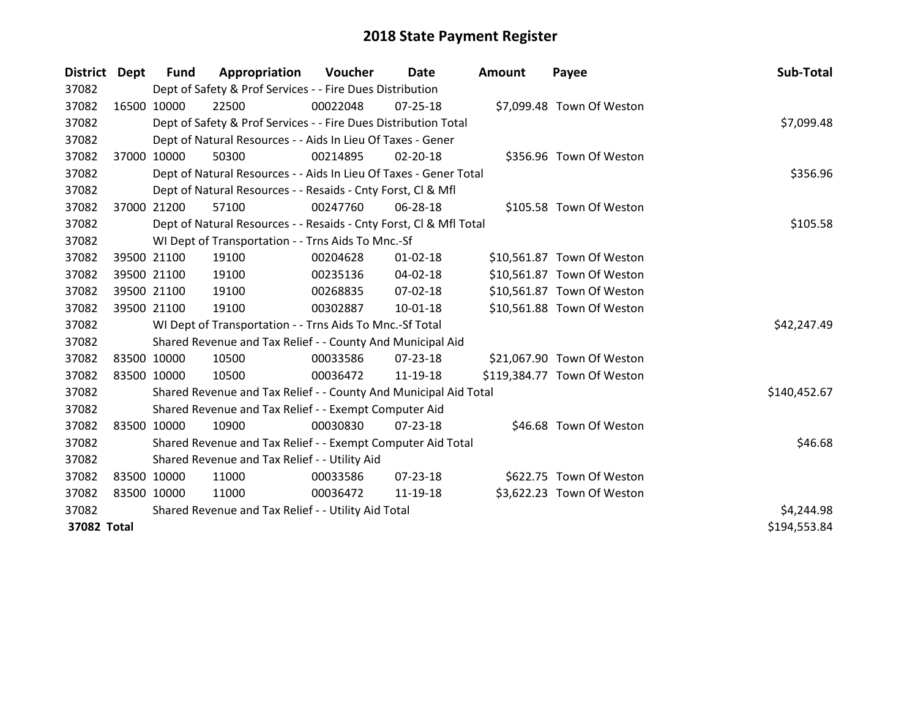# 2018 State Payment Register

| District | Dept | Fund | Appropriation | Voucher | Date | Amount | Payee | Sub-Total |
|---|---|---|---|---|---|---|---|---|
| 37082 | | Dept of Safety & Prof Services - - Fire Dues Distribution | | | | | | |
| 37082 | 16500 | 10000 | 22500 | 00022048 | 07-25-18 | $7,099.48 | Town Of Weston | |
| 37082 | | Dept of Safety & Prof Services - - Fire Dues Distribution Total | | | | | | $7,099.48 |
| 37082 | | Dept of Natural Resources - - Aids In Lieu Of Taxes - Gener | | | | | | |
| 37082 | 37000 | 10000 | 50300 | 00214895 | 02-20-18 | $356.96 | Town Of Weston | |
| 37082 | | Dept of Natural Resources - - Aids In Lieu Of Taxes - Gener Total | | | | | | $356.96 |
| 37082 | | Dept of Natural Resources - - Resaids - Cnty Forst, Cl & Mfl | | | | | | |
| 37082 | 37000 | 21200 | 57100 | 00247760 | 06-28-18 | $105.58 | Town Of Weston | |
| 37082 | | Dept of Natural Resources - - Resaids - Cnty Forst, Cl & Mfl Total | | | | | | $105.58 |
| 37082 | | WI Dept of Transportation - - Trns Aids To Mnc.-Sf | | | | | | |
| 37082 | 39500 | 21100 | 19100 | 00204628 | 01-02-18 | $10,561.87 | Town Of Weston | |
| 37082 | 39500 | 21100 | 19100 | 00235136 | 04-02-18 | $10,561.87 | Town Of Weston | |
| 37082 | 39500 | 21100 | 19100 | 00268835 | 07-02-18 | $10,561.87 | Town Of Weston | |
| 37082 | 39500 | 21100 | 19100 | 00302887 | 10-01-18 | $10,561.88 | Town Of Weston | |
| 37082 | | WI Dept of Transportation - - Trns Aids To Mnc.-Sf Total | | | | | | $42,247.49 |
| 37082 | | Shared Revenue and Tax Relief - - County And Municipal Aid | | | | | | |
| 37082 | 83500 | 10000 | 10500 | 00033586 | 07-23-18 | $21,067.90 | Town Of Weston | |
| 37082 | 83500 | 10000 | 10500 | 00036472 | 11-19-18 | $119,384.77 | Town Of Weston | |
| 37082 | | Shared Revenue and Tax Relief - - County And Municipal Aid Total | | | | | | $140,452.67 |
| 37082 | | Shared Revenue and Tax Relief - - Exempt Computer Aid | | | | | | |
| 37082 | 83500 | 10000 | 10900 | 00030830 | 07-23-18 | $46.68 | Town Of Weston | |
| 37082 | | Shared Revenue and Tax Relief - - Exempt Computer Aid Total | | | | | | $46.68 |
| 37082 | | Shared Revenue and Tax Relief - - Utility Aid | | | | | | |
| 37082 | 83500 | 10000 | 11000 | 00033586 | 07-23-18 | $622.75 | Town Of Weston | |
| 37082 | 83500 | 10000 | 11000 | 00036472 | 11-19-18 | $3,622.23 | Town Of Weston | |
| 37082 | | Shared Revenue and Tax Relief - - Utility Aid Total | | | | | | $4,244.98 |
| **37082 Total** | | | | | | | | $194,553.84 |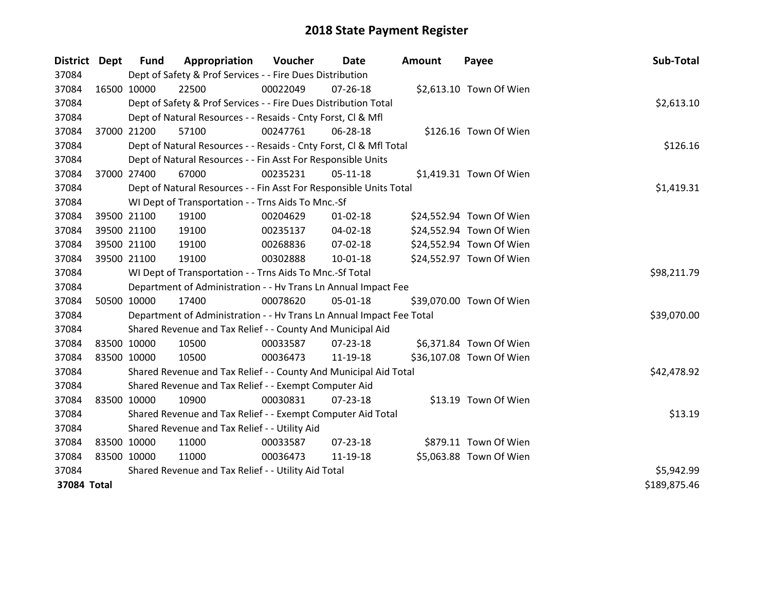# 2018 State Payment Register

| District | Dept | Fund | Appropriation | Voucher | Date | Amount | Payee | Sub-Total |
|---|---|---|---|---|---|---|---|---|
| 37084 | | Dept of Safety & Prof Services - - Fire Dues Distribution | | | | | | |
| 37084 | 16500 | 10000 | 22500 | 00022049 | 07-26-18 | $2,613.10 | Town Of Wien | |
| 37084 | | Dept of Safety & Prof Services - - Fire Dues Distribution Total | | | | | | $2,613.10 |
| 37084 | | Dept of Natural Resources - - Resaids - Cnty Forst, Cl & Mfl | | | | | | |
| 37084 | 37000 | 21200 | 57100 | 00247761 | 06-28-18 | $126.16 | Town Of Wien | |
| 37084 | | Dept of Natural Resources - - Resaids - Cnty Forst, Cl & Mfl Total | | | | | | $126.16 |
| 37084 | | Dept of Natural Resources - - Fin Asst For Responsible Units | | | | | | |
| 37084 | 37000 | 27400 | 67000 | 00235231 | 05-11-18 | $1,419.31 | Town Of Wien | |
| 37084 | | Dept of Natural Resources - - Fin Asst For Responsible Units Total | | | | | | $1,419.31 |
| 37084 | | WI Dept of Transportation - - Trns Aids To Mnc.-Sf | | | | | | |
| 37084 | 39500 | 21100 | 19100 | 00204629 | 01-02-18 | $24,552.94 | Town Of Wien | |
| 37084 | 39500 | 21100 | 19100 | 00235137 | 04-02-18 | $24,552.94 | Town Of Wien | |
| 37084 | 39500 | 21100 | 19100 | 00268836 | 07-02-18 | $24,552.94 | Town Of Wien | |
| 37084 | 39500 | 21100 | 19100 | 00302888 | 10-01-18 | $24,552.97 | Town Of Wien | |
| 37084 | | WI Dept of Transportation - - Trns Aids To Mnc.-Sf Total | | | | | | $98,211.79 |
| 37084 | | Department of Administration - - Hv Trans Ln Annual Impact Fee | | | | | | |
| 37084 | 50500 | 10000 | 17400 | 00078620 | 05-01-18 | $39,070.00 | Town Of Wien | |
| 37084 | | Department of Administration - - Hv Trans Ln Annual Impact Fee Total | | | | | | $39,070.00 |
| 37084 | | Shared Revenue and Tax Relief - - County And Municipal Aid | | | | | | |
| 37084 | 83500 | 10000 | 10500 | 00033587 | 07-23-18 | $6,371.84 | Town Of Wien | |
| 37084 | 83500 | 10000 | 10500 | 00036473 | 11-19-18 | $36,107.08 | Town Of Wien | |
| 37084 | | Shared Revenue and Tax Relief - - County And Municipal Aid Total | | | | | | $42,478.92 |
| 37084 | | Shared Revenue and Tax Relief - - Exempt Computer Aid | | | | | | |
| 37084 | 83500 | 10000 | 10900 | 00030831 | 07-23-18 | $13.19 | Town Of Wien | |
| 37084 | | Shared Revenue and Tax Relief - - Exempt Computer Aid Total | | | | | | $13.19 |
| 37084 | | Shared Revenue and Tax Relief - - Utility Aid | | | | | | |
| 37084 | 83500 | 10000 | 11000 | 00033587 | 07-23-18 | $879.11 | Town Of Wien | |
| 37084 | 83500 | 10000 | 11000 | 00036473 | 11-19-18 | $5,063.88 | Town Of Wien | |
| 37084 | | Shared Revenue and Tax Relief - - Utility Aid Total | | | | | | $5,942.99 |
| **37084 Total** | | | | | | | | $189,875.46 |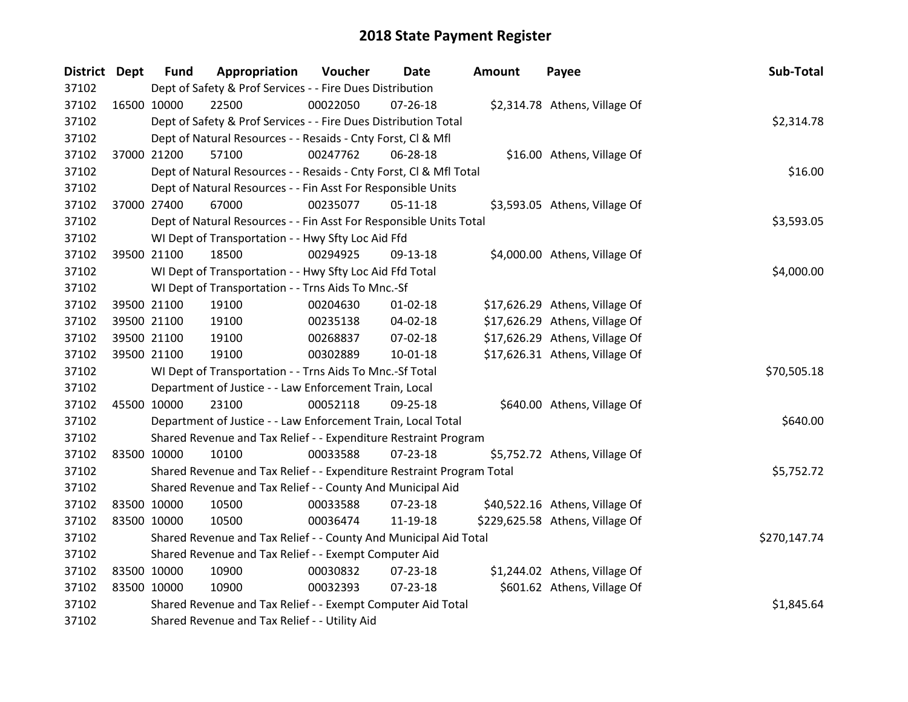# 2018 State Payment Register

| District | Dept | Fund | Appropriation | Voucher | Date | Amount | Payee | Sub-Total |
|---|---|---|---|---|---|---|---|---|
| 37102 | | Dept of Safety & Prof Services - - Fire Dues Distribution | | | | | | |
| 37102 | 16500 | 10000 | 22500 | 00022050 | 07-26-18 | $2,314.78 | Athens, Village Of | |
| 37102 | | Dept of Safety & Prof Services - - Fire Dues Distribution Total | | | | | | $2,314.78 |
| 37102 | | Dept of Natural Resources - - Resaids - Cnty Forst, Cl & Mfl | | | | | | |
| 37102 | 37000 | 21200 | 57100 | 00247762 | 06-28-18 | $16.00 | Athens, Village Of | |
| 37102 | | Dept of Natural Resources - - Resaids - Cnty Forst, Cl & Mfl Total | | | | | | $16.00 |
| 37102 | | Dept of Natural Resources - - Fin Asst For Responsible Units | | | | | | |
| 37102 | 37000 | 27400 | 67000 | 00235077 | 05-11-18 | $3,593.05 | Athens, Village Of | |
| 37102 | | Dept of Natural Resources - - Fin Asst For Responsible Units Total | | | | | | $3,593.05 |
| 37102 | | WI Dept of Transportation - - Hwy Sfty Loc Aid Ffd | | | | | | |
| 37102 | 39500 | 21100 | 18500 | 00294925 | 09-13-18 | $4,000.00 | Athens, Village Of | |
| 37102 | | WI Dept of Transportation - - Hwy Sfty Loc Aid Ffd Total | | | | | | $4,000.00 |
| 37102 | | WI Dept of Transportation - - Trns Aids To Mnc.-Sf | | | | | | |
| 37102 | 39500 | 21100 | 19100 | 00204630 | 01-02-18 | $17,626.29 | Athens, Village Of | |
| 37102 | 39500 | 21100 | 19100 | 00235138 | 04-02-18 | $17,626.29 | Athens, Village Of | |
| 37102 | 39500 | 21100 | 19100 | 00268837 | 07-02-18 | $17,626.29 | Athens, Village Of | |
| 37102 | 39500 | 21100 | 19100 | 00302889 | 10-01-18 | $17,626.31 | Athens, Village Of | |
| 37102 | | WI Dept of Transportation - - Trns Aids To Mnc.-Sf Total | | | | | | $70,505.18 |
| 37102 | | Department of Justice - - Law Enforcement Train, Local | | | | | | |
| 37102 | 45500 | 10000 | 23100 | 00052118 | 09-25-18 | $640.00 | Athens, Village Of | |
| 37102 | | Department of Justice - - Law Enforcement Train, Local Total | | | | | | $640.00 |
| 37102 | | Shared Revenue and Tax Relief - - Expenditure Restraint Program | | | | | | |
| 37102 | 83500 | 10000 | 10100 | 00033588 | 07-23-18 | $5,752.72 | Athens, Village Of | |
| 37102 | | Shared Revenue and Tax Relief - - Expenditure Restraint Program Total | | | | | | $5,752.72 |
| 37102 | | Shared Revenue and Tax Relief - - County And Municipal Aid | | | | | | |
| 37102 | 83500 | 10000 | 10500 | 00033588 | 07-23-18 | $40,522.16 | Athens, Village Of | |
| 37102 | 83500 | 10000 | 10500 | 00036474 | 11-19-18 | $229,625.58 | Athens, Village Of | |
| 37102 | | Shared Revenue and Tax Relief - - County And Municipal Aid Total | | | | | | $270,147.74 |
| 37102 | | Shared Revenue and Tax Relief - - Exempt Computer Aid | | | | | | |
| 37102 | 83500 | 10000 | 10900 | 00030832 | 07-23-18 | $1,244.02 | Athens, Village Of | |
| 37102 | 83500 | 10000 | 10900 | 00032393 | 07-23-18 | $601.62 | Athens, Village Of | |
| 37102 | | Shared Revenue and Tax Relief - - Exempt Computer Aid Total | | | | | | $1,845.64 |
| 37102 | | Shared Revenue and Tax Relief - - Utility Aid | | | | | | |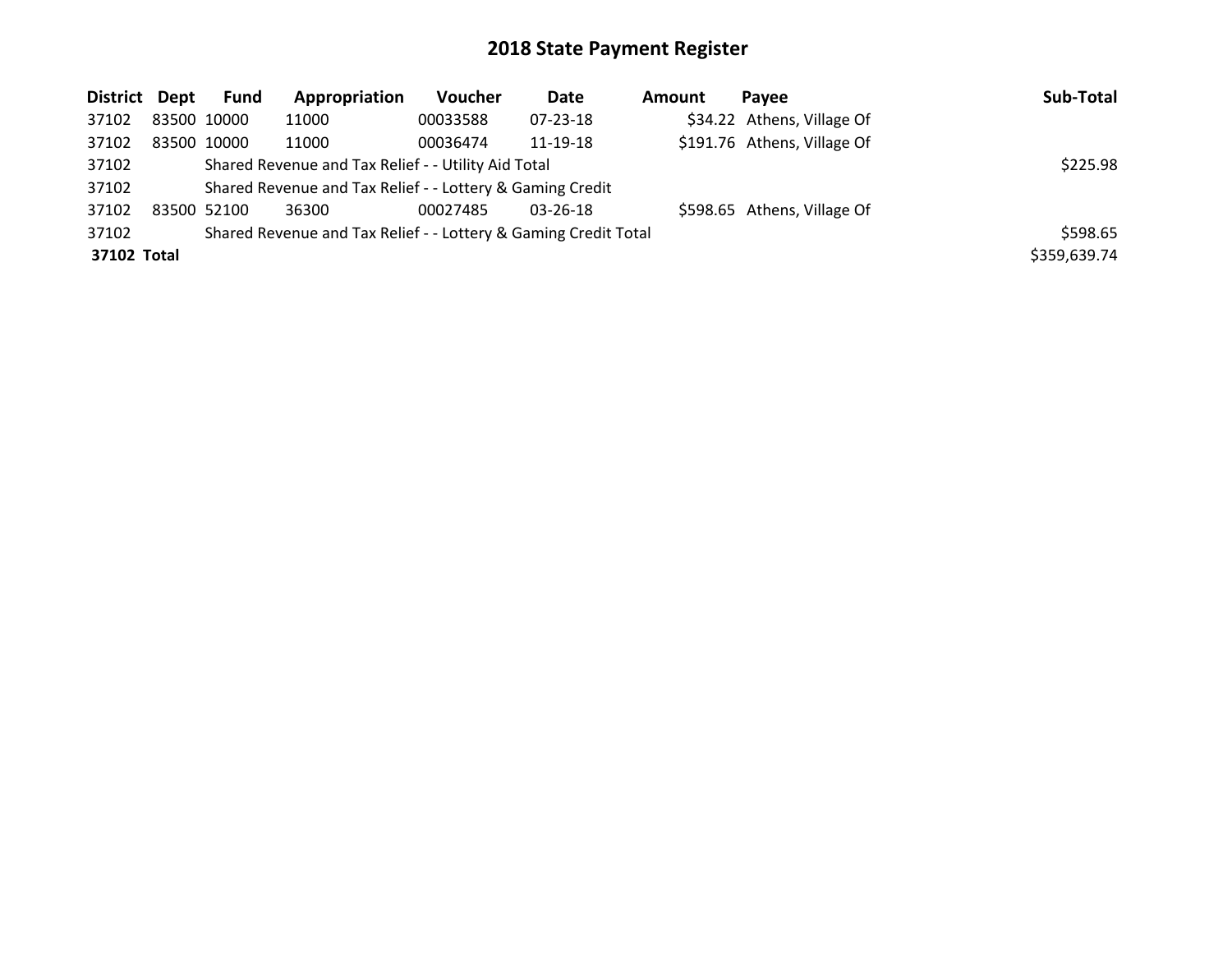# 2018 State Payment Register

| District | Dept | Fund | Appropriation | Voucher | Date | Amount | Payee | Sub-Total |
|---|---|---|---|---|---|---|---|---|
| 37102 | 83500 | 10000 | 11000 | 00033588 | 07-23-18 | $34.22 | Athens, Village Of | |
| 37102 | 83500 | 10000 | 11000 | 00036474 | 11-19-18 | $191.76 | Athens, Village Of | |
| 37102 | | Shared Revenue and Tax Relief - - Utility Aid Total | | | | | | $225.98 |
| 37102 | | Shared Revenue and Tax Relief - - Lottery & Gaming Credit | | | | | | |
| 37102 | 83500 | 52100 | 36300 | 00027485 | 03-26-18 | $598.65 | Athens, Village Of | |
| 37102 | | Shared Revenue and Tax Relief - - Lottery & Gaming Credit Total | | | | | | $598.65 |
| **37102 Total** | | | | | | | | $359,639.74 |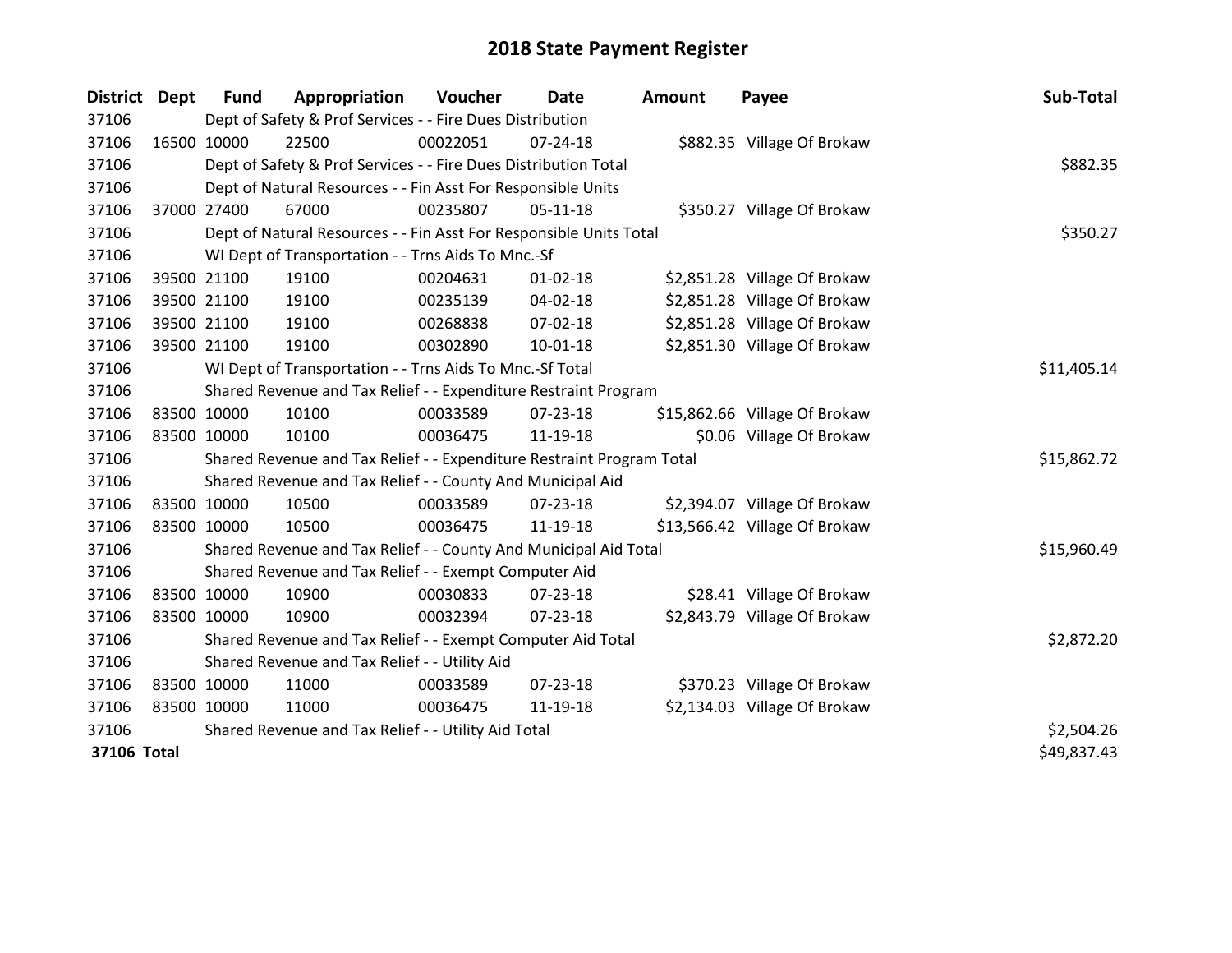# 2018 State Payment Register

| District | Dept | Fund | Appropriation | Voucher | Date | Amount | Payee | Sub-Total |
|---|---|---|---|---|---|---|---|---|
| 37106 | | Dept of Safety & Prof Services - - Fire Dues Distribution | | | | | | |
| 37106 | 16500 | 10000 | 22500 | 00022051 | 07-24-18 | $882.35 | Village Of Brokaw | |
| 37106 | | Dept of Safety & Prof Services - - Fire Dues Distribution Total | | | | | | $882.35 |
| 37106 | | Dept of Natural Resources - - Fin Asst For Responsible Units | | | | | | |
| 37106 | 37000 | 27400 | 67000 | 00235807 | 05-11-18 | $350.27 | Village Of Brokaw | |
| 37106 | | Dept of Natural Resources - - Fin Asst For Responsible Units Total | | | | | | $350.27 |
| 37106 | | WI Dept of Transportation - - Trns Aids To Mnc.-Sf | | | | | | |
| 37106 | 39500 | 21100 | 19100 | 00204631 | 01-02-18 | $2,851.28 | Village Of Brokaw | |
| 37106 | 39500 | 21100 | 19100 | 00235139 | 04-02-18 | $2,851.28 | Village Of Brokaw | |
| 37106 | 39500 | 21100 | 19100 | 00268838 | 07-02-18 | $2,851.28 | Village Of Brokaw | |
| 37106 | 39500 | 21100 | 19100 | 00302890 | 10-01-18 | $2,851.30 | Village Of Brokaw | |
| 37106 | | WI Dept of Transportation - - Trns Aids To Mnc.-Sf Total | | | | | | $11,405.14 |
| 37106 | | Shared Revenue and Tax Relief - - Expenditure Restraint Program | | | | | | |
| 37106 | 83500 | 10000 | 10100 | 00033589 | 07-23-18 | $15,862.66 | Village Of Brokaw | |
| 37106 | 83500 | 10000 | 10100 | 00036475 | 11-19-18 | $0.06 | Village Of Brokaw | |
| 37106 | | Shared Revenue and Tax Relief - - Expenditure Restraint Program Total | | | | | | $15,862.72 |
| 37106 | | Shared Revenue and Tax Relief - - County And Municipal Aid | | | | | | |
| 37106 | 83500 | 10000 | 10500 | 00033589 | 07-23-18 | $2,394.07 | Village Of Brokaw | |
| 37106 | 83500 | 10000 | 10500 | 00036475 | 11-19-18 | $13,566.42 | Village Of Brokaw | |
| 37106 | | Shared Revenue and Tax Relief - - County And Municipal Aid Total | | | | | | $15,960.49 |
| 37106 | | Shared Revenue and Tax Relief - - Exempt Computer Aid | | | | | | |
| 37106 | 83500 | 10000 | 10900 | 00030833 | 07-23-18 | $28.41 | Village Of Brokaw | |
| 37106 | 83500 | 10000 | 10900 | 00032394 | 07-23-18 | $2,843.79 | Village Of Brokaw | |
| 37106 | | Shared Revenue and Tax Relief - - Exempt Computer Aid Total | | | | | | $2,872.20 |
| 37106 | | Shared Revenue and Tax Relief - - Utility Aid | | | | | | |
| 37106 | 83500 | 10000 | 11000 | 00033589 | 07-23-18 | $370.23 | Village Of Brokaw | |
| 37106 | 83500 | 10000 | 11000 | 00036475 | 11-19-18 | $2,134.03 | Village Of Brokaw | |
| 37106 | | Shared Revenue and Tax Relief - - Utility Aid Total | | | | | | $2,504.26 |
| **37106 Total** | | | | | | | | $49,837.43 |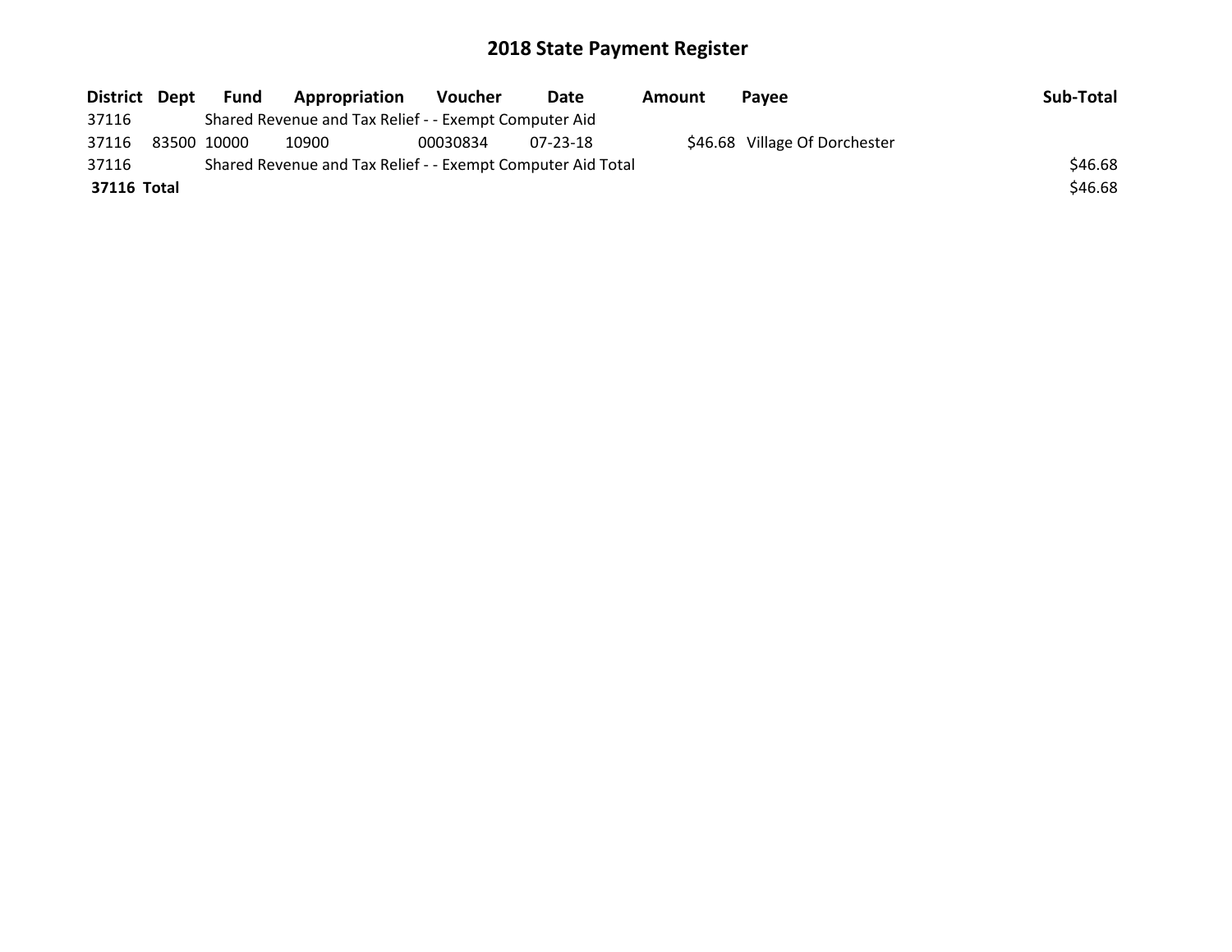# 2018 State Payment Register

| District | Dept | Fund | Appropriation | Voucher | Date | Amount | Payee | Sub-Total |
|---|---|---|---|---|---|---|---|---|
| 37116 | | Shared Revenue and Tax Relief - - Exempt Computer Aid | | | | | | |
| 37116 | 83500 | 10000 | 10900 | 00030834 | 07-23-18 | $46.68 | Village Of Dorchester | |
| 37116 | | Shared Revenue and Tax Relief - - Exempt Computer Aid Total | | | | | | $46.68 |
| **37116** | **Total** | | | | | | | $46.68 |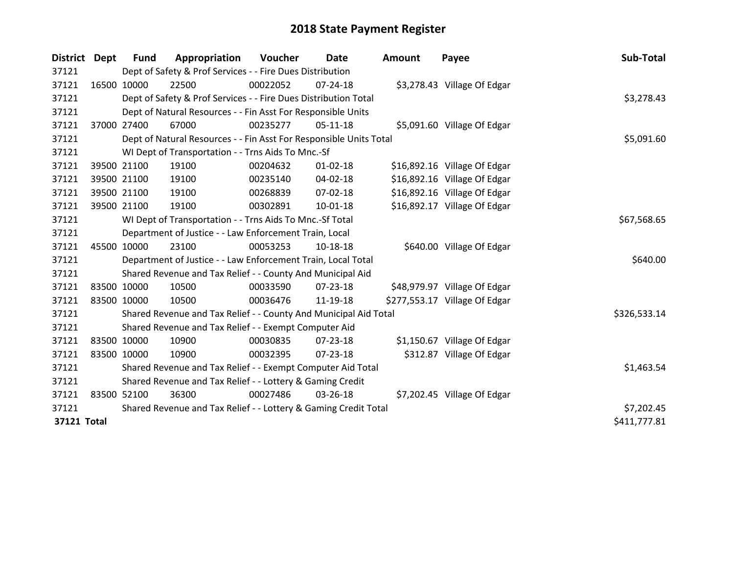# 2018 State Payment Register

| District | Dept | Fund | Appropriation | Voucher | Date | Amount | Payee | Sub-Total |
|---|---|---|---|---|---|---|---|---|
| 37121 | | Dept of Safety & Prof Services - - Fire Dues Distribution | | | | | | |
| 37121 | 16500 | 10000 | 22500 | 00022052 | 07-24-18 | $3,278.43 | Village Of Edgar | |
| 37121 | | Dept of Safety & Prof Services - - Fire Dues Distribution Total | | | | | | $3,278.43 |
| 37121 | | Dept of Natural Resources - - Fin Asst For Responsible Units | | | | | | |
| 37121 | 37000 | 27400 | 67000 | 00235277 | 05-11-18 | $5,091.60 | Village Of Edgar | |
| 37121 | | Dept of Natural Resources - - Fin Asst For Responsible Units Total | | | | | | $5,091.60 |
| 37121 | | WI Dept of Transportation - - Trns Aids To Mnc.-Sf | | | | | | |
| 37121 | 39500 | 21100 | 19100 | 00204632 | 01-02-18 | $16,892.16 | Village Of Edgar | |
| 37121 | 39500 | 21100 | 19100 | 00235140 | 04-02-18 | $16,892.16 | Village Of Edgar | |
| 37121 | 39500 | 21100 | 19100 | 00268839 | 07-02-18 | $16,892.16 | Village Of Edgar | |
| 37121 | 39500 | 21100 | 19100 | 00302891 | 10-01-18 | $16,892.17 | Village Of Edgar | |
| 37121 | | WI Dept of Transportation - - Trns Aids To Mnc.-Sf Total | | | | | | $67,568.65 |
| 37121 | | Department of Justice - - Law Enforcement Train, Local | | | | | | |
| 37121 | 45500 | 10000 | 23100 | 00053253 | 10-18-18 | $640.00 | Village Of Edgar | |
| 37121 | | Department of Justice - - Law Enforcement Train, Local Total | | | | | | $640.00 |
| 37121 | | Shared Revenue and Tax Relief - - County And Municipal Aid | | | | | | |
| 37121 | 83500 | 10000 | 10500 | 00033590 | 07-23-18 | $48,979.97 | Village Of Edgar | |
| 37121 | 83500 | 10000 | 10500 | 00036476 | 11-19-18 | $277,553.17 | Village Of Edgar | |
| 37121 | | Shared Revenue and Tax Relief - - County And Municipal Aid Total | | | | | | $326,533.14 |
| 37121 | | Shared Revenue and Tax Relief - - Exempt Computer Aid | | | | | | |
| 37121 | 83500 | 10000 | 10900 | 00030835 | 07-23-18 | $1,150.67 | Village Of Edgar | |
| 37121 | 83500 | 10000 | 10900 | 00032395 | 07-23-18 | $312.87 | Village Of Edgar | |
| 37121 | | Shared Revenue and Tax Relief - - Exempt Computer Aid Total | | | | | | $1,463.54 |
| 37121 | | Shared Revenue and Tax Relief - - Lottery & Gaming Credit | | | | | | |
| 37121 | 83500 | 52100 | 36300 | 00027486 | 03-26-18 | $7,202.45 | Village Of Edgar | |
| 37121 | | Shared Revenue and Tax Relief - - Lottery & Gaming Credit Total | | | | | | $7,202.45 |
| **37121 Total** | | | | | | | | $411,777.81 |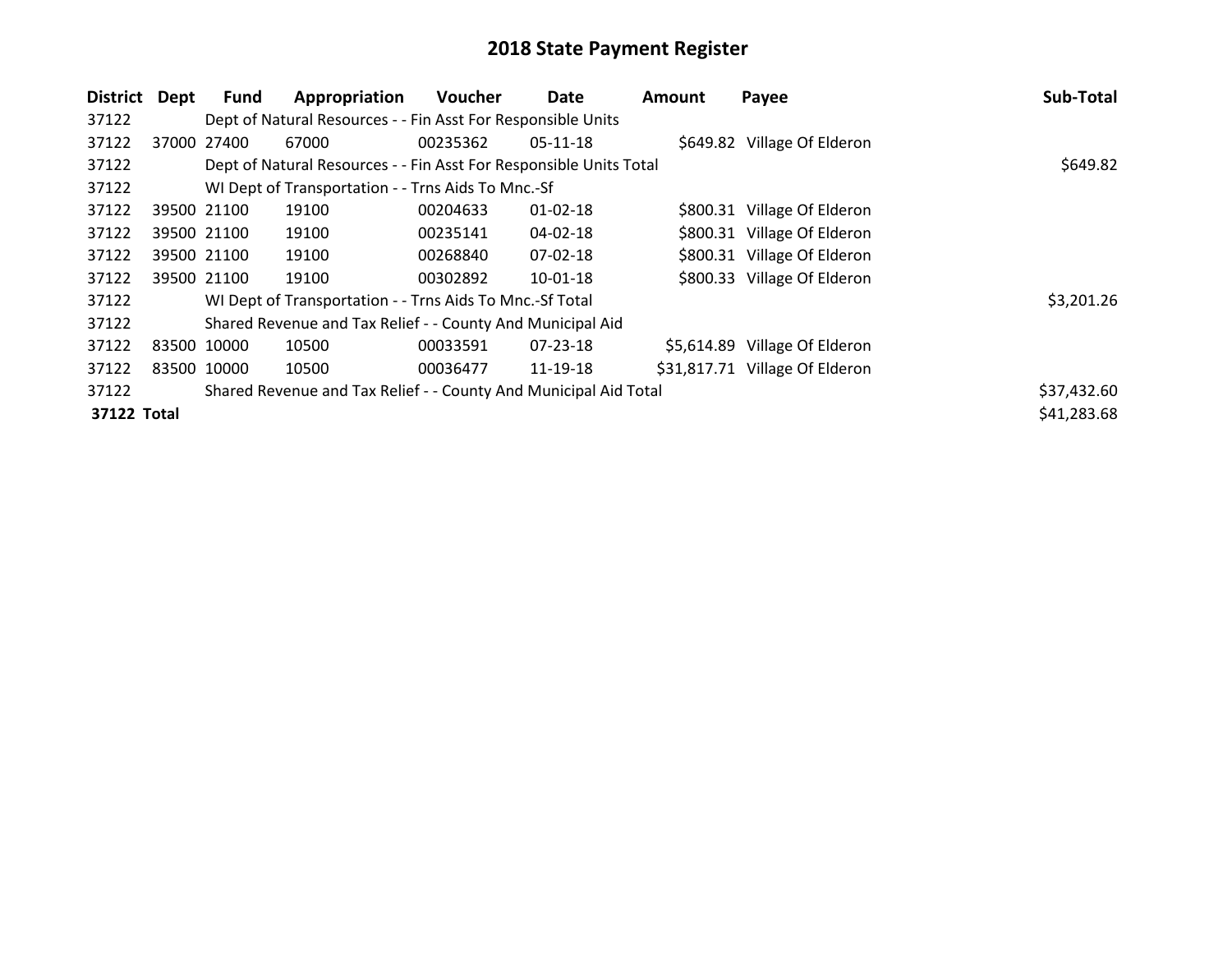# 2018 State Payment Register

| District | Dept | Fund | Appropriation | Voucher | Date | Amount | Payee | Sub-Total |
|---|---|---|---|---|---|---|---|---|
| 37122 | | Dept of Natural Resources - - Fin Asst For Responsible Units | | | | | | |
| 37122 | 37000 | 27400 | 67000 | 00235362 | 05-11-18 | $649.82 | Village Of Elderon | |
| 37122 | | Dept of Natural Resources - - Fin Asst For Responsible Units Total | | | | | | $649.82 |
| 37122 | | WI Dept of Transportation - - Trns Aids To Mnc.-Sf | | | | | | |
| 37122 | 39500 | 21100 | 19100 | 00204633 | 01-02-18 | $800.31 | Village Of Elderon | |
| 37122 | 39500 | 21100 | 19100 | 00235141 | 04-02-18 | $800.31 | Village Of Elderon | |
| 37122 | 39500 | 21100 | 19100 | 00268840 | 07-02-18 | $800.31 | Village Of Elderon | |
| 37122 | 39500 | 21100 | 19100 | 00302892 | 10-01-18 | $800.33 | Village Of Elderon | |
| 37122 | | WI Dept of Transportation - - Trns Aids To Mnc.-Sf Total | | | | | | $3,201.26 |
| 37122 | | Shared Revenue and Tax Relief - - County And Municipal Aid | | | | | | |
| 37122 | 83500 | 10000 | 10500 | 00033591 | 07-23-18 | $5,614.89 | Village Of Elderon | |
| 37122 | 83500 | 10000 | 10500 | 00036477 | 11-19-18 | $31,817.71 | Village Of Elderon | |
| 37122 | | Shared Revenue and Tax Relief - - County And Municipal Aid Total | | | | | | $37,432.60 |
| **37122 Total** | | | | | | | | $41,283.68 |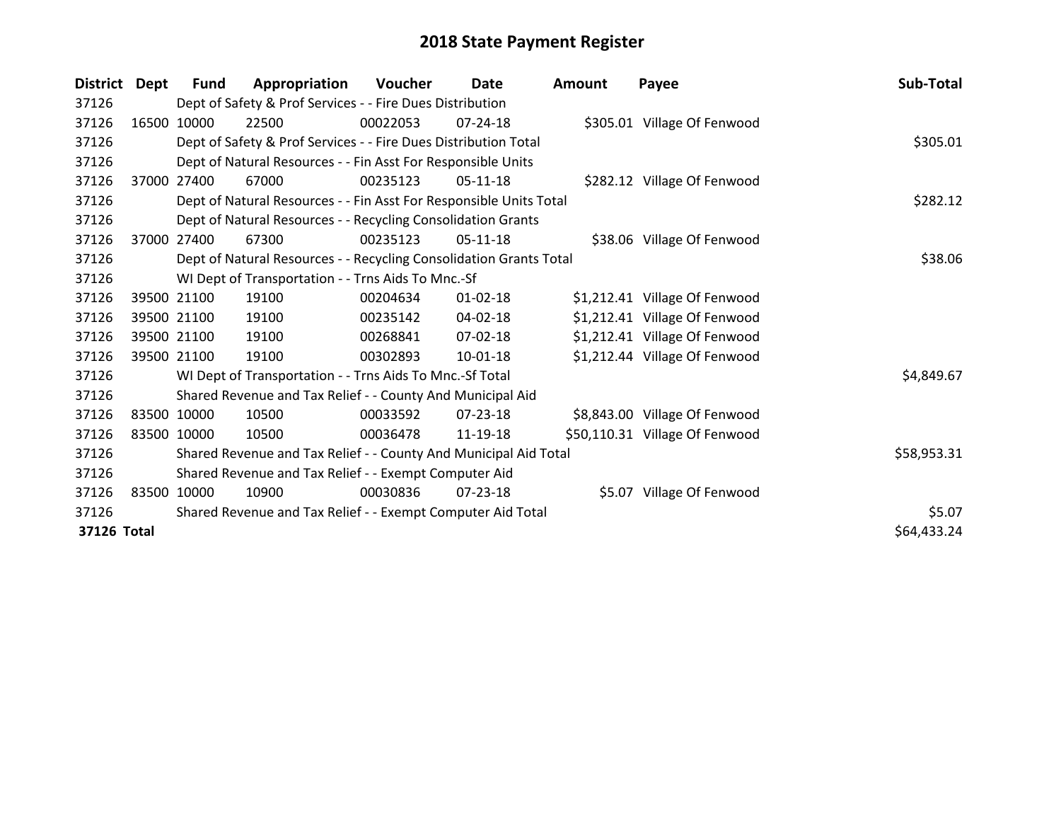# 2018 State Payment Register

| District | Dept | Fund | Appropriation | Voucher | Date | Amount | Payee | Sub-Total |
|---|---|---|---|---|---|---|---|---|
| 37126 | | Dept of Safety & Prof Services - - Fire Dues Distribution | | | | | | |
| 37126 | 16500 | 10000 | 22500 | 00022053 | 07-24-18 | $305.01 | Village Of Fenwood | |
| 37126 | | Dept of Safety & Prof Services - - Fire Dues Distribution Total | | | | | | $305.01 |
| 37126 | | Dept of Natural Resources - - Fin Asst For Responsible Units | | | | | | |
| 37126 | 37000 | 27400 | 67000 | 00235123 | 05-11-18 | $282.12 | Village Of Fenwood | |
| 37126 | | Dept of Natural Resources - - Fin Asst For Responsible Units Total | | | | | | $282.12 |
| 37126 | | Dept of Natural Resources - - Recycling Consolidation Grants | | | | | | |
| 37126 | 37000 | 27400 | 67300 | 00235123 | 05-11-18 | $38.06 | Village Of Fenwood | |
| 37126 | | Dept of Natural Resources - - Recycling Consolidation Grants Total | | | | | | $38.06 |
| 37126 | | WI Dept of Transportation - - Trns Aids To Mnc.-Sf | | | | | | |
| 37126 | 39500 | 21100 | 19100 | 00204634 | 01-02-18 | $1,212.41 | Village Of Fenwood | |
| 37126 | 39500 | 21100 | 19100 | 00235142 | 04-02-18 | $1,212.41 | Village Of Fenwood | |
| 37126 | 39500 | 21100 | 19100 | 00268841 | 07-02-18 | $1,212.41 | Village Of Fenwood | |
| 37126 | 39500 | 21100 | 19100 | 00302893 | 10-01-18 | $1,212.44 | Village Of Fenwood | |
| 37126 | | WI Dept of Transportation - - Trns Aids To Mnc.-Sf Total | | | | | | $4,849.67 |
| 37126 | | Shared Revenue and Tax Relief - - County And Municipal Aid | | | | | | |
| 37126 | 83500 | 10000 | 10500 | 00033592 | 07-23-18 | $8,843.00 | Village Of Fenwood | |
| 37126 | 83500 | 10000 | 10500 | 00036478 | 11-19-18 | $50,110.31 | Village Of Fenwood | |
| 37126 | | Shared Revenue and Tax Relief - - County And Municipal Aid Total | | | | | | $58,953.31 |
| 37126 | | Shared Revenue and Tax Relief - - Exempt Computer Aid | | | | | | |
| 37126 | 83500 | 10000 | 10900 | 00030836 | 07-23-18 | $5.07 | Village Of Fenwood | |
| 37126 | | Shared Revenue and Tax Relief - - Exempt Computer Aid Total | | | | | | $5.07 |
| **37126 Total** | | | | | | | | $64,433.24 |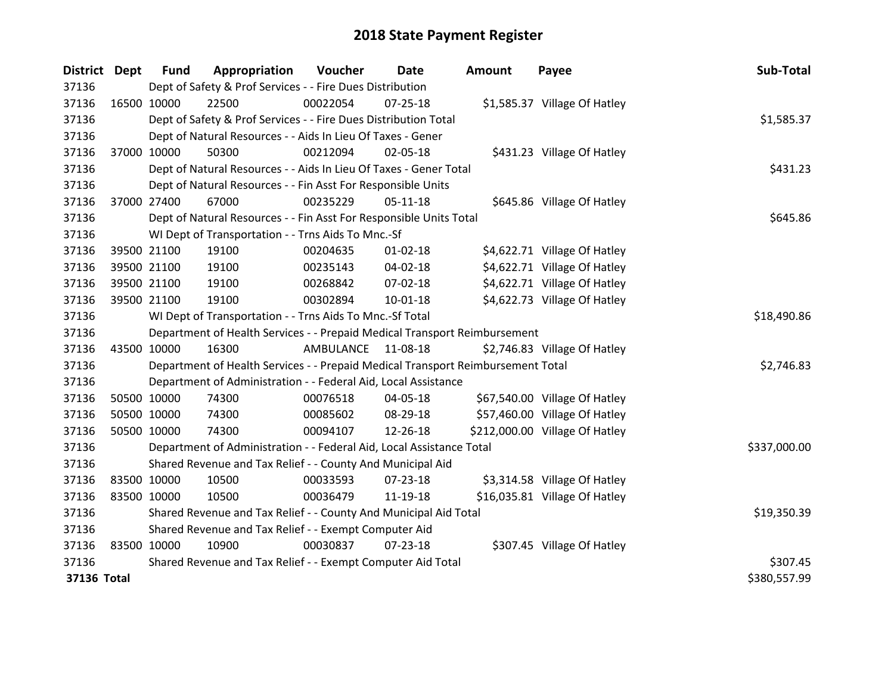# 2018 State Payment Register

| District | Dept | Fund | Appropriation | Voucher | Date | Amount | Payee | Sub-Total |
|---|---|---|---|---|---|---|---|---|
| 37136 | | Dept of Safety & Prof Services - - Fire Dues Distribution | | | | | | |
| 37136 | 16500 | 10000 | 22500 | 00022054 | 07-25-18 | $1,585.37 | Village Of Hatley | |
| 37136 | | Dept of Safety & Prof Services - - Fire Dues Distribution Total | | | | | | $1,585.37 |
| 37136 | | Dept of Natural Resources - - Aids In Lieu Of Taxes - Gener | | | | | | |
| 37136 | 37000 | 10000 | 50300 | 00212094 | 02-05-18 | $431.23 | Village Of Hatley | |
| 37136 | | Dept of Natural Resources - - Aids In Lieu Of Taxes - Gener Total | | | | | | $431.23 |
| 37136 | | Dept of Natural Resources - - Fin Asst For Responsible Units | | | | | | |
| 37136 | 37000 | 27400 | 67000 | 00235229 | 05-11-18 | $645.86 | Village Of Hatley | |
| 37136 | | Dept of Natural Resources - - Fin Asst For Responsible Units Total | | | | | | $645.86 |
| 37136 | | WI Dept of Transportation - - Trns Aids To Mnc.-Sf | | | | | | |
| 37136 | 39500 | 21100 | 19100 | 00204635 | 01-02-18 | $4,622.71 | Village Of Hatley | |
| 37136 | 39500 | 21100 | 19100 | 00235143 | 04-02-18 | $4,622.71 | Village Of Hatley | |
| 37136 | 39500 | 21100 | 19100 | 00268842 | 07-02-18 | $4,622.71 | Village Of Hatley | |
| 37136 | 39500 | 21100 | 19100 | 00302894 | 10-01-18 | $4,622.73 | Village Of Hatley | |
| 37136 | | WI Dept of Transportation - - Trns Aids To Mnc.-Sf Total | | | | | | $18,490.86 |
| 37136 | | Department of Health Services - - Prepaid Medical Transport Reimbursement | | | | | | |
| 37136 | 43500 | 10000 | 16300 | AMBULANCE | 11-08-18 | $2,746.83 | Village Of Hatley | |
| 37136 | | Department of Health Services - - Prepaid Medical Transport Reimbursement Total | | | | | | $2,746.83 |
| 37136 | | Department of Administration - - Federal Aid, Local Assistance | | | | | | |
| 37136 | 50500 | 10000 | 74300 | 00076518 | 04-05-18 | $67,540.00 | Village Of Hatley | |
| 37136 | 50500 | 10000 | 74300 | 00085602 | 08-29-18 | $57,460.00 | Village Of Hatley | |
| 37136 | 50500 | 10000 | 74300 | 00094107 | 12-26-18 | $212,000.00 | Village Of Hatley | |
| 37136 | | Department of Administration - - Federal Aid, Local Assistance Total | | | | | | $337,000.00 |
| 37136 | | Shared Revenue and Tax Relief - - County And Municipal Aid | | | | | | |
| 37136 | 83500 | 10000 | 10500 | 00033593 | 07-23-18 | $3,314.58 | Village Of Hatley | |
| 37136 | 83500 | 10000 | 10500 | 00036479 | 11-19-18 | $16,035.81 | Village Of Hatley | |
| 37136 | | Shared Revenue and Tax Relief - - County And Municipal Aid Total | | | | | | $19,350.39 |
| 37136 | | Shared Revenue and Tax Relief - - Exempt Computer Aid | | | | | | |
| 37136 | 83500 | 10000 | 10900 | 00030837 | 07-23-18 | $307.45 | Village Of Hatley | |
| 37136 | | Shared Revenue and Tax Relief - - Exempt Computer Aid Total | | | | | | $307.45 |
| **37136 Total** | | | | | | | | $380,557.99 |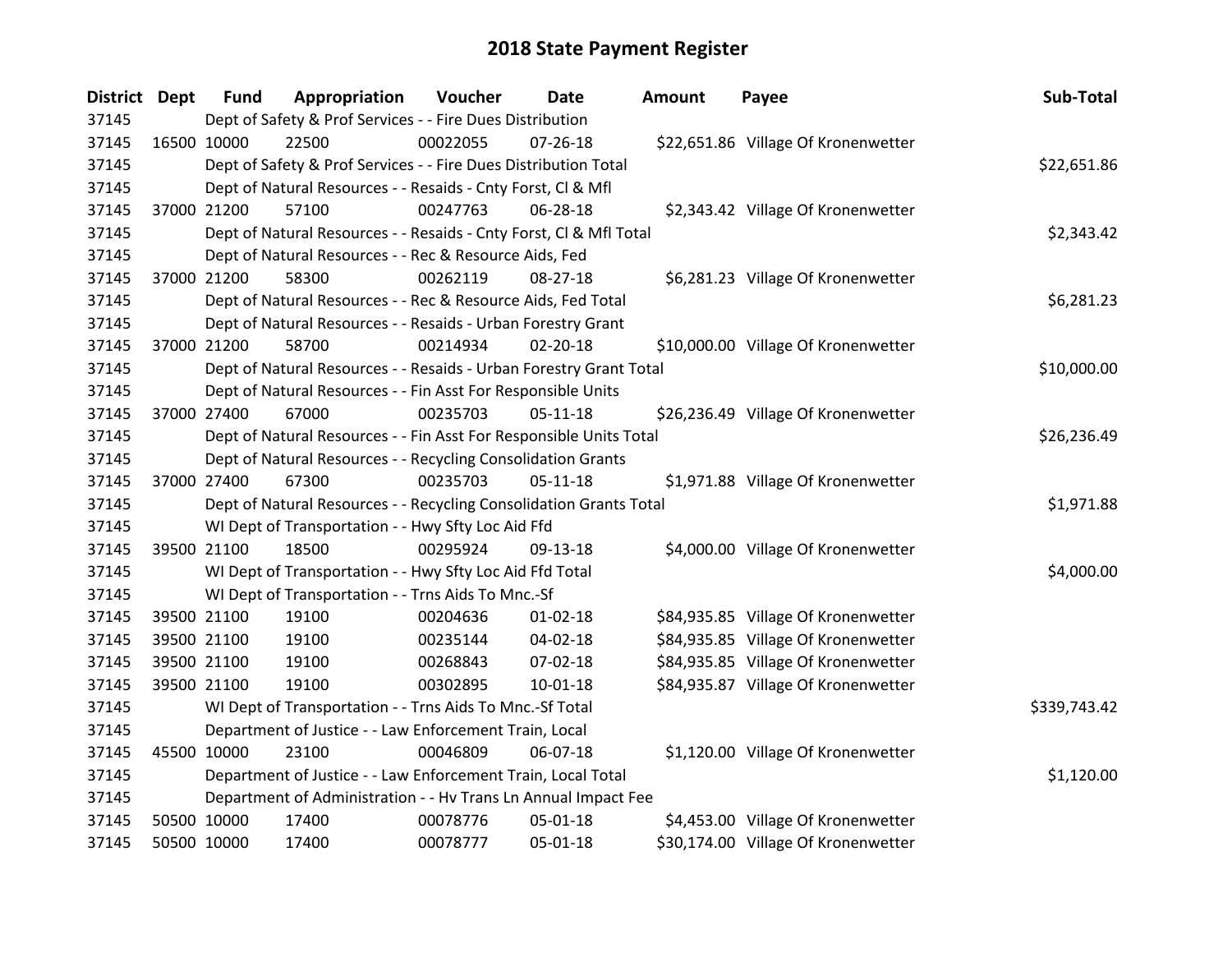# 2018 State Payment Register

| District | Dept | Fund | Appropriation | Voucher | Date | Amount | Payee | Sub-Total |
|---|---|---|---|---|---|---|---|---|
| 37145 | | Dept of Safety & Prof Services - - Fire Dues Distribution | | | | | | |
| 37145 | 16500 | 10000 | 22500 | 00022055 | 07-26-18 | $22,651.86 | Village Of Kronenwetter | |
| 37145 | | Dept of Safety & Prof Services - - Fire Dues Distribution Total | | | | | | $22,651.86 |
| 37145 | | Dept of Natural Resources - - Resaids - Cnty Forst, Cl & Mfl | | | | | | |
| 37145 | 37000 | 21200 | 57100 | 00247763 | 06-28-18 | $2,343.42 | Village Of Kronenwetter | |
| 37145 | | Dept of Natural Resources - - Resaids - Cnty Forst, Cl & Mfl Total | | | | | | $2,343.42 |
| 37145 | | Dept of Natural Resources - - Rec & Resource Aids, Fed | | | | | | |
| 37145 | 37000 | 21200 | 58300 | 00262119 | 08-27-18 | $6,281.23 | Village Of Kronenwetter | |
| 37145 | | Dept of Natural Resources - - Rec & Resource Aids, Fed Total | | | | | | $6,281.23 |
| 37145 | | Dept of Natural Resources - - Resaids - Urban Forestry Grant | | | | | | |
| 37145 | 37000 | 21200 | 58700 | 00214934 | 02-20-18 | $10,000.00 | Village Of Kronenwetter | |
| 37145 | | Dept of Natural Resources - - Resaids - Urban Forestry Grant Total | | | | | | $10,000.00 |
| 37145 | | Dept of Natural Resources - - Fin Asst For Responsible Units | | | | | | |
| 37145 | 37000 | 27400 | 67000 | 00235703 | 05-11-18 | $26,236.49 | Village Of Kronenwetter | |
| 37145 | | Dept of Natural Resources - - Fin Asst For Responsible Units Total | | | | | | $26,236.49 |
| 37145 | | Dept of Natural Resources - - Recycling Consolidation Grants | | | | | | |
| 37145 | 37000 | 27400 | 67300 | 00235703 | 05-11-18 | $1,971.88 | Village Of Kronenwetter | |
| 37145 | | Dept of Natural Resources - - Recycling Consolidation Grants Total | | | | | | $1,971.88 |
| 37145 | | WI Dept of Transportation - - Hwy Sfty Loc Aid Ffd | | | | | | |
| 37145 | 39500 | 21100 | 18500 | 00295924 | 09-13-18 | $4,000.00 | Village Of Kronenwetter | |
| 37145 | | WI Dept of Transportation - - Hwy Sfty Loc Aid Ffd Total | | | | | | $4,000.00 |
| 37145 | | WI Dept of Transportation - - Trns Aids To Mnc.-Sf | | | | | | |
| 37145 | 39500 | 21100 | 19100 | 00204636 | 01-02-18 | $84,935.85 | Village Of Kronenwetter | |
| 37145 | 39500 | 21100 | 19100 | 00235144 | 04-02-18 | $84,935.85 | Village Of Kronenwetter | |
| 37145 | 39500 | 21100 | 19100 | 00268843 | 07-02-18 | $84,935.85 | Village Of Kronenwetter | |
| 37145 | 39500 | 21100 | 19100 | 00302895 | 10-01-18 | $84,935.87 | Village Of Kronenwetter | |
| 37145 | | WI Dept of Transportation - - Trns Aids To Mnc.-Sf Total | | | | | | $339,743.42 |
| 37145 | | Department of Justice - - Law Enforcement Train, Local | | | | | | |
| 37145 | 45500 | 10000 | 23100 | 00046809 | 06-07-18 | $1,120.00 | Village Of Kronenwetter | |
| 37145 | | Department of Justice - - Law Enforcement Train, Local Total | | | | | | $1,120.00 |
| 37145 | | Department of Administration - - Hv Trans Ln Annual Impact Fee | | | | | | |
| 37145 | 50500 | 10000 | 17400 | 00078776 | 05-01-18 | $4,453.00 | Village Of Kronenwetter | |
| 37145 | 50500 | 10000 | 17400 | 00078777 | 05-01-18 | $30,174.00 | Village Of Kronenwetter | |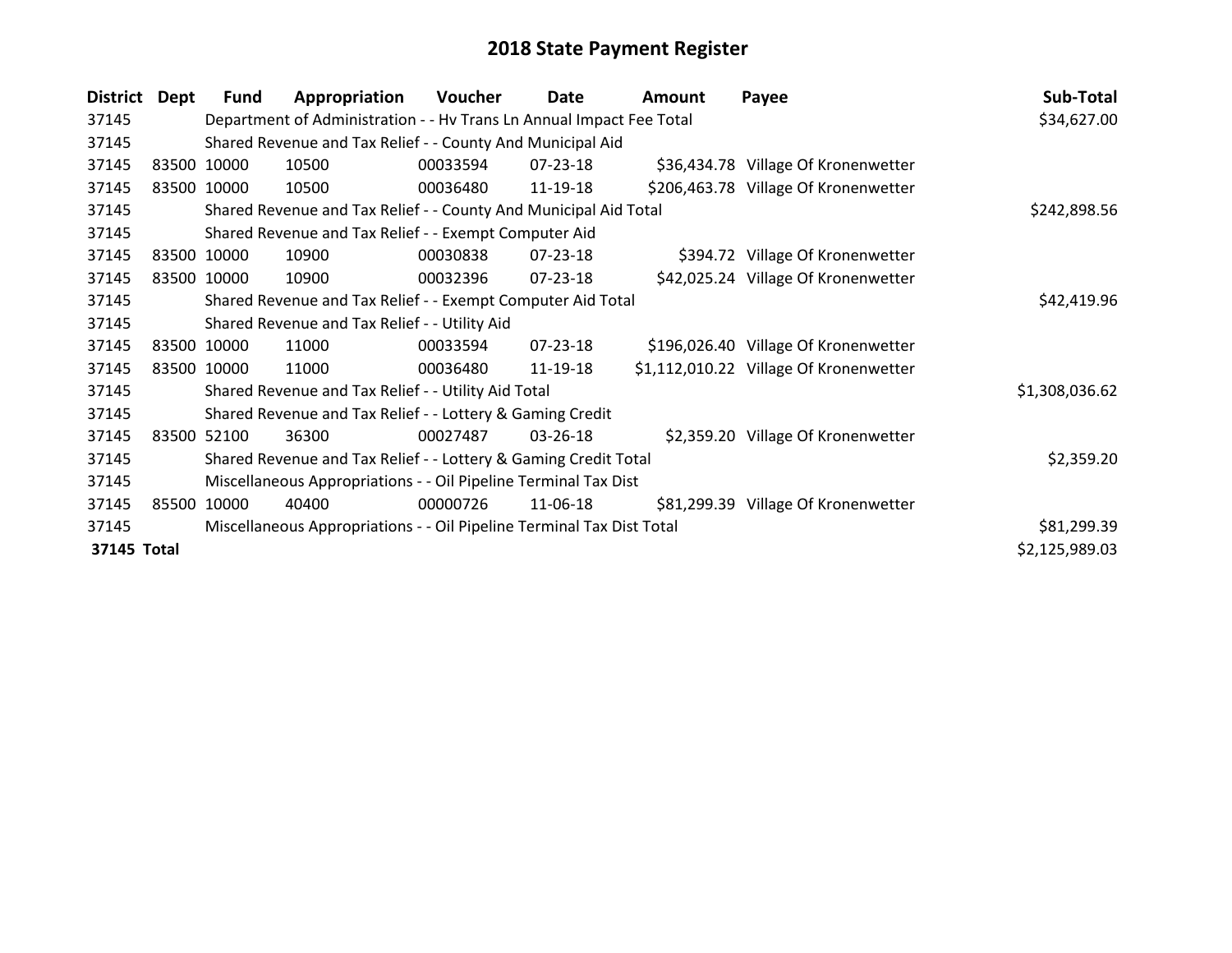# 2018 State Payment Register

| District | Dept | Fund | Appropriation | Voucher | Date | Amount | Payee | Sub-Total |
|---|---|---|---|---|---|---|---|---|
| 37145 | | Department of Administration - - Hv Trans Ln Annual Impact Fee Total | | | | | | $34,627.00 |
| 37145 | | Shared Revenue and Tax Relief - - County And Municipal Aid | | | | | | |
| 37145 | 83500 | 10000 | 10500 | 00033594 | 07-23-18 | $36,434.78 | Village Of Kronenwetter | |
| 37145 | 83500 | 10000 | 10500 | 00036480 | 11-19-18 | $206,463.78 | Village Of Kronenwetter | |
| 37145 | | Shared Revenue and Tax Relief - - County And Municipal Aid Total | | | | | | $242,898.56 |
| 37145 | | Shared Revenue and Tax Relief - - Exempt Computer Aid | | | | | | |
| 37145 | 83500 | 10000 | 10900 | 00030838 | 07-23-18 | $394.72 | Village Of Kronenwetter | |
| 37145 | 83500 | 10000 | 10900 | 00032396 | 07-23-18 | $42,025.24 | Village Of Kronenwetter | |
| 37145 | | Shared Revenue and Tax Relief - - Exempt Computer Aid Total | | | | | | $42,419.96 |
| 37145 | | Shared Revenue and Tax Relief - - Utility Aid | | | | | | |
| 37145 | 83500 | 10000 | 11000 | 00033594 | 07-23-18 | $196,026.40 | Village Of Kronenwetter | |
| 37145 | 83500 | 10000 | 11000 | 00036480 | 11-19-18 | $1,112,010.22 | Village Of Kronenwetter | |
| 37145 | | Shared Revenue and Tax Relief - - Utility Aid Total | | | | | | $1,308,036.62 |
| 37145 | | Shared Revenue and Tax Relief - - Lottery & Gaming Credit | | | | | | |
| 37145 | 83500 | 52100 | 36300 | 00027487 | 03-26-18 | $2,359.20 | Village Of Kronenwetter | |
| 37145 | | Shared Revenue and Tax Relief - - Lottery & Gaming Credit Total | | | | | | $2,359.20 |
| 37145 | | Miscellaneous Appropriations - - Oil Pipeline Terminal Tax Dist | | | | | | |
| 37145 | 85500 | 10000 | 40400 | 00000726 | 11-06-18 | $81,299.39 | Village Of Kronenwetter | |
| 37145 | | Miscellaneous Appropriations - - Oil Pipeline Terminal Tax Dist Total | | | | | | $81,299.39 |
| **37145 Total** | | | | | | | | $2,125,989.03 |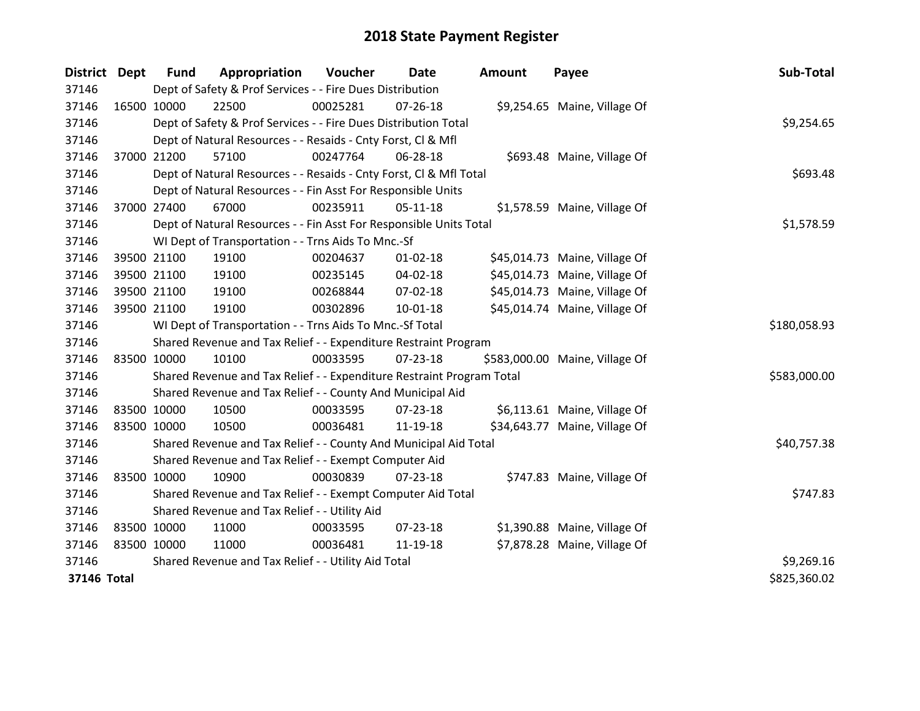# 2018 State Payment Register

| District | Dept | Fund | Appropriation | Voucher | Date | Amount | Payee | Sub-Total |
|---|---|---|---|---|---|---|---|---|
| 37146 | | Dept of Safety & Prof Services - - Fire Dues Distribution | | | | | | |
| 37146 | 16500 | 10000 | 22500 | 00025281 | 07-26-18 | $9,254.65 | Maine, Village Of | |
| 37146 | | Dept of Safety & Prof Services - - Fire Dues Distribution Total | | | | | | $9,254.65 |
| 37146 | | Dept of Natural Resources - - Resaids - Cnty Forst, Cl & Mfl | | | | | | |
| 37146 | 37000 | 21200 | 57100 | 00247764 | 06-28-18 | $693.48 | Maine, Village Of | |
| 37146 | | Dept of Natural Resources - - Resaids - Cnty Forst, Cl & Mfl Total | | | | | | $693.48 |
| 37146 | | Dept of Natural Resources - - Fin Asst For Responsible Units | | | | | | |
| 37146 | 37000 | 27400 | 67000 | 00235911 | 05-11-18 | $1,578.59 | Maine, Village Of | |
| 37146 | | Dept of Natural Resources - - Fin Asst For Responsible Units Total | | | | | | $1,578.59 |
| 37146 | | WI Dept of Transportation - - Trns Aids To Mnc.-Sf | | | | | | |
| 37146 | 39500 | 21100 | 19100 | 00204637 | 01-02-18 | $45,014.73 | Maine, Village Of | |
| 37146 | 39500 | 21100 | 19100 | 00235145 | 04-02-18 | $45,014.73 | Maine, Village Of | |
| 37146 | 39500 | 21100 | 19100 | 00268844 | 07-02-18 | $45,014.73 | Maine, Village Of | |
| 37146 | 39500 | 21100 | 19100 | 00302896 | 10-01-18 | $45,014.74 | Maine, Village Of | |
| 37146 | | WI Dept of Transportation - - Trns Aids To Mnc.-Sf Total | | | | | | $180,058.93 |
| 37146 | | Shared Revenue and Tax Relief - - Expenditure Restraint Program | | | | | | |
| 37146 | 83500 | 10000 | 10100 | 00033595 | 07-23-18 | $583,000.00 | Maine, Village Of | |
| 37146 | | Shared Revenue and Tax Relief - - Expenditure Restraint Program Total | | | | | | $583,000.00 |
| 37146 | | Shared Revenue and Tax Relief - - County And Municipal Aid | | | | | | |
| 37146 | 83500 | 10000 | 10500 | 00033595 | 07-23-18 | $6,113.61 | Maine, Village Of | |
| 37146 | 83500 | 10000 | 10500 | 00036481 | 11-19-18 | $34,643.77 | Maine, Village Of | |
| 37146 | | Shared Revenue and Tax Relief - - County And Municipal Aid Total | | | | | | $40,757.38 |
| 37146 | | Shared Revenue and Tax Relief - - Exempt Computer Aid | | | | | | |
| 37146 | 83500 | 10000 | 10900 | 00030839 | 07-23-18 | $747.83 | Maine, Village Of | |
| 37146 | | Shared Revenue and Tax Relief - - Exempt Computer Aid Total | | | | | | $747.83 |
| 37146 | | Shared Revenue and Tax Relief - - Utility Aid | | | | | | |
| 37146 | 83500 | 10000 | 11000 | 00033595 | 07-23-18 | $1,390.88 | Maine, Village Of | |
| 37146 | 83500 | 10000 | 11000 | 00036481 | 11-19-18 | $7,878.28 | Maine, Village Of | |
| 37146 | | Shared Revenue and Tax Relief - - Utility Aid Total | | | | | | $9,269.16 |
| **37146 Total** | | | | | | | | $825,360.02 |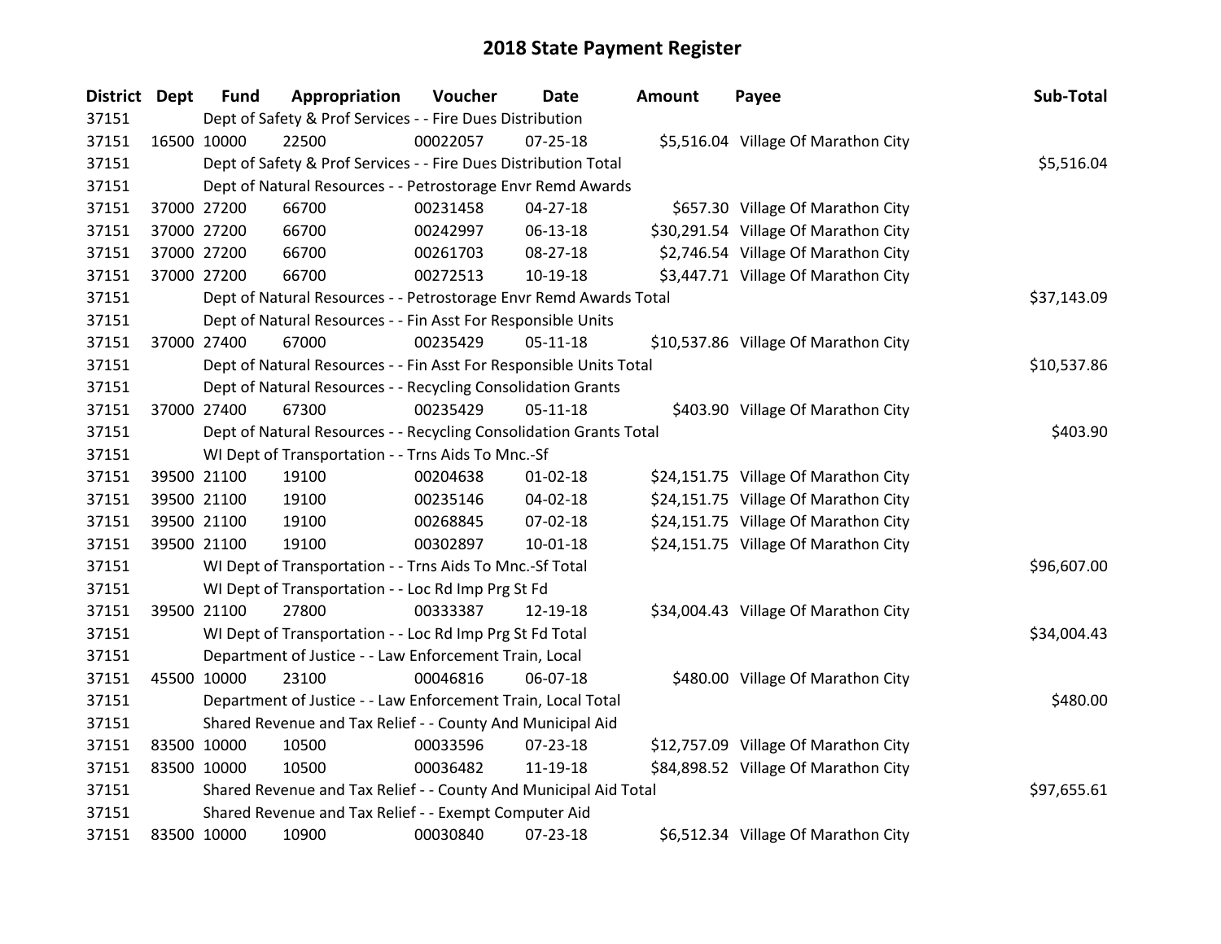# 2018 State Payment Register

| District | Dept | Fund | Appropriation | Voucher | Date | Amount | Payee | Sub-Total |
|---|---|---|---|---|---|---|---|---|
| 37151 | | Dept of Safety & Prof Services - - Fire Dues Distribution | | | | | | |
| 37151 | 16500 | 10000 | 22500 | 00022057 | 07-25-18 | $5,516.04 | Village Of Marathon City | |
| 37151 | | Dept of Safety & Prof Services - - Fire Dues Distribution Total | | | | | | $5,516.04 |
| 37151 | | Dept of Natural Resources - - Petrostorage Envr Remd Awards | | | | | | |
| 37151 | 37000 | 27200 | 66700 | 00231458 | 04-27-18 | $657.30 | Village Of Marathon City | |
| 37151 | 37000 | 27200 | 66700 | 00242997 | 06-13-18 | $30,291.54 | Village Of Marathon City | |
| 37151 | 37000 | 27200 | 66700 | 00261703 | 08-27-18 | $2,746.54 | Village Of Marathon City | |
| 37151 | 37000 | 27200 | 66700 | 00272513 | 10-19-18 | $3,447.71 | Village Of Marathon City | |
| 37151 | | Dept of Natural Resources - - Petrostorage Envr Remd Awards Total | | | | | | $37,143.09 |
| 37151 | | Dept of Natural Resources - - Fin Asst For Responsible Units | | | | | | |
| 37151 | 37000 | 27400 | 67000 | 00235429 | 05-11-18 | $10,537.86 | Village Of Marathon City | |
| 37151 | | Dept of Natural Resources - - Fin Asst For Responsible Units Total | | | | | | $10,537.86 |
| 37151 | | Dept of Natural Resources - - Recycling Consolidation Grants | | | | | | |
| 37151 | 37000 | 27400 | 67300 | 00235429 | 05-11-18 | $403.90 | Village Of Marathon City | |
| 37151 | | Dept of Natural Resources - - Recycling Consolidation Grants Total | | | | | | $403.90 |
| 37151 | | WI Dept of Transportation - - Trns Aids To Mnc.-Sf | | | | | | |
| 37151 | 39500 | 21100 | 19100 | 00204638 | 01-02-18 | $24,151.75 | Village Of Marathon City | |
| 37151 | 39500 | 21100 | 19100 | 00235146 | 04-02-18 | $24,151.75 | Village Of Marathon City | |
| 37151 | 39500 | 21100 | 19100 | 00268845 | 07-02-18 | $24,151.75 | Village Of Marathon City | |
| 37151 | 39500 | 21100 | 19100 | 00302897 | 10-01-18 | $24,151.75 | Village Of Marathon City | |
| 37151 | | WI Dept of Transportation - - Trns Aids To Mnc.-Sf Total | | | | | | $96,607.00 |
| 37151 | | WI Dept of Transportation - - Loc Rd Imp Prg St Fd | | | | | | |
| 37151 | 39500 | 21100 | 27800 | 00333387 | 12-19-18 | $34,004.43 | Village Of Marathon City | |
| 37151 | | WI Dept of Transportation - - Loc Rd Imp Prg St Fd Total | | | | | | $34,004.43 |
| 37151 | | Department of Justice - - Law Enforcement Train, Local | | | | | | |
| 37151 | 45500 | 10000 | 23100 | 00046816 | 06-07-18 | $480.00 | Village Of Marathon City | |
| 37151 | | Department of Justice - - Law Enforcement Train, Local Total | | | | | | $480.00 |
| 37151 | | Shared Revenue and Tax Relief - - County And Municipal Aid | | | | | | |
| 37151 | 83500 | 10000 | 10500 | 00033596 | 07-23-18 | $12,757.09 | Village Of Marathon City | |
| 37151 | 83500 | 10000 | 10500 | 00036482 | 11-19-18 | $84,898.52 | Village Of Marathon City | |
| 37151 | | Shared Revenue and Tax Relief - - County And Municipal Aid Total | | | | | | $97,655.61 |
| 37151 | | Shared Revenue and Tax Relief - - Exempt Computer Aid | | | | | | |
| 37151 | 83500 | 10000 | 10900 | 00030840 | 07-23-18 | $6,512.34 | Village Of Marathon City | |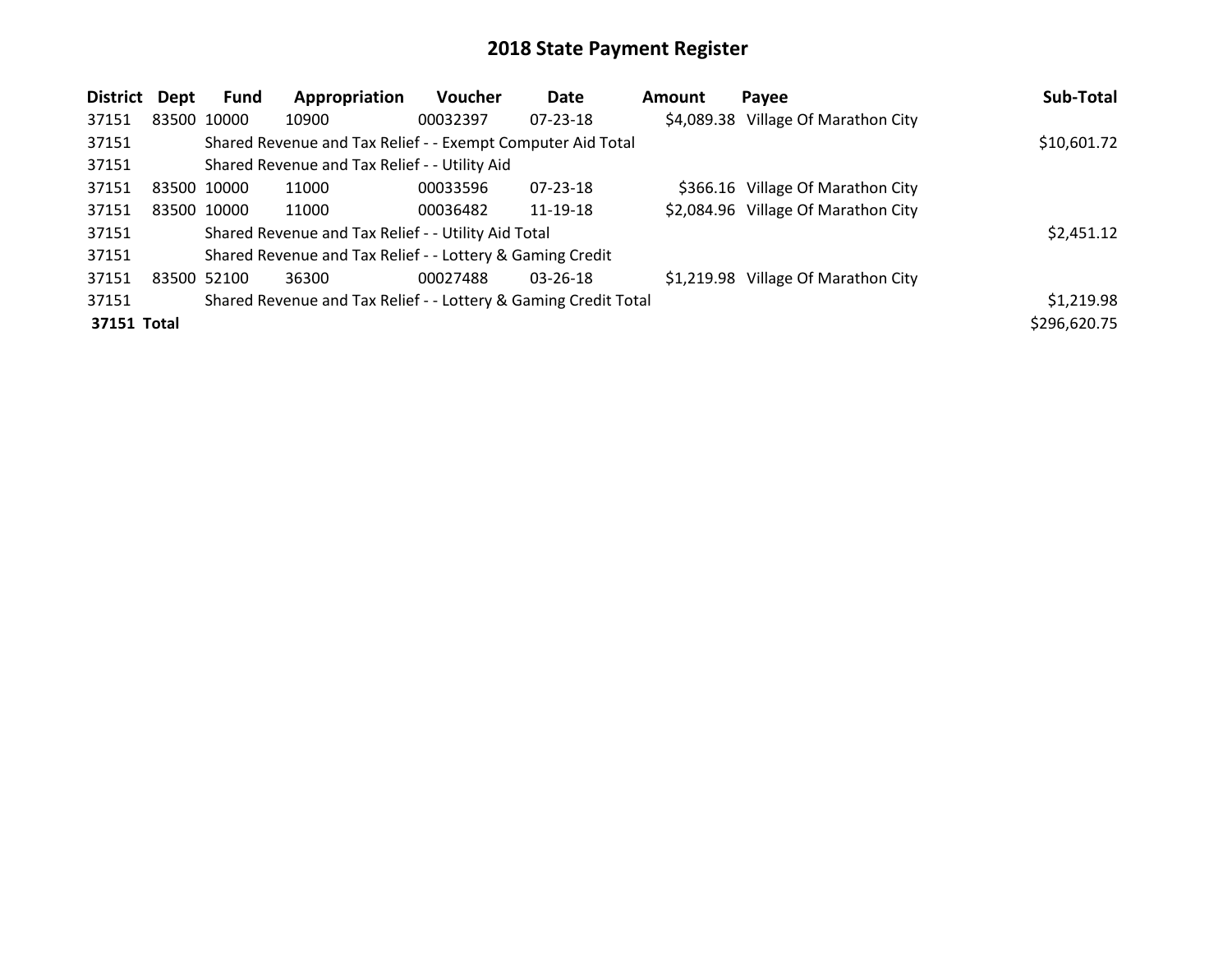# 2018 State Payment Register

| District | Dept | Fund | Appropriation | Voucher | Date | Amount | Payee | Sub-Total |
|---|---|---|---|---|---|---|---|---|
| 37151 | 83500 | 10000 | 10900 | 00032397 | 07-23-18 | $4,089.38 | Village Of Marathon City | |
| 37151 | | Shared Revenue and Tax Relief - - Exempt Computer Aid Total | | | | | | $10,601.72 |
| 37151 | | Shared Revenue and Tax Relief - - Utility Aid | | | | | | |
| 37151 | 83500 | 10000 | 11000 | 00033596 | 07-23-18 | $366.16 | Village Of Marathon City | |
| 37151 | 83500 | 10000 | 11000 | 00036482 | 11-19-18 | $2,084.96 | Village Of Marathon City | |
| 37151 | | Shared Revenue and Tax Relief - - Utility Aid Total | | | | | | $2,451.12 |
| 37151 | | Shared Revenue and Tax Relief - - Lottery & Gaming Credit | | | | | | |
| 37151 | 83500 | 52100 | 36300 | 00027488 | 03-26-18 | $1,219.98 | Village Of Marathon City | |
| 37151 | | Shared Revenue and Tax Relief - - Lottery & Gaming Credit Total | | | | | | $1,219.98 |
| **37151 Total** | | | | | | | | $296,620.75 |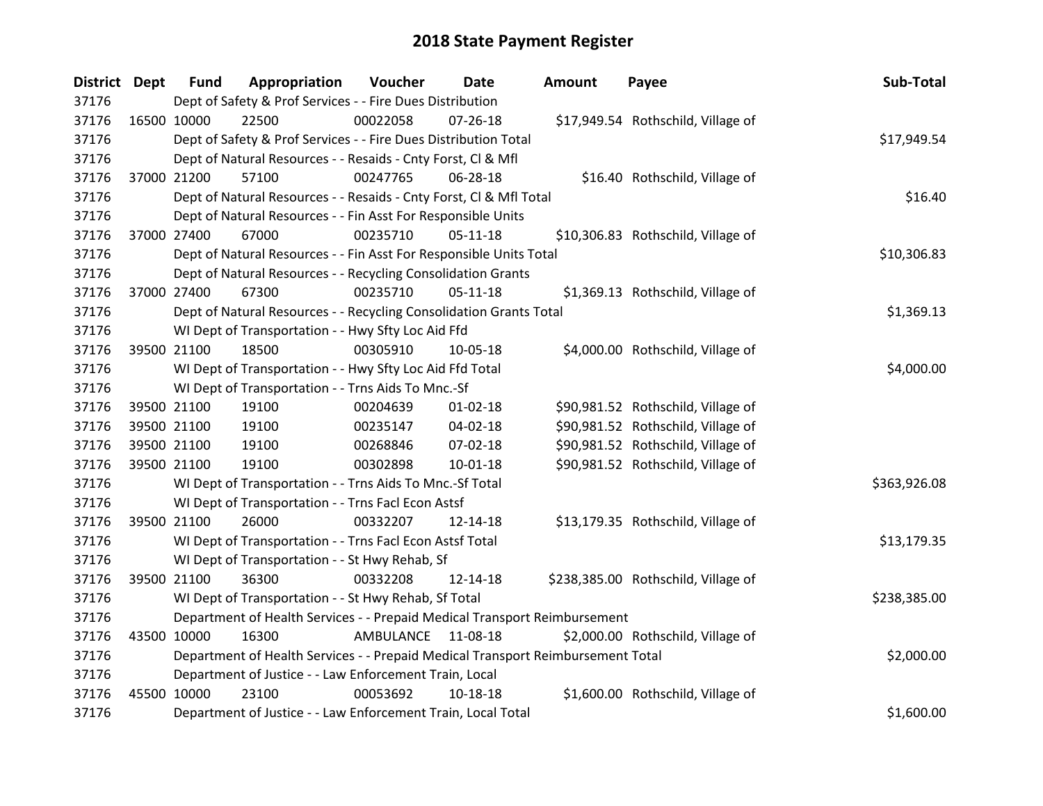# 2018 State Payment Register

| District | Dept | Fund | Appropriation | Voucher | Date | Amount | Payee | Sub-Total |
|---|---|---|---|---|---|---|---|---|
| 37176 | Dept of Safety & Prof Services - - Fire Dues Distribution | | | | | | | |
| 37176 | 16500 | 10000 | 22500 | 00022058 | 07-26-18 | $17,949.54 | Rothschild, Village of | |
| 37176 | Dept of Safety & Prof Services - - Fire Dues Distribution Total | | | | | | | $17,949.54 |
| 37176 | Dept of Natural Resources - - Resaids - Cnty Forst, Cl & Mfl | | | | | | | |
| 37176 | 37000 | 21200 | 57100 | 00247765 | 06-28-18 | $16.40 | Rothschild, Village of | |
| 37176 | Dept of Natural Resources - - Resaids - Cnty Forst, Cl & Mfl Total | | | | | | | $16.40 |
| 37176 | Dept of Natural Resources - - Fin Asst For Responsible Units | | | | | | | |
| 37176 | 37000 | 27400 | 67000 | 00235710 | 05-11-18 | $10,306.83 | Rothschild, Village of | |
| 37176 | Dept of Natural Resources - - Fin Asst For Responsible Units Total | | | | | | | $10,306.83 |
| 37176 | Dept of Natural Resources - - Recycling Consolidation Grants | | | | | | | |
| 37176 | 37000 | 27400 | 67300 | 00235710 | 05-11-18 | $1,369.13 | Rothschild, Village of | |
| 37176 | Dept of Natural Resources - - Recycling Consolidation Grants Total | | | | | | | $1,369.13 |
| 37176 | WI Dept of Transportation - - Hwy Sfty Loc Aid Ffd | | | | | | | |
| 37176 | 39500 | 21100 | 18500 | 00305910 | 10-05-18 | $4,000.00 | Rothschild, Village of | |
| 37176 | WI Dept of Transportation - - Hwy Sfty Loc Aid Ffd Total | | | | | | | $4,000.00 |
| 37176 | WI Dept of Transportation - - Trns Aids To Mnc.-Sf | | | | | | | |
| 37176 | 39500 | 21100 | 19100 | 00204639 | 01-02-18 | $90,981.52 | Rothschild, Village of | |
| 37176 | 39500 | 21100 | 19100 | 00235147 | 04-02-18 | $90,981.52 | Rothschild, Village of | |
| 37176 | 39500 | 21100 | 19100 | 00268846 | 07-02-18 | $90,981.52 | Rothschild, Village of | |
| 37176 | 39500 | 21100 | 19100 | 00302898 | 10-01-18 | $90,981.52 | Rothschild, Village of | |
| 37176 | WI Dept of Transportation - - Trns Aids To Mnc.-Sf Total | | | | | | | $363,926.08 |
| 37176 | WI Dept of Transportation - - Trns Facl Econ Astsf | | | | | | | |
| 37176 | 39500 | 21100 | 26000 | 00332207 | 12-14-18 | $13,179.35 | Rothschild, Village of | |
| 37176 | WI Dept of Transportation - - Trns Facl Econ Astsf Total | | | | | | | $13,179.35 |
| 37176 | WI Dept of Transportation - - St Hwy Rehab, Sf | | | | | | | |
| 37176 | 39500 | 21100 | 36300 | 00332208 | 12-14-18 | $238,385.00 | Rothschild, Village of | |
| 37176 | WI Dept of Transportation - - St Hwy Rehab, Sf Total | | | | | | | $238,385.00 |
| 37176 | Department of Health Services - - Prepaid Medical Transport Reimbursement | | | | | | | |
| 37176 | 43500 | 10000 | 16300 | AMBULANCE | 11-08-18 | $2,000.00 | Rothschild, Village of | |
| 37176 | Department of Health Services - - Prepaid Medical Transport Reimbursement Total | | | | | | | $2,000.00 |
| 37176 | Department of Justice - - Law Enforcement Train, Local | | | | | | | |
| 37176 | 45500 | 10000 | 23100 | 00053692 | 10-18-18 | $1,600.00 | Rothschild, Village of | |
| 37176 | Department of Justice - - Law Enforcement Train, Local Total | | | | | | | $1,600.00 |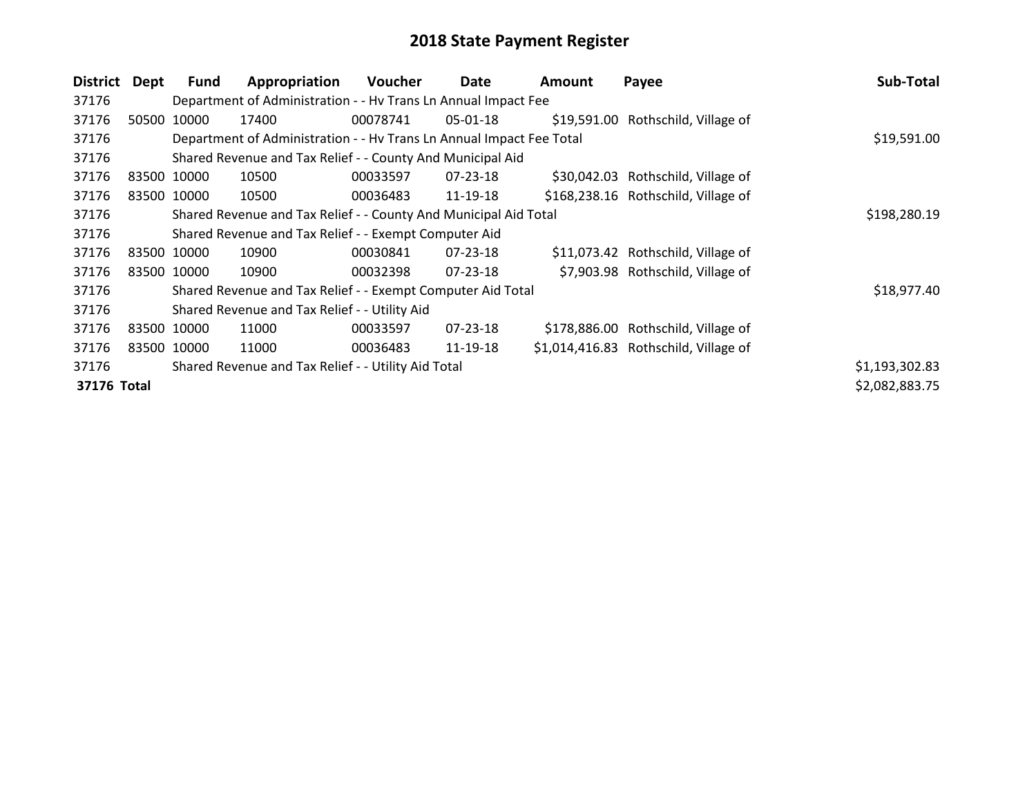# 2018 State Payment Register

| District | Dept | Fund | Appropriation | Voucher | Date | Amount | Payee | Sub-Total |
|---|---|---|---|---|---|---|---|---|
| 37176 | | Department of Administration - - Hv Trans Ln Annual Impact Fee | | | | | | |
| 37176 | 50500 | 10000 | 17400 | 00078741 | 05-01-18 | $19,591.00 | Rothschild, Village of | |
| 37176 | | Department of Administration - - Hv Trans Ln Annual Impact Fee Total | | | | | | $19,591.00 |
| 37176 | | Shared Revenue and Tax Relief - - County And Municipal Aid | | | | | | |
| 37176 | 83500 | 10000 | 10500 | 00033597 | 07-23-18 | $30,042.03 | Rothschild, Village of | |
| 37176 | 83500 | 10000 | 10500 | 00036483 | 11-19-18 | $168,238.16 | Rothschild, Village of | |
| 37176 | | Shared Revenue and Tax Relief - - County And Municipal Aid Total | | | | | | $198,280.19 |
| 37176 | | Shared Revenue and Tax Relief - - Exempt Computer Aid | | | | | | |
| 37176 | 83500 | 10000 | 10900 | 00030841 | 07-23-18 | $11,073.42 | Rothschild, Village of | |
| 37176 | 83500 | 10000 | 10900 | 00032398 | 07-23-18 | $7,903.98 | Rothschild, Village of | |
| 37176 | | Shared Revenue and Tax Relief - - Exempt Computer Aid Total | | | | | | $18,977.40 |
| 37176 | | Shared Revenue and Tax Relief - - Utility Aid | | | | | | |
| 37176 | 83500 | 10000 | 11000 | 00033597 | 07-23-18 | $178,886.00 | Rothschild, Village of | |
| 37176 | 83500 | 10000 | 11000 | 00036483 | 11-19-18 | $1,014,416.83 | Rothschild, Village of | |
| 37176 | | Shared Revenue and Tax Relief - - Utility Aid Total | | | | | | $1,193,302.83 |
| **37176 Total** | | | | | | | | $2,082,883.75 |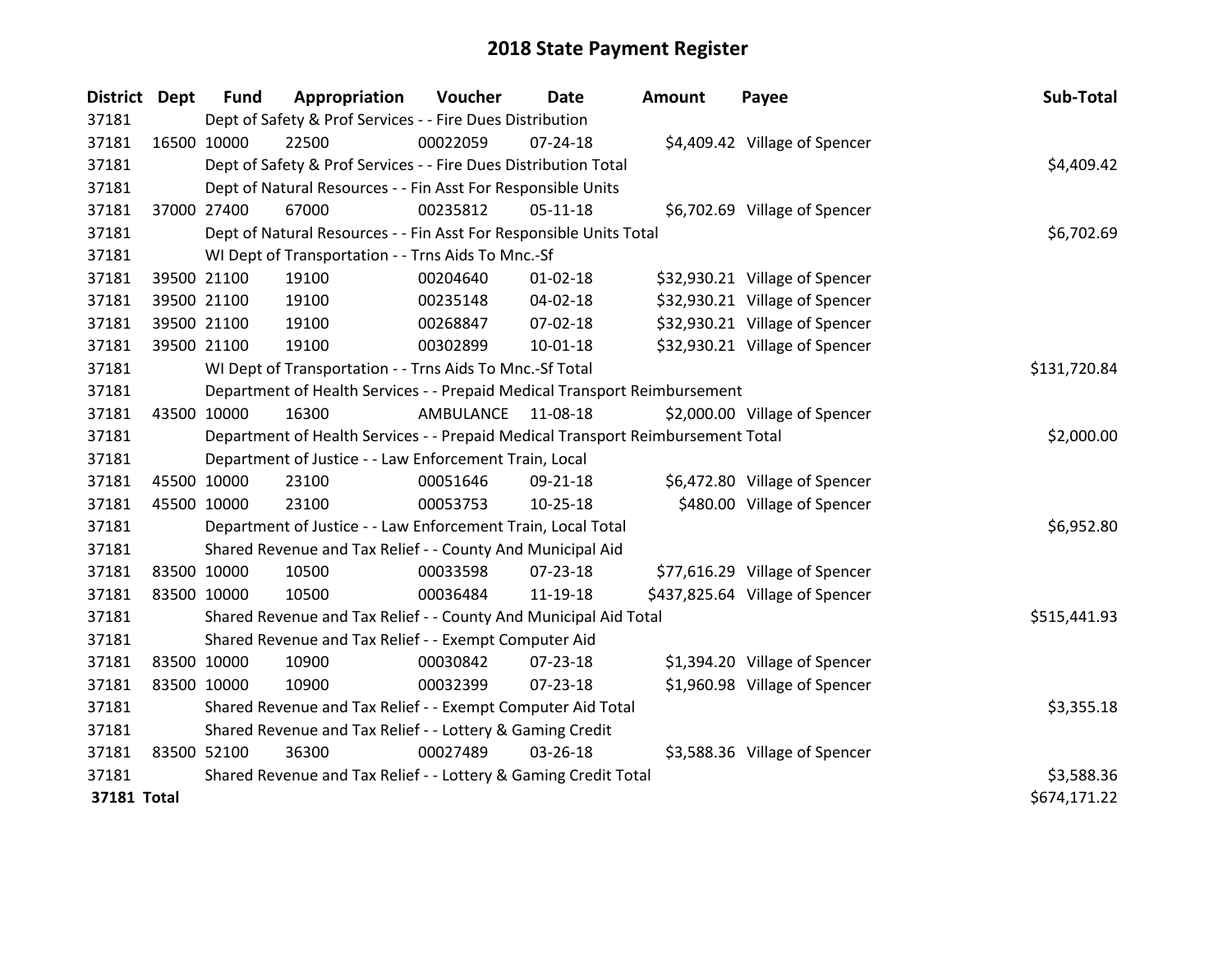# 2018 State Payment Register

| District | Dept | Fund | Appropriation | Voucher | Date | Amount | Payee | Sub-Total |
|---|---|---|---|---|---|---|---|---|
| 37181 | | Dept of Safety & Prof Services - - Fire Dues Distribution | | | | | | |
| 37181 | 16500 | 10000 | 22500 | 00022059 | 07-24-18 | $4,409.42 | Village of Spencer | |
| 37181 | | Dept of Safety & Prof Services - - Fire Dues Distribution Total | | | | | | $4,409.42 |
| 37181 | | Dept of Natural Resources - - Fin Asst For Responsible Units | | | | | | |
| 37181 | 37000 | 27400 | 67000 | 00235812 | 05-11-18 | $6,702.69 | Village of Spencer | |
| 37181 | | Dept of Natural Resources - - Fin Asst For Responsible Units Total | | | | | | $6,702.69 |
| 37181 | | WI Dept of Transportation - - Trns Aids To Mnc.-Sf | | | | | | |
| 37181 | 39500 | 21100 | 19100 | 00204640 | 01-02-18 | $32,930.21 | Village of Spencer | |
| 37181 | 39500 | 21100 | 19100 | 00235148 | 04-02-18 | $32,930.21 | Village of Spencer | |
| 37181 | 39500 | 21100 | 19100 | 00268847 | 07-02-18 | $32,930.21 | Village of Spencer | |
| 37181 | 39500 | 21100 | 19100 | 00302899 | 10-01-18 | $32,930.21 | Village of Spencer | |
| 37181 | | WI Dept of Transportation - - Trns Aids To Mnc.-Sf Total | | | | | | $131,720.84 |
| 37181 | | Department of Health Services - - Prepaid Medical Transport Reimbursement | | | | | | |
| 37181 | 43500 | 10000 | 16300 | AMBULANCE | 11-08-18 | $2,000.00 | Village of Spencer | |
| 37181 | | Department of Health Services - - Prepaid Medical Transport Reimbursement Total | | | | | | $2,000.00 |
| 37181 | | Department of Justice - - Law Enforcement Train, Local | | | | | | |
| 37181 | 45500 | 10000 | 23100 | 00051646 | 09-21-18 | $6,472.80 | Village of Spencer | |
| 37181 | 45500 | 10000 | 23100 | 00053753 | 10-25-18 | $480.00 | Village of Spencer | |
| 37181 | | Department of Justice - - Law Enforcement Train, Local Total | | | | | | $6,952.80 |
| 37181 | | Shared Revenue and Tax Relief - - County And Municipal Aid | | | | | | |
| 37181 | 83500 | 10000 | 10500 | 00033598 | 07-23-18 | $77,616.29 | Village of Spencer | |
| 37181 | 83500 | 10000 | 10500 | 00036484 | 11-19-18 | $437,825.64 | Village of Spencer | |
| 37181 | | Shared Revenue and Tax Relief - - County And Municipal Aid Total | | | | | | $515,441.93 |
| 37181 | | Shared Revenue and Tax Relief - - Exempt Computer Aid | | | | | | |
| 37181 | 83500 | 10000 | 10900 | 00030842 | 07-23-18 | $1,394.20 | Village of Spencer | |
| 37181 | 83500 | 10000 | 10900 | 00032399 | 07-23-18 | $1,960.98 | Village of Spencer | |
| 37181 | | Shared Revenue and Tax Relief - - Exempt Computer Aid Total | | | | | | $3,355.18 |
| 37181 | | Shared Revenue and Tax Relief - - Lottery & Gaming Credit | | | | | | |
| 37181 | 83500 | 52100 | 36300 | 00027489 | 03-26-18 | $3,588.36 | Village of Spencer | |
| 37181 | | Shared Revenue and Tax Relief - - Lottery & Gaming Credit Total | | | | | | $3,588.36 |
| **37181 Total** | | | | | | | | $674,171.22 |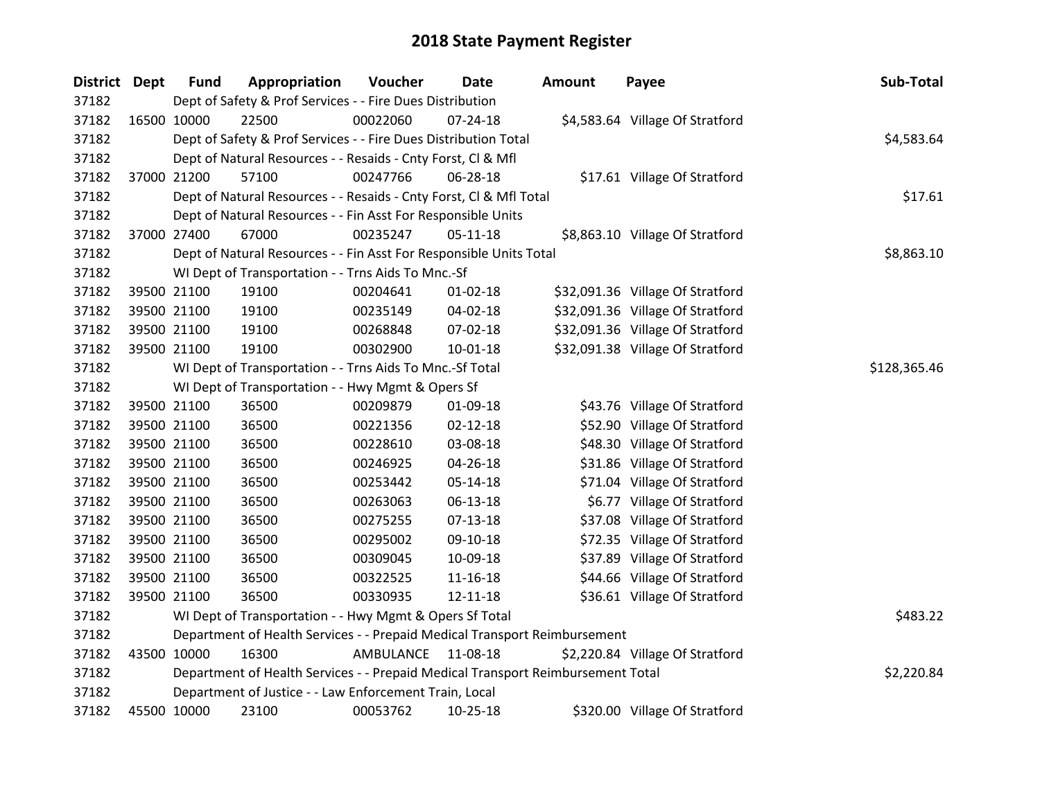# 2018 State Payment Register

| District | Dept | Fund | Appropriation | Voucher | Date | Amount | Payee | Sub-Total |
|---|---|---|---|---|---|---|---|---|
| 37182 | | Dept of Safety & Prof Services - - Fire Dues Distribution | | | | | | |
| 37182 | 16500 | 10000 | 22500 | 00022060 | 07-24-18 | $4,583.64 | Village Of Stratford | |
| 37182 | | Dept of Safety & Prof Services - - Fire Dues Distribution Total | | | | | | $4,583.64 |
| 37182 | | Dept of Natural Resources - - Resaids - Cnty Forst, Cl & Mfl | | | | | | |
| 37182 | 37000 | 21200 | 57100 | 00247766 | 06-28-18 | $17.61 | Village Of Stratford | |
| 37182 | | Dept of Natural Resources - - Resaids - Cnty Forst, Cl & Mfl Total | | | | | | $17.61 |
| 37182 | | Dept of Natural Resources - - Fin Asst For Responsible Units | | | | | | |
| 37182 | 37000 | 27400 | 67000 | 00235247 | 05-11-18 | $8,863.10 | Village Of Stratford | |
| 37182 | | Dept of Natural Resources - - Fin Asst For Responsible Units Total | | | | | | $8,863.10 |
| 37182 | | WI Dept of Transportation - - Trns Aids To Mnc.-Sf | | | | | | |
| 37182 | 39500 | 21100 | 19100 | 00204641 | 01-02-18 | $32,091.36 | Village Of Stratford | |
| 37182 | 39500 | 21100 | 19100 | 00235149 | 04-02-18 | $32,091.36 | Village Of Stratford | |
| 37182 | 39500 | 21100 | 19100 | 00268848 | 07-02-18 | $32,091.36 | Village Of Stratford | |
| 37182 | 39500 | 21100 | 19100 | 00302900 | 10-01-18 | $32,091.38 | Village Of Stratford | |
| 37182 | | WI Dept of Transportation - - Trns Aids To Mnc.-Sf Total | | | | | | $128,365.46 |
| 37182 | | WI Dept of Transportation - - Hwy Mgmt & Opers Sf | | | | | | |
| 37182 | 39500 | 21100 | 36500 | 00209879 | 01-09-18 | $43.76 | Village Of Stratford | |
| 37182 | 39500 | 21100 | 36500 | 00221356 | 02-12-18 | $52.90 | Village Of Stratford | |
| 37182 | 39500 | 21100 | 36500 | 00228610 | 03-08-18 | $48.30 | Village Of Stratford | |
| 37182 | 39500 | 21100 | 36500 | 00246925 | 04-26-18 | $31.86 | Village Of Stratford | |
| 37182 | 39500 | 21100 | 36500 | 00253442 | 05-14-18 | $71.04 | Village Of Stratford | |
| 37182 | 39500 | 21100 | 36500 | 00263063 | 06-13-18 | $6.77 | Village Of Stratford | |
| 37182 | 39500 | 21100 | 36500 | 00275255 | 07-13-18 | $37.08 | Village Of Stratford | |
| 37182 | 39500 | 21100 | 36500 | 00295002 | 09-10-18 | $72.35 | Village Of Stratford | |
| 37182 | 39500 | 21100 | 36500 | 00309045 | 10-09-18 | $37.89 | Village Of Stratford | |
| 37182 | 39500 | 21100 | 36500 | 00322525 | 11-16-18 | $44.66 | Village Of Stratford | |
| 37182 | 39500 | 21100 | 36500 | 00330935 | 12-11-18 | $36.61 | Village Of Stratford | |
| 37182 | | WI Dept of Transportation - - Hwy Mgmt & Opers Sf Total | | | | | | $483.22 |
| 37182 | | Department of Health Services - - Prepaid Medical Transport Reimbursement | | | | | | |
| 37182 | 43500 | 10000 | 16300 | AMBULANCE | 11-08-18 | $2,220.84 | Village Of Stratford | |
| 37182 | | Department of Health Services - - Prepaid Medical Transport Reimbursement Total | | | | | | $2,220.84 |
| 37182 | | Department of Justice - - Law Enforcement Train, Local | | | | | | |
| 37182 | 45500 | 10000 | 23100 | 00053762 | 10-25-18 | $320.00 | Village Of Stratford | |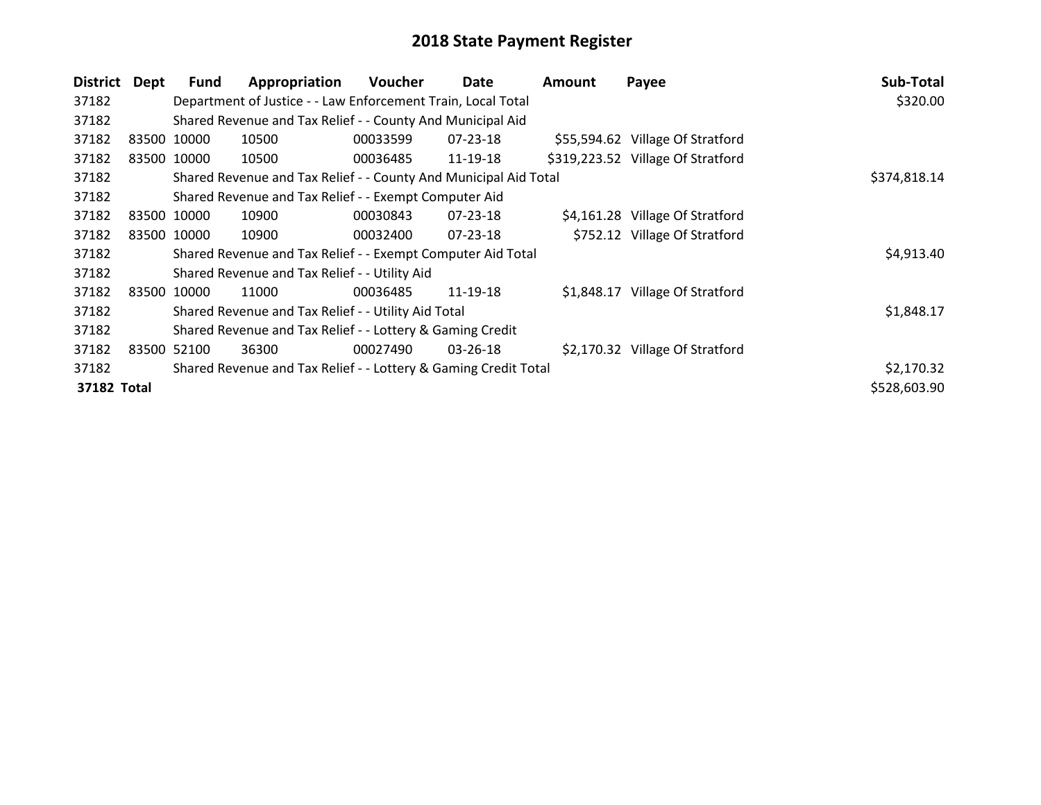# 2018 State Payment Register

| District | Dept | Fund | Appropriation | Voucher | Date | Amount | Payee | Sub-Total |
|---|---|---|---|---|---|---|---|---|
| 37182 | | Department of Justice - - Law Enforcement Train, Local Total | | | | | | $320.00 |
| 37182 | | Shared Revenue and Tax Relief - - County And Municipal Aid | | | | | | |
| 37182 | 83500 | 10000 | 10500 | 00033599 | 07-23-18 | $55,594.62 | Village Of Stratford | |
| 37182 | 83500 | 10000 | 10500 | 00036485 | 11-19-18 | $319,223.52 | Village Of Stratford | |
| 37182 | | Shared Revenue and Tax Relief - - County And Municipal Aid Total | | | | | | $374,818.14 |
| 37182 | | Shared Revenue and Tax Relief - - Exempt Computer Aid | | | | | | |
| 37182 | 83500 | 10000 | 10900 | 00030843 | 07-23-18 | $4,161.28 | Village Of Stratford | |
| 37182 | 83500 | 10000 | 10900 | 00032400 | 07-23-18 | $752.12 | Village Of Stratford | |
| 37182 | | Shared Revenue and Tax Relief - - Exempt Computer Aid Total | | | | | | $4,913.40 |
| 37182 | | Shared Revenue and Tax Relief - - Utility Aid | | | | | | |
| 37182 | 83500 | 10000 | 11000 | 00036485 | 11-19-18 | $1,848.17 | Village Of Stratford | |
| 37182 | | Shared Revenue and Tax Relief - - Utility Aid Total | | | | | | $1,848.17 |
| 37182 | | Shared Revenue and Tax Relief - - Lottery & Gaming Credit | | | | | | |
| 37182 | 83500 | 52100 | 36300 | 00027490 | 03-26-18 | $2,170.32 | Village Of Stratford | |
| 37182 | | Shared Revenue and Tax Relief - - Lottery & Gaming Credit Total | | | | | | $2,170.32 |
| **37182 Total** | | | | | | | | $528,603.90 |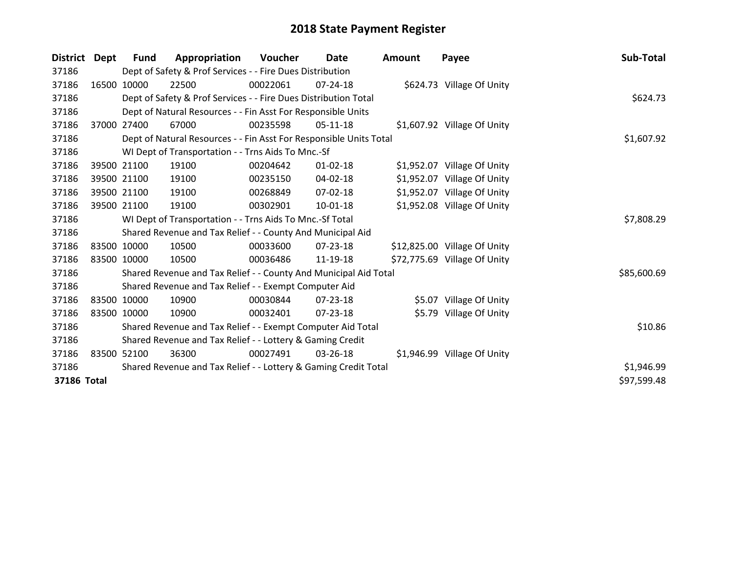# 2018 State Payment Register

| District | Dept | Fund | Appropriation | Voucher | Date | Amount | Payee | Sub-Total |
|---|---|---|---|---|---|---|---|---|
| 37186 | | Dept of Safety & Prof Services - - Fire Dues Distribution | | | | | | |
| 37186 | 16500 | 10000 | 22500 | 00022061 | 07-24-18 | $624.73 | Village Of Unity | |
| 37186 | | Dept of Safety & Prof Services - - Fire Dues Distribution Total | | | | | | $624.73 |
| 37186 | | Dept of Natural Resources - - Fin Asst For Responsible Units | | | | | | |
| 37186 | 37000 | 27400 | 67000 | 00235598 | 05-11-18 | $1,607.92 | Village Of Unity | |
| 37186 | | Dept of Natural Resources - - Fin Asst For Responsible Units Total | | | | | | $1,607.92 |
| 37186 | | WI Dept of Transportation - - Trns Aids To Mnc.-Sf | | | | | | |
| 37186 | 39500 | 21100 | 19100 | 00204642 | 01-02-18 | $1,952.07 | Village Of Unity | |
| 37186 | 39500 | 21100 | 19100 | 00235150 | 04-02-18 | $1,952.07 | Village Of Unity | |
| 37186 | 39500 | 21100 | 19100 | 00268849 | 07-02-18 | $1,952.07 | Village Of Unity | |
| 37186 | 39500 | 21100 | 19100 | 00302901 | 10-01-18 | $1,952.08 | Village Of Unity | |
| 37186 | | WI Dept of Transportation - - Trns Aids To Mnc.-Sf Total | | | | | | $7,808.29 |
| 37186 | | Shared Revenue and Tax Relief - - County And Municipal Aid | | | | | | |
| 37186 | 83500 | 10000 | 10500 | 00033600 | 07-23-18 | $12,825.00 | Village Of Unity | |
| 37186 | 83500 | 10000 | 10500 | 00036486 | 11-19-18 | $72,775.69 | Village Of Unity | |
| 37186 | | Shared Revenue and Tax Relief - - County And Municipal Aid Total | | | | | | $85,600.69 |
| 37186 | | Shared Revenue and Tax Relief - - Exempt Computer Aid | | | | | | |
| 37186 | 83500 | 10000 | 10900 | 00030844 | 07-23-18 | $5.07 | Village Of Unity | |
| 37186 | 83500 | 10000 | 10900 | 00032401 | 07-23-18 | $5.79 | Village Of Unity | |
| 37186 | | Shared Revenue and Tax Relief - - Exempt Computer Aid Total | | | | | | $10.86 |
| 37186 | | Shared Revenue and Tax Relief - - Lottery & Gaming Credit | | | | | | |
| 37186 | 83500 | 52100 | 36300 | 00027491 | 03-26-18 | $1,946.99 | Village Of Unity | |
| 37186 | | Shared Revenue and Tax Relief - - Lottery & Gaming Credit Total | | | | | | $1,946.99 |
| **37186 Total** | | | | | | | | $97,599.48 |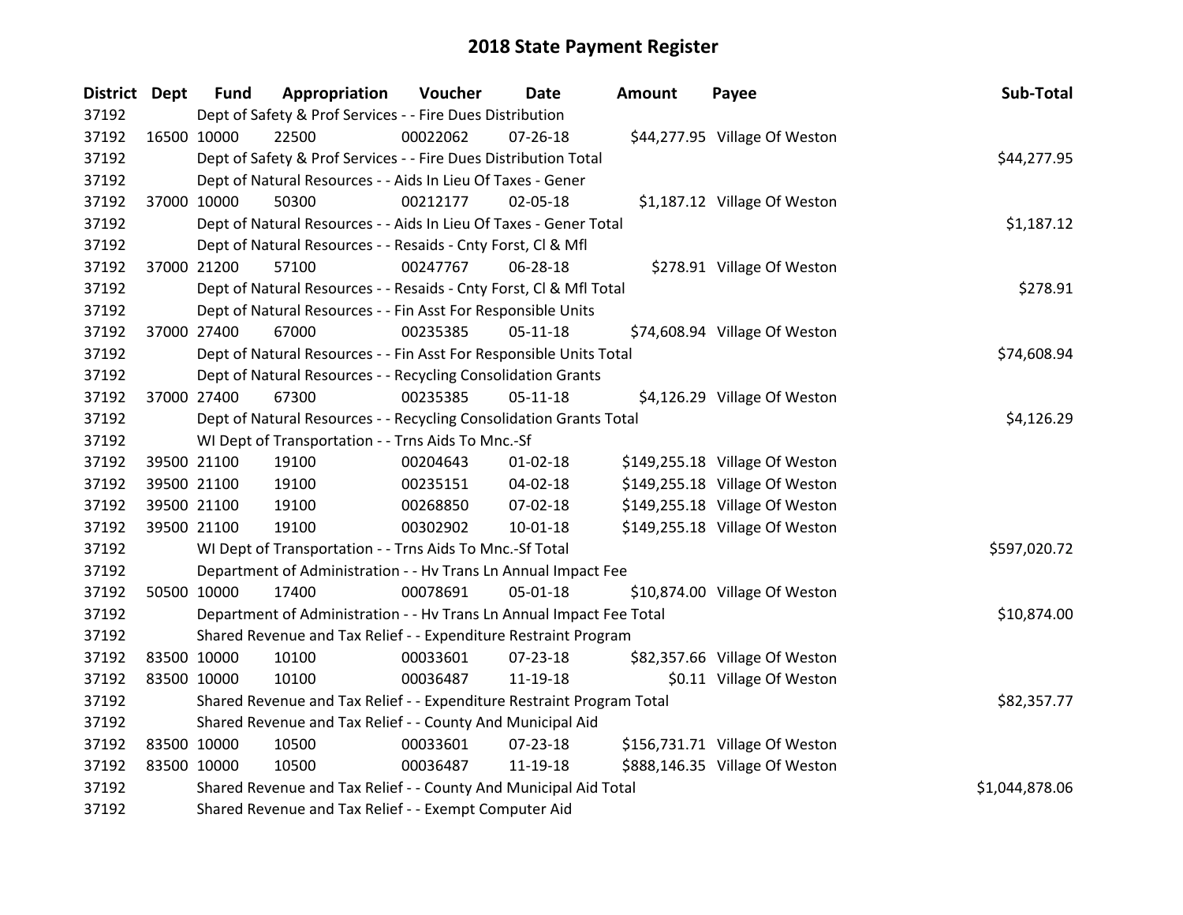# 2018 State Payment Register

| District | Dept | Fund | Appropriation | Voucher | Date | Amount | Payee | Sub-Total |
|---|---|---|---|---|---|---|---|---|
| 37192 | | Dept of Safety & Prof Services - - Fire Dues Distribution | | | | | | |
| 37192 | 16500 | 10000 | 22500 | 00022062 | 07-26-18 | $44,277.95 | Village Of Weston | |
| 37192 | | Dept of Safety & Prof Services - - Fire Dues Distribution Total | | | | | | $44,277.95 |
| 37192 | | Dept of Natural Resources - - Aids In Lieu Of Taxes - Gener | | | | | | |
| 37192 | 37000 | 10000 | 50300 | 00212177 | 02-05-18 | $1,187.12 | Village Of Weston | |
| 37192 | | Dept of Natural Resources - - Aids In Lieu Of Taxes - Gener Total | | | | | | $1,187.12 |
| 37192 | | Dept of Natural Resources - - Resaids - Cnty Forst, Cl & Mfl | | | | | | |
| 37192 | 37000 | 21200 | 57100 | 00247767 | 06-28-18 | $278.91 | Village Of Weston | |
| 37192 | | Dept of Natural Resources - - Resaids - Cnty Forst, Cl & Mfl Total | | | | | | $278.91 |
| 37192 | | Dept of Natural Resources - - Fin Asst For Responsible Units | | | | | | |
| 37192 | 37000 | 27400 | 67000 | 00235385 | 05-11-18 | $74,608.94 | Village Of Weston | |
| 37192 | | Dept of Natural Resources - - Fin Asst For Responsible Units Total | | | | | | $74,608.94 |
| 37192 | | Dept of Natural Resources - - Recycling Consolidation Grants | | | | | | |
| 37192 | 37000 | 27400 | 67300 | 00235385 | 05-11-18 | $4,126.29 | Village Of Weston | |
| 37192 | | Dept of Natural Resources - - Recycling Consolidation Grants Total | | | | | | $4,126.29 |
| 37192 | | WI Dept of Transportation - - Trns Aids To Mnc.-Sf | | | | | | |
| 37192 | 39500 | 21100 | 19100 | 00204643 | 01-02-18 | $149,255.18 | Village Of Weston | |
| 37192 | 39500 | 21100 | 19100 | 00235151 | 04-02-18 | $149,255.18 | Village Of Weston | |
| 37192 | 39500 | 21100 | 19100 | 00268850 | 07-02-18 | $149,255.18 | Village Of Weston | |
| 37192 | 39500 | 21100 | 19100 | 00302902 | 10-01-18 | $149,255.18 | Village Of Weston | |
| 37192 | | WI Dept of Transportation - - Trns Aids To Mnc.-Sf Total | | | | | | $597,020.72 |
| 37192 | | Department of Administration - - Hv Trans Ln Annual Impact Fee | | | | | | |
| 37192 | 50500 | 10000 | 17400 | 00078691 | 05-01-18 | $10,874.00 | Village Of Weston | |
| 37192 | | Department of Administration - - Hv Trans Ln Annual Impact Fee Total | | | | | | $10,874.00 |
| 37192 | | Shared Revenue and Tax Relief - - Expenditure Restraint Program | | | | | | |
| 37192 | 83500 | 10000 | 10100 | 00033601 | 07-23-18 | $82,357.66 | Village Of Weston | |
| 37192 | 83500 | 10000 | 10100 | 00036487 | 11-19-18 | $0.11 | Village Of Weston | |
| 37192 | | Shared Revenue and Tax Relief - - Expenditure Restraint Program Total | | | | | | $82,357.77 |
| 37192 | | Shared Revenue and Tax Relief - - County And Municipal Aid | | | | | | |
| 37192 | 83500 | 10000 | 10500 | 00033601 | 07-23-18 | $156,731.71 | Village Of Weston | |
| 37192 | 83500 | 10000 | 10500 | 00036487 | 11-19-18 | $888,146.35 | Village Of Weston | |
| 37192 | | Shared Revenue and Tax Relief - - County And Municipal Aid Total | | | | | | $1,044,878.06 |
| 37192 | | Shared Revenue and Tax Relief - - Exempt Computer Aid | | | | | | |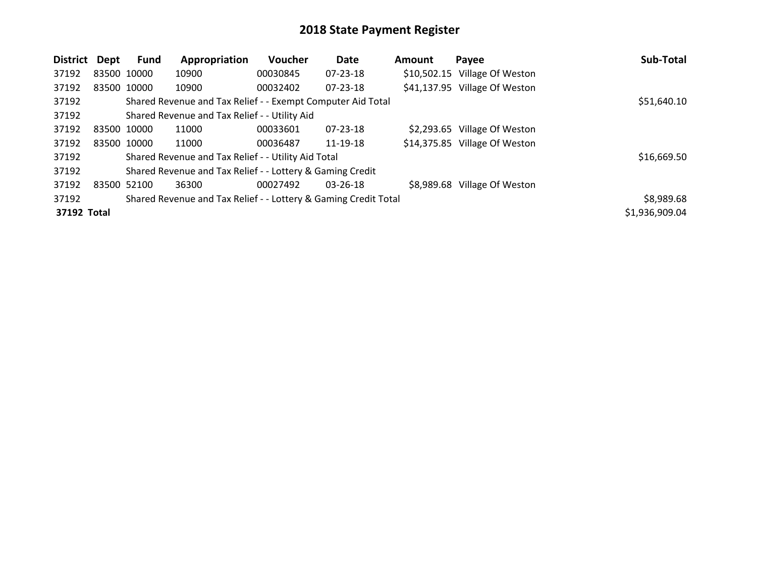# 2018 State Payment Register

| District | Dept | Fund | Appropriation | Voucher | Date | Amount | Payee | Sub-Total |
|---|---|---|---|---|---|---|---|---|
| 37192 | 83500 | 10000 | 10900 | 00030845 | 07-23-18 | $10,502.15 | Village Of Weston | |
| 37192 | 83500 | 10000 | 10900 | 00032402 | 07-23-18 | $41,137.95 | Village Of Weston | |
| 37192 | | Shared Revenue and Tax Relief - - Exempt Computer Aid Total | | | | | | $51,640.10 |
| 37192 | | Shared Revenue and Tax Relief - - Utility Aid | | | | | | |
| 37192 | 83500 | 10000 | 11000 | 00033601 | 07-23-18 | $2,293.65 | Village Of Weston | |
| 37192 | 83500 | 10000 | 11000 | 00036487 | 11-19-18 | $14,375.85 | Village Of Weston | |
| 37192 | | Shared Revenue and Tax Relief - - Utility Aid Total | | | | | | $16,669.50 |
| 37192 | | Shared Revenue and Tax Relief - - Lottery & Gaming Credit | | | | | | |
| 37192 | 83500 | 52100 | 36300 | 00027492 | 03-26-18 | $8,989.68 | Village Of Weston | |
| 37192 | | Shared Revenue and Tax Relief - - Lottery & Gaming Credit Total | | | | | | $8,989.68 |
| **37192 Total** | | | | | | | | $1,936,909.04 |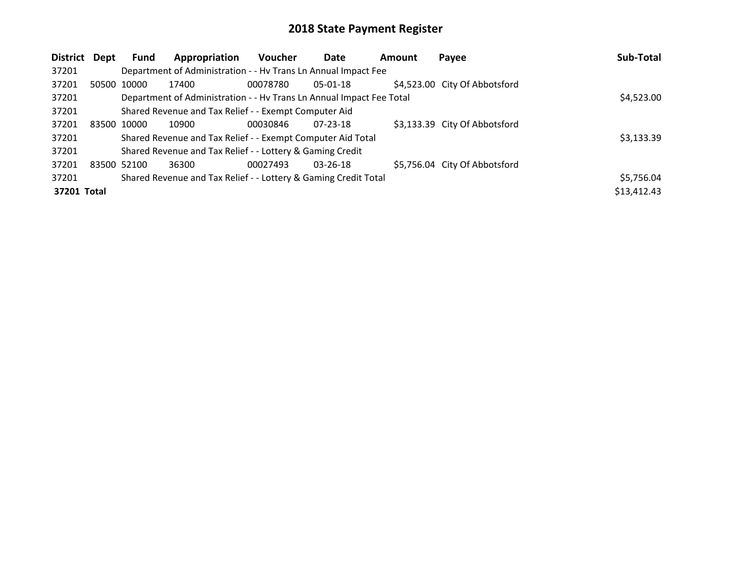# 2018 State Payment Register

| District | Dept | Fund | Appropriation | Voucher | Date | Amount | Payee | Sub-Total |
|---|---|---|---|---|---|---|---|---|
| 37201 | | Department of Administration - - Hv Trans Ln Annual Impact Fee | | | | | | |
| 37201 | 50500 | 10000 | 17400 | 00078780 | 05-01-18 | $4,523.00 | City Of Abbotsford | |
| 37201 | | Department of Administration - - Hv Trans Ln Annual Impact Fee Total | | | | | | $4,523.00 |
| 37201 | | Shared Revenue and Tax Relief - - Exempt Computer Aid | | | | | | |
| 37201 | 83500 | 10000 | 10900 | 00030846 | 07-23-18 | $3,133.39 | City Of Abbotsford | |
| 37201 | | Shared Revenue and Tax Relief - - Exempt Computer Aid Total | | | | | | $3,133.39 |
| 37201 | | Shared Revenue and Tax Relief - - Lottery & Gaming Credit | | | | | | |
| 37201 | 83500 | 52100 | 36300 | 00027493 | 03-26-18 | $5,756.04 | City Of Abbotsford | |
| 37201 | | Shared Revenue and Tax Relief - - Lottery & Gaming Credit Total | | | | | | $5,756.04 |
| **37201 Total** | | | | | | | | $13,412.43 |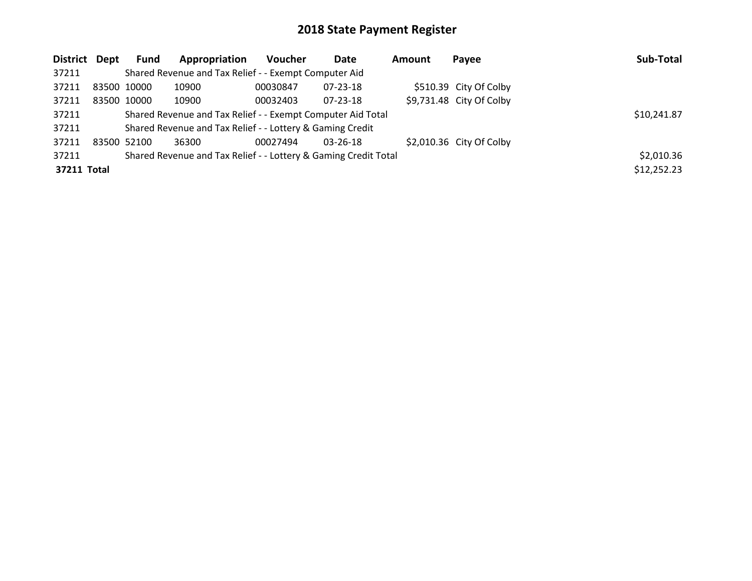# 2018 State Payment Register

| District | Dept | Fund | Appropriation | Voucher | Date | Amount | Payee | Sub-Total |
|---|---|---|---|---|---|---|---|---|
| 37211 | | Shared Revenue and Tax Relief - - Exempt Computer Aid | | | | | | |
| 37211 | 83500 | 10000 | 10900 | 00030847 | 07-23-18 | $510.39 | City Of Colby | |
| 37211 | 83500 | 10000 | 10900 | 00032403 | 07-23-18 | $9,731.48 | City Of Colby | |
| 37211 | | Shared Revenue and Tax Relief - - Exempt Computer Aid Total | | | | | | $10,241.87 |
| 37211 | | Shared Revenue and Tax Relief - - Lottery & Gaming Credit | | | | | | |
| 37211 | 83500 | 52100 | 36300 | 00027494 | 03-26-18 | $2,010.36 | City Of Colby | |
| 37211 | | Shared Revenue and Tax Relief - - Lottery & Gaming Credit Total | | | | | | $2,010.36 |
| **37211 Total** | | | | | | | | $12,252.23 |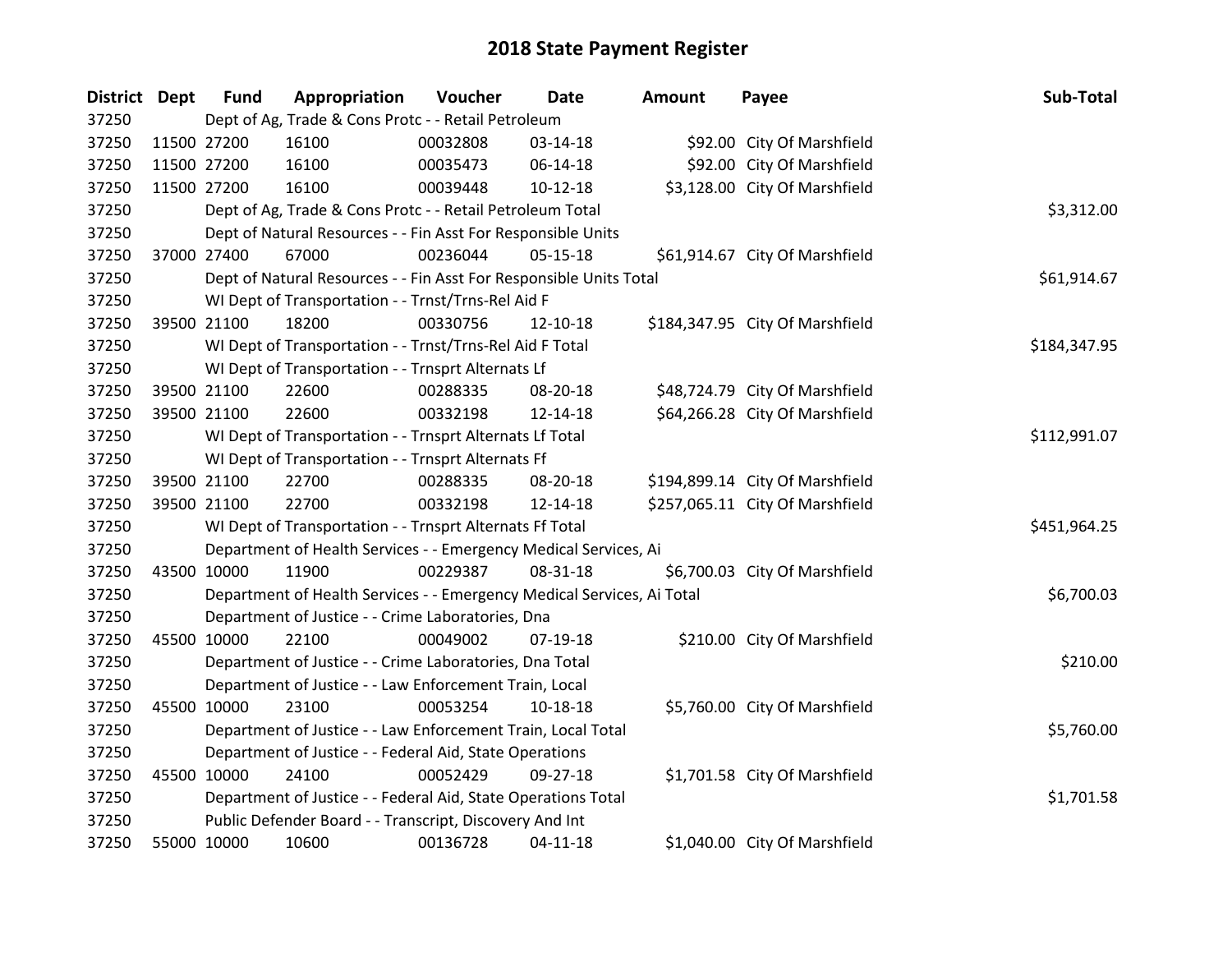# 2018 State Payment Register

| District | Dept | Fund | Appropriation | Voucher | Date | Amount | Payee | Sub-Total |
|---|---|---|---|---|---|---|---|---|
| 37250 | Dept of Ag, Trade & Cons Protc - - Retail Petroleum | | | | | | | |
| 37250 | 11500 | 27200 | 16100 | 00032808 | 03-14-18 | $92.00 | City Of Marshfield | |
| 37250 | 11500 | 27200 | 16100 | 00035473 | 06-14-18 | $92.00 | City Of Marshfield | |
| 37250 | 11500 | 27200 | 16100 | 00039448 | 10-12-18 | $3,128.00 | City Of Marshfield | |
| 37250 | Dept of Ag, Trade & Cons Protc - - Retail Petroleum Total | | | | | | | $3,312.00 |
| 37250 | Dept of Natural Resources - - Fin Asst For Responsible Units | | | | | | | |
| 37250 | 37000 | 27400 | 67000 | 00236044 | 05-15-18 | $61,914.67 | City Of Marshfield | |
| 37250 | Dept of Natural Resources - - Fin Asst For Responsible Units Total | | | | | | | $61,914.67 |
| 37250 | WI Dept of Transportation - - Trnst/Trns-Rel Aid F | | | | | | | |
| 37250 | 39500 | 21100 | 18200 | 00330756 | 12-10-18 | $184,347.95 | City Of Marshfield | |
| 37250 | WI Dept of Transportation - - Trnst/Trns-Rel Aid F Total | | | | | | | $184,347.95 |
| 37250 | WI Dept of Transportation - - Trnsprt Alternats Lf | | | | | | | |
| 37250 | 39500 | 21100 | 22600 | 00288335 | 08-20-18 | $48,724.79 | City Of Marshfield | |
| 37250 | 39500 | 21100 | 22600 | 00332198 | 12-14-18 | $64,266.28 | City Of Marshfield | |
| 37250 | WI Dept of Transportation - - Trnsprt Alternats Lf Total | | | | | | | $112,991.07 |
| 37250 | WI Dept of Transportation - - Trnsprt Alternats Ff | | | | | | | |
| 37250 | 39500 | 21100 | 22700 | 00288335 | 08-20-18 | $194,899.14 | City Of Marshfield | |
| 37250 | 39500 | 21100 | 22700 | 00332198 | 12-14-18 | $257,065.11 | City Of Marshfield | |
| 37250 | WI Dept of Transportation - - Trnsprt Alternats Ff Total | | | | | | | $451,964.25 |
| 37250 | Department of Health Services - - Emergency Medical Services, Ai | | | | | | | |
| 37250 | 43500 | 10000 | 11900 | 00229387 | 08-31-18 | $6,700.03 | City Of Marshfield | |
| 37250 | Department of Health Services - - Emergency Medical Services, Ai Total | | | | | | | $6,700.03 |
| 37250 | Department of Justice - - Crime Laboratories, Dna | | | | | | | |
| 37250 | 45500 | 10000 | 22100 | 00049002 | 07-19-18 | $210.00 | City Of Marshfield | |
| 37250 | Department of Justice - - Crime Laboratories, Dna Total | | | | | | | $210.00 |
| 37250 | Department of Justice - - Law Enforcement Train, Local | | | | | | | |
| 37250 | 45500 | 10000 | 23100 | 00053254 | 10-18-18 | $5,760.00 | City Of Marshfield | |
| 37250 | Department of Justice - - Law Enforcement Train, Local Total | | | | | | | $5,760.00 |
| 37250 | Department of Justice - - Federal Aid, State Operations | | | | | | | |
| 37250 | 45500 | 10000 | 24100 | 00052429 | 09-27-18 | $1,701.58 | City Of Marshfield | |
| 37250 | Department of Justice - - Federal Aid, State Operations Total | | | | | | | $1,701.58 |
| 37250 | Public Defender Board - - Transcript, Discovery And Int | | | | | | | |
| 37250 | 55000 | 10000 | 10600 | 00136728 | 04-11-18 | $1,040.00 | City Of Marshfield | |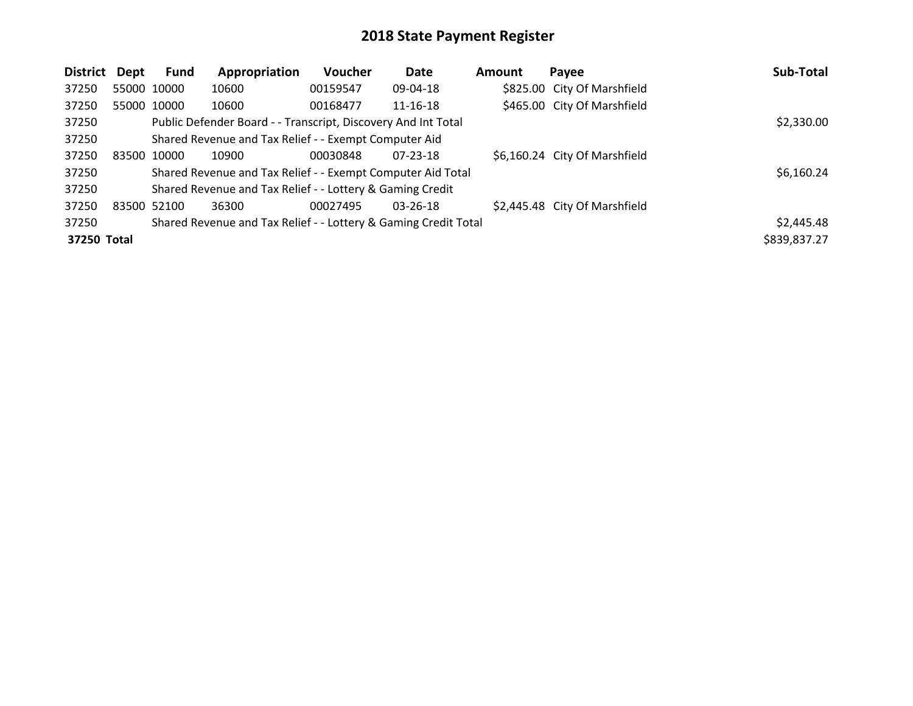# 2018 State Payment Register

| District | Dept | Fund | Appropriation | Voucher | Date | Amount | Payee | Sub-Total |
|---|---|---|---|---|---|---|---|---|
| 37250 | 55000 | 10000 | 10600 | 00159547 | 09-04-18 | $825.00 | City Of Marshfield | |
| 37250 | 55000 | 10000 | 10600 | 00168477 | 11-16-18 | $465.00 | City Of Marshfield | |
| 37250 | | Public Defender Board - - Transcript, Discovery And Int Total | | | | | | $2,330.00 |
| 37250 | | Shared Revenue and Tax Relief - - Exempt Computer Aid | | | | | | |
| 37250 | 83500 | 10000 | 10900 | 00030848 | 07-23-18 | $6,160.24 | City Of Marshfield | |
| 37250 | | Shared Revenue and Tax Relief - - Exempt Computer Aid Total | | | | | | $6,160.24 |
| 37250 | | Shared Revenue and Tax Relief - - Lottery & Gaming Credit | | | | | | |
| 37250 | 83500 | 52100 | 36300 | 00027495 | 03-26-18 | $2,445.48 | City Of Marshfield | |
| 37250 | | Shared Revenue and Tax Relief - - Lottery & Gaming Credit Total | | | | | | $2,445.48 |
| **37250 Total** | | | | | | | | $839,837.27 |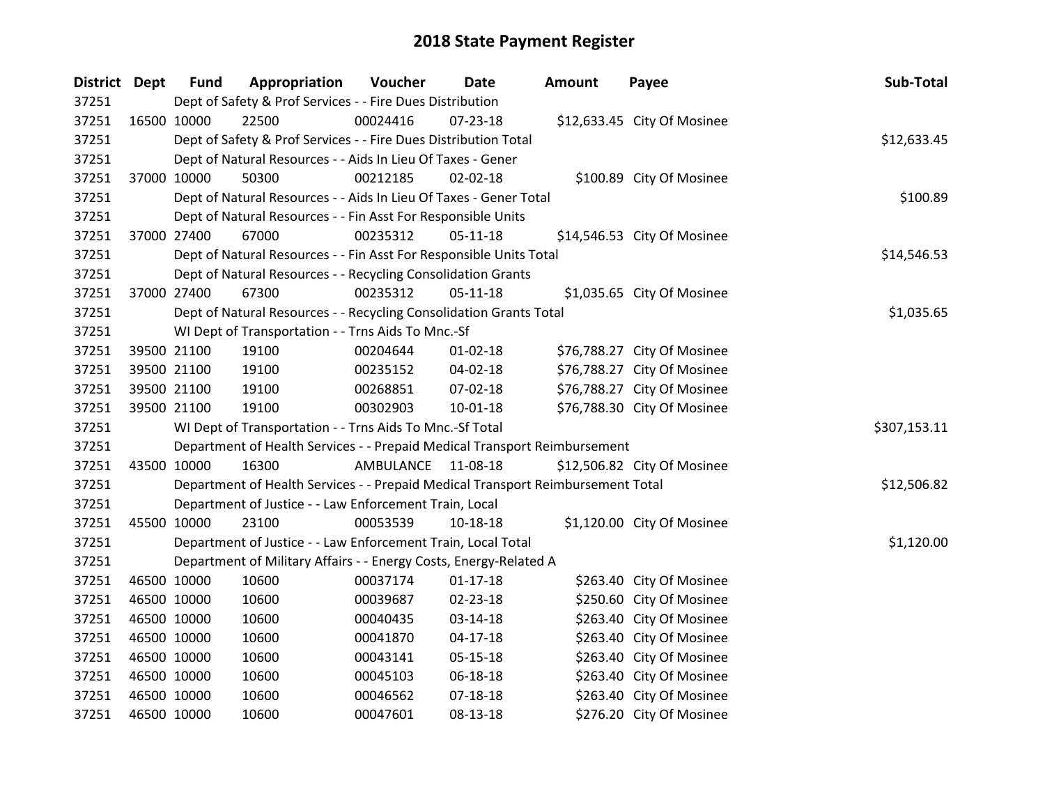# 2018 State Payment Register

| District | Dept | Fund | Appropriation | Voucher | Date | Amount | Payee | Sub-Total |
|---|---|---|---|---|---|---|---|---|
| 37251 | | Dept of Safety & Prof Services - - Fire Dues Distribution | | | | | | |
| 37251 | 16500 | 10000 | 22500 | 00024416 | 07-23-18 | $12,633.45 | City Of Mosinee | |
| 37251 | | Dept of Safety & Prof Services - - Fire Dues Distribution Total | | | | | | $12,633.45 |
| 37251 | | Dept of Natural Resources - - Aids In Lieu Of Taxes - Gener | | | | | | |
| 37251 | 37000 | 10000 | 50300 | 00212185 | 02-02-18 | $100.89 | City Of Mosinee | |
| 37251 | | Dept of Natural Resources - - Aids In Lieu Of Taxes - Gener Total | | | | | | $100.89 |
| 37251 | | Dept of Natural Resources - - Fin Asst For Responsible Units | | | | | | |
| 37251 | 37000 | 27400 | 67000 | 00235312 | 05-11-18 | $14,546.53 | City Of Mosinee | |
| 37251 | | Dept of Natural Resources - - Fin Asst For Responsible Units Total | | | | | | $14,546.53 |
| 37251 | | Dept of Natural Resources - - Recycling Consolidation Grants | | | | | | |
| 37251 | 37000 | 27400 | 67300 | 00235312 | 05-11-18 | $1,035.65 | City Of Mosinee | |
| 37251 | | Dept of Natural Resources - - Recycling Consolidation Grants Total | | | | | | $1,035.65 |
| 37251 | | WI Dept of Transportation - - Trns Aids To Mnc.-Sf | | | | | | |
| 37251 | 39500 | 21100 | 19100 | 00204644 | 01-02-18 | $76,788.27 | City Of Mosinee | |
| 37251 | 39500 | 21100 | 19100 | 00235152 | 04-02-18 | $76,788.27 | City Of Mosinee | |
| 37251 | 39500 | 21100 | 19100 | 00268851 | 07-02-18 | $76,788.27 | City Of Mosinee | |
| 37251 | 39500 | 21100 | 19100 | 00302903 | 10-01-18 | $76,788.30 | City Of Mosinee | |
| 37251 | | WI Dept of Transportation - - Trns Aids To Mnc.-Sf Total | | | | | | $307,153.11 |
| 37251 | | Department of Health Services - - Prepaid Medical Transport Reimbursement | | | | | | |
| 37251 | 43500 | 10000 | 16300 | AMBULANCE | 11-08-18 | $12,506.82 | City Of Mosinee | |
| 37251 | | Department of Health Services - - Prepaid Medical Transport Reimbursement Total | | | | | | $12,506.82 |
| 37251 | | Department of Justice - - Law Enforcement Train, Local | | | | | | |
| 37251 | 45500 | 10000 | 23100 | 00053539 | 10-18-18 | $1,120.00 | City Of Mosinee | |
| 37251 | | Department of Justice - - Law Enforcement Train, Local Total | | | | | | $1,120.00 |
| 37251 | | Department of Military Affairs - - Energy Costs, Energy-Related A | | | | | | |
| 37251 | 46500 | 10000 | 10600 | 00037174 | 01-17-18 | $263.40 | City Of Mosinee | |
| 37251 | 46500 | 10000 | 10600 | 00039687 | 02-23-18 | $250.60 | City Of Mosinee | |
| 37251 | 46500 | 10000 | 10600 | 00040435 | 03-14-18 | $263.40 | City Of Mosinee | |
| 37251 | 46500 | 10000 | 10600 | 00041870 | 04-17-18 | $263.40 | City Of Mosinee | |
| 37251 | 46500 | 10000 | 10600 | 00043141 | 05-15-18 | $263.40 | City Of Mosinee | |
| 37251 | 46500 | 10000 | 10600 | 00045103 | 06-18-18 | $263.40 | City Of Mosinee | |
| 37251 | 46500 | 10000 | 10600 | 00046562 | 07-18-18 | $263.40 | City Of Mosinee | |
| 37251 | 46500 | 10000 | 10600 | 00047601 | 08-13-18 | $276.20 | City Of Mosinee | |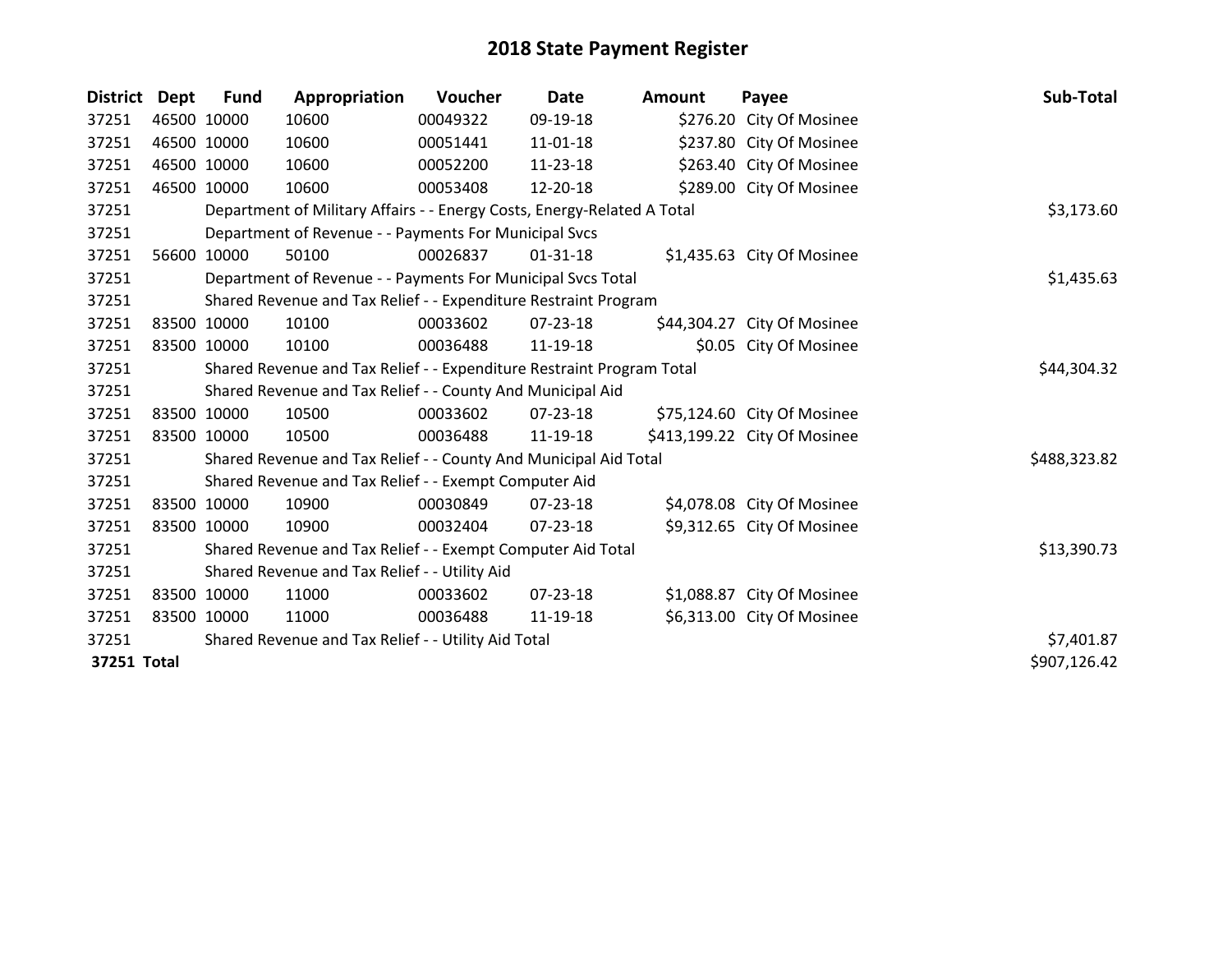# 2018 State Payment Register

| District | Dept | Fund | Appropriation | Voucher | Date | Amount | Payee | Sub-Total |
|---|---|---|---|---|---|---|---|---|
| 37251 | 46500 | 10000 | 10600 | 00049322 | 09-19-18 | $276.20 | City Of Mosinee | |
| 37251 | 46500 | 10000 | 10600 | 00051441 | 11-01-18 | $237.80 | City Of Mosinee | |
| 37251 | 46500 | 10000 | 10600 | 00052200 | 11-23-18 | $263.40 | City Of Mosinee | |
| 37251 | 46500 | 10000 | 10600 | 00053408 | 12-20-18 | $289.00 | City Of Mosinee | |
| 37251 | | Department of Military Affairs - - Energy Costs, Energy-Related A Total | | | | | | $3,173.60 |
| 37251 | | Department of Revenue - - Payments For Municipal Svcs | | | | | | |
| 37251 | 56600 | 10000 | 50100 | 00026837 | 01-31-18 | $1,435.63 | City Of Mosinee | |
| 37251 | | Department of Revenue - - Payments For Municipal Svcs Total | | | | | | $1,435.63 |
| 37251 | | Shared Revenue and Tax Relief - - Expenditure Restraint Program | | | | | | |
| 37251 | 83500 | 10000 | 10100 | 00033602 | 07-23-18 | $44,304.27 | City Of Mosinee | |
| 37251 | 83500 | 10000 | 10100 | 00036488 | 11-19-18 | $0.05 | City Of Mosinee | |
| 37251 | | Shared Revenue and Tax Relief - - Expenditure Restraint Program Total | | | | | | $44,304.32 |
| 37251 | | Shared Revenue and Tax Relief - - County And Municipal Aid | | | | | | |
| 37251 | 83500 | 10000 | 10500 | 00033602 | 07-23-18 | $75,124.60 | City Of Mosinee | |
| 37251 | 83500 | 10000 | 10500 | 00036488 | 11-19-18 | $413,199.22 | City Of Mosinee | |
| 37251 | | Shared Revenue and Tax Relief - - County And Municipal Aid Total | | | | | | $488,323.82 |
| 37251 | | Shared Revenue and Tax Relief - - Exempt Computer Aid | | | | | | |
| 37251 | 83500 | 10000 | 10900 | 00030849 | 07-23-18 | $4,078.08 | City Of Mosinee | |
| 37251 | 83500 | 10000 | 10900 | 00032404 | 07-23-18 | $9,312.65 | City Of Mosinee | |
| 37251 | | Shared Revenue and Tax Relief - - Exempt Computer Aid Total | | | | | | $13,390.73 |
| 37251 | | Shared Revenue and Tax Relief - - Utility Aid | | | | | | |
| 37251 | 83500 | 10000 | 11000 | 00033602 | 07-23-18 | $1,088.87 | City Of Mosinee | |
| 37251 | 83500 | 10000 | 11000 | 00036488 | 11-19-18 | $6,313.00 | City Of Mosinee | |
| 37251 | | Shared Revenue and Tax Relief - - Utility Aid Total | | | | | | $7,401.87 |
| **37251 Total** | | | | | | | | $907,126.42 |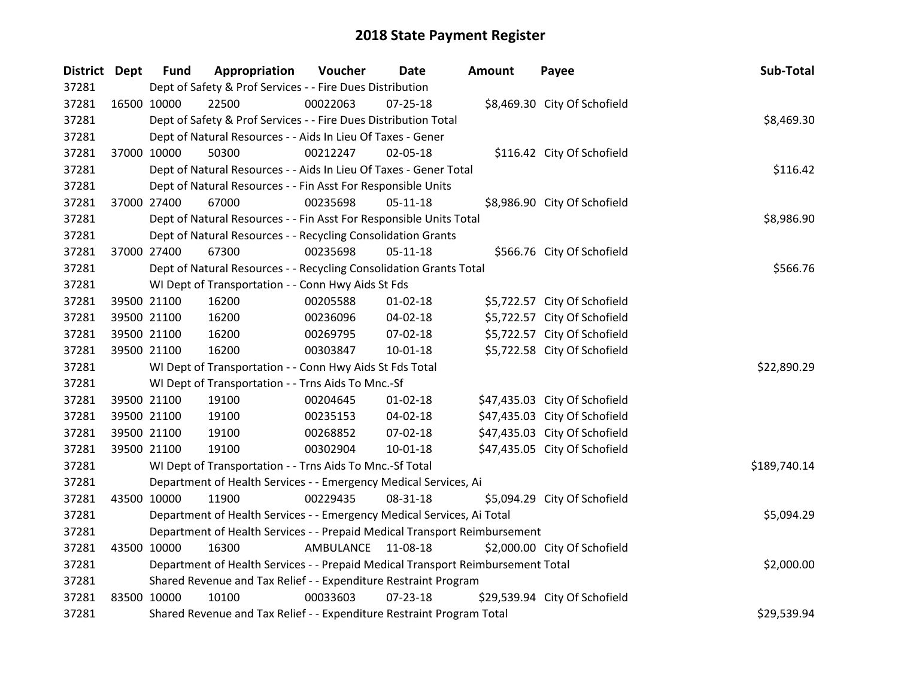# 2018 State Payment Register

| District | Dept | Fund | Appropriation | Voucher | Date | Amount | Payee | Sub-Total |
|---|---|---|---|---|---|---|---|---|
| 37281 | Dept of Safety & Prof Services - - Fire Dues Distribution | | | | | | | |
| 37281 | 16500 | 10000 | 22500 | 00022063 | 07-25-18 | $8,469.30 | City Of Schofield | |
| 37281 | Dept of Safety & Prof Services - - Fire Dues Distribution Total | | | | | | | $8,469.30 |
| 37281 | Dept of Natural Resources - - Aids In Lieu Of Taxes - Gener | | | | | | | |
| 37281 | 37000 | 10000 | 50300 | 00212247 | 02-05-18 | $116.42 | City Of Schofield | |
| 37281 | Dept of Natural Resources - - Aids In Lieu Of Taxes - Gener Total | | | | | | | $116.42 |
| 37281 | Dept of Natural Resources - - Fin Asst For Responsible Units | | | | | | | |
| 37281 | 37000 | 27400 | 67000 | 00235698 | 05-11-18 | $8,986.90 | City Of Schofield | |
| 37281 | Dept of Natural Resources - - Fin Asst For Responsible Units Total | | | | | | | $8,986.90 |
| 37281 | Dept of Natural Resources - - Recycling Consolidation Grants | | | | | | | |
| 37281 | 37000 | 27400 | 67300 | 00235698 | 05-11-18 | $566.76 | City Of Schofield | |
| 37281 | Dept of Natural Resources - - Recycling Consolidation Grants Total | | | | | | | $566.76 |
| 37281 | WI Dept of Transportation - - Conn Hwy Aids St Fds | | | | | | | |
| 37281 | 39500 | 21100 | 16200 | 00205588 | 01-02-18 | $5,722.57 | City Of Schofield | |
| 37281 | 39500 | 21100 | 16200 | 00236096 | 04-02-18 | $5,722.57 | City Of Schofield | |
| 37281 | 39500 | 21100 | 16200 | 00269795 | 07-02-18 | $5,722.57 | City Of Schofield | |
| 37281 | 39500 | 21100 | 16200 | 00303847 | 10-01-18 | $5,722.58 | City Of Schofield | |
| 37281 | WI Dept of Transportation - - Conn Hwy Aids St Fds Total | | | | | | | $22,890.29 |
| 37281 | WI Dept of Transportation - - Trns Aids To Mnc.-Sf | | | | | | | |
| 37281 | 39500 | 21100 | 19100 | 00204645 | 01-02-18 | $47,435.03 | City Of Schofield | |
| 37281 | 39500 | 21100 | 19100 | 00235153 | 04-02-18 | $47,435.03 | City Of Schofield | |
| 37281 | 39500 | 21100 | 19100 | 00268852 | 07-02-18 | $47,435.03 | City Of Schofield | |
| 37281 | 39500 | 21100 | 19100 | 00302904 | 10-01-18 | $47,435.05 | City Of Schofield | |
| 37281 | WI Dept of Transportation - - Trns Aids To Mnc.-Sf Total | | | | | | | $189,740.14 |
| 37281 | Department of Health Services - - Emergency Medical Services, Ai | | | | | | | |
| 37281 | 43500 | 10000 | 11900 | 00229435 | 08-31-18 | $5,094.29 | City Of Schofield | |
| 37281 | Department of Health Services - - Emergency Medical Services, Ai Total | | | | | | | $5,094.29 |
| 37281 | Department of Health Services - - Prepaid Medical Transport Reimbursement | | | | | | | |
| 37281 | 43500 | 10000 | 16300 | AMBULANCE | 11-08-18 | $2,000.00 | City Of Schofield | |
| 37281 | Department of Health Services - - Prepaid Medical Transport Reimbursement Total | | | | | | | $2,000.00 |
| 37281 | Shared Revenue and Tax Relief - - Expenditure Restraint Program | | | | | | | |
| 37281 | 83500 | 10000 | 10100 | 00033603 | 07-23-18 | $29,539.94 | City Of Schofield | |
| 37281 | Shared Revenue and Tax Relief - - Expenditure Restraint Program Total | | | | | | | $29,539.94 |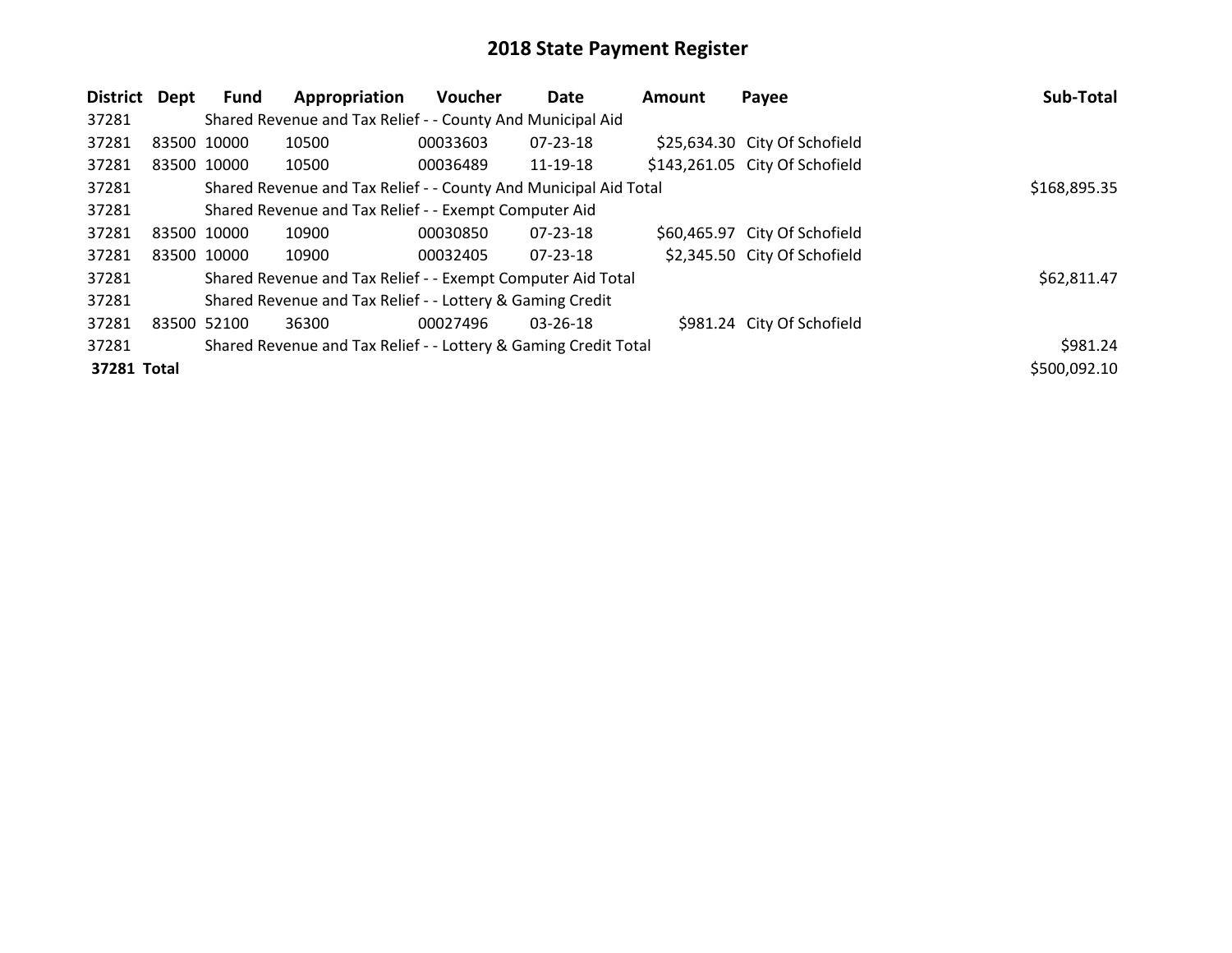# 2018 State Payment Register

| District | Dept | Fund | Appropriation | Voucher | Date | Amount | Payee | Sub-Total |
|---|---|---|---|---|---|---|---|---|
| 37281 | | Shared Revenue and Tax Relief - - County And Municipal Aid | | | | | | |
| 37281 | 83500 | 10000 | 10500 | 00033603 | 07-23-18 | $25,634.30 | City Of Schofield | |
| 37281 | 83500 | 10000 | 10500 | 00036489 | 11-19-18 | $143,261.05 | City Of Schofield | |
| 37281 | | Shared Revenue and Tax Relief - - County And Municipal Aid Total | | | | | | $168,895.35 |
| 37281 | | Shared Revenue and Tax Relief - - Exempt Computer Aid | | | | | | |
| 37281 | 83500 | 10000 | 10900 | 00030850 | 07-23-18 | $60,465.97 | City Of Schofield | |
| 37281 | 83500 | 10000 | 10900 | 00032405 | 07-23-18 | $2,345.50 | City Of Schofield | |
| 37281 | | Shared Revenue and Tax Relief - - Exempt Computer Aid Total | | | | | | $62,811.47 |
| 37281 | | Shared Revenue and Tax Relief - - Lottery & Gaming Credit | | | | | | |
| 37281 | 83500 | 52100 | 36300 | 00027496 | 03-26-18 | $981.24 | City Of Schofield | |
| 37281 | | Shared Revenue and Tax Relief - - Lottery & Gaming Credit Total | | | | | | $981.24 |
| **37281 Total** | | | | | | | | $500,092.10 |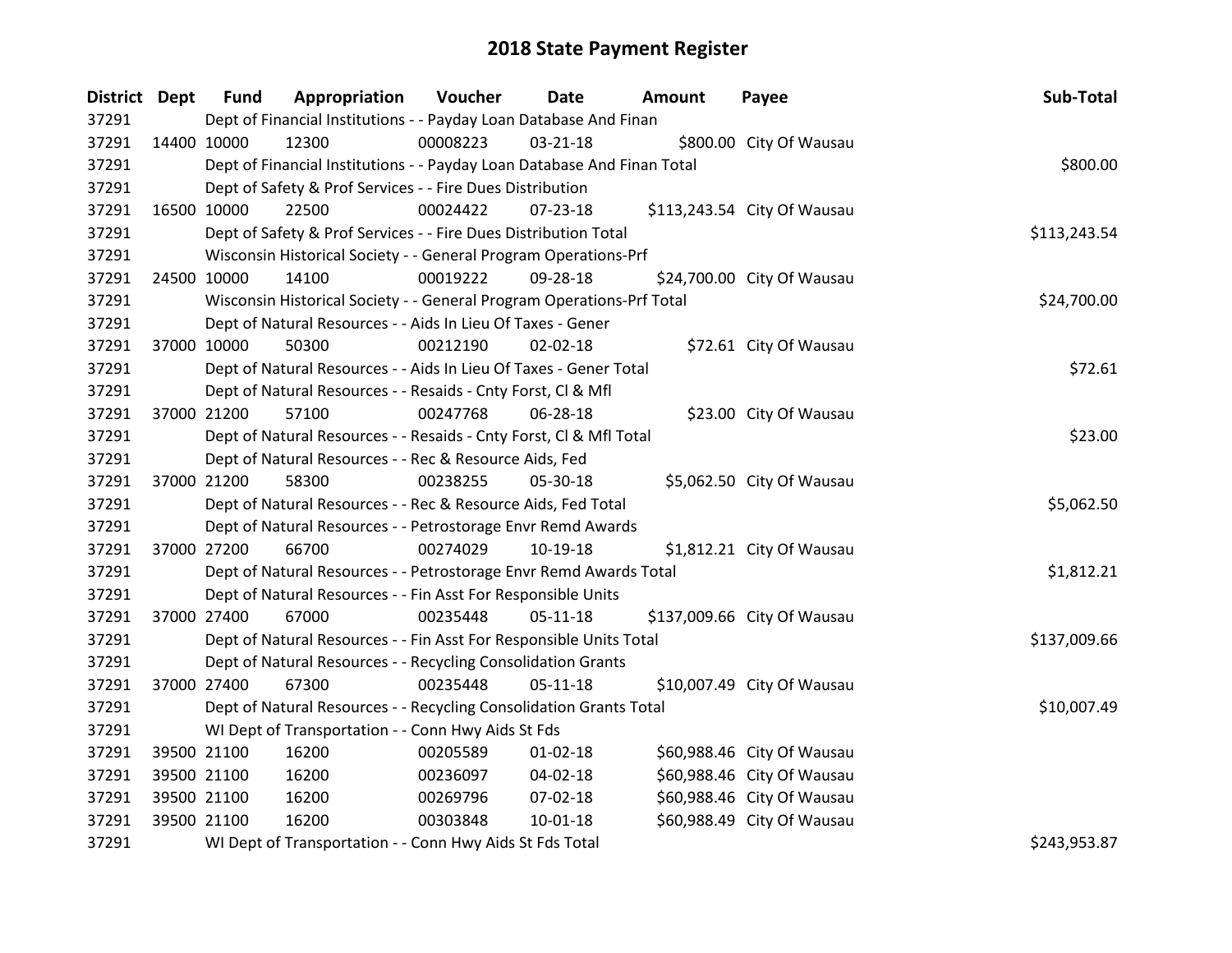# 2018 State Payment Register

| District | Dept | Fund | Appropriation | Voucher | Date | Amount | Payee | Sub-Total |
|---|---|---|---|---|---|---|---|---|
| 37291 | | Dept of Financial Institutions - - Payday Loan Database And Finan | | | | | | |
| 37291 | 14400 | 10000 | 12300 | 00008223 | 03-21-18 | $800.00 | City Of Wausau | |
| 37291 | | Dept of Financial Institutions - - Payday Loan Database And Finan Total | | | | | | $800.00 |
| 37291 | | Dept of Safety & Prof Services - - Fire Dues Distribution | | | | | | |
| 37291 | 16500 | 10000 | 22500 | 00024422 | 07-23-18 | $113,243.54 | City Of Wausau | |
| 37291 | | Dept of Safety & Prof Services - - Fire Dues Distribution Total | | | | | | $113,243.54 |
| 37291 | | Wisconsin Historical Society - - General Program Operations-Prf | | | | | | |
| 37291 | 24500 | 10000 | 14100 | 00019222 | 09-28-18 | $24,700.00 | City Of Wausau | |
| 37291 | | Wisconsin Historical Society - - General Program Operations-Prf Total | | | | | | $24,700.00 |
| 37291 | | Dept of Natural Resources - - Aids In Lieu Of Taxes - Gener | | | | | | |
| 37291 | 37000 | 10000 | 50300 | 00212190 | 02-02-18 | $72.61 | City Of Wausau | |
| 37291 | | Dept of Natural Resources - - Aids In Lieu Of Taxes - Gener Total | | | | | | $72.61 |
| 37291 | | Dept of Natural Resources - - Resaids - Cnty Forst, Cl & Mfl | | | | | | |
| 37291 | 37000 | 21200 | 57100 | 00247768 | 06-28-18 | $23.00 | City Of Wausau | |
| 37291 | | Dept of Natural Resources - - Resaids - Cnty Forst, Cl & Mfl Total | | | | | | $23.00 |
| 37291 | | Dept of Natural Resources - - Rec & Resource Aids, Fed | | | | | | |
| 37291 | 37000 | 21200 | 58300 | 00238255 | 05-30-18 | $5,062.50 | City Of Wausau | |
| 37291 | | Dept of Natural Resources - - Rec & Resource Aids, Fed Total | | | | | | $5,062.50 |
| 37291 | | Dept of Natural Resources - - Petrostorage Envr Remd Awards | | | | | | |
| 37291 | 37000 | 27200 | 66700 | 00274029 | 10-19-18 | $1,812.21 | City Of Wausau | |
| 37291 | | Dept of Natural Resources - - Petrostorage Envr Remd Awards Total | | | | | | $1,812.21 |
| 37291 | | Dept of Natural Resources - - Fin Asst For Responsible Units | | | | | | |
| 37291 | 37000 | 27400 | 67000 | 00235448 | 05-11-18 | $137,009.66 | City Of Wausau | |
| 37291 | | Dept of Natural Resources - - Fin Asst For Responsible Units Total | | | | | | $137,009.66 |
| 37291 | | Dept of Natural Resources - - Recycling Consolidation Grants | | | | | | |
| 37291 | 37000 | 27400 | 67300 | 00235448 | 05-11-18 | $10,007.49 | City Of Wausau | |
| 37291 | | Dept of Natural Resources - - Recycling Consolidation Grants Total | | | | | | $10,007.49 |
| 37291 | | WI Dept of Transportation - - Conn Hwy Aids St Fds | | | | | | |
| 37291 | 39500 | 21100 | 16200 | 00205589 | 01-02-18 | $60,988.46 | City Of Wausau | |
| 37291 | 39500 | 21100 | 16200 | 00236097 | 04-02-18 | $60,988.46 | City Of Wausau | |
| 37291 | 39500 | 21100 | 16200 | 00269796 | 07-02-18 | $60,988.46 | City Of Wausau | |
| 37291 | 39500 | 21100 | 16200 | 00303848 | 10-01-18 | $60,988.49 | City Of Wausau | |
| 37291 | | WI Dept of Transportation - - Conn Hwy Aids St Fds Total | | | | | | $243,953.87 |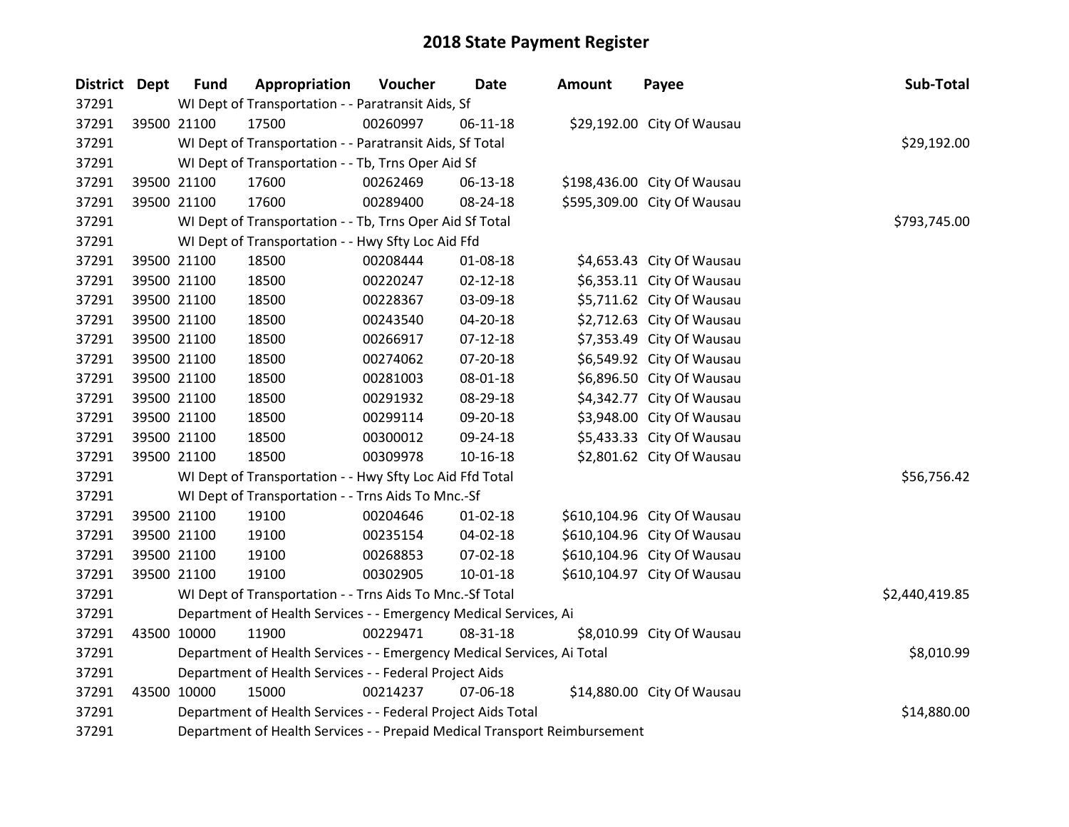# 2018 State Payment Register

| District | Dept | Fund | Appropriation | Voucher | Date | Amount | Payee | Sub-Total |
|---|---|---|---|---|---|---|---|---|
| 37291 | | WI Dept of Transportation - - Paratransit Aids, Sf | | | | | | |
| 37291 | 39500 | 21100 | 17500 | 00260997 | 06-11-18 | $29,192.00 | City Of Wausau | |
| 37291 | | WI Dept of Transportation - - Paratransit Aids, Sf Total | | | | | | $29,192.00 |
| 37291 | | WI Dept of Transportation - - Tb, Trns Oper Aid Sf | | | | | | |
| 37291 | 39500 | 21100 | 17600 | 00262469 | 06-13-18 | $198,436.00 | City Of Wausau | |
| 37291 | 39500 | 21100 | 17600 | 00289400 | 08-24-18 | $595,309.00 | City Of Wausau | |
| 37291 | | WI Dept of Transportation - - Tb, Trns Oper Aid Sf Total | | | | | | $793,745.00 |
| 37291 | | WI Dept of Transportation - - Hwy Sfty Loc Aid Ffd | | | | | | |
| 37291 | 39500 | 21100 | 18500 | 00208444 | 01-08-18 | $4,653.43 | City Of Wausau | |
| 37291 | 39500 | 21100 | 18500 | 00220247 | 02-12-18 | $6,353.11 | City Of Wausau | |
| 37291 | 39500 | 21100 | 18500 | 00228367 | 03-09-18 | $5,711.62 | City Of Wausau | |
| 37291 | 39500 | 21100 | 18500 | 00243540 | 04-20-18 | $2,712.63 | City Of Wausau | |
| 37291 | 39500 | 21100 | 18500 | 00266917 | 07-12-18 | $7,353.49 | City Of Wausau | |
| 37291 | 39500 | 21100 | 18500 | 00274062 | 07-20-18 | $6,549.92 | City Of Wausau | |
| 37291 | 39500 | 21100 | 18500 | 00281003 | 08-01-18 | $6,896.50 | City Of Wausau | |
| 37291 | 39500 | 21100 | 18500 | 00291932 | 08-29-18 | $4,342.77 | City Of Wausau | |
| 37291 | 39500 | 21100 | 18500 | 00299114 | 09-20-18 | $3,948.00 | City Of Wausau | |
| 37291 | 39500 | 21100 | 18500 | 00300012 | 09-24-18 | $5,433.33 | City Of Wausau | |
| 37291 | 39500 | 21100 | 18500 | 00309978 | 10-16-18 | $2,801.62 | City Of Wausau | |
| 37291 | | WI Dept of Transportation - - Hwy Sfty Loc Aid Ffd Total | | | | | | $56,756.42 |
| 37291 | | WI Dept of Transportation - - Trns Aids To Mnc.-Sf | | | | | | |
| 37291 | 39500 | 21100 | 19100 | 00204646 | 01-02-18 | $610,104.96 | City Of Wausau | |
| 37291 | 39500 | 21100 | 19100 | 00235154 | 04-02-18 | $610,104.96 | City Of Wausau | |
| 37291 | 39500 | 21100 | 19100 | 00268853 | 07-02-18 | $610,104.96 | City Of Wausau | |
| 37291 | 39500 | 21100 | 19100 | 00302905 | 10-01-18 | $610,104.97 | City Of Wausau | |
| 37291 | | WI Dept of Transportation - - Trns Aids To Mnc.-Sf Total | | | | | | $2,440,419.85 |
| 37291 | | Department of Health Services - - Emergency Medical Services, Ai | | | | | | |
| 37291 | 43500 | 10000 | 11900 | 00229471 | 08-31-18 | $8,010.99 | City Of Wausau | |
| 37291 | | Department of Health Services - - Emergency Medical Services, Ai Total | | | | | | $8,010.99 |
| 37291 | | Department of Health Services - - Federal Project Aids | | | | | | |
| 37291 | 43500 | 10000 | 15000 | 00214237 | 07-06-18 | $14,880.00 | City Of Wausau | |
| 37291 | | Department of Health Services - - Federal Project Aids Total | | | | | | $14,880.00 |
| 37291 | | Department of Health Services - - Prepaid Medical Transport Reimbursement | | | | | | |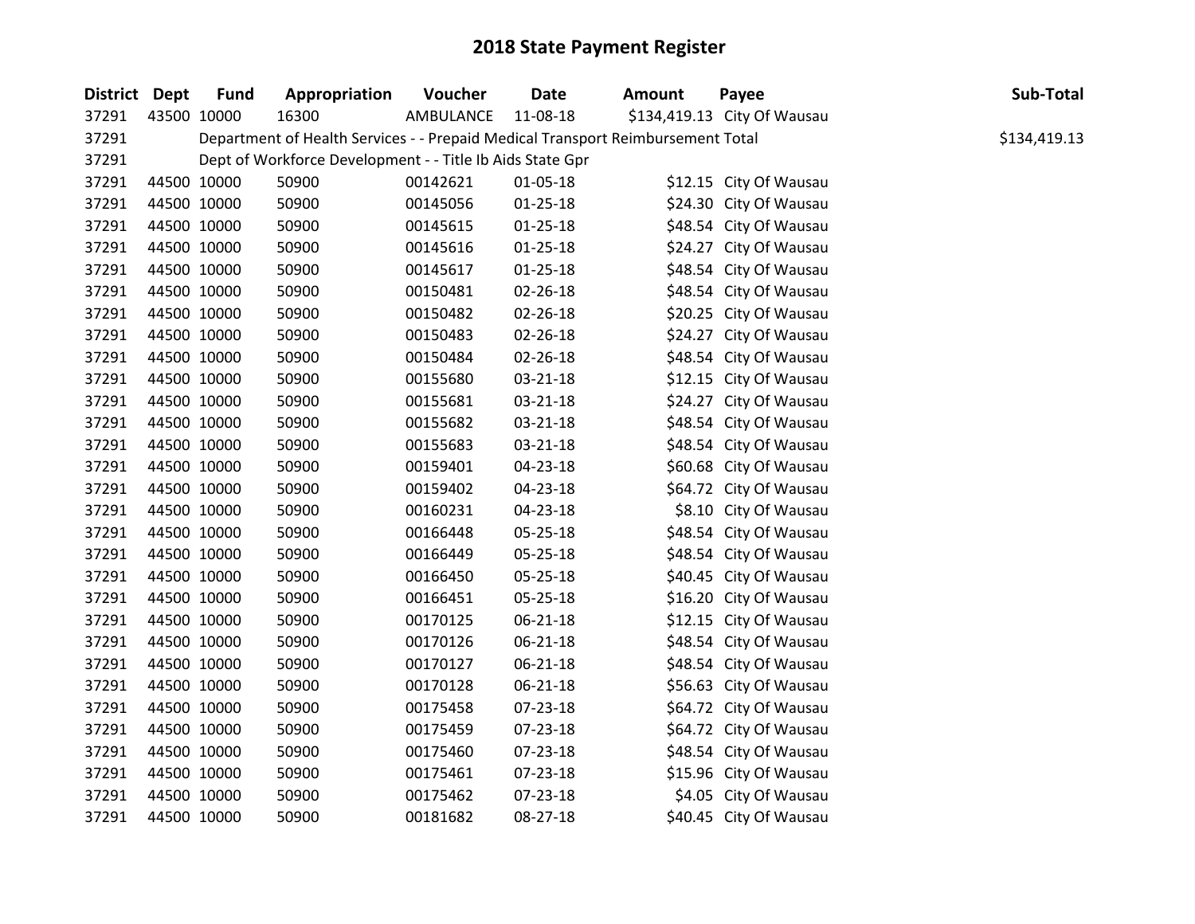# 2018 State Payment Register

| District | Dept | Fund | Appropriation | Voucher | Date | Amount | Payee | Sub-Total |
|---|---|---|---|---|---|---|---|---|
| 37291 | 43500 | 10000 | 16300 | AMBULANCE | 11-08-18 | $134,419.13 | City Of Wausau | |
| 37291 | | Department of Health Services - - Prepaid Medical Transport Reimbursement Total | | | | | | $134,419.13 |
| 37291 | | Dept of Workforce Development - - Title Ib Aids State Gpr | | | | | | |
| 37291 | 44500 | 10000 | 50900 | 00142621 | 01-05-18 | $12.15 | City Of Wausau | |
| 37291 | 44500 | 10000 | 50900 | 00145056 | 01-25-18 | $24.30 | City Of Wausau | |
| 37291 | 44500 | 10000 | 50900 | 00145615 | 01-25-18 | $48.54 | City Of Wausau | |
| 37291 | 44500 | 10000 | 50900 | 00145616 | 01-25-18 | $24.27 | City Of Wausau | |
| 37291 | 44500 | 10000 | 50900 | 00145617 | 01-25-18 | $48.54 | City Of Wausau | |
| 37291 | 44500 | 10000 | 50900 | 00150481 | 02-26-18 | $48.54 | City Of Wausau | |
| 37291 | 44500 | 10000 | 50900 | 00150482 | 02-26-18 | $20.25 | City Of Wausau | |
| 37291 | 44500 | 10000 | 50900 | 00150483 | 02-26-18 | $24.27 | City Of Wausau | |
| 37291 | 44500 | 10000 | 50900 | 00150484 | 02-26-18 | $48.54 | City Of Wausau | |
| 37291 | 44500 | 10000 | 50900 | 00155680 | 03-21-18 | $12.15 | City Of Wausau | |
| 37291 | 44500 | 10000 | 50900 | 00155681 | 03-21-18 | $24.27 | City Of Wausau | |
| 37291 | 44500 | 10000 | 50900 | 00155682 | 03-21-18 | $48.54 | City Of Wausau | |
| 37291 | 44500 | 10000 | 50900 | 00155683 | 03-21-18 | $48.54 | City Of Wausau | |
| 37291 | 44500 | 10000 | 50900 | 00159401 | 04-23-18 | $60.68 | City Of Wausau | |
| 37291 | 44500 | 10000 | 50900 | 00159402 | 04-23-18 | $64.72 | City Of Wausau | |
| 37291 | 44500 | 10000 | 50900 | 00160231 | 04-23-18 | $8.10 | City Of Wausau | |
| 37291 | 44500 | 10000 | 50900 | 00166448 | 05-25-18 | $48.54 | City Of Wausau | |
| 37291 | 44500 | 10000 | 50900 | 00166449 | 05-25-18 | $48.54 | City Of Wausau | |
| 37291 | 44500 | 10000 | 50900 | 00166450 | 05-25-18 | $40.45 | City Of Wausau | |
| 37291 | 44500 | 10000 | 50900 | 00166451 | 05-25-18 | $16.20 | City Of Wausau | |
| 37291 | 44500 | 10000 | 50900 | 00170125 | 06-21-18 | $12.15 | City Of Wausau | |
| 37291 | 44500 | 10000 | 50900 | 00170126 | 06-21-18 | $48.54 | City Of Wausau | |
| 37291 | 44500 | 10000 | 50900 | 00170127 | 06-21-18 | $48.54 | City Of Wausau | |
| 37291 | 44500 | 10000 | 50900 | 00170128 | 06-21-18 | $56.63 | City Of Wausau | |
| 37291 | 44500 | 10000 | 50900 | 00175458 | 07-23-18 | $64.72 | City Of Wausau | |
| 37291 | 44500 | 10000 | 50900 | 00175459 | 07-23-18 | $64.72 | City Of Wausau | |
| 37291 | 44500 | 10000 | 50900 | 00175460 | 07-23-18 | $48.54 | City Of Wausau | |
| 37291 | 44500 | 10000 | 50900 | 00175461 | 07-23-18 | $15.96 | City Of Wausau | |
| 37291 | 44500 | 10000 | 50900 | 00175462 | 07-23-18 | $4.05 | City Of Wausau | |
| 37291 | 44500 | 10000 | 50900 | 00181682 | 08-27-18 | $40.45 | City Of Wausau | |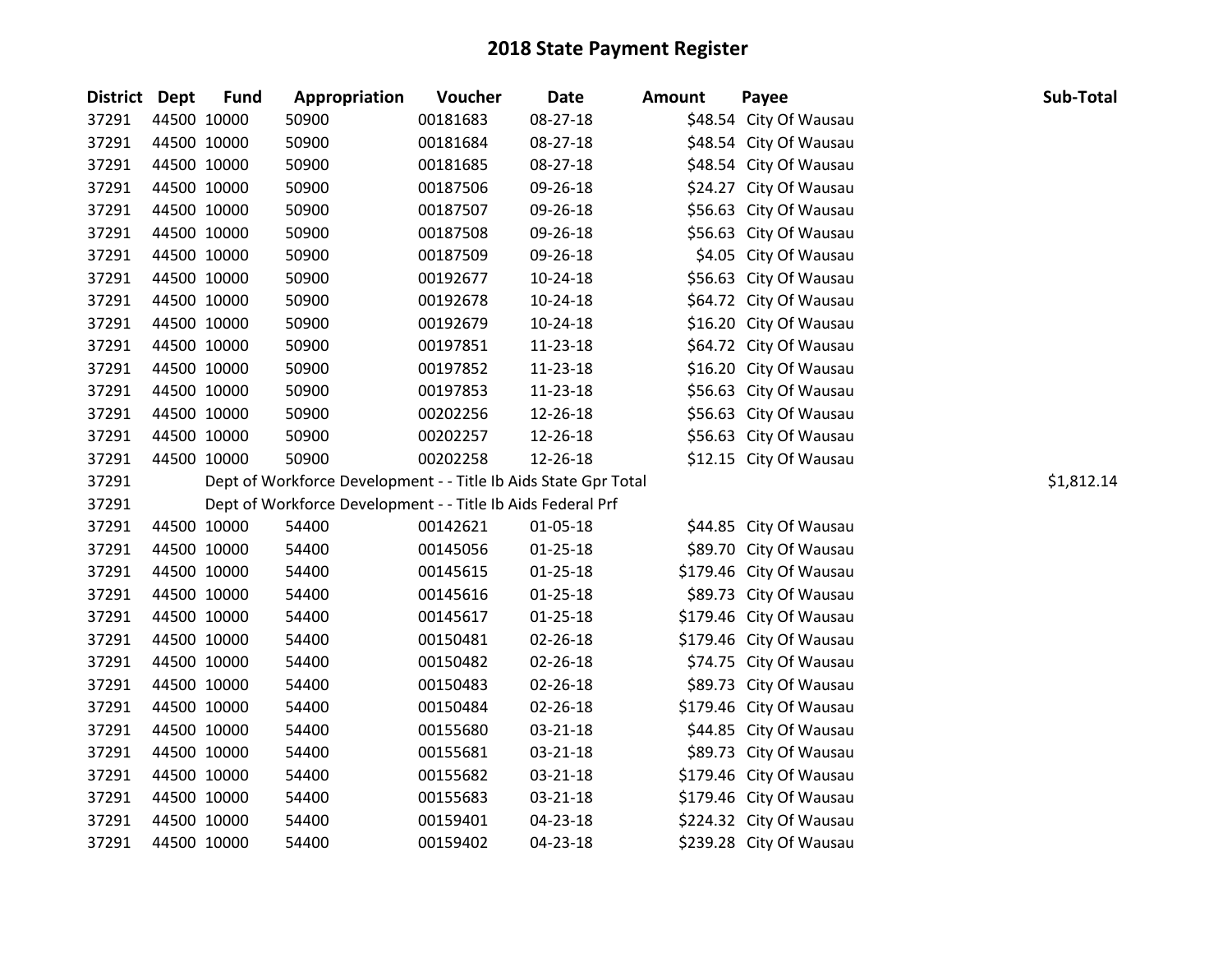# 2018 State Payment Register

| District | Dept | Fund | Appropriation | Voucher | Date | Amount | Payee | Sub-Total |
|---|---|---|---|---|---|---|---|---|
| 37291 | 44500 | 10000 | 50900 | 00181683 | 08-27-18 | $48.54 | City Of Wausau | |
| 37291 | 44500 | 10000 | 50900 | 00181684 | 08-27-18 | $48.54 | City Of Wausau | |
| 37291 | 44500 | 10000 | 50900 | 00181685 | 08-27-18 | $48.54 | City Of Wausau | |
| 37291 | 44500 | 10000 | 50900 | 00187506 | 09-26-18 | $24.27 | City Of Wausau | |
| 37291 | 44500 | 10000 | 50900 | 00187507 | 09-26-18 | $56.63 | City Of Wausau | |
| 37291 | 44500 | 10000 | 50900 | 00187508 | 09-26-18 | $56.63 | City Of Wausau | |
| 37291 | 44500 | 10000 | 50900 | 00187509 | 09-26-18 | $4.05 | City Of Wausau | |
| 37291 | 44500 | 10000 | 50900 | 00192677 | 10-24-18 | $56.63 | City Of Wausau | |
| 37291 | 44500 | 10000 | 50900 | 00192678 | 10-24-18 | $64.72 | City Of Wausau | |
| 37291 | 44500 | 10000 | 50900 | 00192679 | 10-24-18 | $16.20 | City Of Wausau | |
| 37291 | 44500 | 10000 | 50900 | 00197851 | 11-23-18 | $64.72 | City Of Wausau | |
| 37291 | 44500 | 10000 | 50900 | 00197852 | 11-23-18 | $16.20 | City Of Wausau | |
| 37291 | 44500 | 10000 | 50900 | 00197853 | 11-23-18 | $56.63 | City Of Wausau | |
| 37291 | 44500 | 10000 | 50900 | 00202256 | 12-26-18 | $56.63 | City Of Wausau | |
| 37291 | 44500 | 10000 | 50900 | 00202257 | 12-26-18 | $56.63 | City Of Wausau | |
| 37291 | 44500 | 10000 | 50900 | 00202258 | 12-26-18 | $12.15 | City Of Wausau | |
| 37291 | | Dept of Workforce Development - - Title Ib Aids State Gpr Total | | | | | | $1,812.14 |
| 37291 | | Dept of Workforce Development - - Title Ib Aids Federal Prf | | | | | | |
| 37291 | 44500 | 10000 | 54400 | 00142621 | 01-05-18 | $44.85 | City Of Wausau | |
| 37291 | 44500 | 10000 | 54400 | 00145056 | 01-25-18 | $89.70 | City Of Wausau | |
| 37291 | 44500 | 10000 | 54400 | 00145615 | 01-25-18 | $179.46 | City Of Wausau | |
| 37291 | 44500 | 10000 | 54400 | 00145616 | 01-25-18 | $89.73 | City Of Wausau | |
| 37291 | 44500 | 10000 | 54400 | 00145617 | 01-25-18 | $179.46 | City Of Wausau | |
| 37291 | 44500 | 10000 | 54400 | 00150481 | 02-26-18 | $179.46 | City Of Wausau | |
| 37291 | 44500 | 10000 | 54400 | 00150482 | 02-26-18 | $74.75 | City Of Wausau | |
| 37291 | 44500 | 10000 | 54400 | 00150483 | 02-26-18 | $89.73 | City Of Wausau | |
| 37291 | 44500 | 10000 | 54400 | 00150484 | 02-26-18 | $179.46 | City Of Wausau | |
| 37291 | 44500 | 10000 | 54400 | 00155680 | 03-21-18 | $44.85 | City Of Wausau | |
| 37291 | 44500 | 10000 | 54400 | 00155681 | 03-21-18 | $89.73 | City Of Wausau | |
| 37291 | 44500 | 10000 | 54400 | 00155682 | 03-21-18 | $179.46 | City Of Wausau | |
| 37291 | 44500 | 10000 | 54400 | 00155683 | 03-21-18 | $179.46 | City Of Wausau | |
| 37291 | 44500 | 10000 | 54400 | 00159401 | 04-23-18 | $224.32 | City Of Wausau | |
| 37291 | 44500 | 10000 | 54400 | 00159402 | 04-23-18 | $239.28 | City Of Wausau | |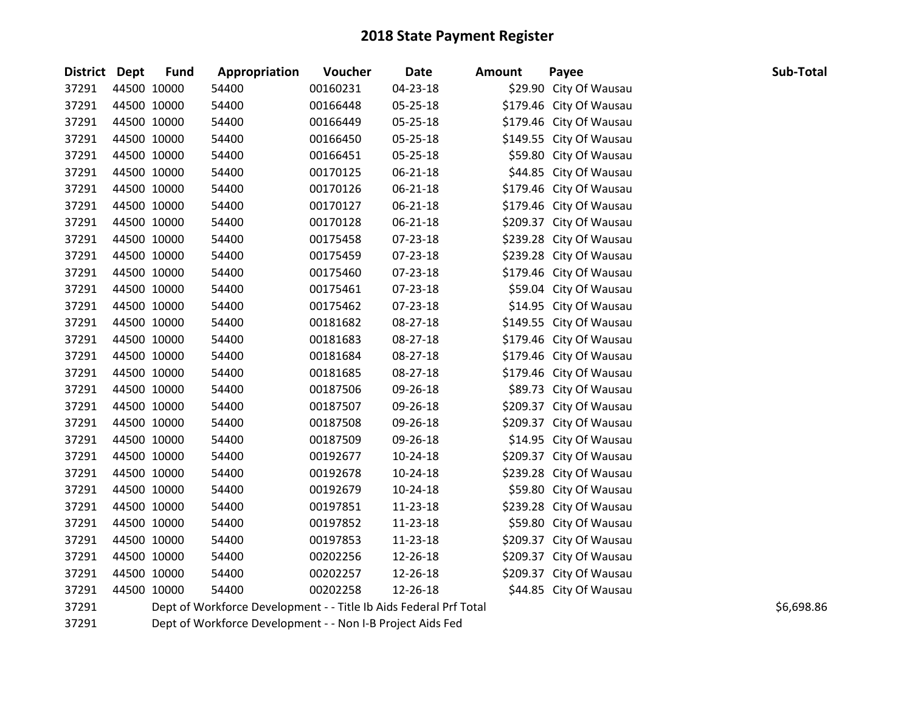# 2018 State Payment Register

| District | Dept | Fund | Appropriation | Voucher | Date | Amount | Payee | Sub-Total |
|---|---|---|---|---|---|---|---|---|
| 37291 | 44500 | 10000 | 54400 | 00160231 | 04-23-18 | $29.90 | City Of Wausau | |
| 37291 | 44500 | 10000 | 54400 | 00166448 | 05-25-18 | $179.46 | City Of Wausau | |
| 37291 | 44500 | 10000 | 54400 | 00166449 | 05-25-18 | $179.46 | City Of Wausau | |
| 37291 | 44500 | 10000 | 54400 | 00166450 | 05-25-18 | $149.55 | City Of Wausau | |
| 37291 | 44500 | 10000 | 54400 | 00166451 | 05-25-18 | $59.80 | City Of Wausau | |
| 37291 | 44500 | 10000 | 54400 | 00170125 | 06-21-18 | $44.85 | City Of Wausau | |
| 37291 | 44500 | 10000 | 54400 | 00170126 | 06-21-18 | $179.46 | City Of Wausau | |
| 37291 | 44500 | 10000 | 54400 | 00170127 | 06-21-18 | $179.46 | City Of Wausau | |
| 37291 | 44500 | 10000 | 54400 | 00170128 | 06-21-18 | $209.37 | City Of Wausau | |
| 37291 | 44500 | 10000 | 54400 | 00175458 | 07-23-18 | $239.28 | City Of Wausau | |
| 37291 | 44500 | 10000 | 54400 | 00175459 | 07-23-18 | $239.28 | City Of Wausau | |
| 37291 | 44500 | 10000 | 54400 | 00175460 | 07-23-18 | $179.46 | City Of Wausau | |
| 37291 | 44500 | 10000 | 54400 | 00175461 | 07-23-18 | $59.04 | City Of Wausau | |
| 37291 | 44500 | 10000 | 54400 | 00175462 | 07-23-18 | $14.95 | City Of Wausau | |
| 37291 | 44500 | 10000 | 54400 | 00181682 | 08-27-18 | $149.55 | City Of Wausau | |
| 37291 | 44500 | 10000 | 54400 | 00181683 | 08-27-18 | $179.46 | City Of Wausau | |
| 37291 | 44500 | 10000 | 54400 | 00181684 | 08-27-18 | $179.46 | City Of Wausau | |
| 37291 | 44500 | 10000 | 54400 | 00181685 | 08-27-18 | $179.46 | City Of Wausau | |
| 37291 | 44500 | 10000 | 54400 | 00187506 | 09-26-18 | $89.73 | City Of Wausau | |
| 37291 | 44500 | 10000 | 54400 | 00187507 | 09-26-18 | $209.37 | City Of Wausau | |
| 37291 | 44500 | 10000 | 54400 | 00187508 | 09-26-18 | $209.37 | City Of Wausau | |
| 37291 | 44500 | 10000 | 54400 | 00187509 | 09-26-18 | $14.95 | City Of Wausau | |
| 37291 | 44500 | 10000 | 54400 | 00192677 | 10-24-18 | $209.37 | City Of Wausau | |
| 37291 | 44500 | 10000 | 54400 | 00192678 | 10-24-18 | $239.28 | City Of Wausau | |
| 37291 | 44500 | 10000 | 54400 | 00192679 | 10-24-18 | $59.80 | City Of Wausau | |
| 37291 | 44500 | 10000 | 54400 | 00197851 | 11-23-18 | $239.28 | City Of Wausau | |
| 37291 | 44500 | 10000 | 54400 | 00197852 | 11-23-18 | $59.80 | City Of Wausau | |
| 37291 | 44500 | 10000 | 54400 | 00197853 | 11-23-18 | $209.37 | City Of Wausau | |
| 37291 | 44500 | 10000 | 54400 | 00202256 | 12-26-18 | $209.37 | City Of Wausau | |
| 37291 | 44500 | 10000 | 54400 | 00202257 | 12-26-18 | $209.37 | City Of Wausau | |
| 37291 | 44500 | 10000 | 54400 | 00202258 | 12-26-18 | $44.85 | City Of Wausau | |
| 37291 | Dept of Workforce Development - - Title Ib Aids Federal Prf Total | | | | | | | $6,698.86 |
| 37291 | Dept of Workforce Development - - Non I-B Project Aids Fed | | | | | | | |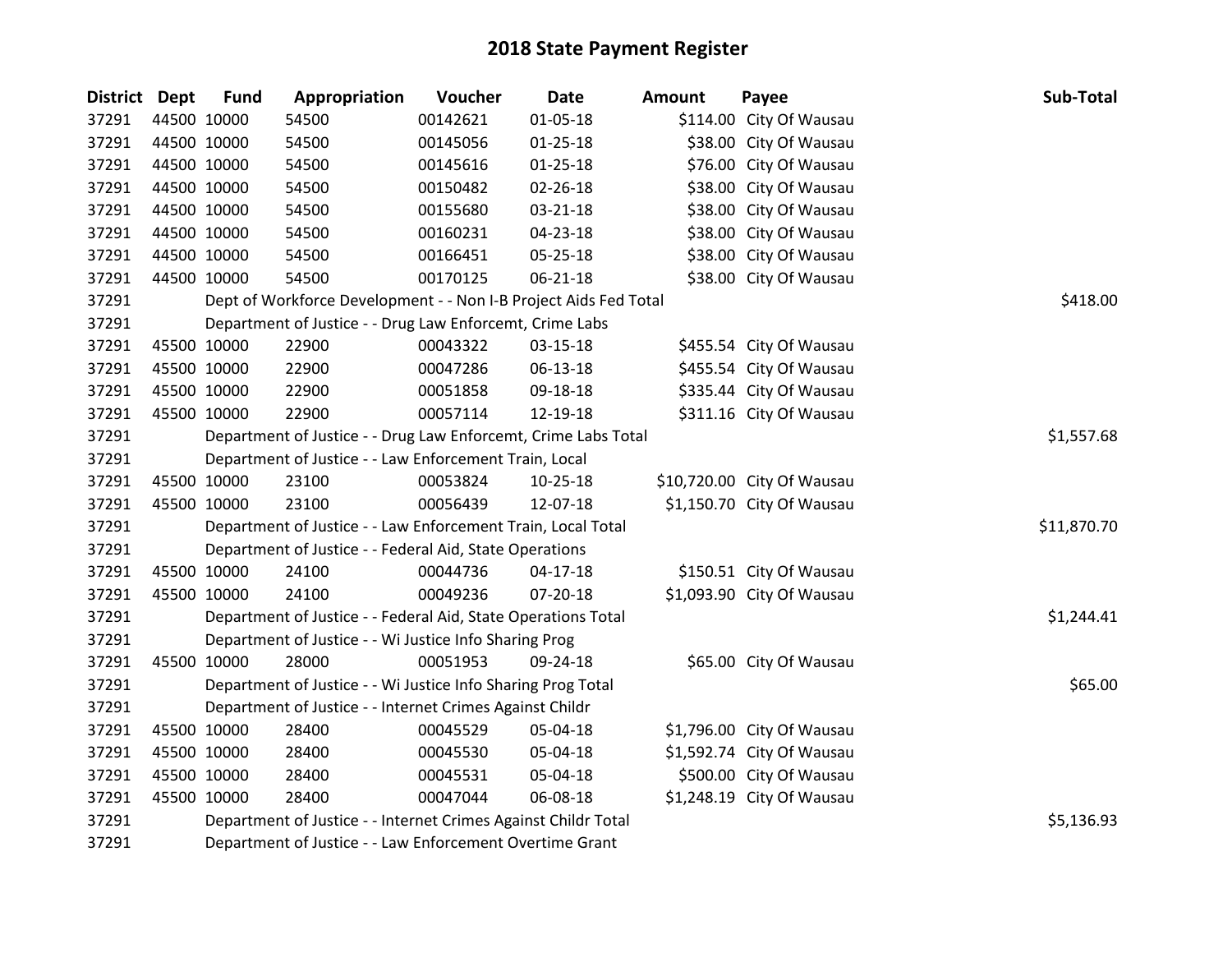# 2018 State Payment Register

| District | Dept | Fund | Appropriation | Voucher | Date | Amount | Payee | Sub-Total |
|---|---|---|---|---|---|---|---|---|
| 37291 | 44500 | 10000 | 54500 | 00142621 | 01-05-18 | $114.00 | City Of Wausau | |
| 37291 | 44500 | 10000 | 54500 | 00145056 | 01-25-18 | $38.00 | City Of Wausau | |
| 37291 | 44500 | 10000 | 54500 | 00145616 | 01-25-18 | $76.00 | City Of Wausau | |
| 37291 | 44500 | 10000 | 54500 | 00150482 | 02-26-18 | $38.00 | City Of Wausau | |
| 37291 | 44500 | 10000 | 54500 | 00155680 | 03-21-18 | $38.00 | City Of Wausau | |
| 37291 | 44500 | 10000 | 54500 | 00160231 | 04-23-18 | $38.00 | City Of Wausau | |
| 37291 | 44500 | 10000 | 54500 | 00166451 | 05-25-18 | $38.00 | City Of Wausau | |
| 37291 | 44500 | 10000 | 54500 | 00170125 | 06-21-18 | $38.00 | City Of Wausau | |
| 37291 | | Dept of Workforce Development - - Non I-B Project Aids Fed Total | | | | | | $418.00 |
| 37291 | | Department of Justice - - Drug Law Enforcemt, Crime Labs | | | | | | |
| 37291 | 45500 | 10000 | 22900 | 00043322 | 03-15-18 | $455.54 | City Of Wausau | |
| 37291 | 45500 | 10000 | 22900 | 00047286 | 06-13-18 | $455.54 | City Of Wausau | |
| 37291 | 45500 | 10000 | 22900 | 00051858 | 09-18-18 | $335.44 | City Of Wausau | |
| 37291 | 45500 | 10000 | 22900 | 00057114 | 12-19-18 | $311.16 | City Of Wausau | |
| 37291 | | Department of Justice - - Drug Law Enforcemt, Crime Labs Total | | | | | | $1,557.68 |
| 37291 | | Department of Justice - - Law Enforcement Train, Local | | | | | | |
| 37291 | 45500 | 10000 | 23100 | 00053824 | 10-25-18 | $10,720.00 | City Of Wausau | |
| 37291 | 45500 | 10000 | 23100 | 00056439 | 12-07-18 | $1,150.70 | City Of Wausau | |
| 37291 | | Department of Justice - - Law Enforcement Train, Local Total | | | | | | $11,870.70 |
| 37291 | | Department of Justice - - Federal Aid, State Operations | | | | | | |
| 37291 | 45500 | 10000 | 24100 | 00044736 | 04-17-18 | $150.51 | City Of Wausau | |
| 37291 | 45500 | 10000 | 24100 | 00049236 | 07-20-18 | $1,093.90 | City Of Wausau | |
| 37291 | | Department of Justice - - Federal Aid, State Operations Total | | | | | | $1,244.41 |
| 37291 | | Department of Justice - - Wi Justice Info Sharing Prog | | | | | | |
| 37291 | 45500 | 10000 | 28000 | 00051953 | 09-24-18 | $65.00 | City Of Wausau | |
| 37291 | | Department of Justice - - Wi Justice Info Sharing Prog Total | | | | | | $65.00 |
| 37291 | | Department of Justice - - Internet Crimes Against Childr | | | | | | |
| 37291 | 45500 | 10000 | 28400 | 00045529 | 05-04-18 | $1,796.00 | City Of Wausau | |
| 37291 | 45500 | 10000 | 28400 | 00045530 | 05-04-18 | $1,592.74 | City Of Wausau | |
| 37291 | 45500 | 10000 | 28400 | 00045531 | 05-04-18 | $500.00 | City Of Wausau | |
| 37291 | 45500 | 10000 | 28400 | 00047044 | 06-08-18 | $1,248.19 | City Of Wausau | |
| 37291 | | Department of Justice - - Internet Crimes Against Childr Total | | | | | | $5,136.93 |
| 37291 | | Department of Justice - - Law Enforcement Overtime Grant | | | | | | |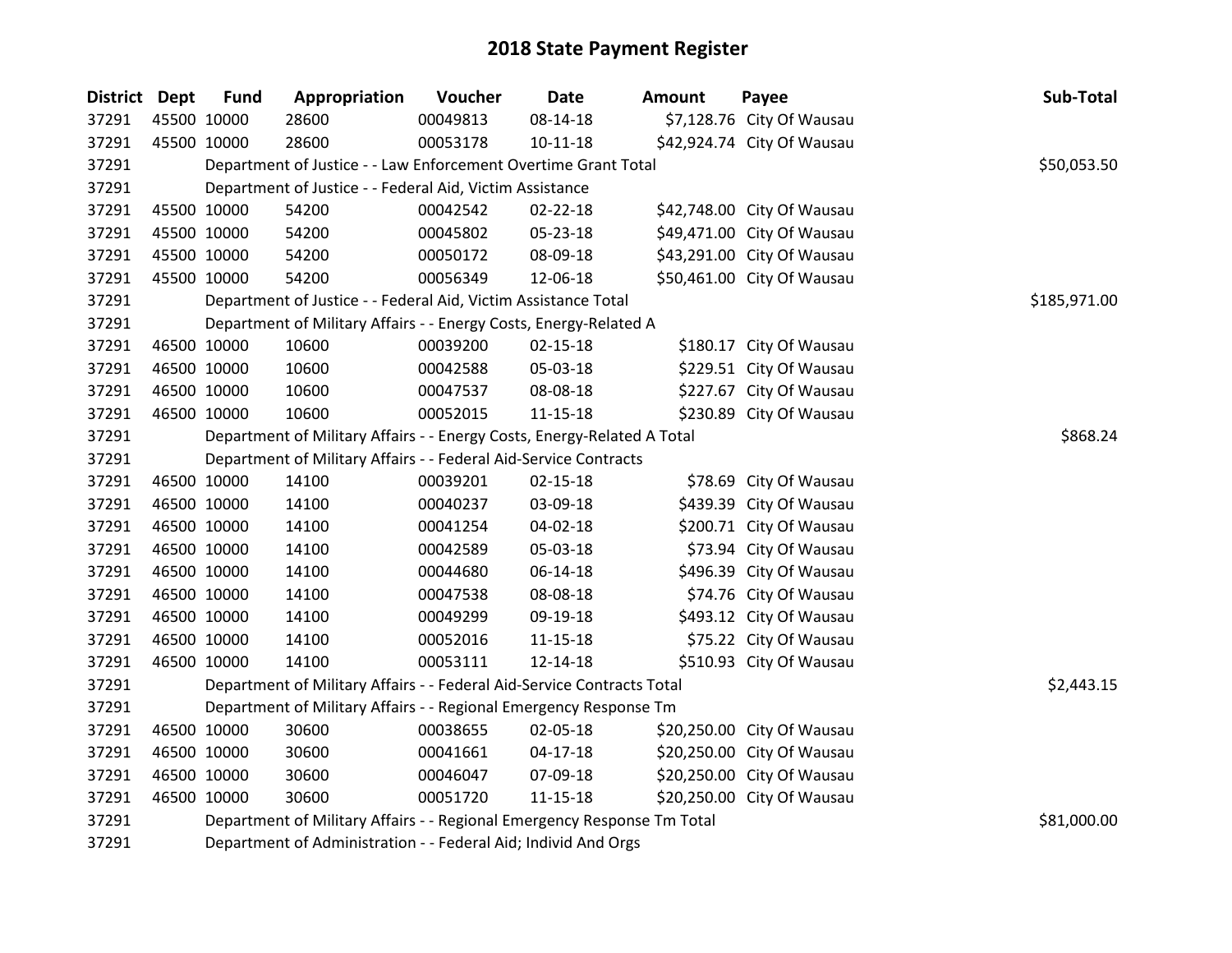# 2018 State Payment Register

| District | Dept | Fund | Appropriation | Voucher | Date | Amount | Payee | Sub-Total |
|---|---|---|---|---|---|---|---|---|
| 37291 | 45500 | 10000 | 28600 | 00049813 | 08-14-18 | $7,128.76 | City Of Wausau | |
| 37291 | 45500 | 10000 | 28600 | 00053178 | 10-11-18 | $42,924.74 | City Of Wausau | |
| 37291 | | Department of Justice - - Law Enforcement Overtime Grant Total | | | | | | $50,053.50 |
| 37291 | | Department of Justice - - Federal Aid, Victim Assistance | | | | | | |
| 37291 | 45500 | 10000 | 54200 | 00042542 | 02-22-18 | $42,748.00 | City Of Wausau | |
| 37291 | 45500 | 10000 | 54200 | 00045802 | 05-23-18 | $49,471.00 | City Of Wausau | |
| 37291 | 45500 | 10000 | 54200 | 00050172 | 08-09-18 | $43,291.00 | City Of Wausau | |
| 37291 | 45500 | 10000 | 54200 | 00056349 | 12-06-18 | $50,461.00 | City Of Wausau | |
| 37291 | | Department of Justice - - Federal Aid, Victim Assistance Total | | | | | | $185,971.00 |
| 37291 | | Department of Military Affairs - - Energy Costs, Energy-Related A | | | | | | |
| 37291 | 46500 | 10000 | 10600 | 00039200 | 02-15-18 | $180.17 | City Of Wausau | |
| 37291 | 46500 | 10000 | 10600 | 00042588 | 05-03-18 | $229.51 | City Of Wausau | |
| 37291 | 46500 | 10000 | 10600 | 00047537 | 08-08-18 | $227.67 | City Of Wausau | |
| 37291 | 46500 | 10000 | 10600 | 00052015 | 11-15-18 | $230.89 | City Of Wausau | |
| 37291 | | Department of Military Affairs - - Energy Costs, Energy-Related A Total | | | | | | $868.24 |
| 37291 | | Department of Military Affairs - - Federal Aid-Service Contracts | | | | | | |
| 37291 | 46500 | 10000 | 14100 | 00039201 | 02-15-18 | $78.69 | City Of Wausau | |
| 37291 | 46500 | 10000 | 14100 | 00040237 | 03-09-18 | $439.39 | City Of Wausau | |
| 37291 | 46500 | 10000 | 14100 | 00041254 | 04-02-18 | $200.71 | City Of Wausau | |
| 37291 | 46500 | 10000 | 14100 | 00042589 | 05-03-18 | $73.94 | City Of Wausau | |
| 37291 | 46500 | 10000 | 14100 | 00044680 | 06-14-18 | $496.39 | City Of Wausau | |
| 37291 | 46500 | 10000 | 14100 | 00047538 | 08-08-18 | $74.76 | City Of Wausau | |
| 37291 | 46500 | 10000 | 14100 | 00049299 | 09-19-18 | $493.12 | City Of Wausau | |
| 37291 | 46500 | 10000 | 14100 | 00052016 | 11-15-18 | $75.22 | City Of Wausau | |
| 37291 | 46500 | 10000 | 14100 | 00053111 | 12-14-18 | $510.93 | City Of Wausau | |
| 37291 | | Department of Military Affairs - - Federal Aid-Service Contracts Total | | | | | | $2,443.15 |
| 37291 | | Department of Military Affairs - - Regional Emergency Response Tm | | | | | | |
| 37291 | 46500 | 10000 | 30600 | 00038655 | 02-05-18 | $20,250.00 | City Of Wausau | |
| 37291 | 46500 | 10000 | 30600 | 00041661 | 04-17-18 | $20,250.00 | City Of Wausau | |
| 37291 | 46500 | 10000 | 30600 | 00046047 | 07-09-18 | $20,250.00 | City Of Wausau | |
| 37291 | 46500 | 10000 | 30600 | 00051720 | 11-15-18 | $20,250.00 | City Of Wausau | |
| 37291 | | Department of Military Affairs - - Regional Emergency Response Tm Total | | | | | | $81,000.00 |
| 37291 | | Department of Administration - - Federal Aid; Individ And Orgs | | | | | | |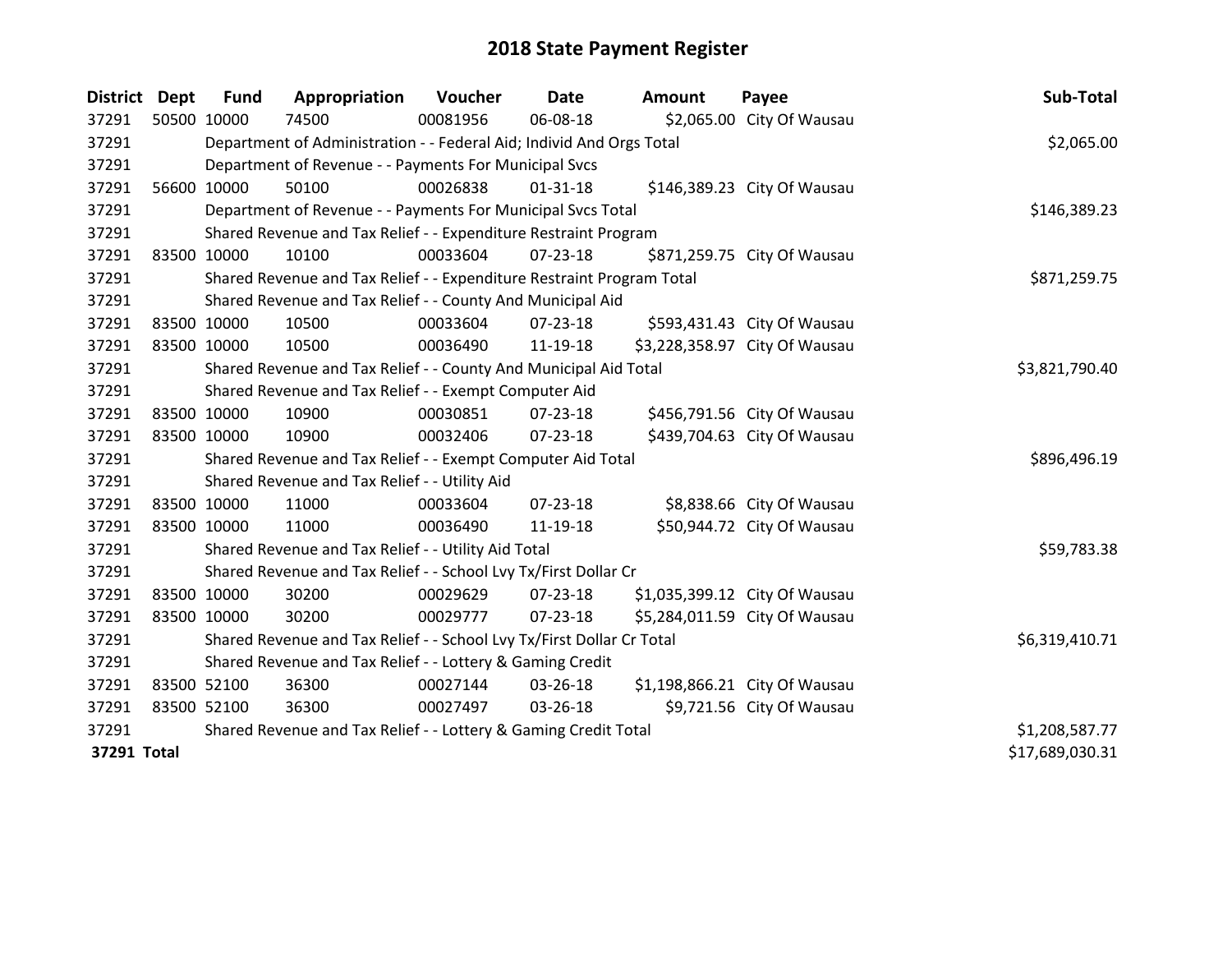# 2018 State Payment Register

| District | Dept | Fund | Appropriation | Voucher | Date | Amount | Payee | Sub-Total |
|---|---|---|---|---|---|---|---|---|
| 37291 | 50500 | 10000 | 74500 | 00081956 | 06-08-18 | $2,065.00 | City Of Wausau | |
| 37291 | Department of Administration - - Federal Aid; Individ And Orgs Total | | | | | | | $2,065.00 |
| 37291 | Department of Revenue - - Payments For Municipal Svcs | | | | | | | |
| 37291 | 56600 | 10000 | 50100 | 00026838 | 01-31-18 | $146,389.23 | City Of Wausau | |
| 37291 | Department of Revenue - - Payments For Municipal Svcs Total | | | | | | | $146,389.23 |
| 37291 | Shared Revenue and Tax Relief - - Expenditure Restraint Program | | | | | | | |
| 37291 | 83500 | 10000 | 10100 | 00033604 | 07-23-18 | $871,259.75 | City Of Wausau | |
| 37291 | Shared Revenue and Tax Relief - - Expenditure Restraint Program Total | | | | | | | $871,259.75 |
| 37291 | Shared Revenue and Tax Relief - - County And Municipal Aid | | | | | | | |
| 37291 | 83500 | 10000 | 10500 | 00033604 | 07-23-18 | $593,431.43 | City Of Wausau | |
| 37291 | 83500 | 10000 | 10500 | 00036490 | 11-19-18 | $3,228,358.97 | City Of Wausau | |
| 37291 | Shared Revenue and Tax Relief - - County And Municipal Aid Total | | | | | | | $3,821,790.40 |
| 37291 | Shared Revenue and Tax Relief - - Exempt Computer Aid | | | | | | | |
| 37291 | 83500 | 10000 | 10900 | 00030851 | 07-23-18 | $456,791.56 | City Of Wausau | |
| 37291 | 83500 | 10000 | 10900 | 00032406 | 07-23-18 | $439,704.63 | City Of Wausau | |
| 37291 | Shared Revenue and Tax Relief - - Exempt Computer Aid Total | | | | | | | $896,496.19 |
| 37291 | Shared Revenue and Tax Relief - - Utility Aid | | | | | | | |
| 37291 | 83500 | 10000 | 11000 | 00033604 | 07-23-18 | $8,838.66 | City Of Wausau | |
| 37291 | 83500 | 10000 | 11000 | 00036490 | 11-19-18 | $50,944.72 | City Of Wausau | |
| 37291 | Shared Revenue and Tax Relief - - Utility Aid Total | | | | | | | $59,783.38 |
| 37291 | Shared Revenue and Tax Relief - - School Lvy Tx/First Dollar Cr | | | | | | | |
| 37291 | 83500 | 10000 | 30200 | 00029629 | 07-23-18 | $1,035,399.12 | City Of Wausau | |
| 37291 | 83500 | 10000 | 30200 | 00029777 | 07-23-18 | $5,284,011.59 | City Of Wausau | |
| 37291 | Shared Revenue and Tax Relief - - School Lvy Tx/First Dollar Cr Total | | | | | | | $6,319,410.71 |
| 37291 | Shared Revenue and Tax Relief - - Lottery & Gaming Credit | | | | | | | |
| 37291 | 83500 | 52100 | 36300 | 00027144 | 03-26-18 | $1,198,866.21 | City Of Wausau | |
| 37291 | 83500 | 52100 | 36300 | 00027497 | 03-26-18 | $9,721.56 | City Of Wausau | |
| 37291 | Shared Revenue and Tax Relief - - Lottery & Gaming Credit Total | | | | | | | $1,208,587.77 |
| **37291 Total** | | | | | | | | $17,689,030.31 |